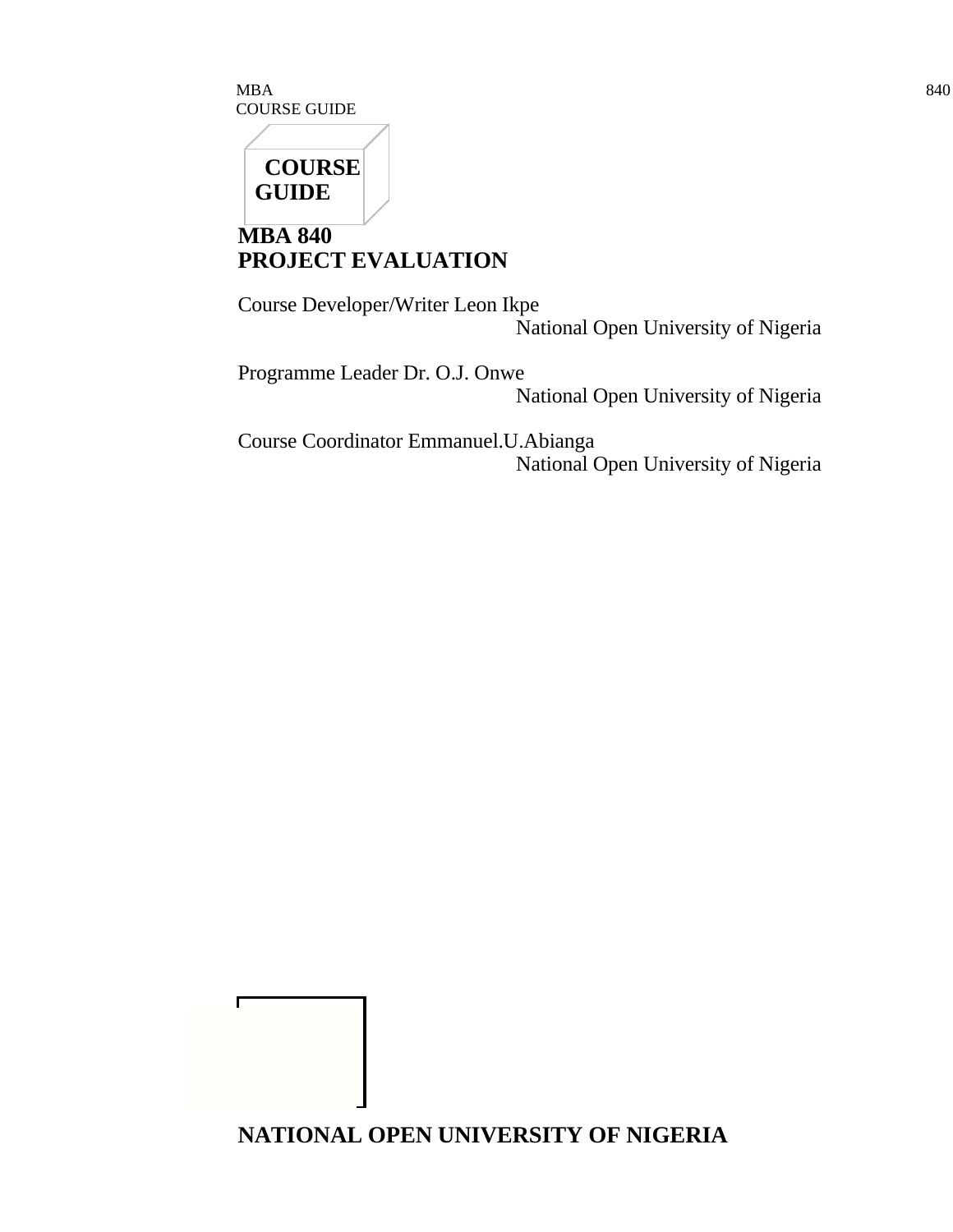**COURSE GUIDE**

# MBA 840
# PROJECT EVALUATION

Course Developer/Writer Leon Ikpe
National Open University of Nigeria

Programme Leader Dr. O.J. Onwe
National Open University of Nigeria

Course Coordinator Emmanuel.U.Abianga
National Open University of Nigeria

**NATIONAL OPEN UNIVERSITY OF NIGERIA**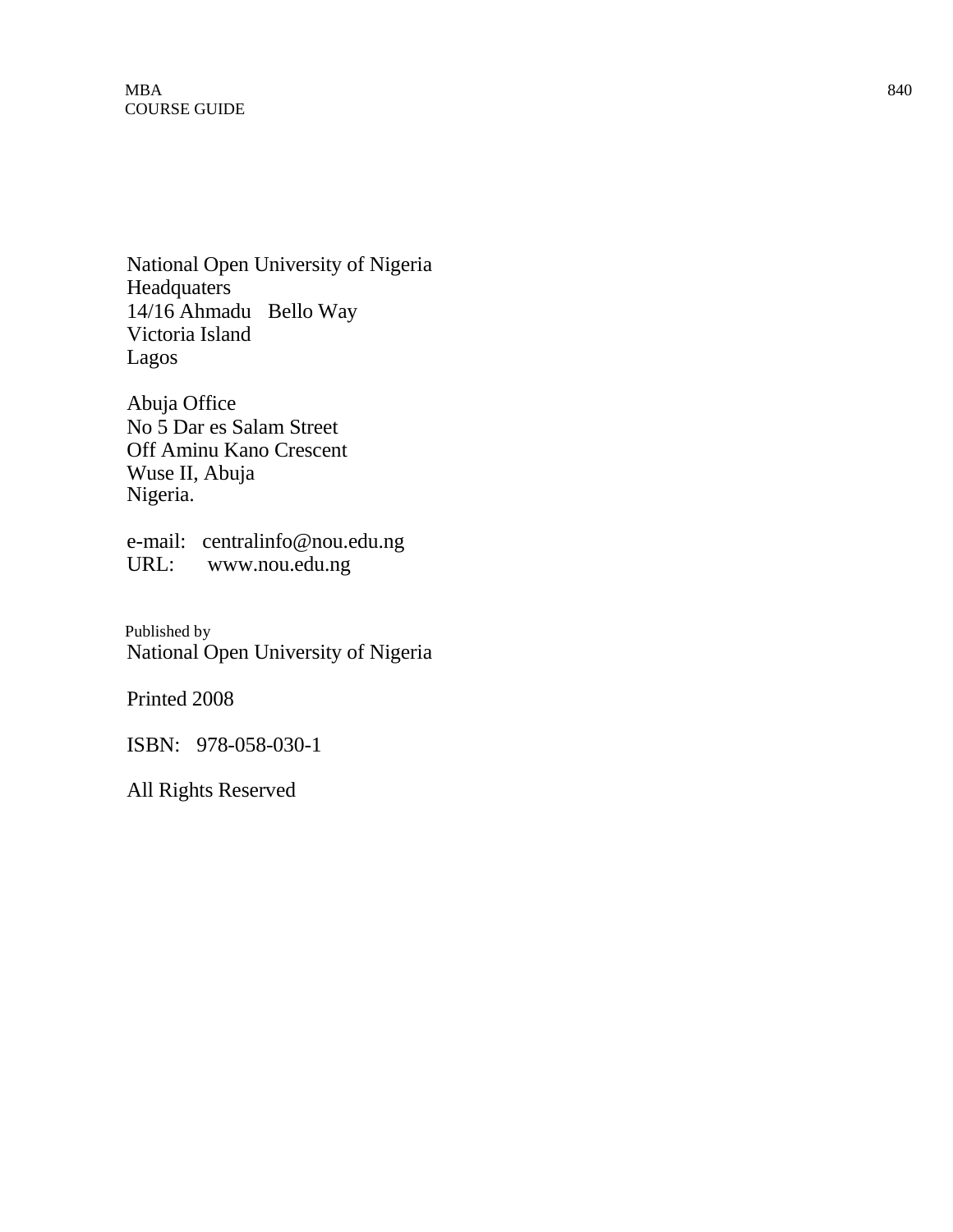National Open University of Nigeria
Headquaters
14/16 Ahmadu Bello Way
Victoria Island
Lagos

Abuja Office
No 5 Dar es Salam Street
Off Aminu Kano Crescent
Wuse II, Abuja
Nigeria.

e-mail: centralinfo@nou.edu.ng
URL: www.nou.edu.ng

Published by
National Open University of Nigeria

Printed 2008

ISBN: 978-058-030-1

All Rights Reserved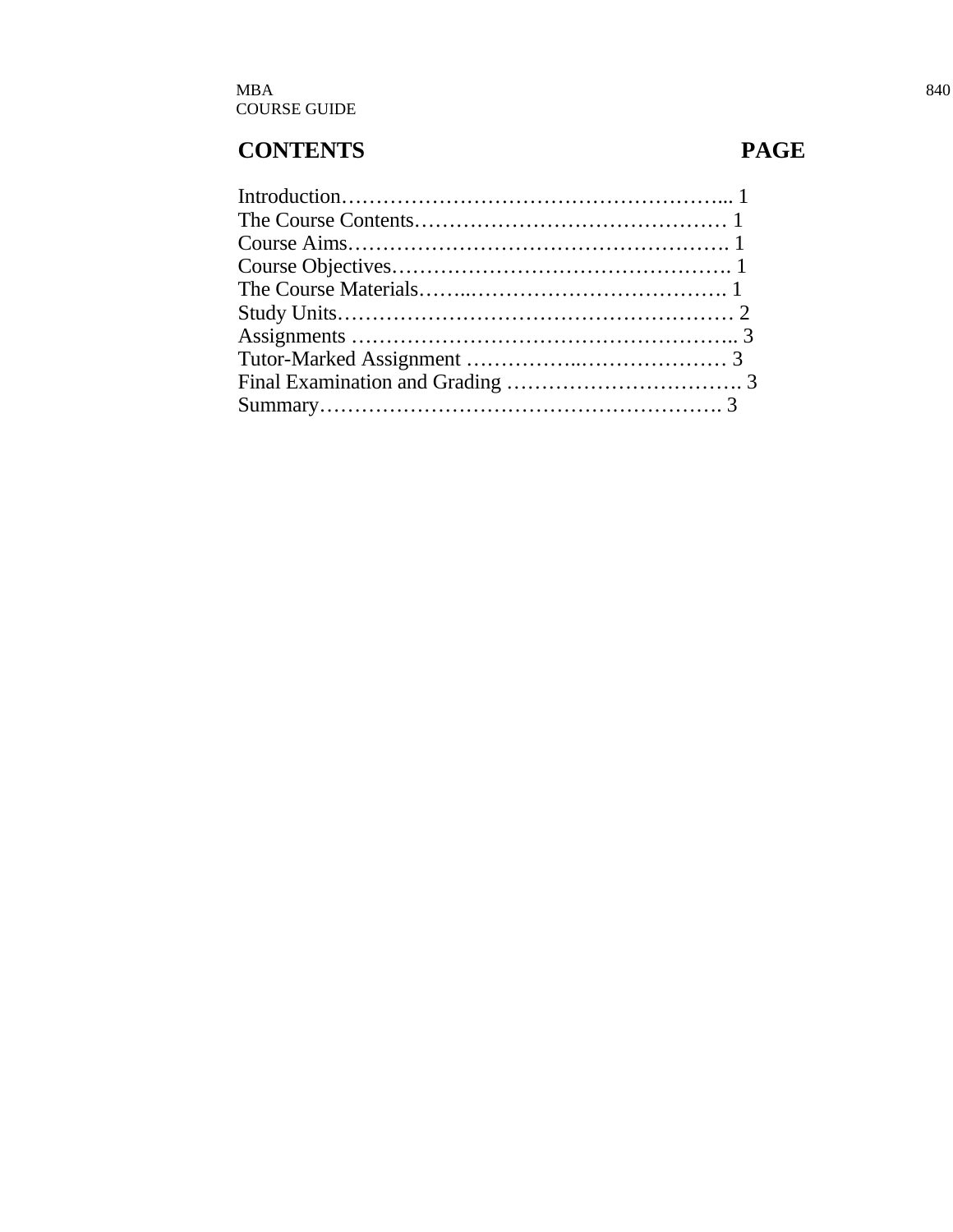## CONTENTS PAGE

| CONTENTS | PAGE |
| --- | --- |
| Introduction | 1 |
| The Course Contents | 1 |
| Course Aims | 1 |
| Course Objectives | 1 |
| The Course Materials | 1 |
| Study Units | 2 |
| Assignments | 3 |
| Tutor-Marked Assignment | 3 |
| Final Examination and Grading | 3 |
| Summary | 3 |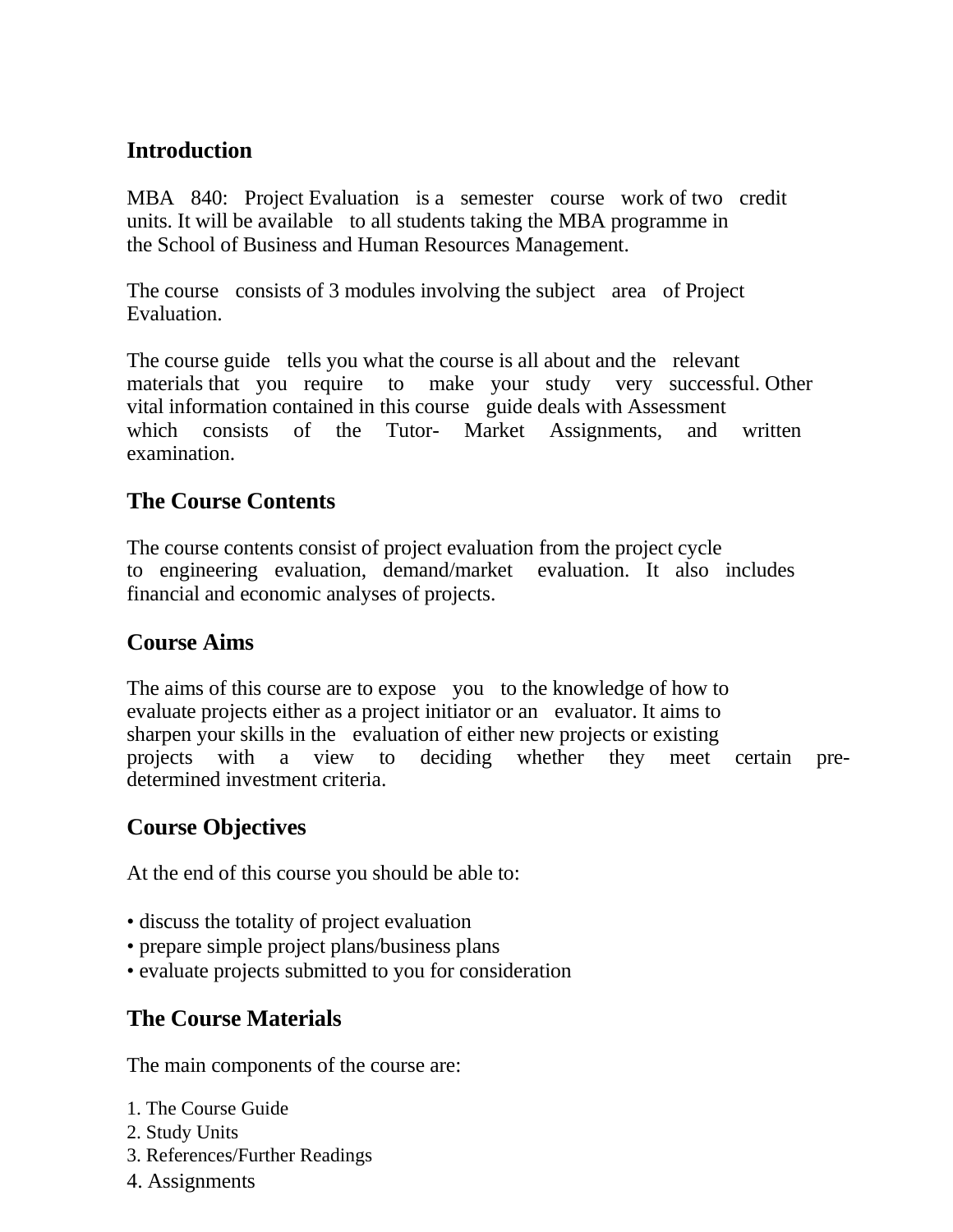## Introduction

MBA 840: Project Evaluation is a semester course work of two credit units. It will be available to all students taking the MBA programme in the School of Business and Human Resources Management.

The course consists of 3 modules involving the subject area of Project Evaluation.

The course guide tells you what the course is all about and the relevant materials that you require to make your study very successful. Other vital information contained in this course guide deals with Assessment which consists of the Tutor- Market Assignments, and written examination.

## The Course Contents

The course contents consist of project evaluation from the project cycle to engineering evaluation, demand/market evaluation. It also includes financial and economic analyses of projects.

## Course Aims

The aims of this course are to expose you to the knowledge of how to evaluate projects either as a project initiator or an evaluator. It aims to sharpen your skills in the evaluation of either new projects or existing projects with a view to deciding whether they meet certain pre-determined investment criteria.

## Course Objectives

At the end of this course you should be able to:

- discuss the totality of project evaluation
- prepare simple project plans/business plans
- evaluate projects submitted to you for consideration

## The Course Materials

The main components of the course are:

1. The Course Guide
2. Study Units
3. References/Further Readings
4. Assignments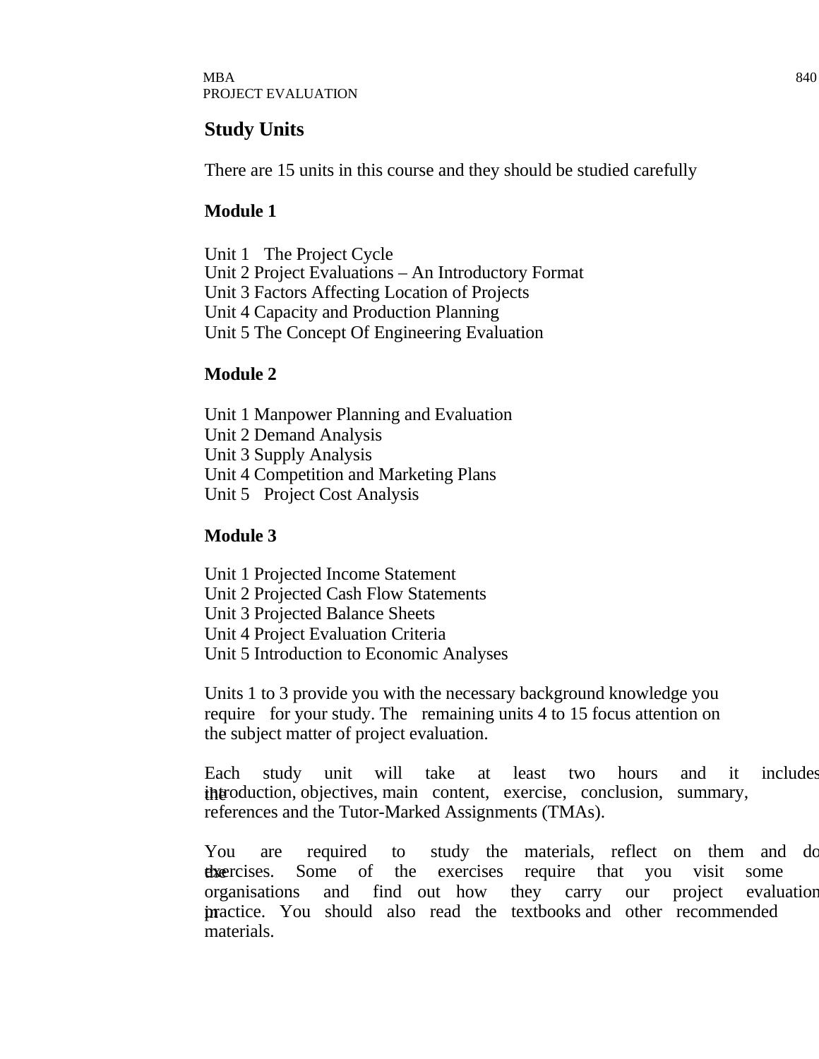## Study Units

There are 15 units in this course and they should be studied carefully

### Module 1

Unit 1 The Project Cycle
Unit 2 Project Evaluations – An Introductory Format
Unit 3 Factors Affecting Location of Projects
Unit 4 Capacity and Production Planning
Unit 5 The Concept Of Engineering Evaluation

### Module 2

Unit 1 Manpower Planning and Evaluation
Unit 2 Demand Analysis
Unit 3 Supply Analysis
Unit 4 Competition and Marketing Plans
Unit 5 Project Cost Analysis

### Module 3

Unit 1 Projected Income Statement
Unit 2 Projected Cash Flow Statements
Unit 3 Projected Balance Sheets
Unit 4 Project Evaluation Criteria
Unit 5 Introduction to Economic Analyses

Units 1 to 3 provide you with the necessary background knowledge you require for your study. The remaining units 4 to 15 focus attention on the subject matter of project evaluation.

Each study unit will take at least two hours and it includes the introduction, objectives, main content, exercise, conclusion, summary, references and the Tutor-Marked Assignments (TMAs).

You are required to study the materials, reflect on them and do the exercises. Some of the exercises require that you visit some organisations and find out how they carry our project evaluation in practice. You should also read the textbooks and other recommended materials.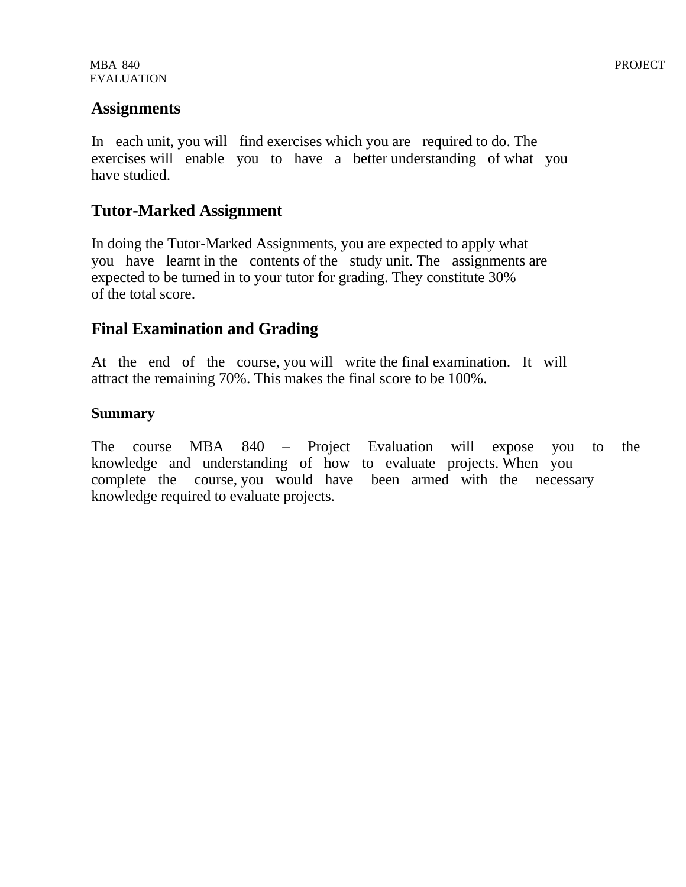## Assignments

In each unit, you will find exercises which you are required to do. The exercises will enable you to have a better understanding of what you have studied.

## Tutor-Marked Assignment

In doing the Tutor-Marked Assignments, you are expected to apply what you have learnt in the contents of the study unit. The assignments are expected to be turned in to your tutor for grading. They constitute 30% of the total score.

## Final Examination and Grading

At the end of the course, you will write the final examination. It will attract the remaining 70%. This makes the final score to be 100%.

### Summary

The course MBA 840 – Project Evaluation will expose you to the knowledge and understanding of how to evaluate projects. When you complete the course, you would have been armed with the necessary knowledge required to evaluate projects.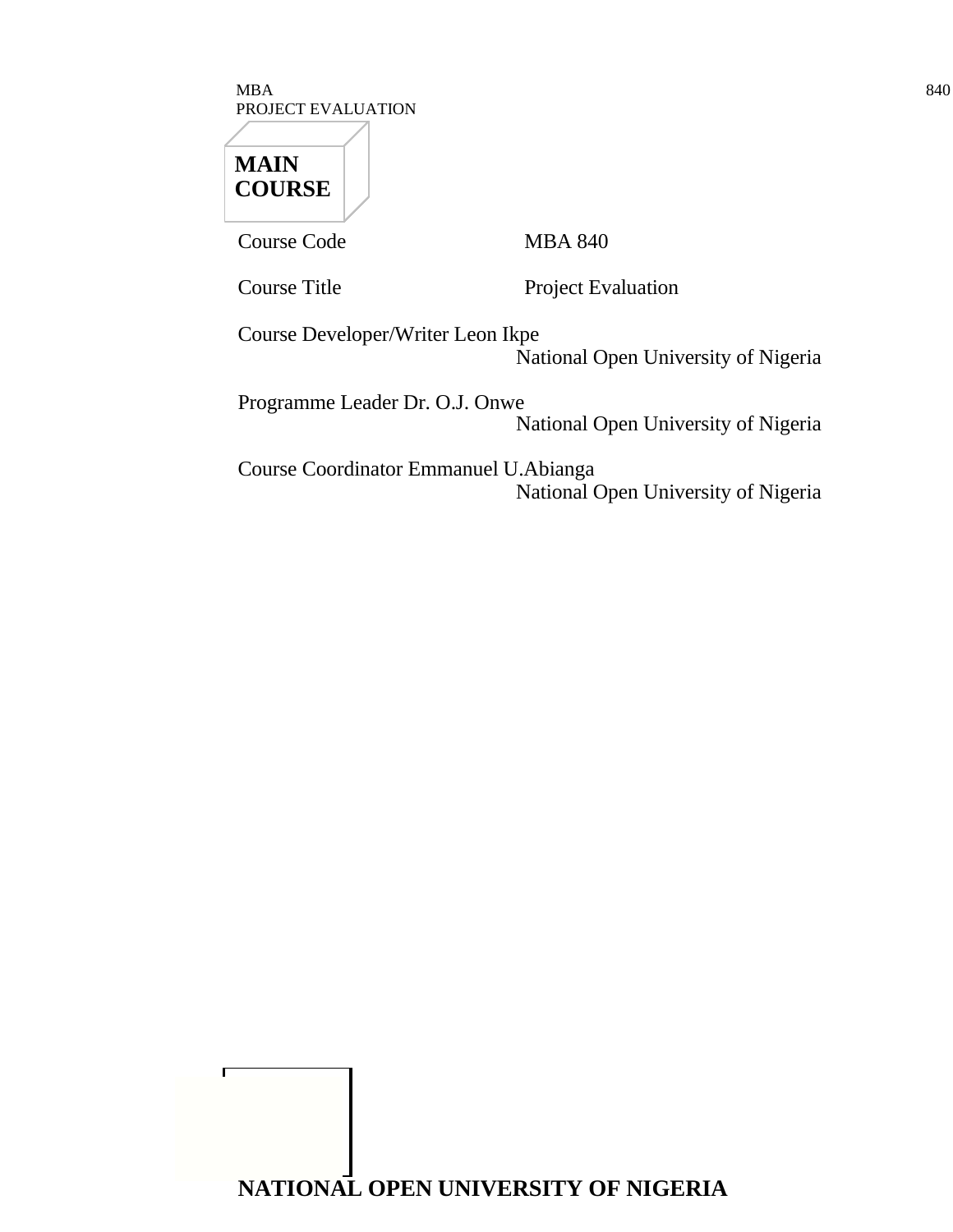**MAIN COURSE**

| | |
|---|---|
| Course Code | MBA 840 |
| Course Title | Project Evaluation |
| Course Developer/Writer | Leon Ikpe<br>National Open University of Nigeria |
| Programme Leader | Dr. O.J. Onwe<br>National Open University of Nigeria |
| Course Coordinator | Emmanuel U.Abianga<br>National Open University of Nigeria |

**NATIONAL OPEN UNIVERSITY OF NIGERIA**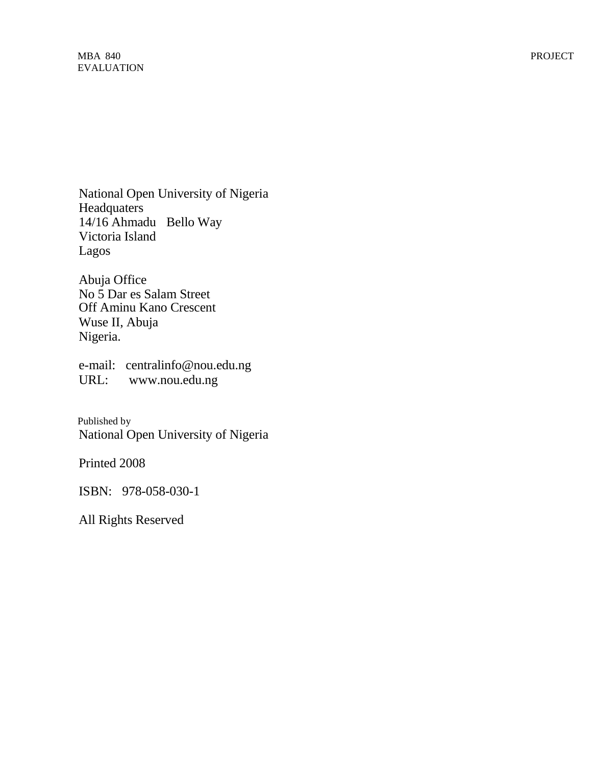National Open University of Nigeria
Headquaters
14/16 Ahmadu Bello Way
Victoria Island
Lagos

Abuja Office
No 5 Dar es Salam Street
Off Aminu Kano Crescent
Wuse II, Abuja
Nigeria.

e-mail: centralinfo@nou.edu.ng
URL: www.nou.edu.ng

Published by
National Open University of Nigeria

Printed 2008

ISBN: 978-058-030-1

All Rights Reserved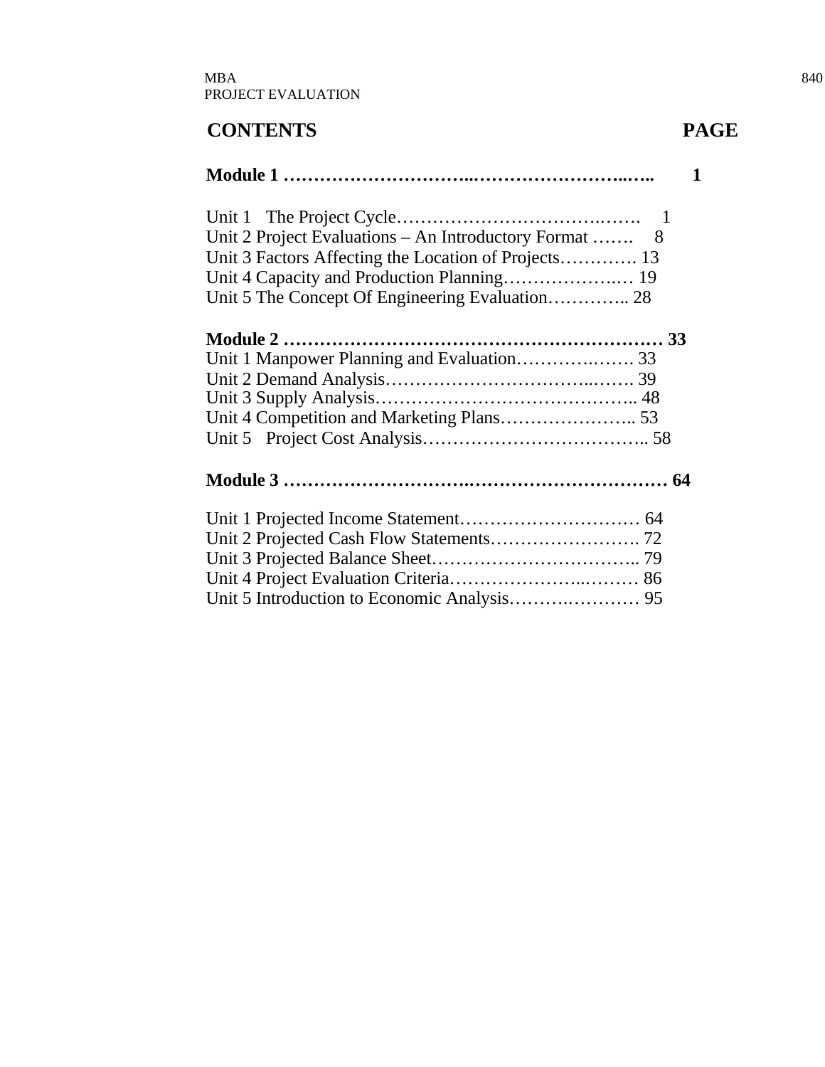## CONTENTS PAGE

**Module 1 ………………………….……………………..….. 1**

Unit 1 The Project Cycle……………………………….……. 1
Unit 2 Project Evaluations – An Introductory Format ……. 8
Unit 3 Factors Affecting the Location of Projects…………. 13
Unit 4 Capacity and Production Planning…………………… 19
Unit 5 The Concept Of Engineering Evaluation………….. 28

**Module 2 ……………………………………………………… 33**

Unit 1 Manpower Planning and Evaluation……………….. 33
Unit 2 Demand Analysis…………………………..……. 39
Unit 3 Supply Analysis……………………………………….. 48
Unit 4 Competition and Marketing Plans………………….. 53
Unit 5 Project Cost Analysis……………………………….. 58

**Module 3 ………………………….…………………………… 64**

Unit 1 Projected Income Statement………………………… 64
Unit 2 Projected Cash Flow Statements……………………. 72
Unit 3 Projected Balance Sheet…………………………….. 79
Unit 4 Project Evaluation Criteria…………………..……… 86
Unit 5 Introduction to Economic Analysis……….………… 95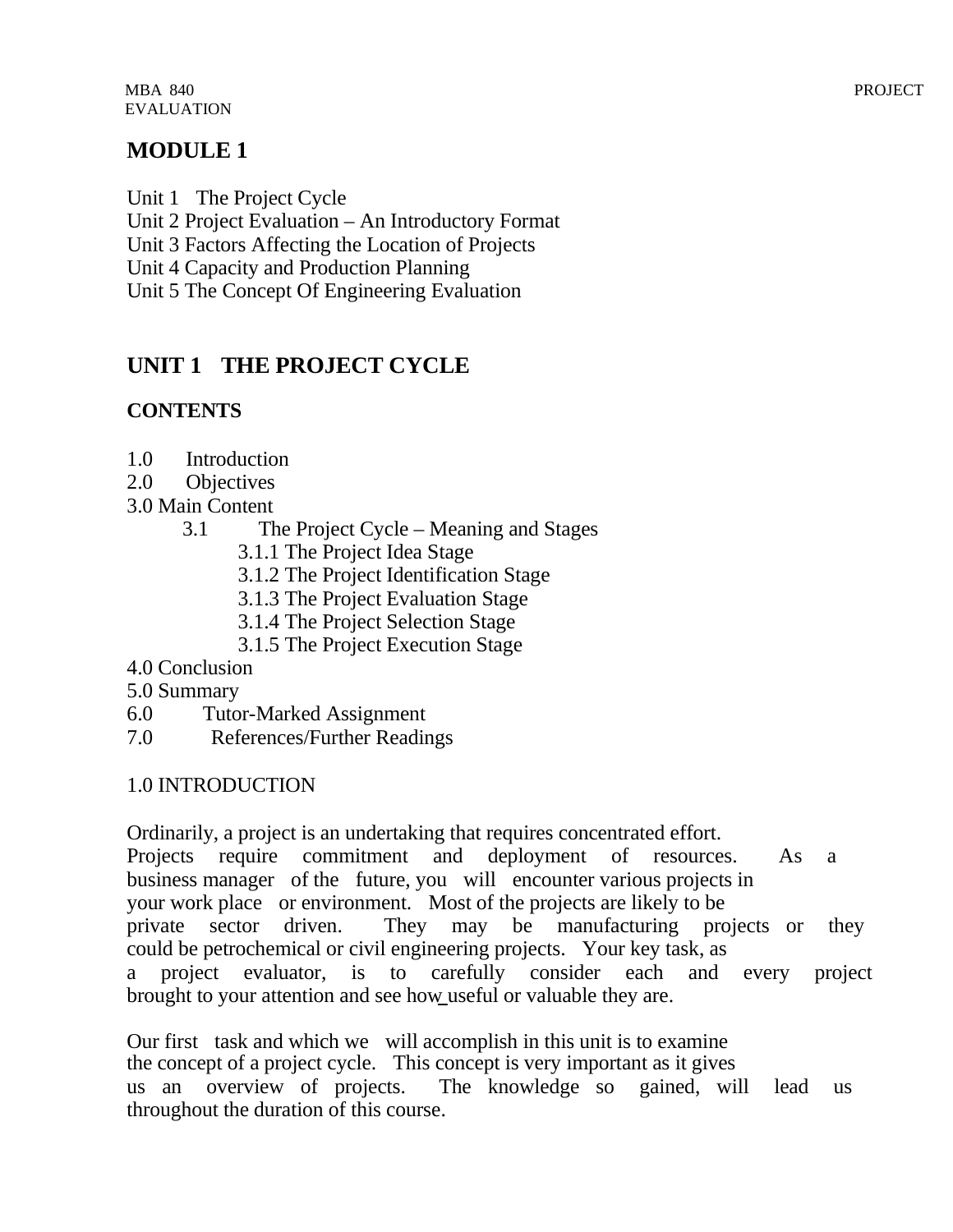# MODULE 1

Unit 1 The Project Cycle
Unit 2 Project Evaluation – An Introductory Format
Unit 3 Factors Affecting the Location of Projects
Unit 4 Capacity and Production Planning
Unit 5 The Concept Of Engineering Evaluation

## UNIT 1 THE PROJECT CYCLE

### CONTENTS

1.0 Introduction
2.0 Objectives
3.0 Main Content
  3.1 The Project Cycle – Meaning and Stages
    3.1.1 The Project Idea Stage
    3.1.2 The Project Identification Stage
    3.1.3 The Project Evaluation Stage
    3.1.4 The Project Selection Stage
    3.1.5 The Project Execution Stage
4.0 Conclusion
5.0 Summary
6.0 Tutor-Marked Assignment
7.0 References/Further Readings

1.0 INTRODUCTION

Ordinarily, a project is an undertaking that requires concentrated effort. Projects require commitment and deployment of resources. As a business manager of the future, you will encounter various projects in your work place or environment. Most of the projects are likely to be private sector driven. They may be manufacturing projects or they could be petrochemical or civil engineering projects. Your key task, as a project evaluator, is to carefully consider each and every project brought to your attention and see how useful or valuable they are.

Our first task and which we will accomplish in this unit is to examine the concept of a project cycle. This concept is very important as it gives us an overview of projects. The knowledge so gained, will lead us throughout the duration of this course.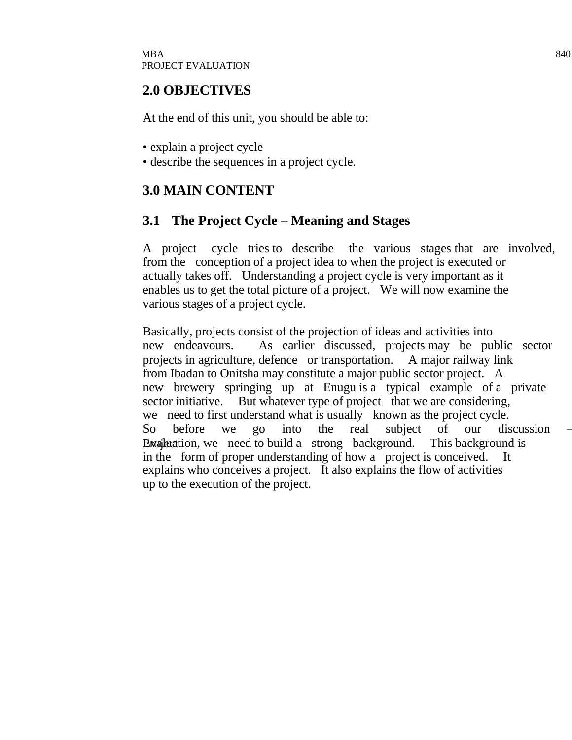## 2.0 OBJECTIVES

At the end of this unit, you should be able to:

- explain a project cycle
- describe the sequences in a project cycle.

## 3.0 MAIN CONTENT

### 3.1 The Project Cycle – Meaning and Stages

A project cycle tries to describe the various stages that are involved, from the conception of a project idea to when the project is executed or actually takes off. Understanding a project cycle is very important as it enables us to get the total picture of a project. We will now examine the various stages of a project cycle.

Basically, projects consist of the projection of ideas and activities into new endeavours. As earlier discussed, projects may be public sector projects in agriculture, defence or transportation. A major railway link from Ibadan to Onitsha may constitute a major public sector project. A new brewery springing up at Enugu is a typical example of a private sector initiative. But whatever type of project that we are considering, we need to first understand what is usually known as the project cycle. So before we go into the real subject of our discussion – Project Evaluation, we need to build a strong background. This background is in the form of proper understanding of how a project is conceived. It explains who conceives a project. It also explains the flow of activities up to the execution of the project.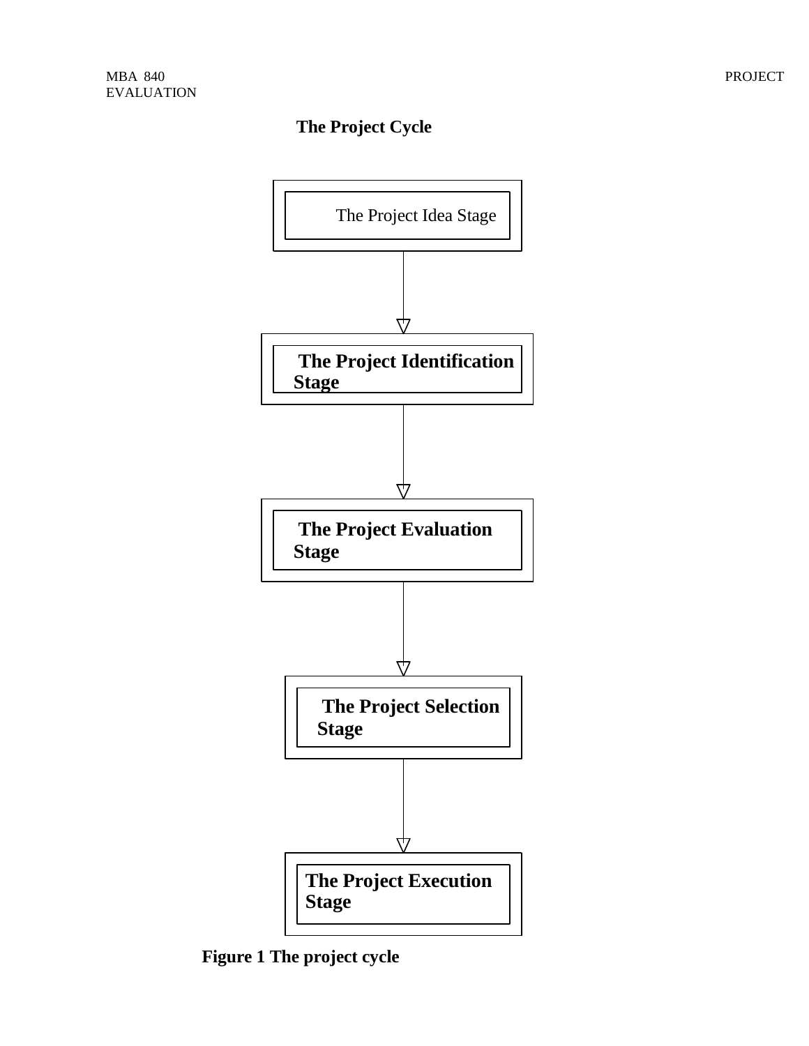**The Project Cycle**

The Project Idea Stage

↓

**The Project Identification Stage**

↓

**The Project Evaluation Stage**

↓

**The Project Selection Stage**

↓

**The Project Execution Stage**

**Figure 1 The project cycle**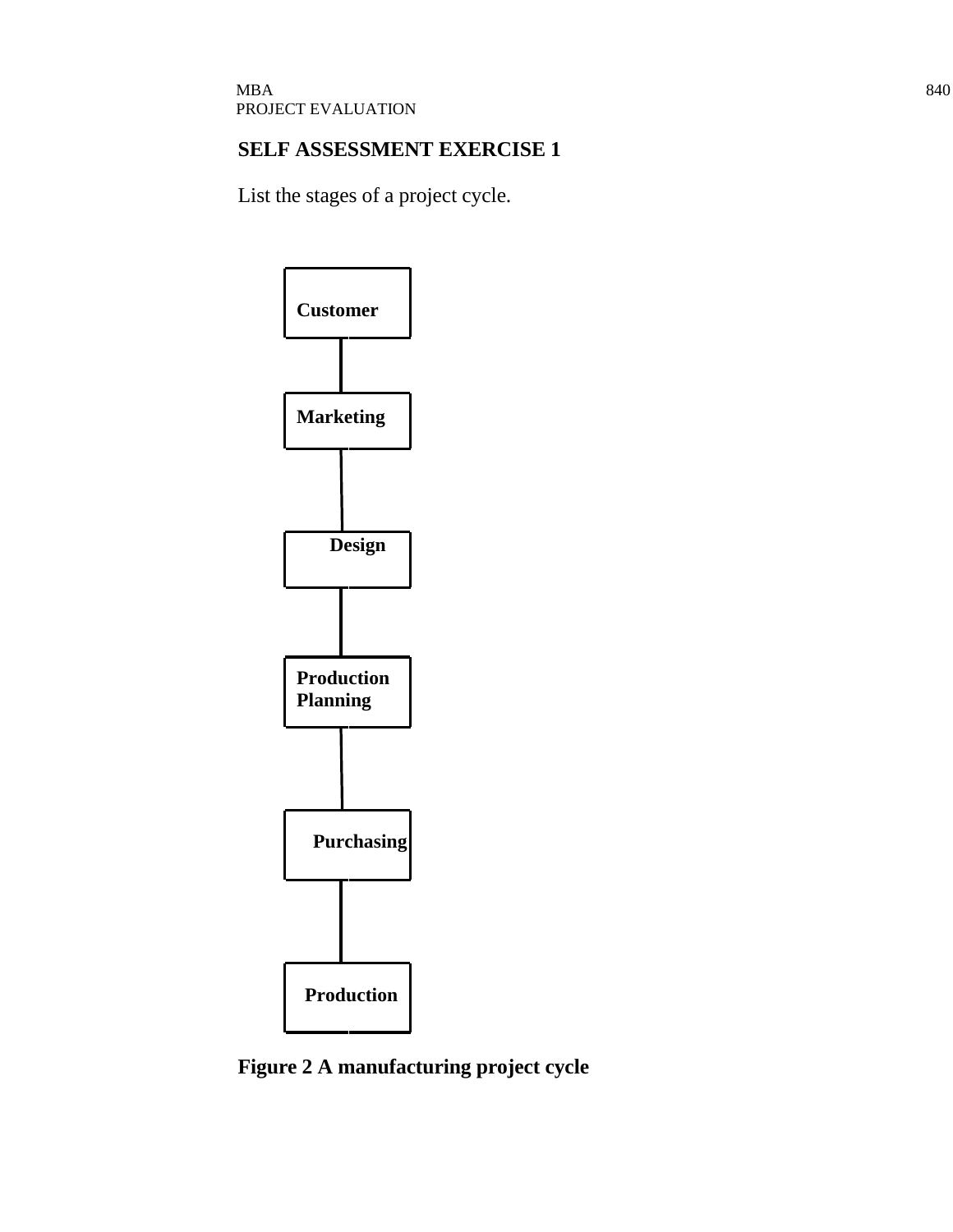## SELF ASSESSMENT EXERCISE 1

List the stages of a project cycle.

Customer

Marketing

Design

Production Planning

Purchasing

Production

**Figure 2 A manufacturing project cycle**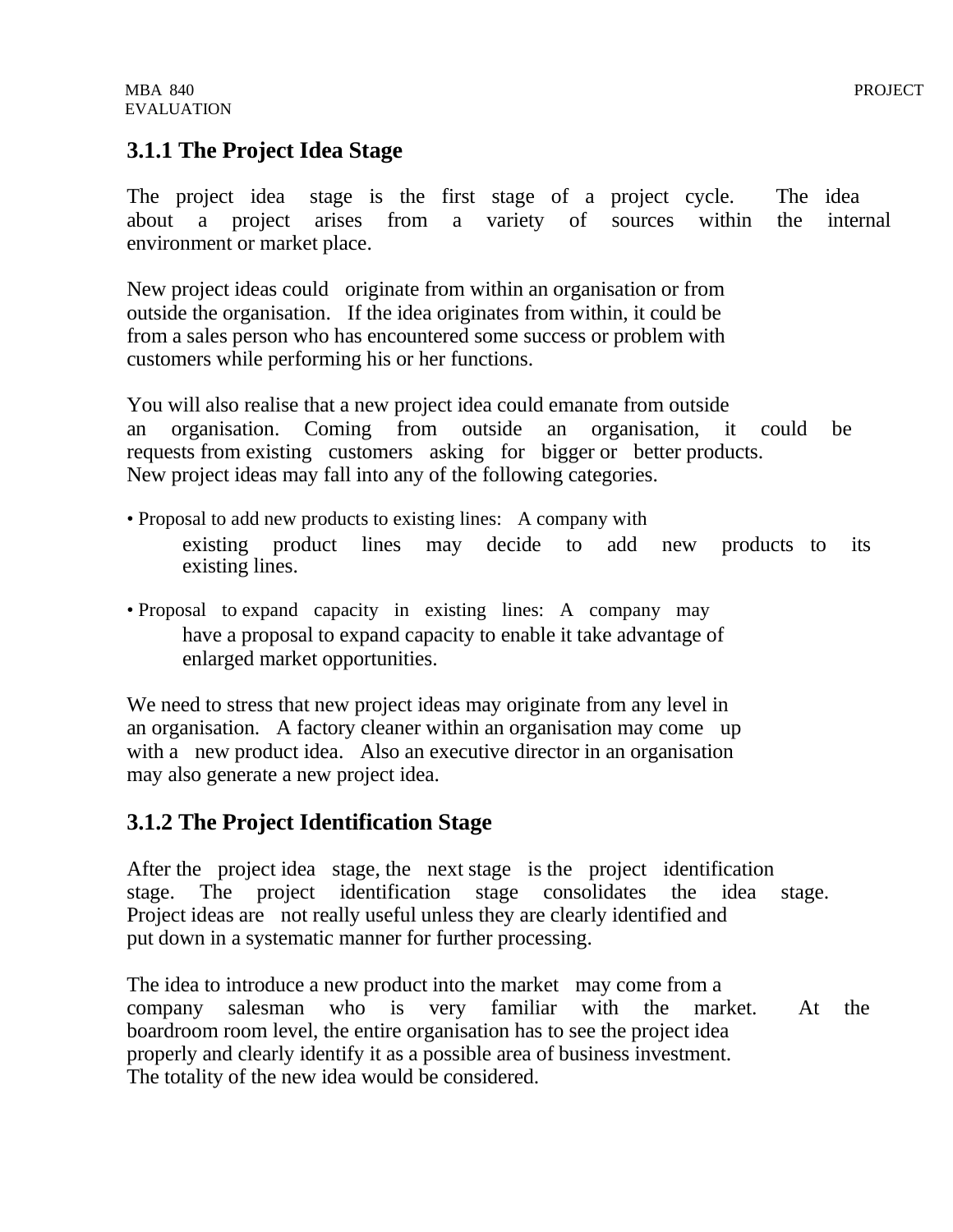### 3.1.1 The Project Idea Stage

The project idea stage is the first stage of a project cycle. The idea about a project arises from a variety of sources within the internal environment or market place.

New project ideas could originate from within an organisation or from outside the organisation. If the idea originates from within, it could be from a sales person who has encountered some success or problem with customers while performing his or her functions.

You will also realise that a new project idea could emanate from outside an organisation. Coming from outside an organisation, it could be requests from existing customers asking for bigger or better products. New project ideas may fall into any of the following categories.

- Proposal to add new products to existing lines: A company with existing product lines may decide to add new products to its existing lines.
- Proposal to expand capacity in existing lines: A company may have a proposal to expand capacity to enable it take advantage of enlarged market opportunities.

We need to stress that new project ideas may originate from any level in an organisation. A factory cleaner within an organisation may come up with a new product idea. Also an executive director in an organisation may also generate a new project idea.

### 3.1.2 The Project Identification Stage

After the project idea stage, the next stage is the project identification stage. The project identification stage consolidates the idea stage. Project ideas are not really useful unless they are clearly identified and put down in a systematic manner for further processing.

The idea to introduce a new product into the market may come from a company salesman who is very familiar with the market. At the boardroom room level, the entire organisation has to see the project idea properly and clearly identify it as a possible area of business investment. The totality of the new idea would be considered.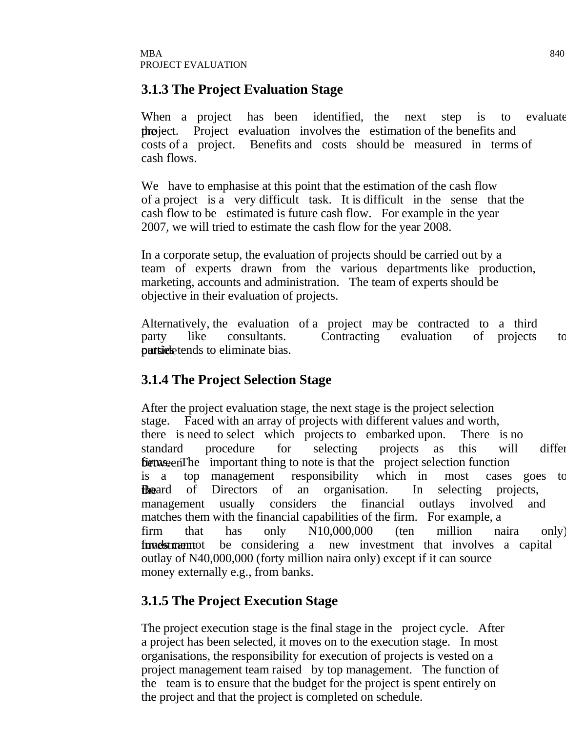### 3.1.3 The Project Evaluation Stage

When a project has been identified, the next step is to evaluate the project. Project evaluation involves the estimation of the benefits and costs of a project. Benefits and costs should be measured in terms of cash flows.

We have to emphasise at this point that the estimation of the cash flow of a project is a very difficult task. It is difficult in the sense that the cash flow to be estimated is future cash flow. For example in the year 2007, we will tried to estimate the cash flow for the year 2008.

In a corporate setup, the evaluation of projects should be carried out by a team of experts drawn from the various departments like production, marketing, accounts and administration. The team of experts should be objective in their evaluation of projects.

Alternatively, the evaluation of a project may be contracted to a third party like consultants. Contracting evaluation of projects to outside parties tends to eliminate bias.

### 3.1.4 The Project Selection Stage

After the project evaluation stage, the next stage is the project selection stage. Faced with an array of projects with different values and worth, there is need to select which projects to embarked upon. There is no standard procedure for selecting projects as this will differ between firms. The important thing to note is that the project selection function is a top management responsibility which in most cases goes to the Board of Directors of an organisation. In selecting projects, management usually considers the financial outlays involved and matches them with the financial capabilities of the firm. For example, a firm that has only N10,000,000 (ten million naira only) investment funds cannot be considering a new investment that involves a capital outlay of N40,000,000 (forty million naira only) except if it can source money externally e.g., from banks.

### 3.1.5 The Project Execution Stage

The project execution stage is the final stage in the project cycle. After a project has been selected, it moves on to the execution stage. In most organisations, the responsibility for execution of projects is vested on a project management team raised by top management. The function of the team is to ensure that the budget for the project is spent entirely on the project and that the project is completed on schedule.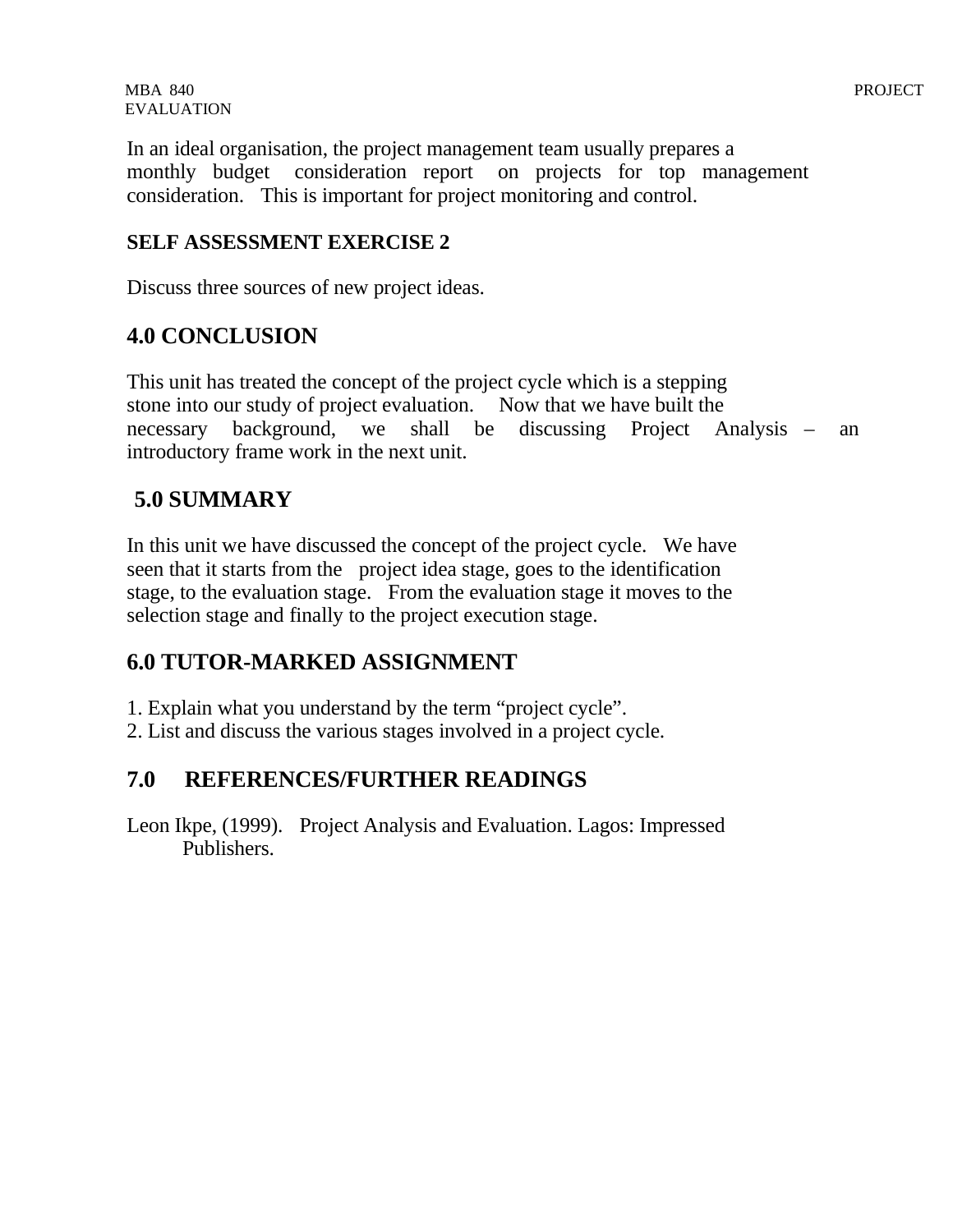In an ideal organisation, the project management team usually prepares a monthly budget consideration report on projects for top management consideration. This is important for project monitoring and control.

**SELF ASSESSMENT EXERCISE 2**

Discuss three sources of new project ideas.

## 4.0 CONCLUSION

This unit has treated the concept of the project cycle which is a stepping stone into our study of project evaluation. Now that we have built the necessary background, we shall be discussing Project Analysis – an introductory frame work in the next unit.

## 5.0 SUMMARY

In this unit we have discussed the concept of the project cycle. We have seen that it starts from the project idea stage, goes to the identification stage, to the evaluation stage. From the evaluation stage it moves to the selection stage and finally to the project execution stage.

## 6.0 TUTOR-MARKED ASSIGNMENT

1. Explain what you understand by the term "project cycle".
2. List and discuss the various stages involved in a project cycle.

## 7.0 REFERENCES/FURTHER READINGS

Leon Ikpe, (1999). Project Analysis and Evaluation. Lagos: Impressed Publishers.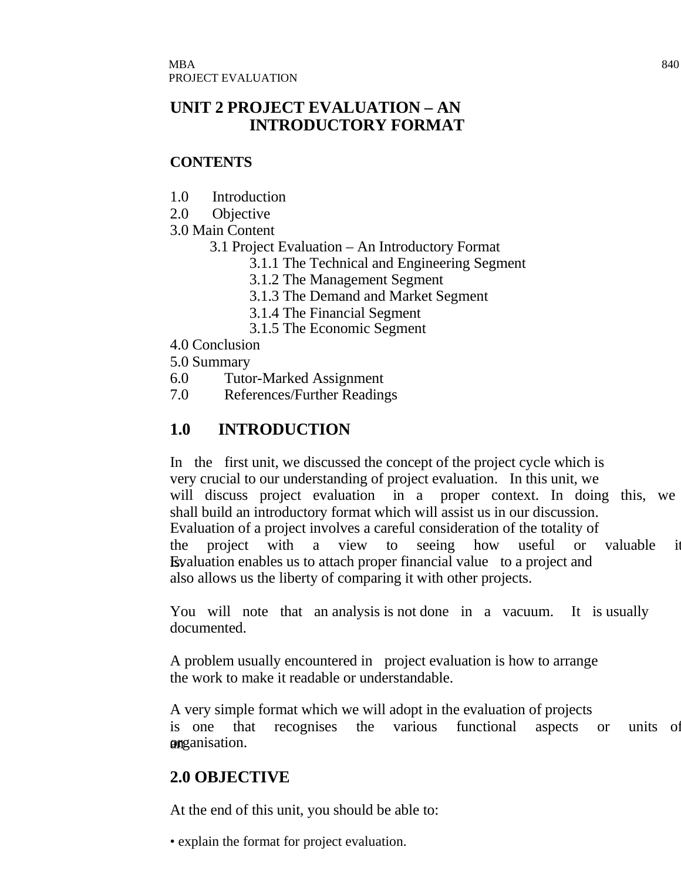# UNIT 2 PROJECT EVALUATION – AN INTRODUCTORY FORMAT

**CONTENTS**

1.0 Introduction
2.0 Objective
3.0 Main Content
  3.1 Project Evaluation – An Introductory Format
    3.1.1 The Technical and Engineering Segment
    3.1.2 The Management Segment
    3.1.3 The Demand and Market Segment
    3.1.4 The Financial Segment
    3.1.5 The Economic Segment
4.0 Conclusion
5.0 Summary
6.0 Tutor-Marked Assignment
7.0 References/Further Readings

## 1.0 INTRODUCTION

In the first unit, we discussed the concept of the project cycle which is very crucial to our understanding of project evaluation. In this unit, we will discuss project evaluation in a proper context. In doing this, we shall build an introductory format which will assist us in our discussion. Evaluation of a project involves a careful consideration of the totality of the project with a view to seeing how useful or valuable it is. Evaluation enables us to attach proper financial value to a project and also allows us the liberty of comparing it with other projects.

You will note that an analysis is not done in a vacuum. It is usually documented.

A problem usually encountered in project evaluation is how to arrange the work to make it readable or understandable.

A very simple format which we will adopt in the evaluation of projects is one that recognises the various functional aspects or units of an organisation.

## 2.0 OBJECTIVE

At the end of this unit, you should be able to:

- explain the format for project evaluation.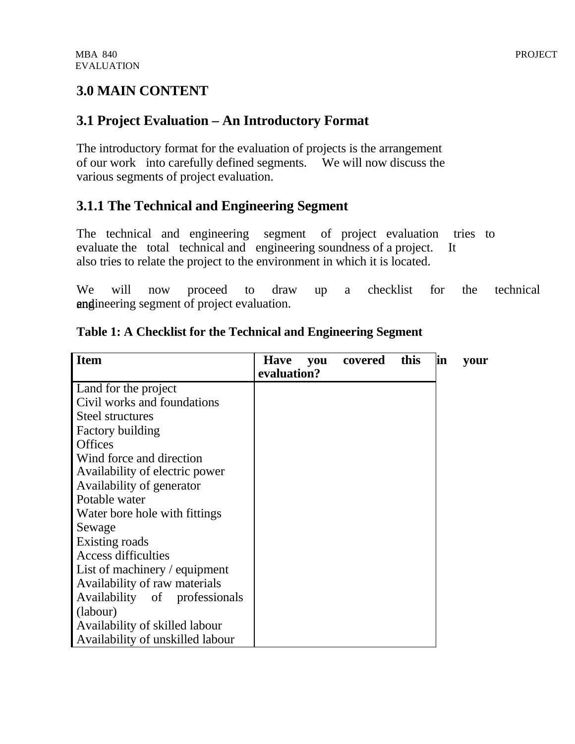# 3.0 MAIN CONTENT

## 3.1 Project Evaluation – An Introductory Format

The introductory format for the evaluation of projects is the arrangement of our work into carefully defined segments. We will now discuss the various segments of project evaluation.

### 3.1.1 The Technical and Engineering Segment

The technical and engineering segment of project evaluation tries to evaluate the total technical and engineering soundness of a project. It also tries to relate the project to the environment in which it is located.

We will now proceed to draw up a checklist for the technical and engineering segment of project evaluation.

**Table 1: A Checklist for the Technical and Engineering Segment**

| Item | Have you covered this in your evaluation? |
|---|---|
| Land for the project | |
| Civil works and foundations | |
| Steel structures | |
| Factory building | |
| Offices | |
| Wind force and direction | |
| Availability of electric power | |
| Availability of generator | |
| Potable water | |
| Water bore hole with fittings | |
| Sewage | |
| Existing roads | |
| Access difficulties | |
| List of machinery / equipment | |
| Availability of raw materials | |
| Availability of professionals (labour) | |
| Availability of skilled labour | |
| Availability of unskilled labour | |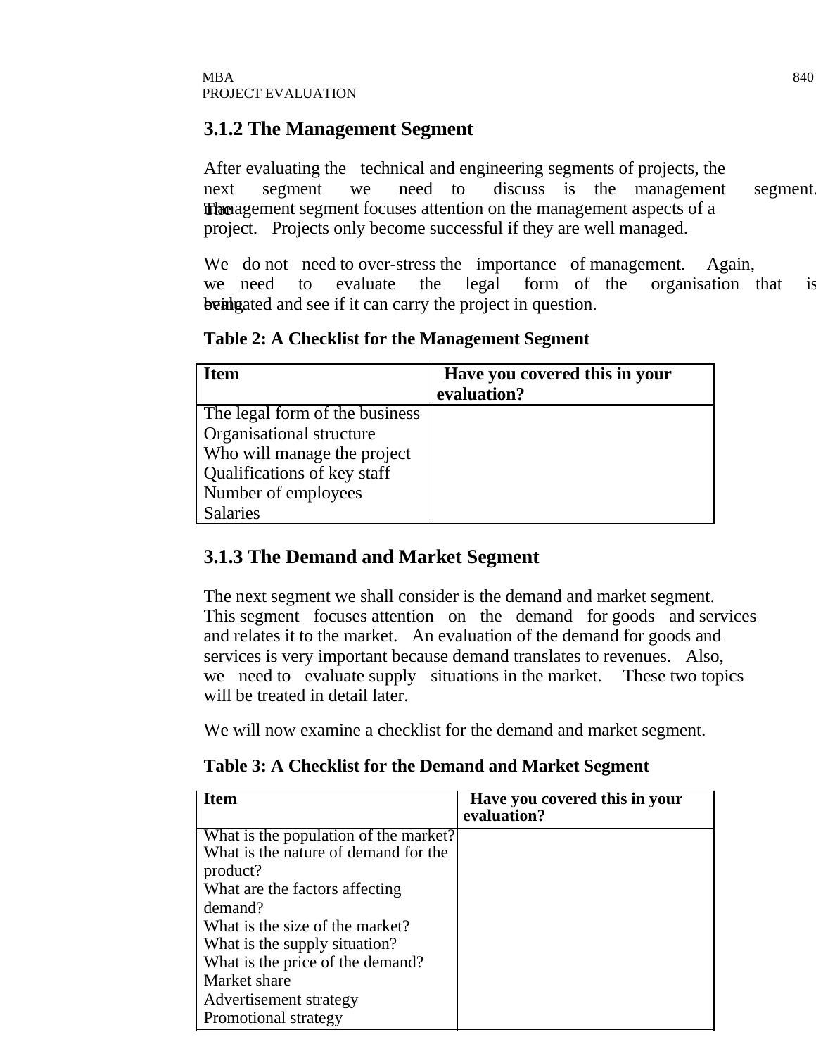### 3.1.2 The Management Segment

After evaluating the technical and engineering segments of projects, the next segment we need to discuss is the management segment. The management segment focuses attention on the management aspects of a project. Projects only become successful if they are well managed.

We do not need to over-stress the importance of management. Again, we need to evaluate the legal form of the organisation that is being evaluated and see if it can carry the project in question.

**Table 2: A Checklist for the Management Segment**

| Item | Have you covered this in your evaluation? |
|---|---|
| The legal form of the business<br>Organisational structure<br>Who will manage the project<br>Qualifications of key staff<br>Number of employees<br>Salaries | |

### 3.1.3 The Demand and Market Segment

The next segment we shall consider is the demand and market segment. This segment focuses attention on the demand for goods and services and relates it to the market. An evaluation of the demand for goods and services is very important because demand translates to revenues. Also, we need to evaluate supply situations in the market. These two topics will be treated in detail later.

We will now examine a checklist for the demand and market segment.

**Table 3: A Checklist for the Demand and Market Segment**

| Item | Have you covered this in your evaluation? |
|---|---|
| What is the population of the market?<br>What is the nature of demand for the product?<br>What are the factors affecting demand?<br>What is the size of the market?<br>What is the supply situation?<br>What is the price of the demand?<br>Market share<br>Advertisement strategy<br>Promotional strategy | |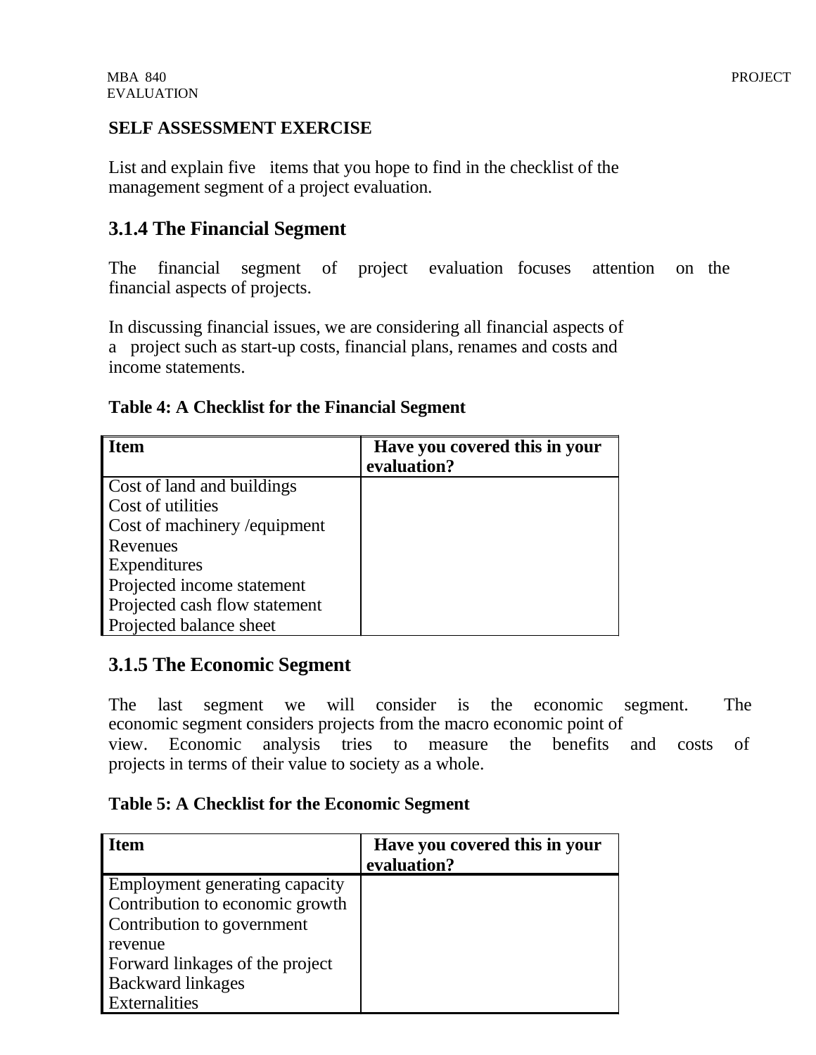**SELF ASSESSMENT EXERCISE**

List and explain five items that you hope to find in the checklist of the management segment of a project evaluation.

### 3.1.4 The Financial Segment

The financial segment of project evaluation focuses attention on the financial aspects of projects.

In discussing financial issues, we are considering all financial aspects of a project such as start-up costs, financial plans, renames and costs and income statements.

**Table 4: A Checklist for the Financial Segment**

| Item | Have you covered this in your evaluation? |
|---|---|
| Cost of land and buildings | |
| Cost of utilities | |
| Cost of machinery /equipment | |
| Revenues | |
| Expenditures | |
| Projected income statement | |
| Projected cash flow statement | |
| Projected balance sheet | |

### 3.1.5 The Economic Segment

The last segment we will consider is the economic segment. The economic segment considers projects from the macro economic point of view. Economic analysis tries to measure the benefits and costs of projects in terms of their value to society as a whole.

**Table 5: A Checklist for the Economic Segment**

| Item | Have you covered this in your evaluation? |
|---|---|
| Employment generating capacity | |
| Contribution to economic growth | |
| Contribution to government revenue | |
| Forward linkages of the project | |
| Backward linkages | |
| Externalities | |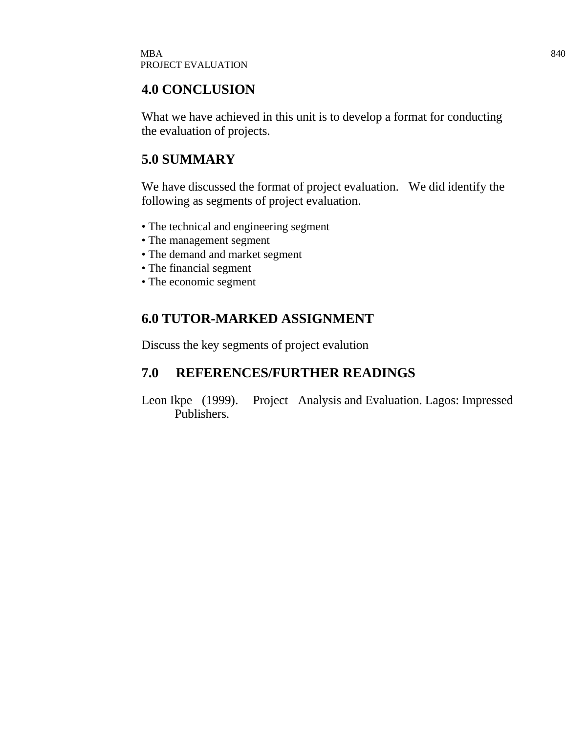## 4.0 CONCLUSION

What we have achieved in this unit is to develop a format for conducting the evaluation of projects.

## 5.0 SUMMARY

We have discussed the format of project evaluation. We did identify the following as segments of project evaluation.

- The technical and engineering segment
- The management segment
- The demand and market segment
- The financial segment
- The economic segment

## 6.0 TUTOR-MARKED ASSIGNMENT

Discuss the key segments of project evalution

## 7.0 REFERENCES/FURTHER READINGS

Leon Ikpe (1999). Project Analysis and Evaluation. Lagos: Impressed Publishers.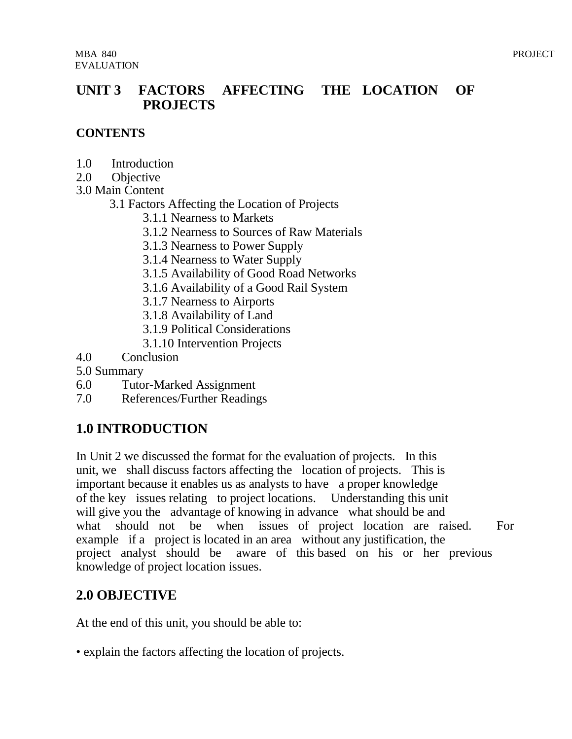# UNIT 3 FACTORS AFFECTING THE LOCATION OF PROJECTS

## CONTENTS

1.0 Introduction
2.0 Objective
3.0 Main Content
 3.1 Factors Affecting the Location of Projects
  3.1.1 Nearness to Markets
  3.1.2 Nearness to Sources of Raw Materials
  3.1.3 Nearness to Power Supply
  3.1.4 Nearness to Water Supply
  3.1.5 Availability of Good Road Networks
  3.1.6 Availability of a Good Rail System
  3.1.7 Nearness to Airports
  3.1.8 Availability of Land
  3.1.9 Political Considerations
  3.1.10 Intervention Projects
4.0 Conclusion
5.0 Summary
6.0 Tutor-Marked Assignment
7.0 References/Further Readings

## 1.0 INTRODUCTION

In Unit 2 we discussed the format for the evaluation of projects. In this unit, we shall discuss factors affecting the location of projects. This is important because it enables us as analysts to have a proper knowledge of the key issues relating to project locations. Understanding this unit will give you the advantage of knowing in advance what should be and what should not be when issues of project location are raised. For example if a project is located in an area without any justification, the project analyst should be aware of this based on his or her previous knowledge of project location issues.

## 2.0 OBJECTIVE

At the end of this unit, you should be able to:

- explain the factors affecting the location of projects.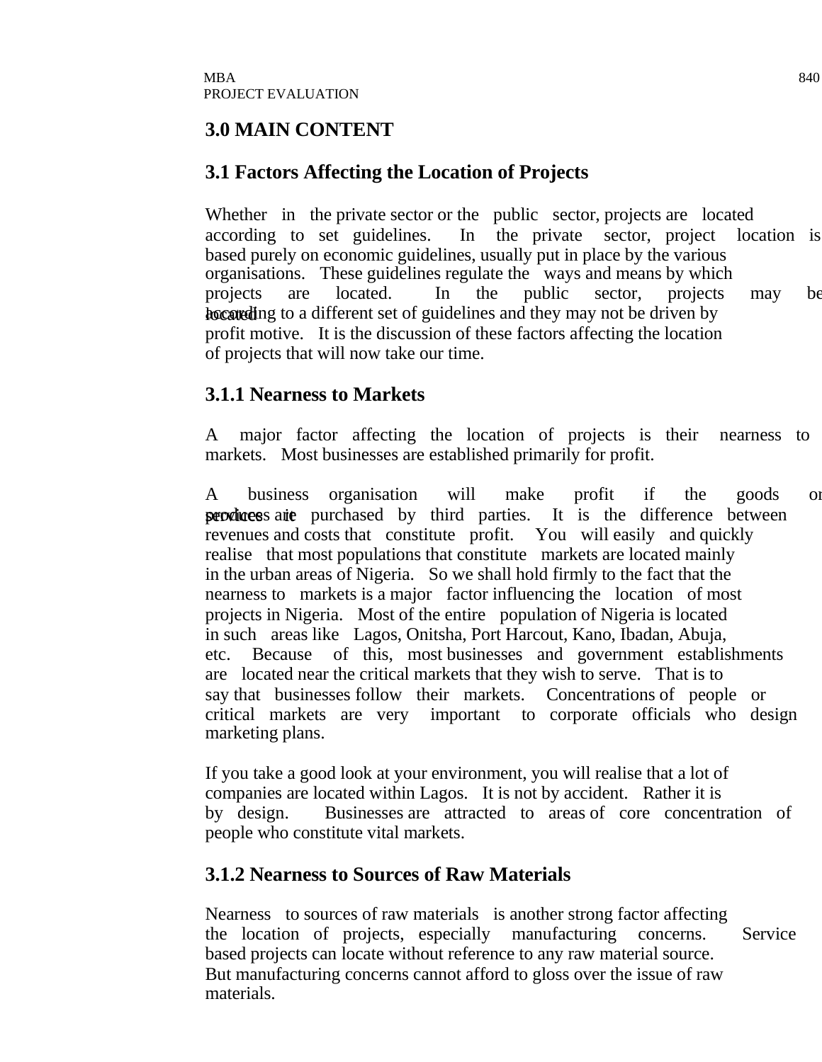## 3.0 MAIN CONTENT

### 3.1 Factors Affecting the Location of Projects

Whether in the private sector or the public sector, projects are located according to set guidelines. In the private sector, project location is based purely on economic guidelines, usually put in place by the various organisations. These guidelines regulate the ways and means by which projects are located. In the public sector, projects may be located according to a different set of guidelines and they may not be driven by profit motive. It is the discussion of these factors affecting the location of projects that will now take our time.

#### 3.1.1 Nearness to Markets

A major factor affecting the location of projects is their nearness to markets. Most businesses are established primarily for profit.

A business organisation will make profit if the goods or services it produces are purchased by third parties. It is the difference between revenues and costs that constitute profit. You will easily and quickly realise that most populations that constitute markets are located mainly in the urban areas of Nigeria. So we shall hold firmly to the fact that the nearness to markets is a major factor influencing the location of most projects in Nigeria. Most of the entire population of Nigeria is located in such areas like Lagos, Onitsha, Port Harcout, Kano, Ibadan, Abuja, etc. Because of this, most businesses and government establishments are located near the critical markets that they wish to serve. That is to say that businesses follow their markets. Concentrations of people or critical markets are very important to corporate officials who design marketing plans.

If you take a good look at your environment, you will realise that a lot of companies are located within Lagos. It is not by accident. Rather it is by design. Businesses are attracted to areas of core concentration of people who constitute vital markets.

#### 3.1.2 Nearness to Sources of Raw Materials

Nearness to sources of raw materials is another strong factor affecting the location of projects, especially manufacturing concerns. Service based projects can locate without reference to any raw material source. But manufacturing concerns cannot afford to gloss over the issue of raw materials.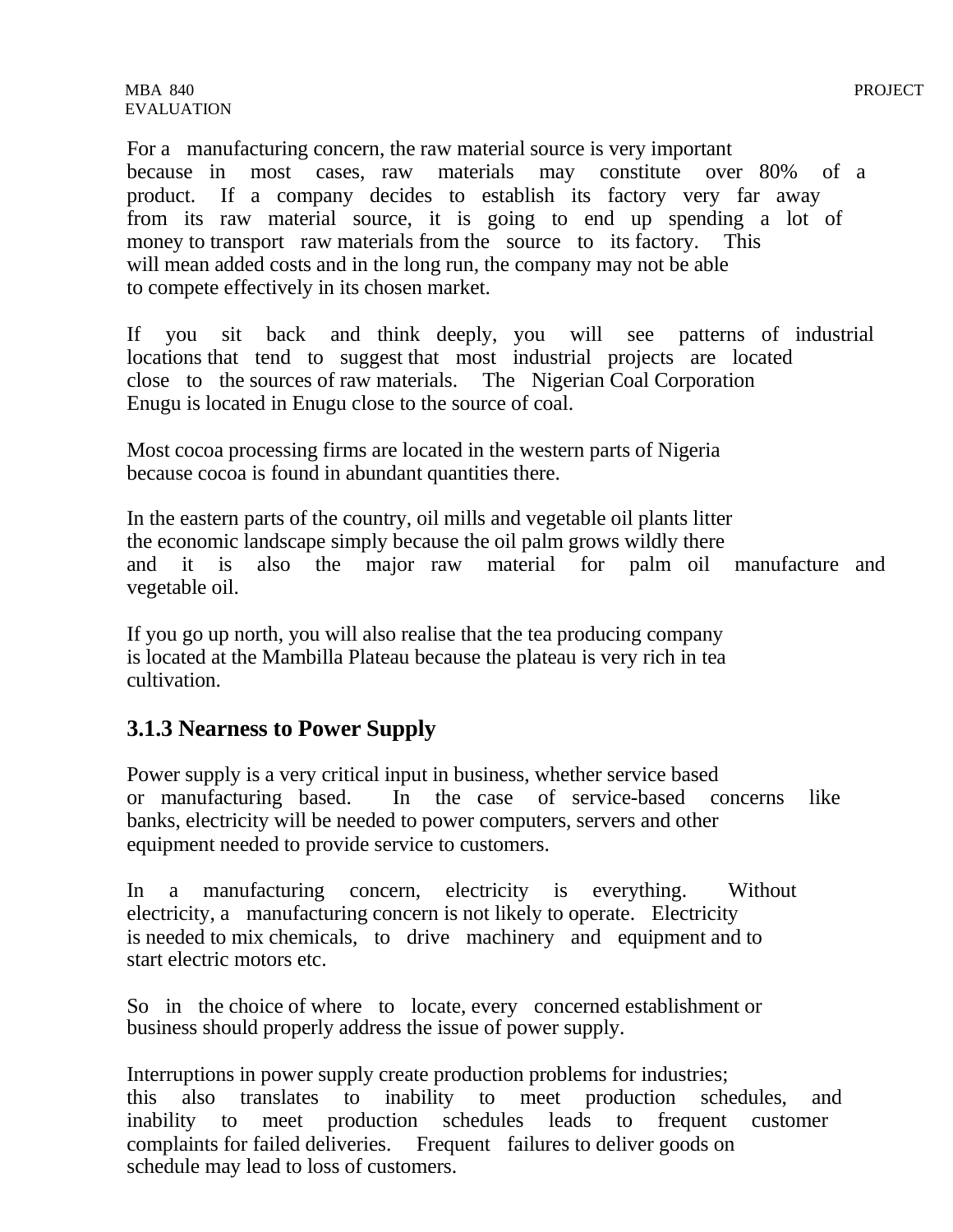For a manufacturing concern, the raw material source is very important because in most cases, raw materials may constitute over 80% of a product. If a company decides to establish its factory very far away from its raw material source, it is going to end up spending a lot of money to transport raw materials from the source to its factory. This will mean added costs and in the long run, the company may not be able to compete effectively in its chosen market.

If you sit back and think deeply, you will see patterns of industrial locations that tend to suggest that most industrial projects are located close to the sources of raw materials. The Nigerian Coal Corporation Enugu is located in Enugu close to the source of coal.

Most cocoa processing firms are located in the western parts of Nigeria because cocoa is found in abundant quantities there.

In the eastern parts of the country, oil mills and vegetable oil plants litter the economic landscape simply because the oil palm grows wildly there and it is also the major raw material for palm oil manufacture and vegetable oil.

If you go up north, you will also realise that the tea producing company is located at the Mambilla Plateau because the plateau is very rich in tea cultivation.

### 3.1.3 Nearness to Power Supply

Power supply is a very critical input in business, whether service based or manufacturing based. In the case of service-based concerns like banks, electricity will be needed to power computers, servers and other equipment needed to provide service to customers.

In a manufacturing concern, electricity is everything. Without electricity, a manufacturing concern is not likely to operate. Electricity is needed to mix chemicals, to drive machinery and equipment and to start electric motors etc.

So in the choice of where to locate, every concerned establishment or business should properly address the issue of power supply.

Interruptions in power supply create production problems for industries; this also translates to inability to meet production schedules, and inability to meet production schedules leads to frequent customer complaints for failed deliveries. Frequent failures to deliver goods on schedule may lead to loss of customers.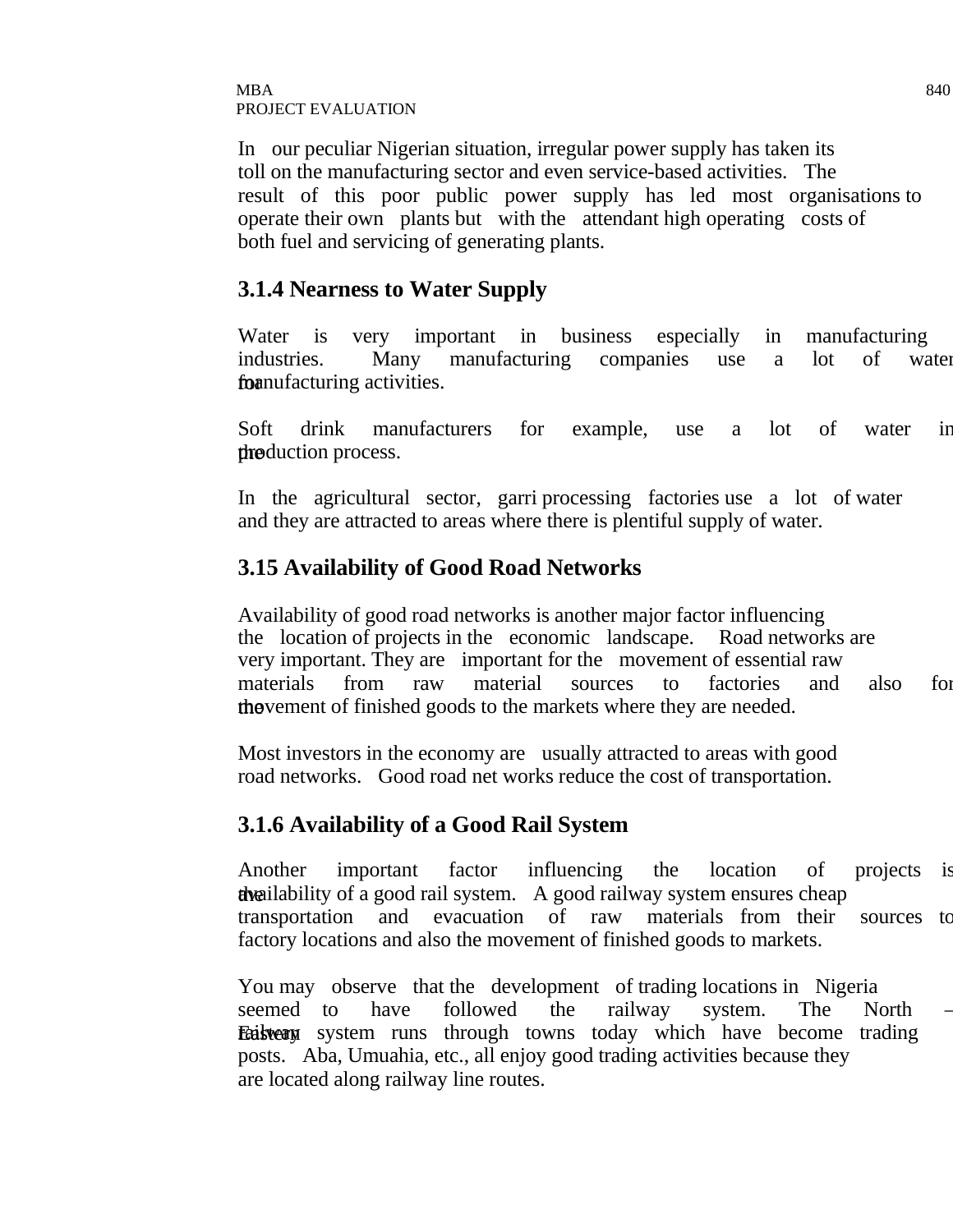In our peculiar Nigerian situation, irregular power supply has taken its toll on the manufacturing sector and even service-based activities. The result of this poor public power supply has led most organisations to operate their own plants but with the attendant high operating costs of both fuel and servicing of generating plants.

### 3.1.4 Nearness to Water Supply

Water is very important in business especially in manufacturing industries. Many manufacturing companies use a lot of water for manufacturing activities.

Soft drink manufacturers for example, use a lot of water in the production process.

In the agricultural sector, garri processing factories use a lot of water and they are attracted to areas where there is plentiful supply of water.

### 3.15 Availability of Good Road Networks

Availability of good road networks is another major factor influencing the location of projects in the economic landscape. Road networks are very important. They are important for the movement of essential raw materials from raw material sources to factories and also for the movement of finished goods to the markets where they are needed.

Most investors in the economy are usually attracted to areas with good road networks. Good road net works reduce the cost of transportation.

### 3.1.6 Availability of a Good Rail System

Another important factor influencing the location of projects is the availability of a good rail system. A good railway system ensures cheap transportation and evacuation of raw materials from their sources to factory locations and also the movement of finished goods to markets.

You may observe that the development of trading locations in Nigeria seemed to have followed the railway system. The North – Eastern Railway system runs through towns today which have become trading posts. Aba, Umuahia, etc., all enjoy good trading activities because they are located along railway line routes.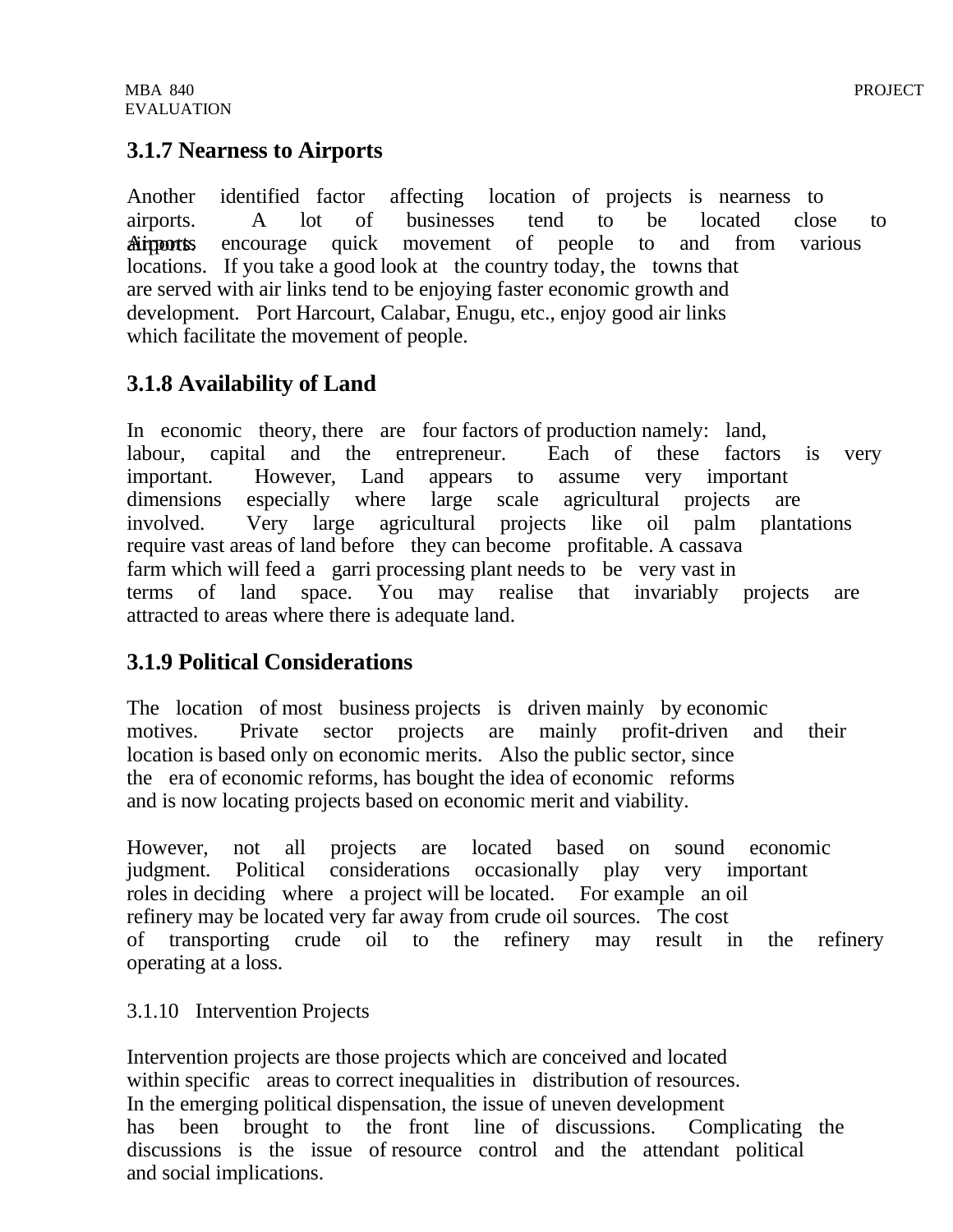### 3.1.7 Nearness to Airports

Another identified factor affecting location of projects is nearness to airports. A lot of businesses tend to be located close to airports. Airports encourage quick movement of people to and from various locations. If you take a good look at the country today, the towns that are served with air links tend to be enjoying faster economic growth and development. Port Harcourt, Calabar, Enugu, etc., enjoy good air links which facilitate the movement of people.

### 3.1.8 Availability of Land

In economic theory, there are four factors of production namely: land, labour, capital and the entrepreneur. Each of these factors is very important. However, Land appears to assume very important dimensions especially where large scale agricultural projects are involved. Very large agricultural projects like oil palm plantations require vast areas of land before they can become profitable. A cassava farm which will feed a garri processing plant needs to be very vast in terms of land space. You may realise that invariably projects are attracted to areas where there is adequate land.

### 3.1.9 Political Considerations

The location of most business projects is driven mainly by economic motives. Private sector projects are mainly profit-driven and their location is based only on economic merits. Also the public sector, since the era of economic reforms, has bought the idea of economic reforms and is now locating projects based on economic merit and viability.

However, not all projects are located based on sound economic judgment. Political considerations occasionally play very important roles in deciding where a project will be located. For example an oil refinery may be located very far away from crude oil sources. The cost of transporting crude oil to the refinery may result in the refinery operating at a loss.

3.1.10 Intervention Projects

Intervention projects are those projects which are conceived and located within specific areas to correct inequalities in distribution of resources. In the emerging political dispensation, the issue of uneven development has been brought to the front line of discussions. Complicating the discussions is the issue of resource control and the attendant political and social implications.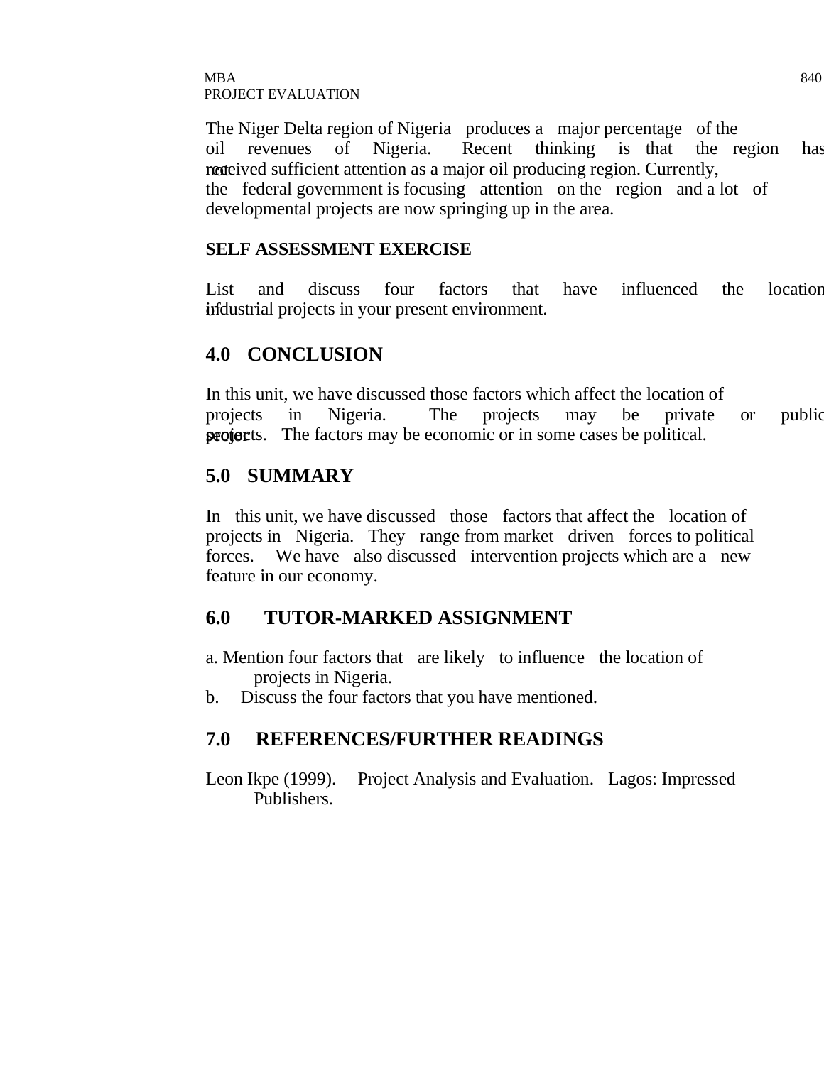The Niger Delta region of Nigeria produces a major percentage of the oil revenues of Nigeria. Recent thinking is that the region has not received sufficient attention as a major oil producing region. Currently, the federal government is focusing attention on the region and a lot of developmental projects are now springing up in the area.

**SELF ASSESSMENT EXERCISE**

List and discuss four factors that have influenced the location of industrial projects in your present environment.

## 4.0 CONCLUSION

In this unit, we have discussed those factors which affect the location of projects in Nigeria. The projects may be private or public sector projects. The factors may be economic or in some cases be political.

## 5.0 SUMMARY

In this unit, we have discussed those factors that affect the location of projects in Nigeria. They range from market driven forces to political forces. We have also discussed intervention projects which are a new feature in our economy.

## 6.0 TUTOR-MARKED ASSIGNMENT

a. Mention four factors that are likely to influence the location of projects in Nigeria.
b. Discuss the four factors that you have mentioned.

## 7.0 REFERENCES/FURTHER READINGS

Leon Ikpe (1999). Project Analysis and Evaluation. Lagos: Impressed Publishers.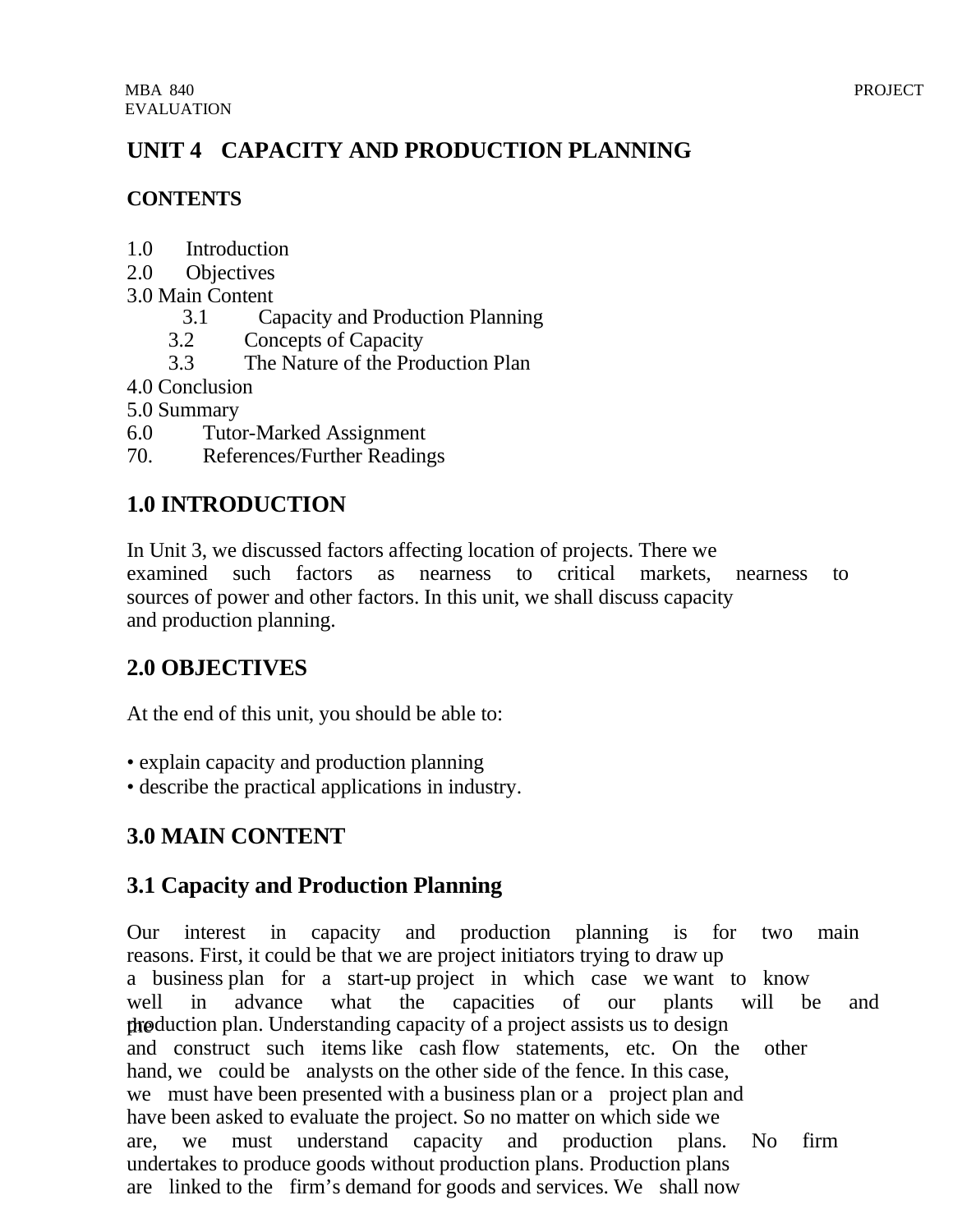# UNIT 4 CAPACITY AND PRODUCTION PLANNING

## CONTENTS

1.0 Introduction
2.0 Objectives
3.0 Main Content
  3.1 Capacity and Production Planning
  3.2 Concepts of Capacity
  3.3 The Nature of the Production Plan
4.0 Conclusion
5.0 Summary
6.0 Tutor-Marked Assignment
70. References/Further Readings

## 1.0 INTRODUCTION

In Unit 3, we discussed factors affecting location of projects. There we examined such factors as nearness to critical markets, nearness to sources of power and other factors. In this unit, we shall discuss capacity and production planning.

## 2.0 OBJECTIVES

At the end of this unit, you should be able to:

- explain capacity and production planning
- describe the practical applications in industry.

## 3.0 MAIN CONTENT

### 3.1 Capacity and Production Planning

Our interest in capacity and production planning is for two main reasons. First, it could be that we are project initiators trying to draw up a business plan for a start-up project in which case we want to know well in advance what the capacities of our plants will be and the production plan. Understanding capacity of a project assists us to design and construct such items like cash flow statements, etc. On the other hand, we could be analysts on the other side of the fence. In this case, we must have been presented with a business plan or a project plan and have been asked to evaluate the project. So no matter on which side we are, we must understand capacity and production plans. No firm undertakes to produce goods without production plans. Production plans are linked to the firm's demand for goods and services. We shall now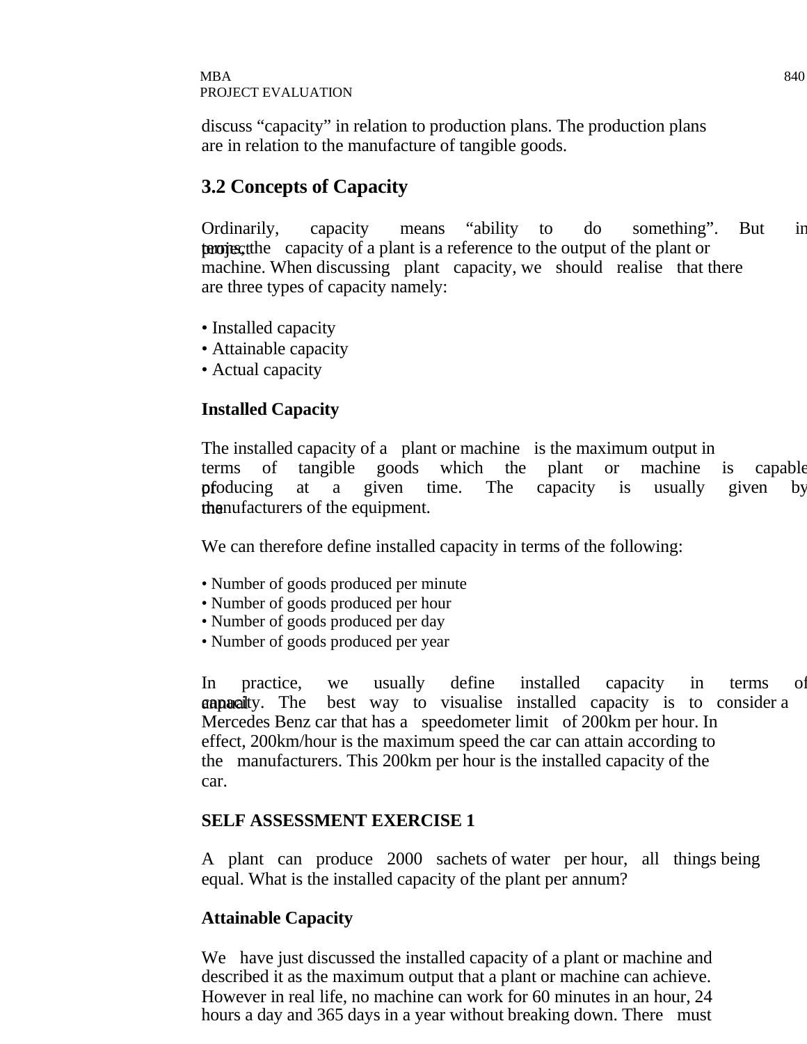discuss “capacity” in relation to production plans. The production plans are in relation to the manufacture of tangible goods.

## 3.2 Concepts of Capacity

Ordinarily, capacity means “ability to do something”. But in project terms, the capacity of a plant is a reference to the output of the plant or machine. When discussing plant capacity, we should realise that there are three types of capacity namely:

- Installed capacity
- Attainable capacity
- Actual capacity

**Installed Capacity**

The installed capacity of a plant or machine is the maximum output in terms of tangible goods which the plant or machine is capable of producing at a given time. The capacity is usually given by the manufacturers of the equipment.

We can therefore define installed capacity in terms of the following:

- Number of goods produced per minute
- Number of goods produced per hour
- Number of goods produced per day
- Number of goods produced per year

In practice, we usually define installed capacity in terms of annual capacity. The best way to visualise installed capacity is to consider a Mercedes Benz car that has a speedometer limit of 200km per hour. In effect, 200km/hour is the maximum speed the car can attain according to the manufacturers. This 200km per hour is the installed capacity of the car.

**SELF ASSESSMENT EXERCISE 1**

A plant can produce 2000 sachets of water per hour, all things being equal. What is the installed capacity of the plant per annum?

**Attainable Capacity**

We have just discussed the installed capacity of a plant or machine and described it as the maximum output that a plant or machine can achieve. However in real life, no machine can work for 60 minutes in an hour, 24 hours a day and 365 days in a year without breaking down. There must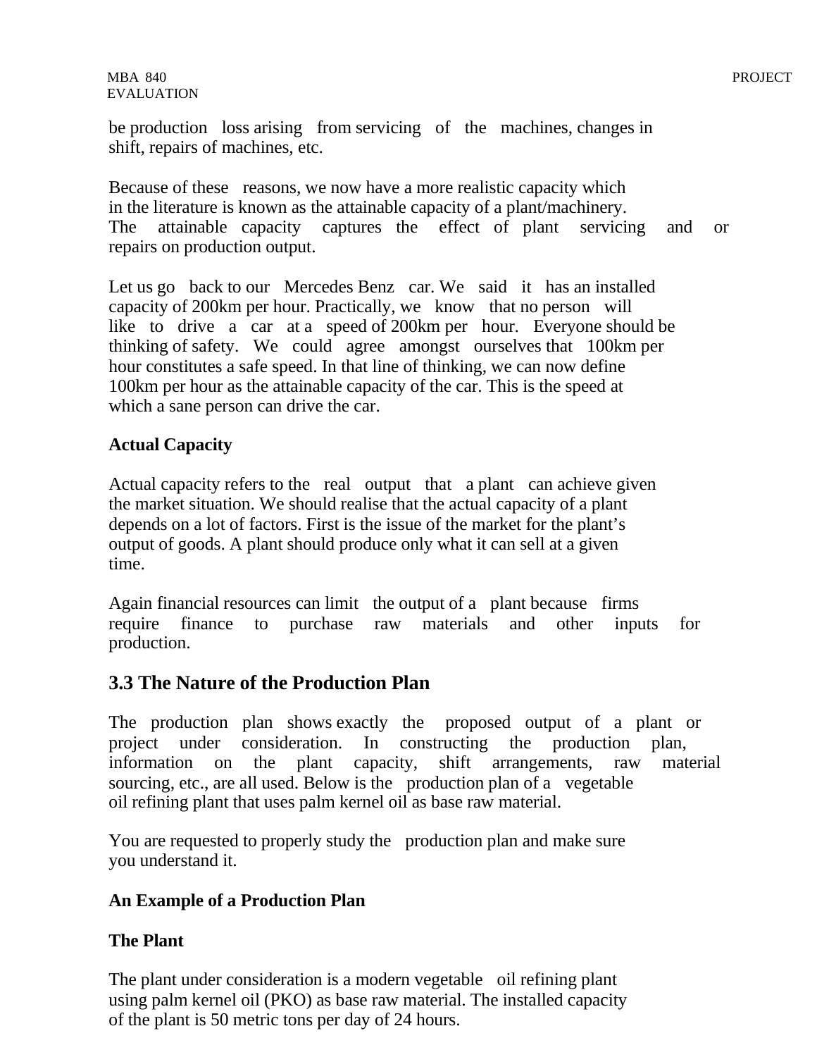be production loss arising from servicing of the machines, changes in shift, repairs of machines, etc.

Because of these reasons, we now have a more realistic capacity which in the literature is known as the attainable capacity of a plant/machinery. The attainable capacity captures the effect of plant servicing and or repairs on production output.

Let us go back to our Mercedes Benz car. We said it has an installed capacity of 200km per hour. Practically, we know that no person will like to drive a car at a speed of 200km per hour. Everyone should be thinking of safety. We could agree amongst ourselves that 100km per hour constitutes a safe speed. In that line of thinking, we can now define 100km per hour as the attainable capacity of the car. This is the speed at which a sane person can drive the car.

**Actual Capacity**

Actual capacity refers to the real output that a plant can achieve given the market situation. We should realise that the actual capacity of a plant depends on a lot of factors. First is the issue of the market for the plant's output of goods. A plant should produce only what it can sell at a given time.

Again financial resources can limit the output of a plant because firms require finance to purchase raw materials and other inputs for production.

## 3.3 The Nature of the Production Plan

The production plan shows exactly the proposed output of a plant or project under consideration. In constructing the production plan, information on the plant capacity, shift arrangements, raw material sourcing, etc., are all used. Below is the production plan of a vegetable oil refining plant that uses palm kernel oil as base raw material.

You are requested to properly study the production plan and make sure you understand it.

**An Example of a Production Plan**

**The Plant**

The plant under consideration is a modern vegetable oil refining plant using palm kernel oil (PKO) as base raw material. The installed capacity of the plant is 50 metric tons per day of 24 hours.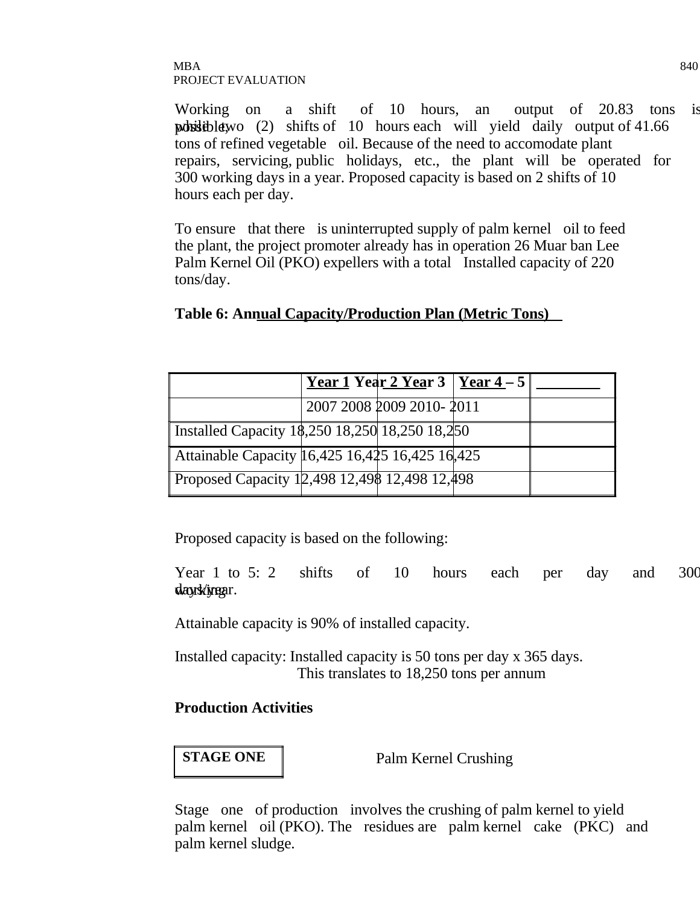Working on a shift of 10 hours, an output of 20.83 tons is possible; while two (2) shifts of 10 hours each will yield daily output of 41.66 tons of refined vegetable oil. Because of the need to accomodate plant repairs, servicing, public holidays, etc., the plant will be operated for 300 working days in a year. Proposed capacity is based on 2 shifts of 10 hours each per day.

To ensure that there is uninterrupted supply of palm kernel oil to feed the plant, the project promoter already has in operation 26 Muar ban Lee Palm Kernel Oil (PKO) expellers with a total Installed capacity of 220 tons/day.

**Table 6: Annual Capacity/Production Plan (Metric Tons)**

| | Year 1 | Year 2 | Year 3 | Year 4 – 5 |
|---|---|---|---|---|
| | 2007 | 2008 | 2009 | 2010- 2011 |
| Installed Capacity | 18,250 | 18,250 | 18,250 | 18,250 |
| Attainable Capacity | 16,425 | 16,425 | 16,425 | 16,425 |
| Proposed Capacity | 12,498 | 12,498 | 12,498 | 12,498 |

Proposed capacity is based on the following:

Year 1 to 5: 2 shifts of 10 hours each per day and 300 working days/year.

Attainable capacity is 90% of installed capacity.

Installed capacity: Installed capacity is 50 tons per day x 365 days. This translates to 18,250 tons per annum

**Production Activities**

**STAGE ONE** Palm Kernel Crushing

Stage one of production involves the crushing of palm kernel to yield palm kernel oil (PKO). The residues are palm kernel cake (PKC) and palm kernel sludge.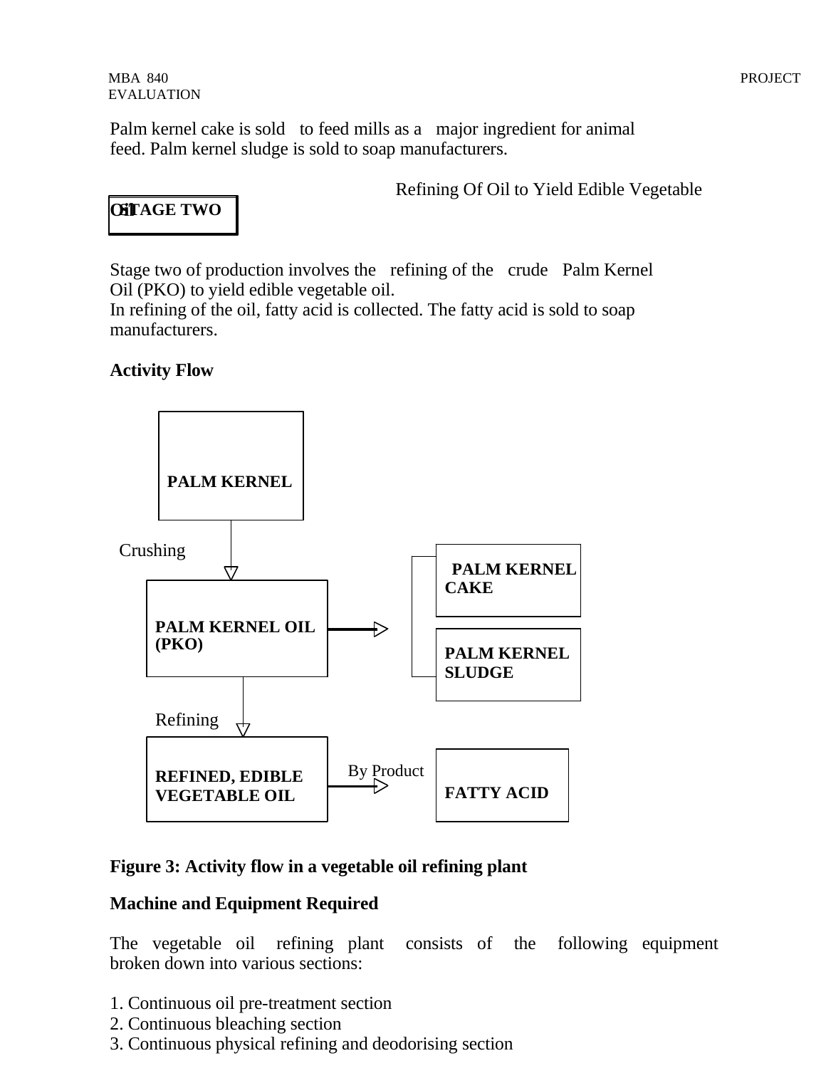Palm kernel cake is sold to feed mills as a major ingredient for animal feed. Palm kernel sludge is sold to soap manufacturers.

**STAGE TWO** Refining Of Oil to Yield Edible Vegetable Oil

Stage two of production involves the refining of the crude Palm Kernel Oil (PKO) to yield edible vegetable oil.
In refining of the oil, fatty acid is collected. The fatty acid is sold to soap manufacturers.

**Activity Flow**

**PALM KERNEL**

↓ Crushing

**PALM KERNEL OIL (PKO)** → **PALM KERNEL CAKE** / **PALM KERNEL SLUDGE**

↓ Refining

**REFINED, EDIBLE VEGETABLE OIL** → (By Product) **FATTY ACID**

**Figure 3: Activity flow in a vegetable oil refining plant**

**Machine and Equipment Required**

The vegetable oil refining plant consists of the following equipment broken down into various sections:

1. Continuous oil pre-treatment section
2. Continuous bleaching section
3. Continuous physical refining and deodorising section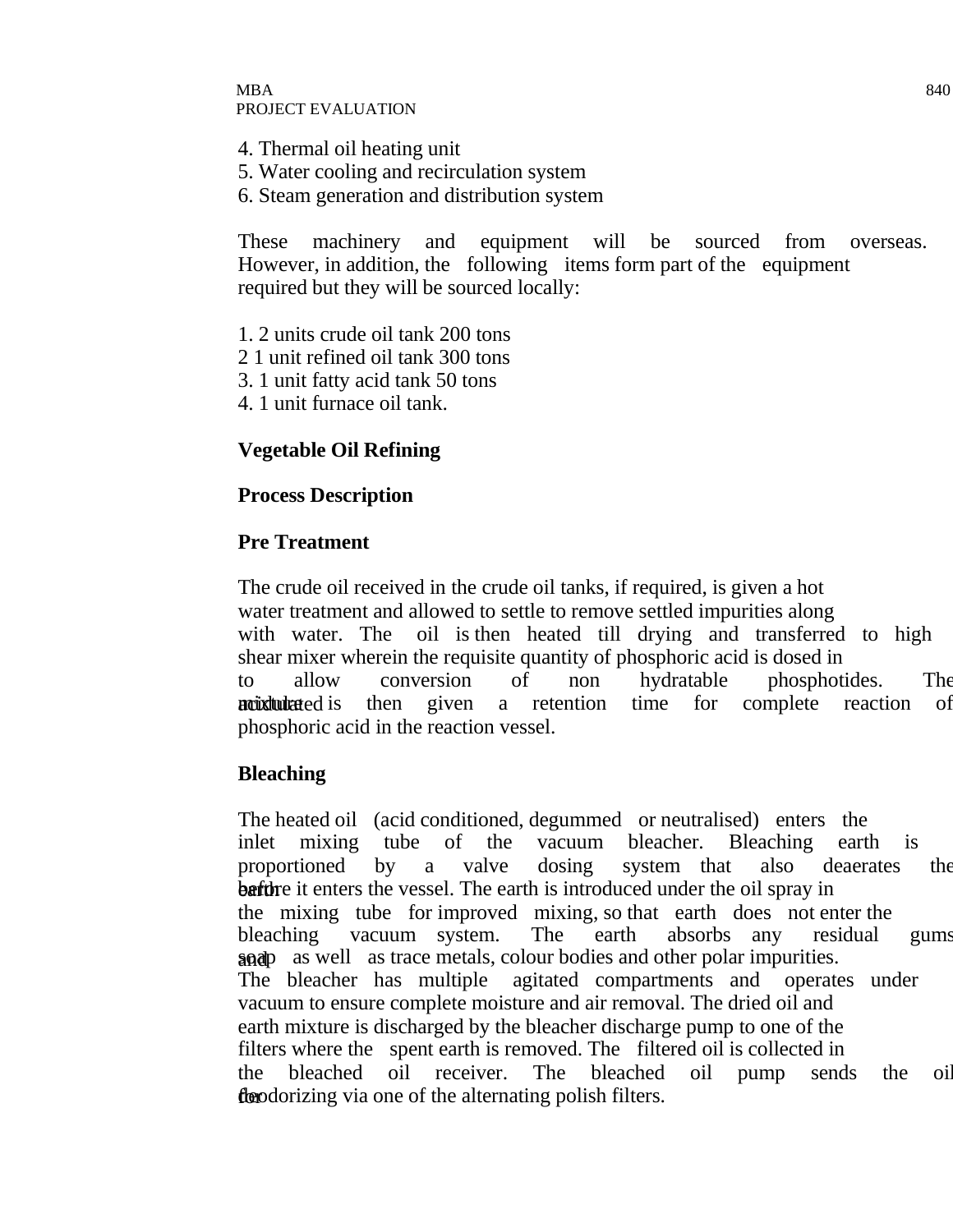4. Thermal oil heating unit
5. Water cooling and recirculation system
6. Steam generation and distribution system

These machinery and equipment will be sourced from overseas. However, in addition, the following items form part of the equipment required but they will be sourced locally:

1. 2 units crude oil tank 200 tons
2 1 unit refined oil tank 300 tons
3. 1 unit fatty acid tank 50 tons
4. 1 unit furnace oil tank.

## Vegetable Oil Refining

### Process Description

### Pre Treatment

The crude oil received in the crude oil tanks, if required, is given a hot water treatment and allowed to settle to remove settled impurities along with water. The oil is then heated till drying and transferred to high shear mixer wherein the requisite quantity of phosphoric acid is dosed in to allow conversion of non hydratable phosphotides. The acidulated mixture is then given a retention time for complete reaction of phosphoric acid in the reaction vessel.

### Bleaching

The heated oil (acid conditioned, degummed or neutralised) enters the inlet mixing tube of the vacuum bleacher. Bleaching earth is proportioned by a valve dosing system that also deaerates the earth before it enters the vessel. The earth is introduced under the oil spray in the mixing tube for improved mixing, so that earth does not enter the bleaching vacuum system. The earth absorbs any residual gums and soap as well as trace metals, colour bodies and other polar impurities. The bleacher has multiple agitated compartments and operates under vacuum to ensure complete moisture and air removal. The dried oil and earth mixture is discharged by the bleacher discharge pump to one of the filters where the spent earth is removed. The filtered oil is collected in the bleached oil receiver. The bleached oil pump sends the oil for deodorizing via one of the alternating polish filters.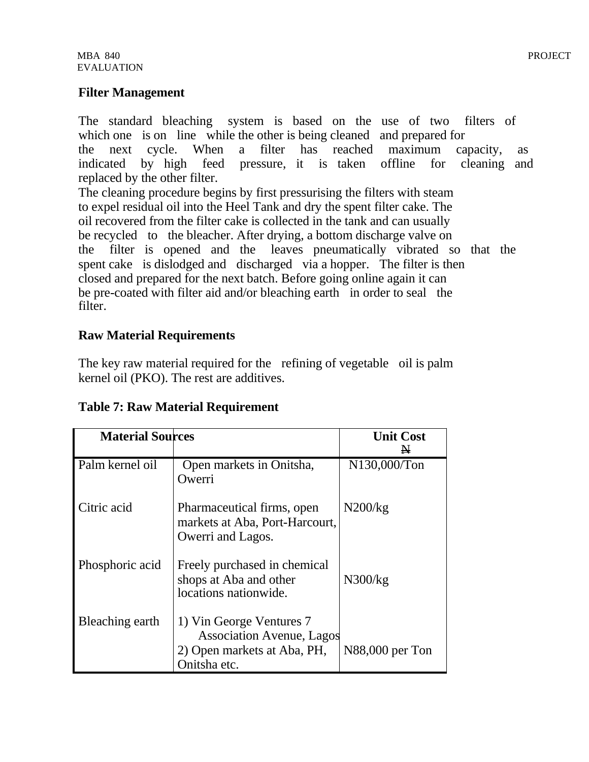## Filter Management

The standard bleaching system is based on the use of two filters of which one is on line while the other is being cleaned and prepared for the next cycle. When a filter has reached maximum capacity, as indicated by high feed pressure, it is taken offline for cleaning and replaced by the other filter.

The cleaning procedure begins by first pressurising the filters with steam to expel residual oil into the Heel Tank and dry the spent filter cake. The oil recovered from the filter cake is collected in the tank and can usually be recycled to the bleacher. After drying, a bottom discharge valve on the filter is opened and the leaves pneumatically vibrated so that the spent cake is dislodged and discharged via a hopper. The filter is then closed and prepared for the next batch. Before going online again it can be pre-coated with filter aid and/or bleaching earth in order to seal the filter.

## Raw Material Requirements

The key raw material required for the refining of vegetable oil is palm kernel oil (PKO). The rest are additives.

**Table 7: Raw Material Requirement**

| Material | Sources | Unit Cost ₦ |
|---|---|---|
| Palm kernel oil | Open markets in Onitsha, Owerri | N130,000/Ton |
| Citric acid | Pharmaceutical firms, open markets at Aba, Port-Harcourt, Owerri and Lagos. | N200/kg |
| Phosphoric acid | Freely purchased in chemical shops at Aba and other locations nationwide. | N300/kg |
| Bleaching earth | 1) Vin George Ventures 7 Association Avenue, Lagos 2) Open markets at Aba, PH, Onitsha etc. | N88,000 per Ton |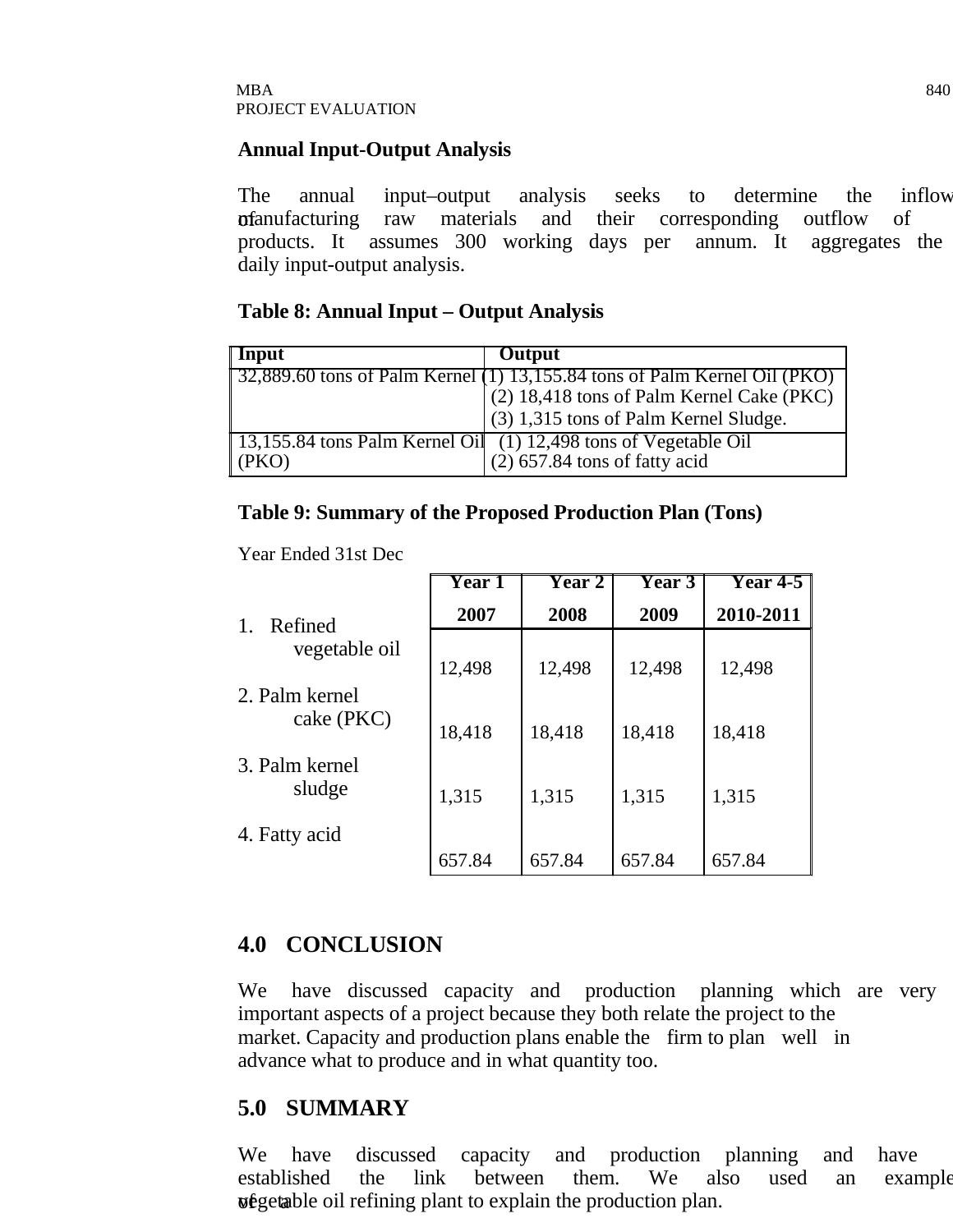## Annual Input-Output Analysis

The annual input–output analysis seeks to determine the inflow of manufacturing raw materials and their corresponding outflow of products. It assumes 300 working days per annum. It aggregates the daily input-output analysis.

**Table 8: Annual Input – Output Analysis**

| Input | Output |
|---|---|
| 32,889.60 tons of Palm Kernel | (1) 13,155.84 tons of Palm Kernel Oil (PKO)<br>(2) 18,418 tons of Palm Kernel Cake (PKC)<br>(3) 1,315 tons of Palm Kernel Sludge. |
| 13,155.84 tons Palm Kernel Oil (PKO) | (1) 12,498 tons of Vegetable Oil<br>(2) 657.84 tons of fatty acid |

**Table 9: Summary of the Proposed Production Plan (Tons)**

Year Ended 31st Dec

| | Year 1<br>2007 | Year 2<br>2008 | Year 3<br>2009 | Year 4-5<br>2010-2011 |
|---|---|---|---|---|
| 1. Refined vegetable oil | 12,498 | 12,498 | 12,498 | 12,498 |
| 2. Palm kernel cake (PKC) | 18,418 | 18,418 | 18,418 | 18,418 |
| 3. Palm kernel sludge | 1,315 | 1,315 | 1,315 | 1,315 |
| 4. Fatty acid | 657.84 | 657.84 | 657.84 | 657.84 |

## 4.0 CONCLUSION

We have discussed capacity and production planning which are very important aspects of a project because they both relate the project to the market. Capacity and production plans enable the firm to plan well in advance what to produce and in what quantity too.

## 5.0 SUMMARY

We have discussed capacity and production planning and have established the link between them. We also used an example of a vegetable oil refining plant to explain the production plan.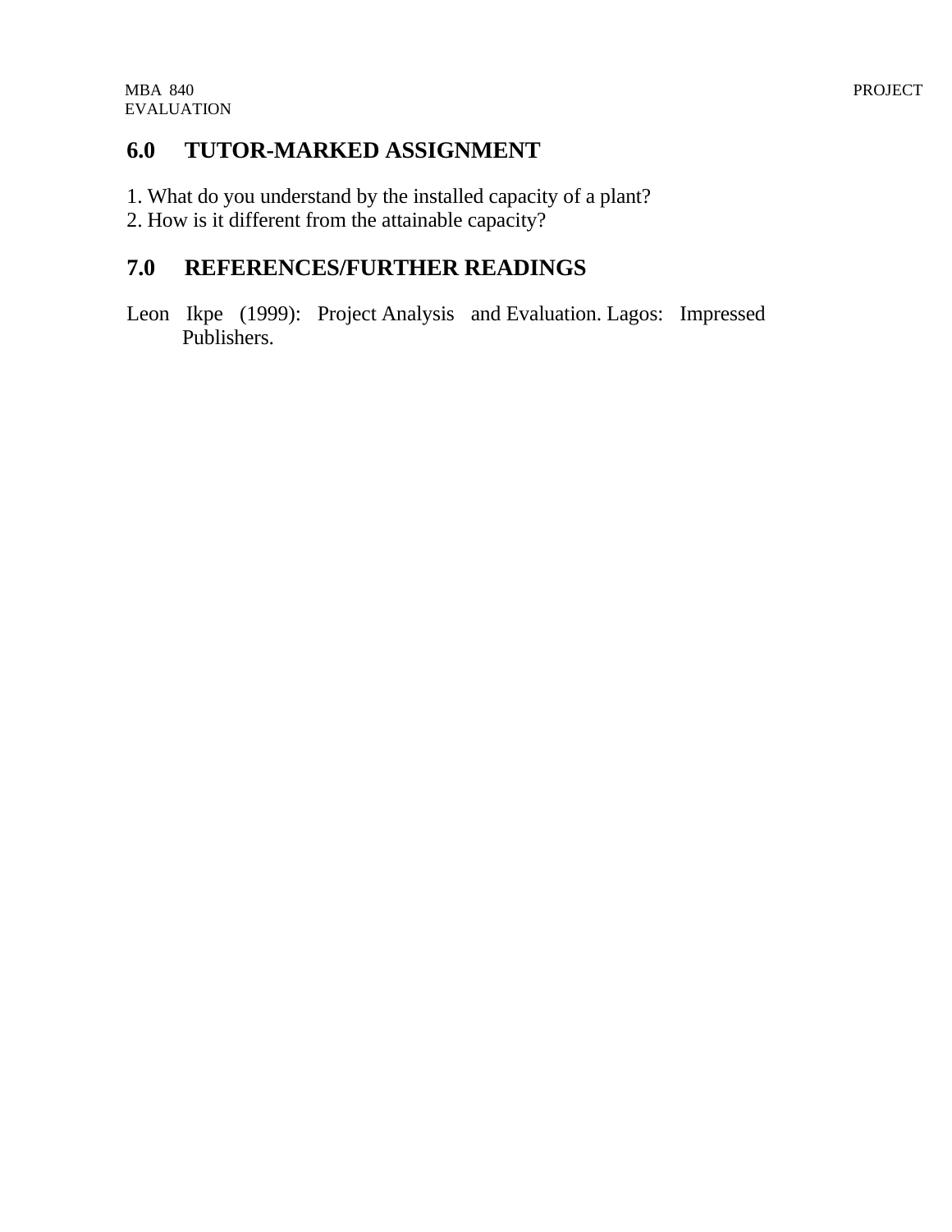## 6.0 TUTOR-MARKED ASSIGNMENT

1. What do you understand by the installed capacity of a plant?
2. How is it different from the attainable capacity?

## 7.0 REFERENCES/FURTHER READINGS

Leon Ikpe (1999): Project Analysis and Evaluation. Lagos: Impressed Publishers.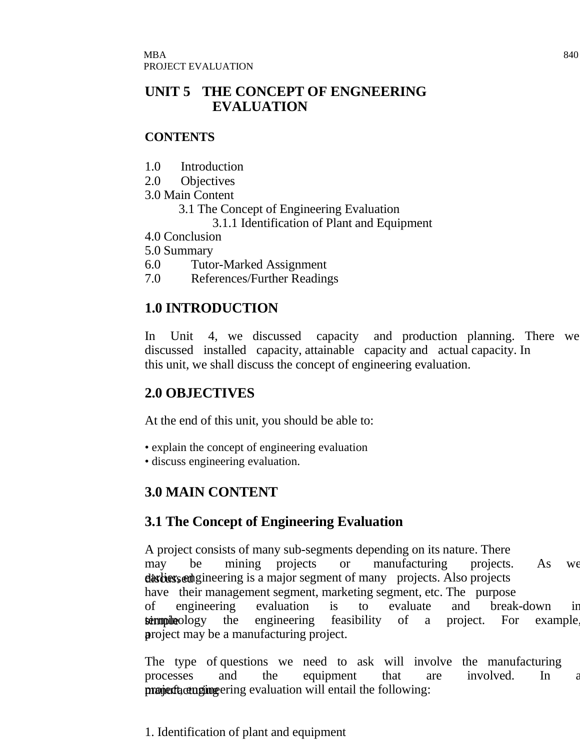# UNIT 5 THE CONCEPT OF ENGNEERING EVALUATION

## CONTENTS

1.0 Introduction
2.0 Objectives
3.0 Main Content
    3.1 The Concept of Engineering Evaluation
        3.1.1 Identification of Plant and Equipment
4.0 Conclusion
5.0 Summary
6.0 Tutor-Marked Assignment
7.0 References/Further Readings

## 1.0 INTRODUCTION

In Unit 4, we discussed capacity and production planning. There we discussed installed capacity, attainable capacity and actual capacity. In this unit, we shall discuss the concept of engineering evaluation.

## 2.0 OBJECTIVES

At the end of this unit, you should be able to:

- explain the concept of engineering evaluation
- discuss engineering evaluation.

## 3.0 MAIN CONTENT

## 3.1 The Concept of Engineering Evaluation

A project consists of many sub-segments depending on its nature. There may be mining projects or manufacturing projects. As we discussed earlier, engineering is a major segment of many projects. Also projects have their management segment, marketing segment, etc. The purpose of engineering evaluation is to evaluate and break-down in simple terminology the engineering feasibility of a project. For example, a project may be a manufacturing project.

The type of questions we need to ask will involve the manufacturing processes and the equipment that are involved. In a manufacturing project, engineering evaluation will entail the following:

1. Identification of plant and equipment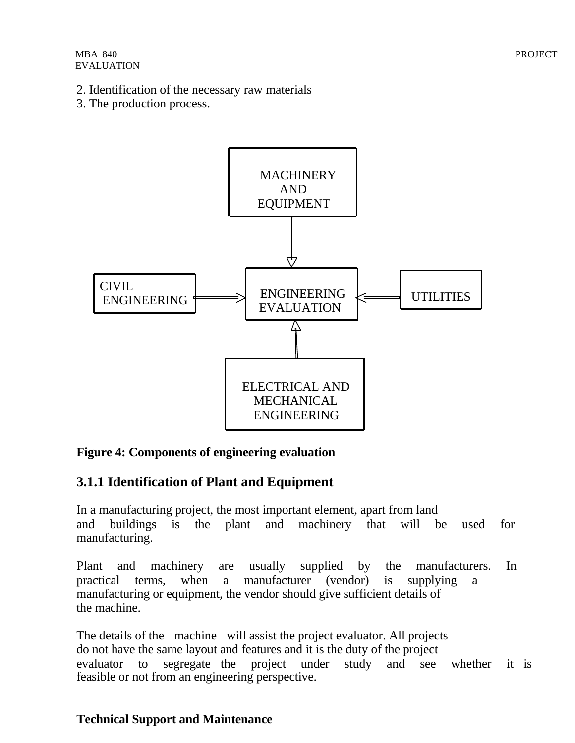2. Identification of the necessary raw materials
3. The production process.

MACHINERY AND EQUIPMENT

CIVIL ENGINEERING

ENGINEERING EVALUATION

UTILITIES

ELECTRICAL AND MECHANICAL ENGINEERING

**Figure 4: Components of engineering evaluation**

### 3.1.1 Identification of Plant and Equipment

In a manufacturing project, the most important element, apart from land and buildings is the plant and machinery that will be used for manufacturing.

Plant and machinery are usually supplied by the manufacturers. In practical terms, when a manufacturer (vendor) is supplying a manufacturing or equipment, the vendor should give sufficient details of the machine.

The details of the machine will assist the project evaluator. All projects do not have the same layout and features and it is the duty of the project evaluator to segregate the project under study and see whether it is feasible or not from an engineering perspective.

**Technical Support and Maintenance**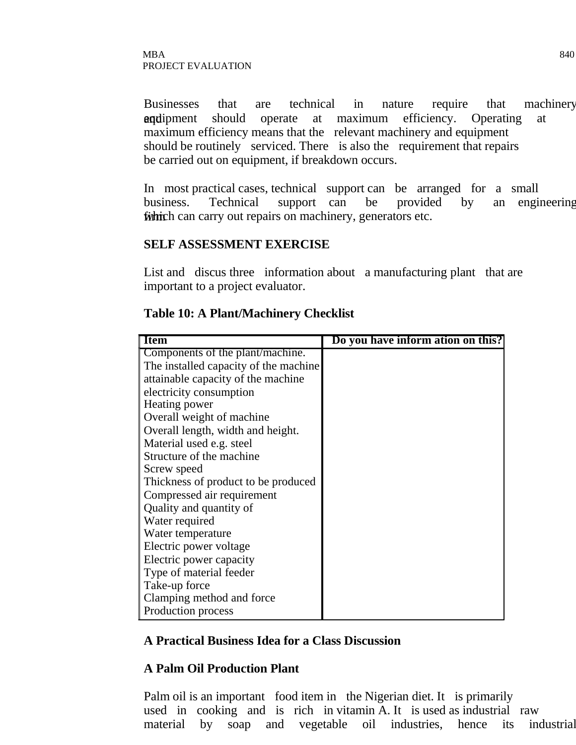Businesses that are technical in nature require that machinery and equipment should operate at maximum efficiency. Operating at maximum efficiency means that the relevant machinery and equipment should be routinely serviced. There is also the requirement that repairs be carried out on equipment, if breakdown occurs.

In most practical cases, technical support can be arranged for a small business. Technical support can be provided by an engineering firm which can carry out repairs on machinery, generators etc.

**SELF ASSESSMENT EXERCISE**

List and discus three information about a manufacturing plant that are important to a project evaluator.

**Table 10: A Plant/Machinery Checklist**

| Item | Do you have inform ation on this? |
|---|---|
| Components of the plant/machine. | |
| The installed capacity of the machine | |
| attainable capacity of the machine | |
| electricity consumption | |
| Heating power | |
| Overall weight of machine | |
| Overall length, width and height. | |
| Material used e.g. steel | |
| Structure of the machine | |
| Screw speed | |
| Thickness of product to be produced | |
| Compressed air requirement | |
| Quality and quantity of | |
| Water required | |
| Water temperature | |
| Electric power voltage | |
| Electric power capacity | |
| Type of material feeder | |
| Take-up force | |
| Clamping method and force | |
| Production process | |

**A Practical Business Idea for a Class Discussion**

**A Palm Oil Production Plant**

Palm oil is an important food item in the Nigerian diet. It is primarily used in cooking and is rich in vitamin A. It is used as industrial raw material by soap and vegetable oil industries, hence its industrial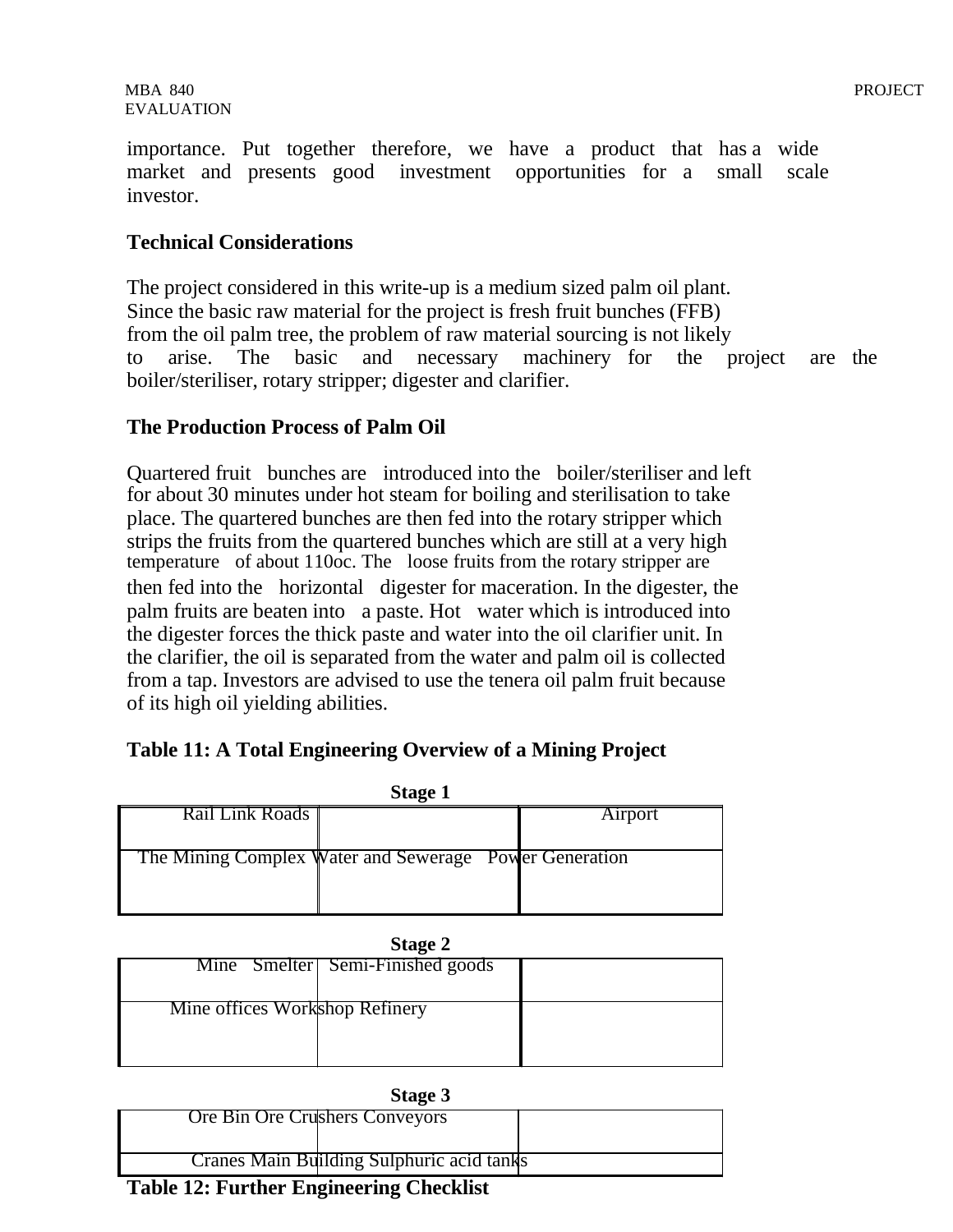importance. Put together therefore, we have a product that has a wide market and presents good investment opportunities for a small scale investor.

**Technical Considerations**

The project considered in this write-up is a medium sized palm oil plant. Since the basic raw material for the project is fresh fruit bunches (FFB) from the oil palm tree, the problem of raw material sourcing is not likely to arise. The basic and necessary machinery for the project are the boiler/steriliser, rotary stripper; digester and clarifier.

**The Production Process of Palm Oil**

Quartered fruit bunches are introduced into the boiler/steriliser and left for about 30 minutes under hot steam for boiling and sterilisation to take place. The quartered bunches are then fed into the rotary stripper which strips the fruits from the quartered bunches which are still at a very high temperature of about 110oc. The loose fruits from the rotary stripper are then fed into the horizontal digester for maceration. In the digester, the palm fruits are beaten into a paste. Hot water which is introduced into the digester forces the thick paste and water into the oil clarifier unit. In the clarifier, the oil is separated from the water and palm oil is collected from a tap. Investors are advised to use the tenera oil palm fruit because of its high oil yielding abilities.

**Table 11: A Total Engineering Overview of a Mining Project**

**Stage 1**

| Rail Link Roads | | Airport |
|---|---|---|
| The Mining Complex | Water and Sewerage | Power Generation |

**Stage 2**

| Mine Smelter | Semi-Finished goods | |
|---|---|---|
| Mine offices | Workshop Refinery | |

**Stage 3**

| Ore Bin | Ore Crushers Conveyors | |
|---|---|---|
| Cranes | Main Building Sulphuric acid tanks | |

**Table 12: Further Engineering Checklist**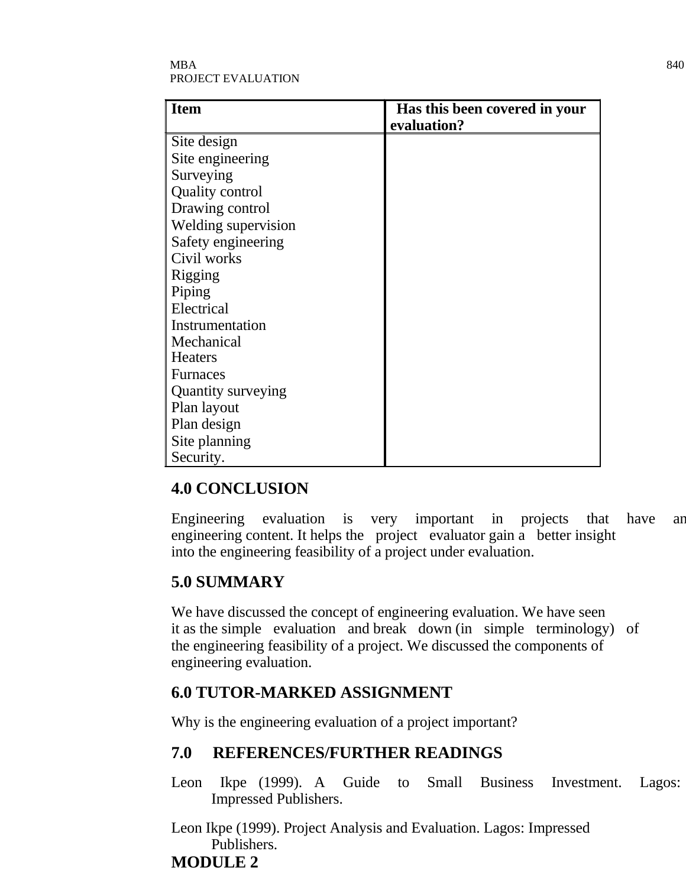| Item | Has this been covered in your evaluation? |
|---|---|
| Site design | |
| Site engineering | |
| Surveying | |
| Quality control | |
| Drawing control | |
| Welding supervision | |
| Safety engineering | |
| Civil works | |
| Rigging | |
| Piping | |
| Electrical | |
| Instrumentation | |
| Mechanical | |
| Heaters | |
| Furnaces | |
| Quantity surveying | |
| Plan layout | |
| Plan design | |
| Site planning | |
| Security. | |

## 4.0 CONCLUSION

Engineering evaluation is very important in projects that have an engineering content. It helps the project evaluator gain a better insight into the engineering feasibility of a project under evaluation.

## 5.0 SUMMARY

We have discussed the concept of engineering evaluation. We have seen it as the simple evaluation and break down (in simple terminology) of the engineering feasibility of a project. We discussed the components of engineering evaluation.

## 6.0 TUTOR-MARKED ASSIGNMENT

Why is the engineering evaluation of a project important?

## 7.0 REFERENCES/FURTHER READINGS

Leon Ikpe (1999). A Guide to Small Business Investment. Lagos: Impressed Publishers.

Leon Ikpe (1999). Project Analysis and Evaluation. Lagos: Impressed Publishers.

# MODULE 2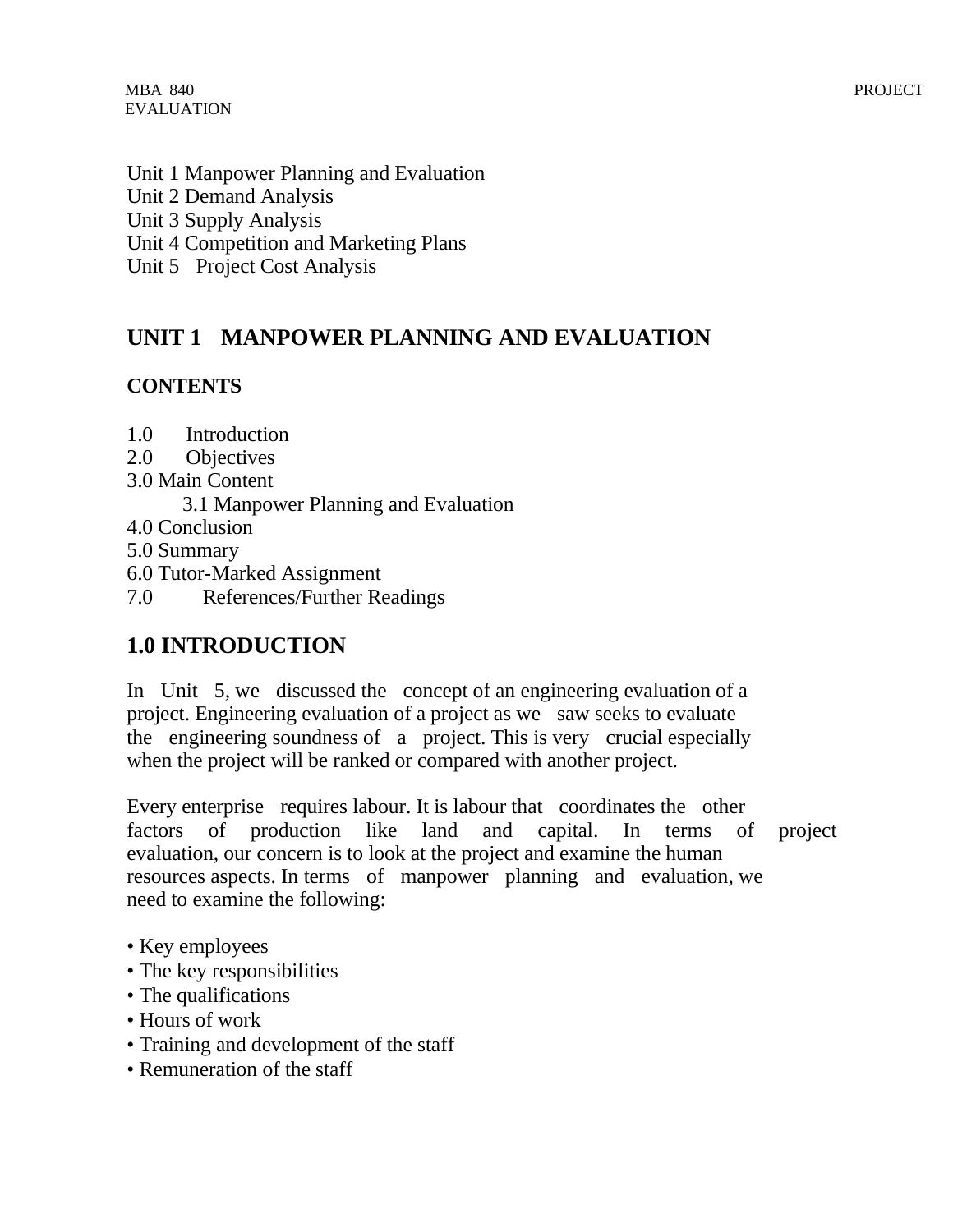Unit 1 Manpower Planning and Evaluation
Unit 2 Demand Analysis
Unit 3 Supply Analysis
Unit 4 Competition and Marketing Plans
Unit 5 Project Cost Analysis

## UNIT 1 MANPOWER PLANNING AND EVALUATION

**CONTENTS**

1.0 Introduction
2.0 Objectives
3.0 Main Content
    3.1 Manpower Planning and Evaluation
4.0 Conclusion
5.0 Summary
6.0 Tutor-Marked Assignment
7.0 References/Further Readings

## 1.0 INTRODUCTION

In Unit 5, we discussed the concept of an engineering evaluation of a project. Engineering evaluation of a project as we saw seeks to evaluate the engineering soundness of a project. This is very crucial especially when the project will be ranked or compared with another project.

Every enterprise requires labour. It is labour that coordinates the other factors of production like land and capital. In terms of project evaluation, our concern is to look at the project and examine the human resources aspects. In terms of manpower planning and evaluation, we need to examine the following:

- Key employees
- The key responsibilities
- The qualifications
- Hours of work
- Training and development of the staff
- Remuneration of the staff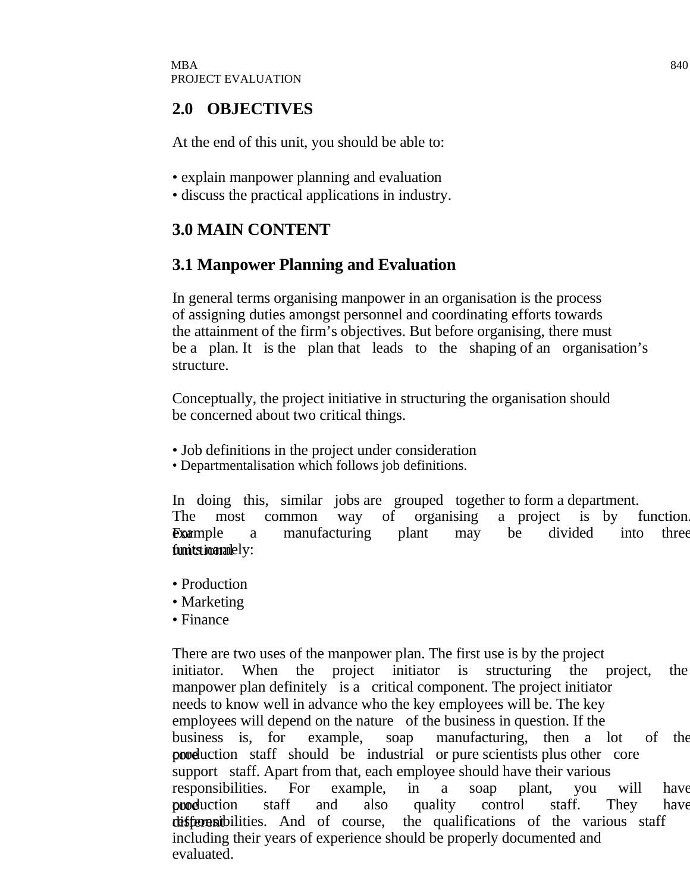## 2.0 OBJECTIVES

At the end of this unit, you should be able to:

- explain manpower planning and evaluation
- discuss the practical applications in industry.

## 3.0 MAIN CONTENT

### 3.1 Manpower Planning and Evaluation

In general terms organising manpower in an organisation is the process of assigning duties amongst personnel and coordinating efforts towards the attainment of the firm's objectives. But before organising, there must be a plan. It is the plan that leads to the shaping of an organisation's structure.

Conceptually, the project initiative in structuring the organisation should be concerned about two critical things.

- Job definitions in the project under consideration
- Departmentalisation which follows job definitions.

In doing this, similar jobs are grouped together to form a department. The most common way of organising a project is by function. For example a manufacturing plant may be divided into three functional units namely:

- Production
- Marketing
- Finance

There are two uses of the manpower plan. The first use is by the project initiator. When the project initiator is structuring the project, the manpower plan definitely is a critical component. The project initiator needs to know well in advance who the key employees will be. The key employees will depend on the nature of the business in question. If the business is, for example, soap manufacturing, then a lot of the core production staff should be industrial or pure scientists plus other core support staff. Apart from that, each employee should have their various responsibilities. For example, in a soap plant, you will have core production staff and also quality control staff. They have different responsibilities. And of course, the qualifications of the various staff including their years of experience should be properly documented and evaluated.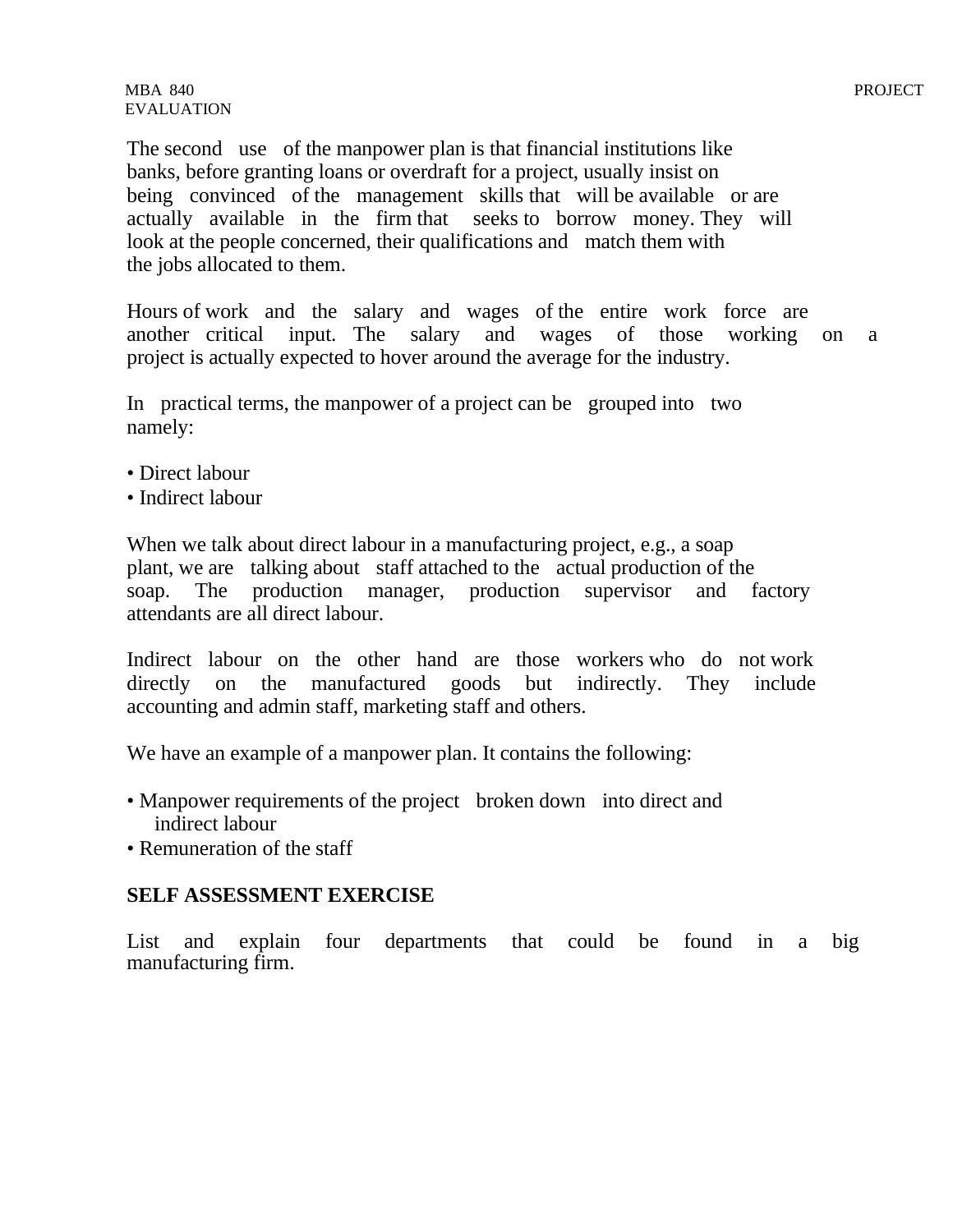The second use of the manpower plan is that financial institutions like banks, before granting loans or overdraft for a project, usually insist on being convinced of the management skills that will be available or are actually available in the firm that seeks to borrow money. They will look at the people concerned, their qualifications and match them with the jobs allocated to them.

Hours of work and the salary and wages of the entire work force are another critical input. The salary and wages of those working on a project is actually expected to hover around the average for the industry.

In practical terms, the manpower of a project can be grouped into two namely:

- Direct labour
- Indirect labour

When we talk about direct labour in a manufacturing project, e.g., a soap plant, we are talking about staff attached to the actual production of the soap. The production manager, production supervisor and factory attendants are all direct labour.

Indirect labour on the other hand are those workers who do not work directly on the manufactured goods but indirectly. They include accounting and admin staff, marketing staff and others.

We have an example of a manpower plan. It contains the following:

- Manpower requirements of the project broken down into direct and indirect labour
- Remuneration of the staff

**SELF ASSESSMENT EXERCISE**

List and explain four departments that could be found in a big manufacturing firm.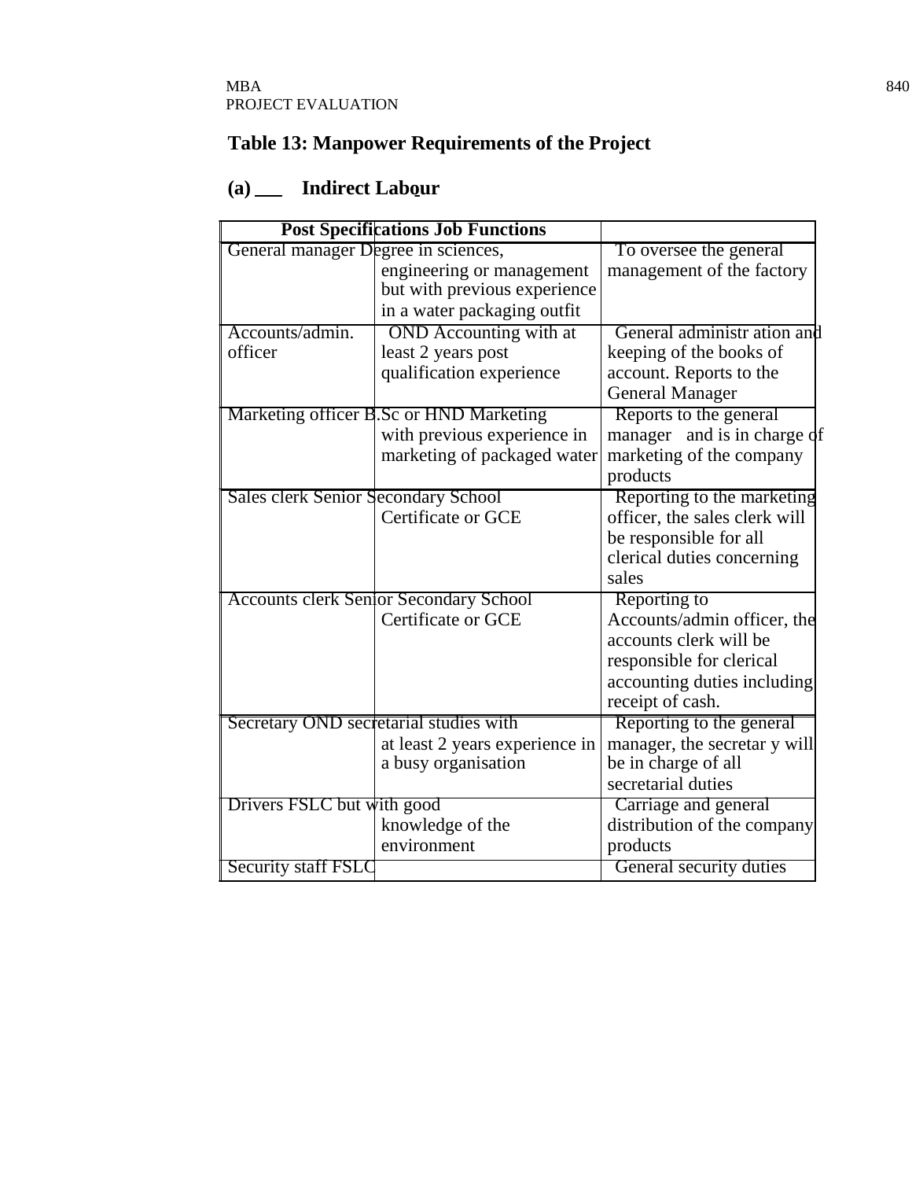## Table 13: Manpower Requirements of the Project

### (a) Indirect Labour

| Post | Specifications | Job Functions |
|---|---|---|
| General manager | Degree in sciences, engineering or management but with previous experience in a water packaging outfit | To oversee the general management of the factory |
| Accounts/admin. officer | OND Accounting with at least 2 years post qualification experience | General administration and keeping of the books of account. Reports to the General Manager |
| Marketing officer | B.Sc or HND Marketing with previous experience in marketing of packaged water | Reports to the general manager and is in charge of marketing of the company products |
| Sales clerk | Senior Secondary School Certificate or GCE | Reporting to the marketing officer, the sales clerk will be responsible for all clerical duties concerning sales |
| Accounts clerk | Senior Secondary School Certificate or GCE | Reporting to Accounts/admin officer, the accounts clerk will be responsible for clerical accounting duties including receipt of cash. |
| Secretary | OND secretarial studies with at least 2 years experience in a busy organisation | Reporting to the general manager, the secretary will be in charge of all secretarial duties |
| Drivers | FSLC but with good knowledge of the environment | Carriage and general distribution of the company products |
| Security staff | FSLC | General security duties |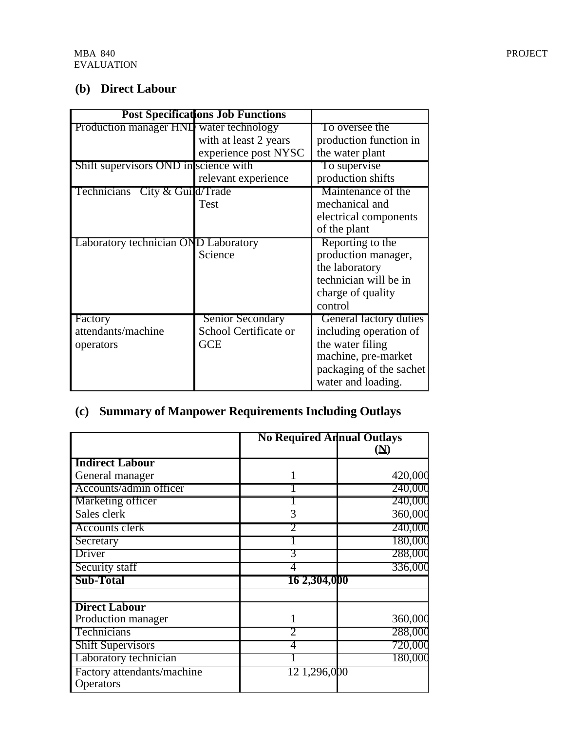### (b) Direct Labour

| Post | Specifications | Job Functions |
|---|---|---|
| Production manager | HND water technology with at least 2 years experience post NYSC | To oversee the production function in the water plant |
| Shift supervisors | OND in science with relevant experience | To supervise production shifts |
| Technicians | City & Guild/Trade Test | Maintenance of the mechanical and electrical components of the plant |
| Laboratory technician | OND Laboratory Science | Reporting to the production manager, the laboratory technician will be in charge of quality control |
| Factory attendants/machine operators | Senior Secondary School Certificate or GCE | General factory duties including operation of the water filing machine, pre-market packaging of the sachet water and loading. |

### (c) Summary of Manpower Requirements Including Outlays

| | No Required | Annual Outlays (N) |
|---|---|---|
| **Indirect Labour** | | |
| General manager | 1 | 420,000 |
| Accounts/admin officer | 1 | 240,000 |
| Marketing officer | 1 | 240,000 |
| Sales clerk | 3 | 360,000 |
| Accounts clerk | 2 | 240,000 |
| Secretary | 1 | 180,000 |
| Driver | 3 | 288,000 |
| Security staff | 4 | 336,000 |
| **Sub-Total** | **16** | **2,304,000** |
| | | |
| **Direct Labour** | | |
| Production manager | 1 | 360,000 |
| Technicians | 2 | 288,000 |
| Shift Supervisors | 4 | 720,000 |
| Laboratory technician | 1 | 180,000 |
| Factory attendants/machine Operators | 12 | 1,296,000 |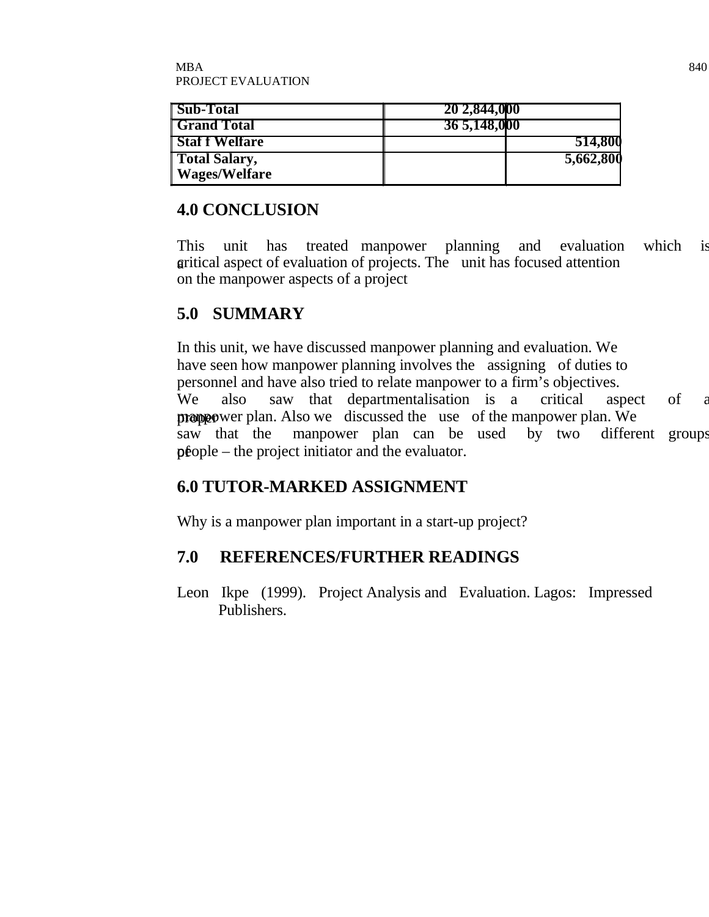| Sub-Total | 20 2,844,000 | |
|---|---|---|
| Grand Total | 36 5,148,000 | |
| Staf f Welfare | | 514,800 |
| Total Salary, Wages/Welfare | | 5,662,800 |

## 4.0 CONCLUSION

This unit has treated manpower planning and evaluation which is a critical aspect of evaluation of projects. The unit has focused attention on the manpower aspects of a project

## 5.0 SUMMARY

In this unit, we have discussed manpower planning and evaluation. We have seen how manpower planning involves the assigning of duties to personnel and have also tried to relate manpower to a firm's objectives. We also saw that departmentalisation is a critical aspect of a proper manpower plan. Also we discussed the use of the manpower plan. We saw that the manpower plan can be used by two different groups of people – the project initiator and the evaluator.

## 6.0 TUTOR-MARKED ASSIGNMENT

Why is a manpower plan important in a start-up project?

## 7.0 REFERENCES/FURTHER READINGS

Leon Ikpe (1999). Project Analysis and Evaluation. Lagos: Impressed Publishers.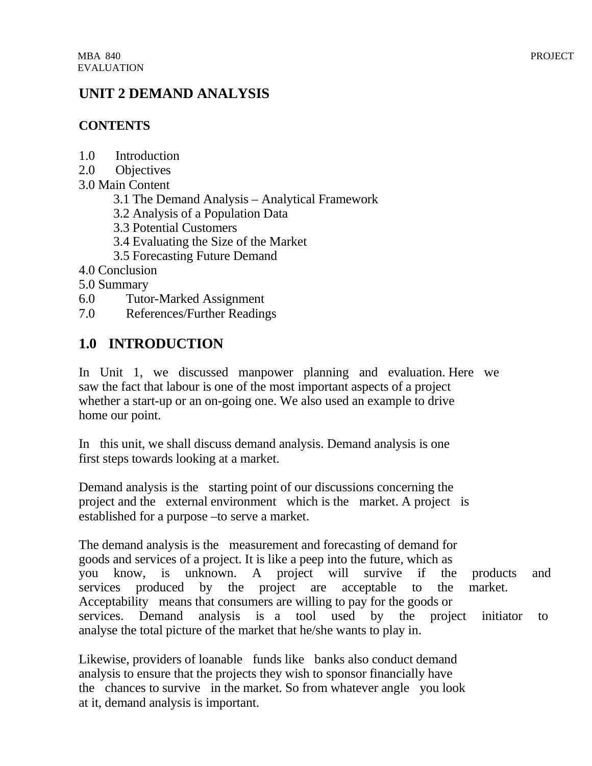# UNIT 2 DEMAND ANALYSIS

## CONTENTS

1.0 Introduction
2.0 Objectives
3.0 Main Content
   3.1 The Demand Analysis – Analytical Framework
   3.2 Analysis of a Population Data
   3.3 Potential Customers
   3.4 Evaluating the Size of the Market
   3.5 Forecasting Future Demand
4.0 Conclusion
5.0 Summary
6.0 Tutor-Marked Assignment
7.0 References/Further Readings

## 1.0 INTRODUCTION

In Unit 1, we discussed manpower planning and evaluation. Here we saw the fact that labour is one of the most important aspects of a project whether a start-up or an on-going one. We also used an example to drive home our point.

In this unit, we shall discuss demand analysis. Demand analysis is one first steps towards looking at a market.

Demand analysis is the starting point of our discussions concerning the project and the external environment which is the market. A project is established for a purpose –to serve a market.

The demand analysis is the measurement and forecasting of demand for goods and services of a project. It is like a peep into the future, which as you know, is unknown. A project will survive if the products and services produced by the project are acceptable to the market. Acceptability means that consumers are willing to pay for the goods or services. Demand analysis is a tool used by the project initiator to analyse the total picture of the market that he/she wants to play in.

Likewise, providers of loanable funds like banks also conduct demand analysis to ensure that the projects they wish to sponsor financially have the chances to survive in the market. So from whatever angle you look at it, demand analysis is important.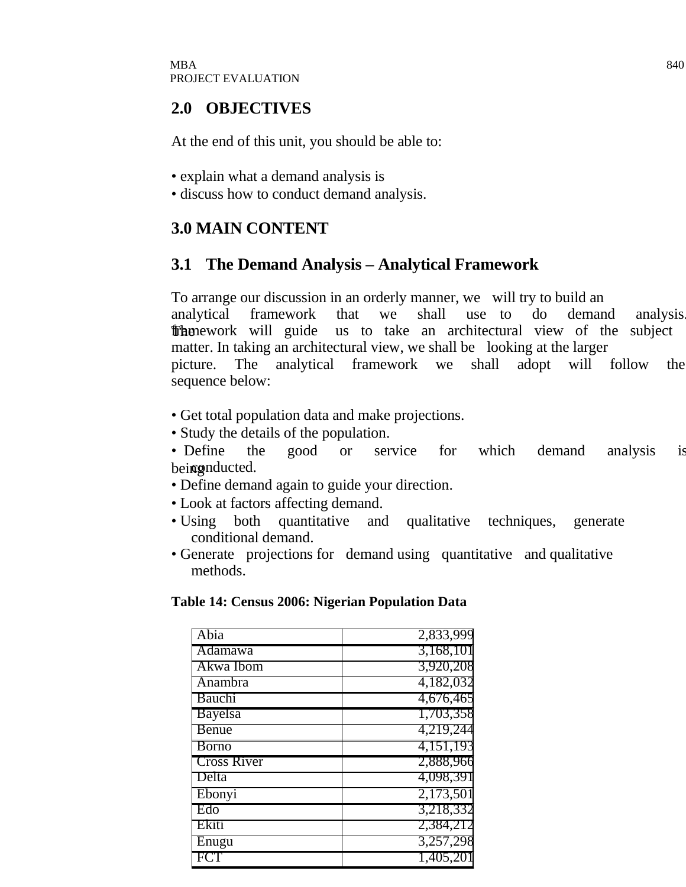## 2.0 OBJECTIVES

At the end of this unit, you should be able to:

- explain what a demand analysis is
- discuss how to conduct demand analysis.

## 3.0 MAIN CONTENT

### 3.1 The Demand Analysis – Analytical Framework

To arrange our discussion in an orderly manner, we will try to build an analytical framework that we shall use to do demand analysis. The framework will guide us to take an architectural view of the subject matter. In taking an architectural view, we shall be looking at the larger picture. The analytical framework we shall adopt will follow the sequence below:

- Get total population data and make projections.
- Study the details of the population.
- Define the good or service for which demand analysis is being conducted.
- Define demand again to guide your direction.
- Look at factors affecting demand.
- Using both quantitative and qualitative techniques, generate conditional demand.
- Generate projections for demand using quantitative and qualitative methods.

**Table 14: Census 2006: Nigerian Population Data**

| | |
|---|---:|
| Abia | 2,833,999 |
| Adamawa | 3,168,101 |
| Akwa Ibom | 3,920,208 |
| Anambra | 4,182,032 |
| Bauchi | 4,676,465 |
| Bayelsa | 1,703,358 |
| Benue | 4,219,244 |
| Borno | 4,151,193 |
| Cross River | 2,888,966 |
| Delta | 4,098,391 |
| Ebonyi | 2,173,501 |
| Edo | 3,218,332 |
| Ekiti | 2,384,212 |
| Enugu | 3,257,298 |
| FCT | 1,405,201 |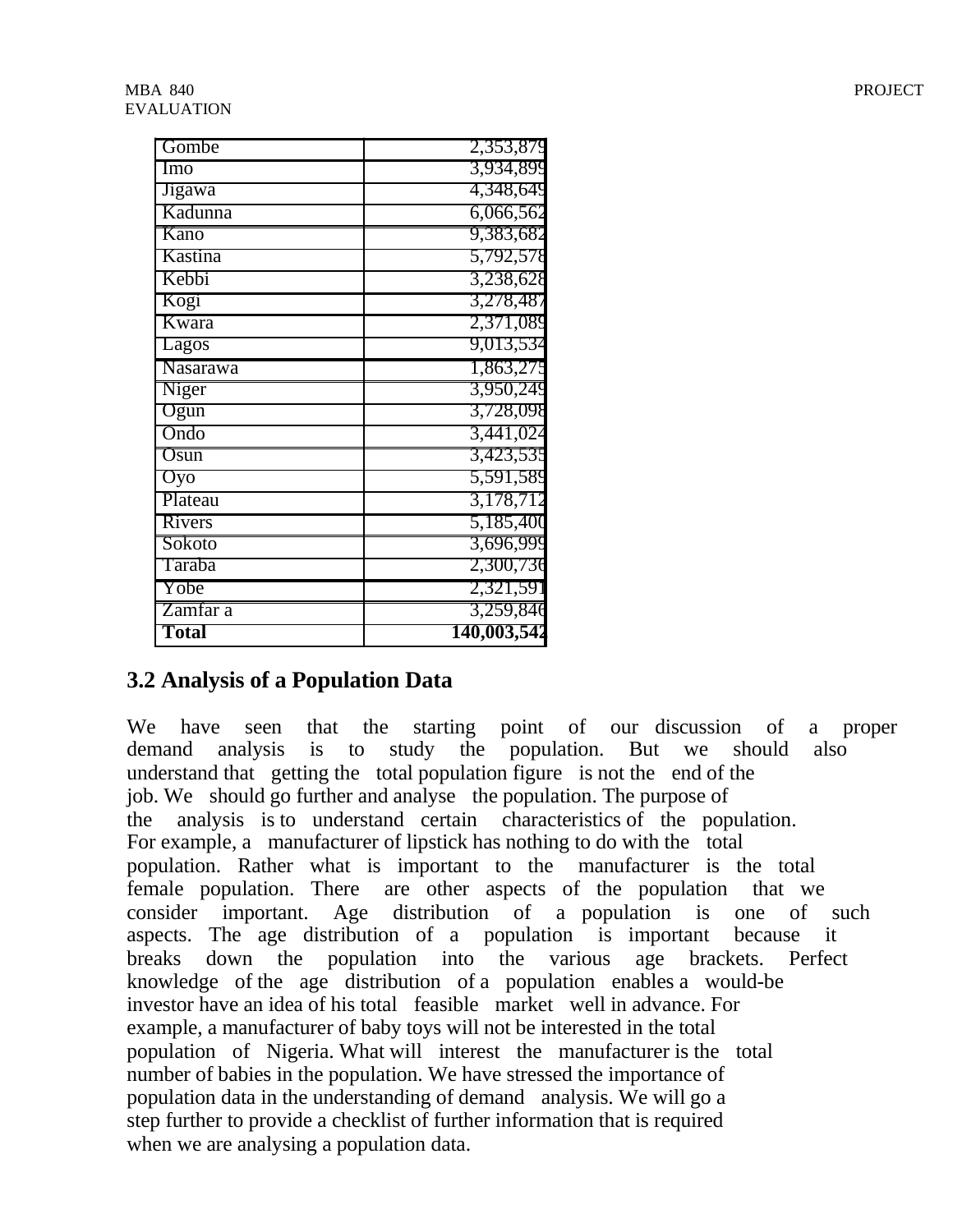| Gombe | 2,353,879 |
|---|---|
| Imo | 3,934,899 |
| Jigawa | 4,348,649 |
| Kadunna | 6,066,562 |
| Kano | 9,383,682 |
| Kastina | 5,792,578 |
| Kebbi | 3,238,628 |
| Kogi | 3,278,487 |
| Kwara | 2,371,089 |
| Lagos | 9,013,534 |
| Nasarawa | 1,863,275 |
| Niger | 3,950,249 |
| Ogun | 3,728,098 |
| Ondo | 3,441,024 |
| Osun | 3,423,535 |
| Oyo | 5,591,589 |
| Plateau | 3,178,712 |
| Rivers | 5,185,400 |
| Sokoto | 3,696,999 |
| Taraba | 2,300,736 |
| Yobe | 2,321,591 |
| Zamfar a | 3,259,846 |
| **Total** | **140,003,542** |

## 3.2 Analysis of a Population Data

We have seen that the starting point of our discussion of a proper demand analysis is to study the population. But we should also understand that getting the total population figure is not the end of the job. We should go further and analyse the population. The purpose of the analysis is to understand certain characteristics of the population. For example, a manufacturer of lipstick has nothing to do with the total population. Rather what is important to the manufacturer is the total female population. There are other aspects of the population that we consider important. Age distribution of a population is one of such aspects. The age distribution of a population is important because it breaks down the population into the various age brackets. Perfect knowledge of the age distribution of a population enables a would-be investor have an idea of his total feasible market well in advance. For example, a manufacturer of baby toys will not be interested in the total population of Nigeria. What will interest the manufacturer is the total number of babies in the population. We have stressed the importance of population data in the understanding of demand analysis. We will go a step further to provide a checklist of further information that is required when we are analysing a population data.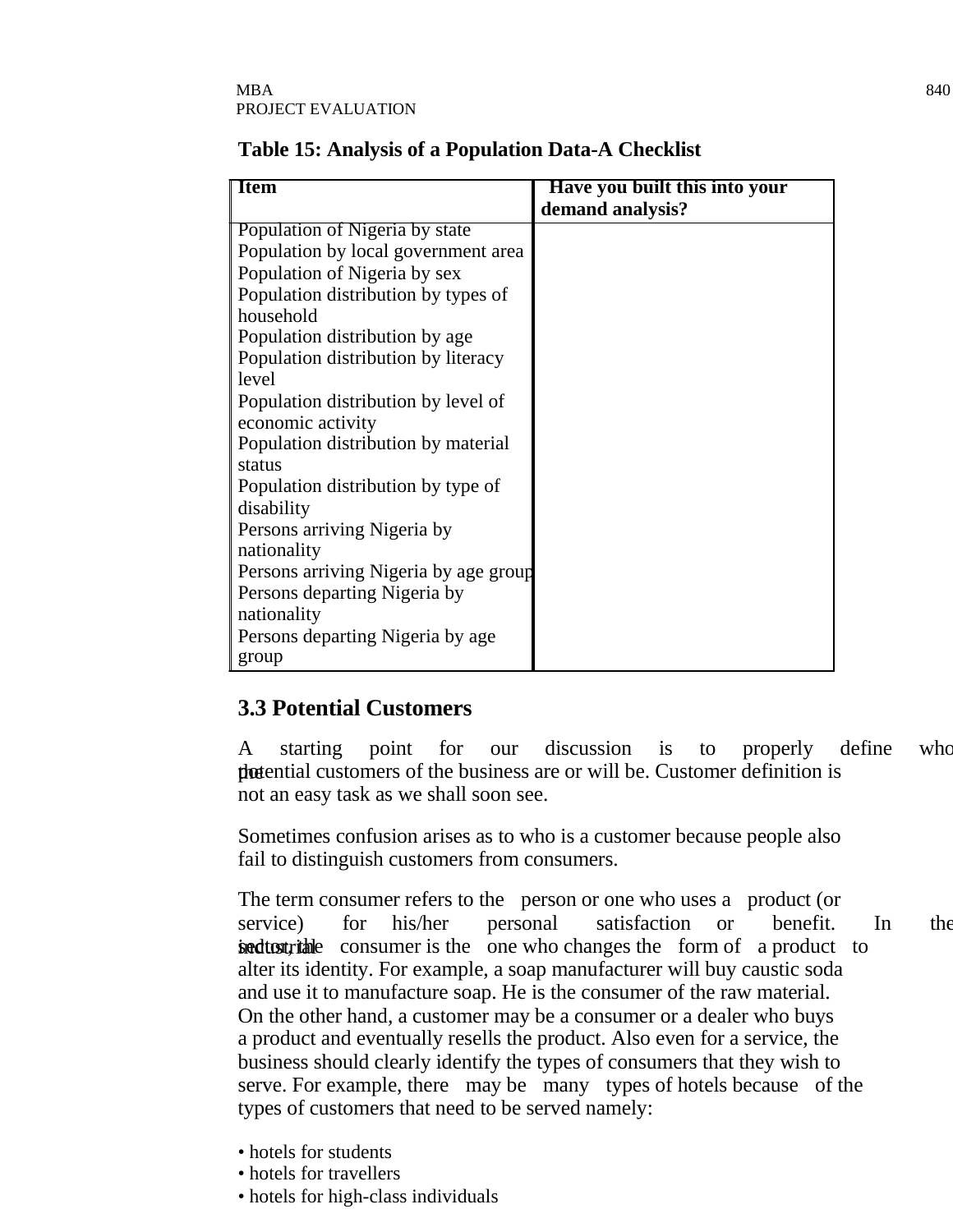**Table 15: Analysis of a Population Data-A Checklist**

| Item | Have you built this into your demand analysis? |
| --- | --- |
| Population of Nigeria by state | |
| Population by local government area | |
| Population of Nigeria by sex | |
| Population distribution by types of household | |
| Population distribution by age | |
| Population distribution by literacy level | |
| Population distribution by level of economic activity | |
| Population distribution by material status | |
| Population distribution by type of disability | |
| Persons arriving Nigeria by nationality | |
| Persons arriving Nigeria by age group | |
| Persons departing Nigeria by nationality | |
| Persons departing Nigeria by age group | |

## 3.3 Potential Customers

A starting point for our discussion is to properly define who the potential customers of the business are or will be. Customer definition is not an easy task as we shall soon see.

Sometimes confusion arises as to who is a customer because people also fail to distinguish customers from consumers.

The term consumer refers to the person or one who uses a product (or service) for his/her personal satisfaction or benefit. In the industrial sector, the consumer is the one who changes the form of a product to alter its identity. For example, a soap manufacturer will buy caustic soda and use it to manufacture soap. He is the consumer of the raw material. On the other hand, a customer may be a consumer or a dealer who buys a product and eventually resells the product. Also even for a service, the business should clearly identify the types of consumers that they wish to serve. For example, there may be many types of hotels because of the types of customers that need to be served namely:

- hotels for students
- hotels for travellers
- hotels for high-class individuals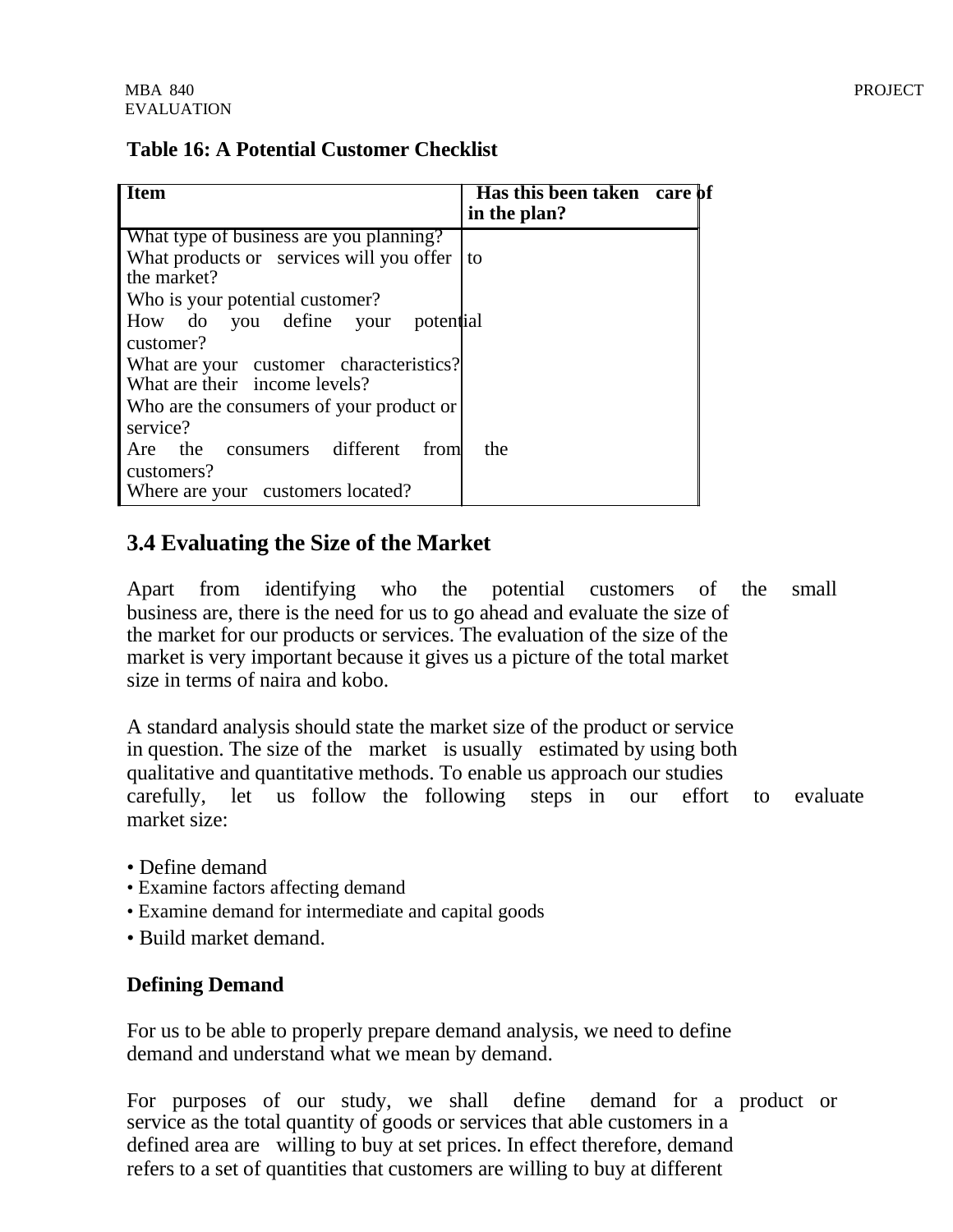**Table 16: A Potential Customer Checklist**

| Item | Has this been taken care of in the plan? |
|---|---|
| What type of business are you planning? | |
| What products or services will you offer to the market? | |
| Who is your potential customer? | |
| How do you define your potential customer? | |
| What are your customer characteristics? | |
| What are their income levels? | |
| Who are the consumers of your product or service? | |
| Are the consumers different from the customers? | |
| Where are your customers located? | |

## 3.4 Evaluating the Size of the Market

Apart from identifying who the potential customers of the small business are, there is the need for us to go ahead and evaluate the size of the market for our products or services. The evaluation of the size of the market is very important because it gives us a picture of the total market size in terms of naira and kobo.

A standard analysis should state the market size of the product or service in question. The size of the market is usually estimated by using both qualitative and quantitative methods. To enable us approach our studies carefully, let us follow the following steps in our effort to evaluate market size:

- Define demand
- Examine factors affecting demand
- Examine demand for intermediate and capital goods
- Build market demand.

**Defining Demand**

For us to be able to properly prepare demand analysis, we need to define demand and understand what we mean by demand.

For purposes of our study, we shall define demand for a product or service as the total quantity of goods or services that able customers in a defined area are willing to buy at set prices. In effect therefore, demand refers to a set of quantities that customers are willing to buy at different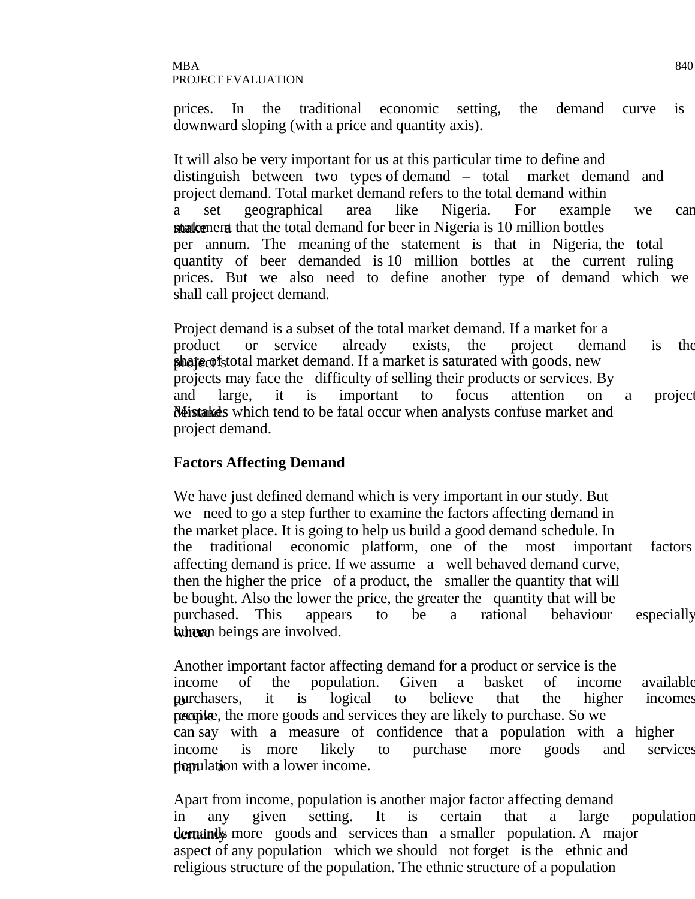prices. In the traditional economic setting, the demand curve is downward sloping (with a price and quantity axis).

It will also be very important for us at this particular time to define and distinguish between two types of demand – total market demand and project demand. Total market demand refers to the total demand within a set geographical area like Nigeria. For example we can make a statement that the total demand for beer in Nigeria is 10 million bottles per annum. The meaning of the statement is that in Nigeria, the total quantity of beer demanded is 10 million bottles at the current ruling prices. But we also need to define another type of demand which we shall call project demand.

Project demand is a subset of the total market demand. If a market for a product or service already exists, the project demand is the project's share of total market demand. If a market is saturated with goods, new projects may face the difficulty of selling their products or services. By and large, it is important to focus attention on a project demand. Mistakes which tend to be fatal occur when analysts confuse market and project demand.

**Factors Affecting Demand**

We have just defined demand which is very important in our study. But we need to go a step further to examine the factors affecting demand in the market place. It is going to help us build a good demand schedule. In the traditional economic platform, one of the most important factors affecting demand is price. If we assume a well behaved demand curve, then the higher the price of a product, the smaller the quantity that will be bought. Also the lower the price, the greater the quantity that will be purchased. This appears to be a rational behaviour especially where human beings are involved.

Another important factor affecting demand for a product or service is the income of the population. Given a basket of income available to purchasers, it is logical to believe that the higher incomes people receive, the more goods and services they are likely to purchase. So we can say with a measure of confidence that a population with a higher income is more likely to purchase more goods and services than a population with a lower income.

Apart from income, population is another major factor affecting demand in any given setting. It is certain that a large population certainly demands more goods and services than a smaller population. A major aspect of any population which we should not forget is the ethnic and religious structure of the population. The ethnic structure of a population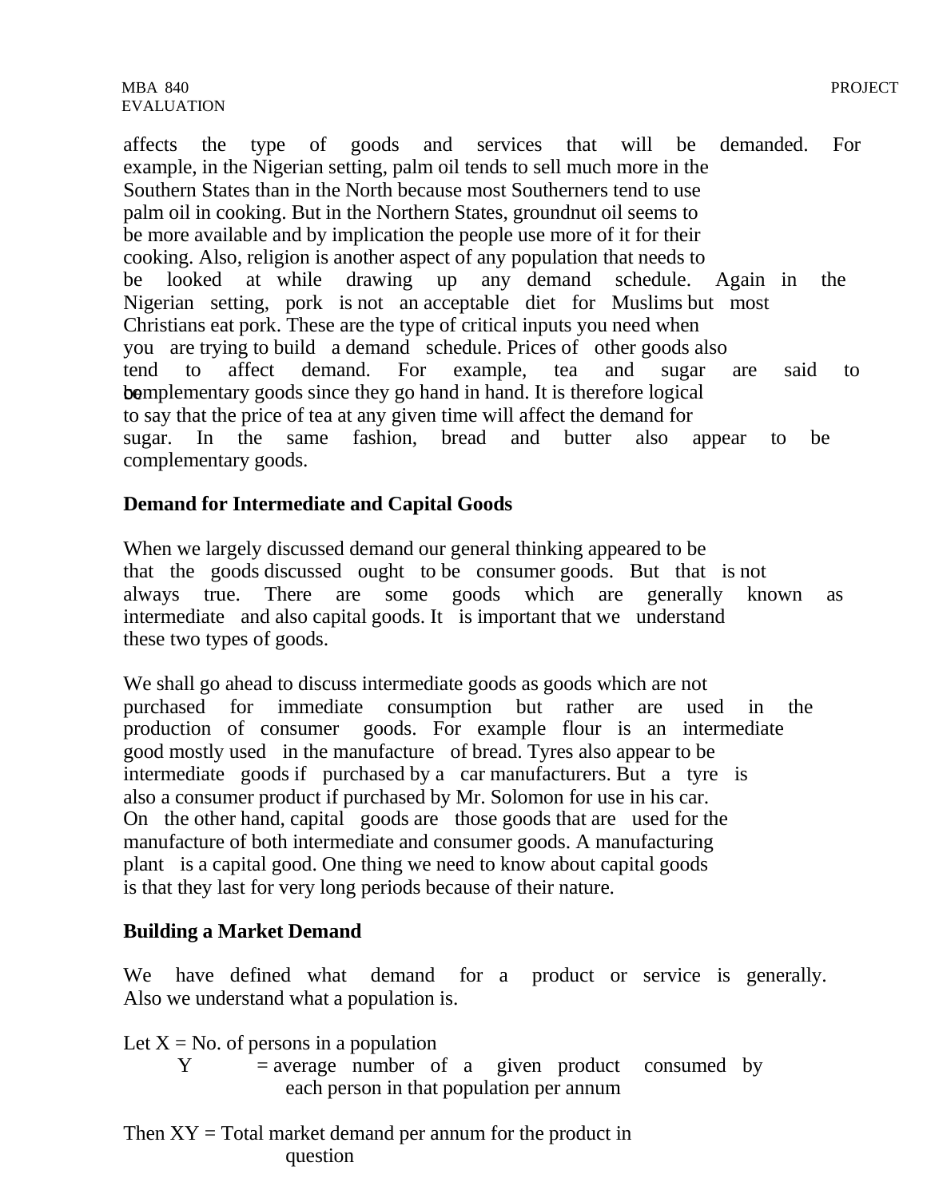affects the type of goods and services that will be demanded. For example, in the Nigerian setting, palm oil tends to sell much more in the Southern States than in the North because most Southerners tend to use palm oil in cooking. But in the Northern States, groundnut oil seems to be more available and by implication the people use more of it for their cooking. Also, religion is another aspect of any population that needs to be looked at while drawing up any demand schedule. Again in the Nigerian setting, pork is not an acceptable diet for Muslims but most Christians eat pork. These are the type of critical inputs you need when you are trying to build a demand schedule. Prices of other goods also tend to affect demand. For example, tea and sugar are said to be complementary goods since they go hand in hand. It is therefore logical to say that the price of tea at any given time will affect the demand for sugar. In the same fashion, bread and butter also appear to be complementary goods.

## Demand for Intermediate and Capital Goods

When we largely discussed demand our general thinking appeared to be that the goods discussed ought to be consumer goods. But that is not always true. There are some goods which are generally known as intermediate and also capital goods. It is important that we understand these two types of goods.

We shall go ahead to discuss intermediate goods as goods which are not purchased for immediate consumption but rather are used in the production of consumer goods. For example flour is an intermediate good mostly used in the manufacture of bread. Tyres also appear to be intermediate goods if purchased by a car manufacturers. But a tyre is also a consumer product if purchased by Mr. Solomon for use in his car. On the other hand, capital goods are those goods that are used for the manufacture of both intermediate and consumer goods. A manufacturing plant is a capital good. One thing we need to know about capital goods is that they last for very long periods because of their nature.

## Building a Market Demand

We have defined what demand for a product or service is generally. Also we understand what a population is.

Let $X$ = No. of persons in a population
$Y$ = average number of a given product consumed by each person in that population per annum

Then $XY$ = Total market demand per annum for the product in question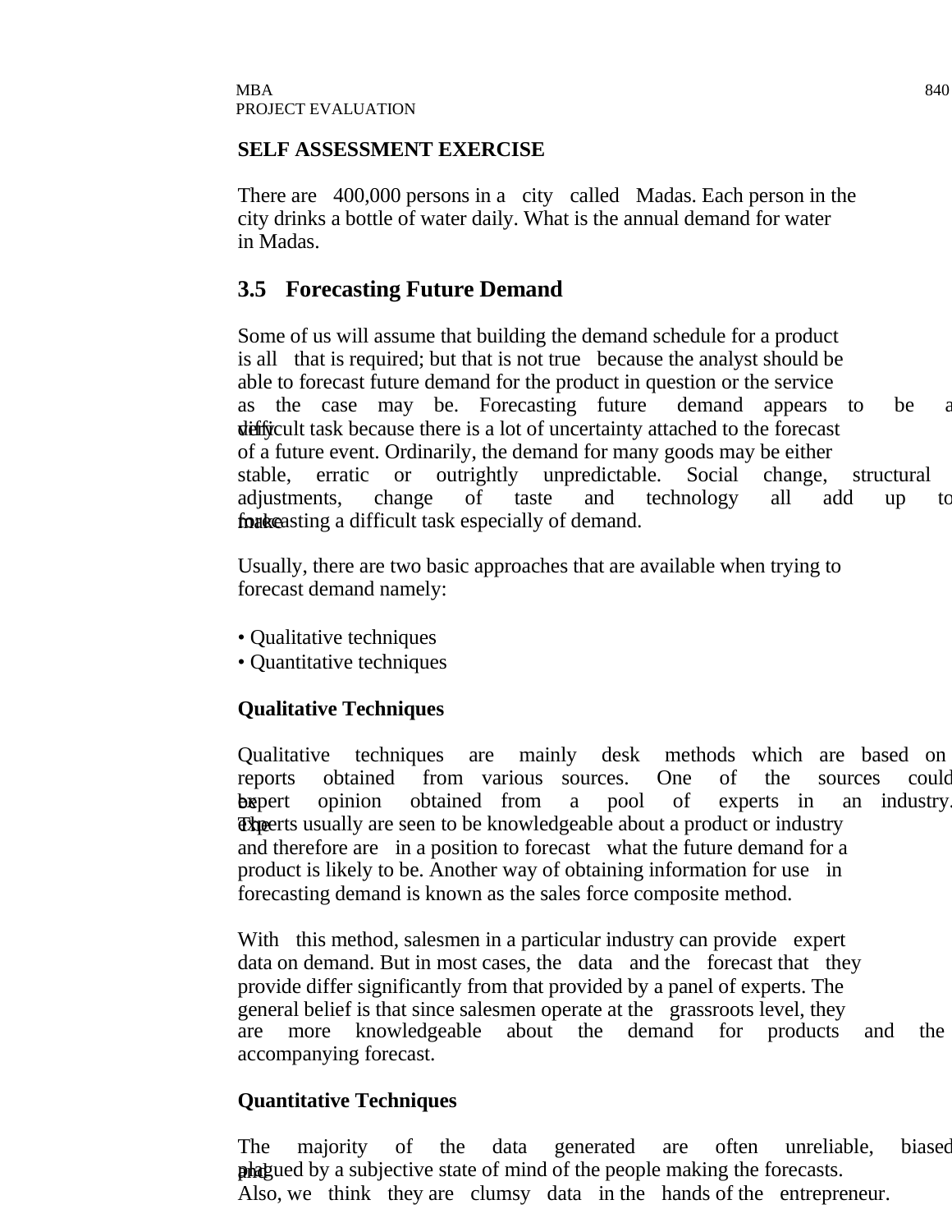**SELF ASSESSMENT EXERCISE**

There are 400,000 persons in a city called Madas. Each person in the city drinks a bottle of water daily. What is the annual demand for water in Madas.

## 3.5 Forecasting Future Demand

Some of us will assume that building the demand schedule for a product is all that is required; but that is not true because the analyst should be able to forecast future demand for the product in question or the service as the case may be. Forecasting future demand appears to be a very difficult task because there is a lot of uncertainty attached to the forecast of a future event. Ordinarily, the demand for many goods may be either stable, erratic or outrightly unpredictable. Social change, structural adjustments, change of taste and technology all add up to make forecasting a difficult task especially of demand.

Usually, there are two basic approaches that are available when trying to forecast demand namely:

- Qualitative techniques
- Quantitative techniques

**Qualitative Techniques**

Qualitative techniques are mainly desk methods which are based on reports obtained from various sources. One of the sources could be expert opinion obtained from a pool of experts in an industry. The experts usually are seen to be knowledgeable about a product or industry and therefore are in a position to forecast what the future demand for a product is likely to be. Another way of obtaining information for use in forecasting demand is known as the sales force composite method.

With this method, salesmen in a particular industry can provide expert data on demand. But in most cases, the data and the forecast that they provide differ significantly from that provided by a panel of experts. The general belief is that since salesmen operate at the grassroots level, they are more knowledgeable about the demand for products and the accompanying forecast.

**Quantitative Techniques**

The majority of the data generated are often unreliable, biased and plagued by a subjective state of mind of the people making the forecasts. Also, we think they are clumsy data in the hands of the entrepreneur.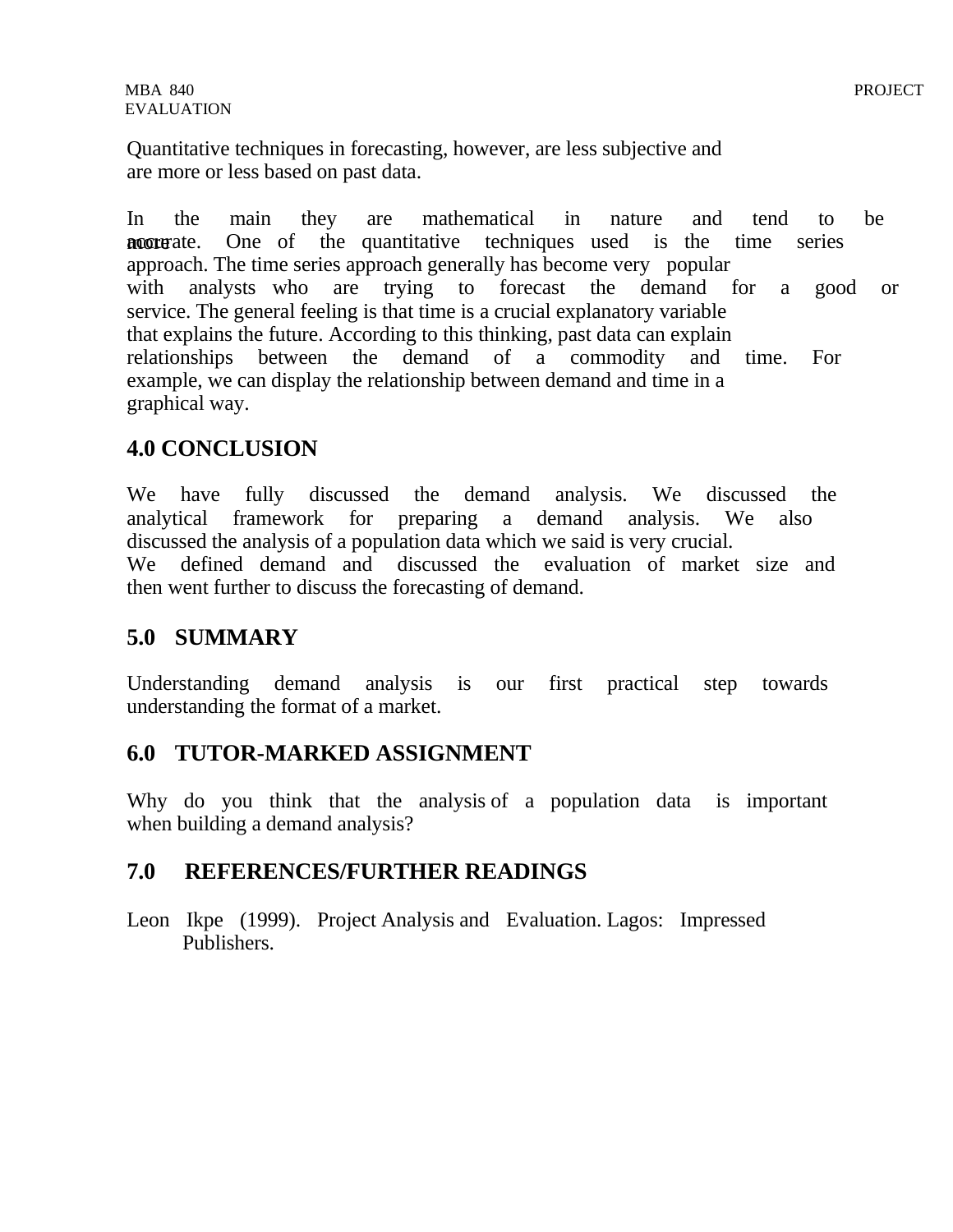Quantitative techniques in forecasting, however, are less subjective and are more or less based on past data.

In the main they are mathematical in nature and tend to be more accurate. One of the quantitative techniques used is the time series approach. The time series approach generally has become very popular with analysts who are trying to forecast the demand for a good or service. The general feeling is that time is a crucial explanatory variable that explains the future. According to this thinking, past data can explain relationships between the demand of a commodity and time. For example, we can display the relationship between demand and time in a graphical way.

## 4.0 CONCLUSION

We have fully discussed the demand analysis. We discussed the analytical framework for preparing a demand analysis. We also discussed the analysis of a population data which we said is very crucial. We defined demand and discussed the evaluation of market size and then went further to discuss the forecasting of demand.

## 5.0 SUMMARY

Understanding demand analysis is our first practical step towards understanding the format of a market.

## 6.0 TUTOR-MARKED ASSIGNMENT

Why do you think that the analysis of a population data is important when building a demand analysis?

## 7.0 REFERENCES/FURTHER READINGS

Leon Ikpe (1999). Project Analysis and Evaluation. Lagos: Impressed Publishers.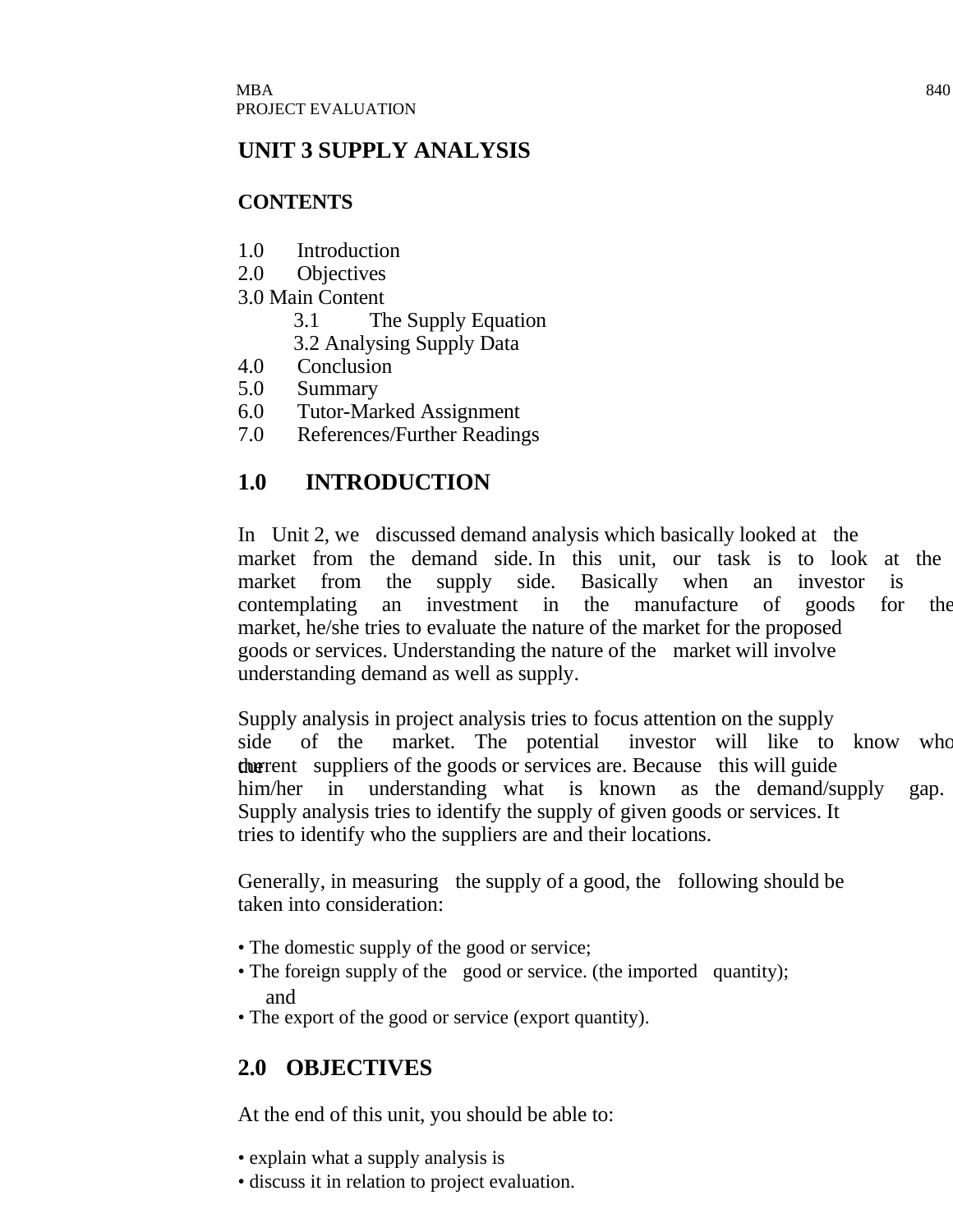# UNIT 3 SUPPLY ANALYSIS

## CONTENTS

1.0 Introduction
2.0 Objectives
3.0 Main Content
  3.1 The Supply Equation
  3.2 Analysing Supply Data
4.0 Conclusion
5.0 Summary
6.0 Tutor-Marked Assignment
7.0 References/Further Readings

## 1.0 INTRODUCTION

In Unit 2, we discussed demand analysis which basically looked at the market from the demand side. In this unit, our task is to look at the market from the supply side. Basically when an investor is contemplating an investment in the manufacture of goods for the market, he/she tries to evaluate the nature of the market for the proposed goods or services. Understanding the nature of the market will involve understanding demand as well as supply.

Supply analysis in project analysis tries to focus attention on the supply side of the market. The potential investor will like to know who the current suppliers of the goods or services are. Because this will guide him/her in understanding what is known as the demand/supply gap. Supply analysis tries to identify the supply of given goods or services. It tries to identify who the suppliers are and their locations.

Generally, in measuring the supply of a good, the following should be taken into consideration:

- The domestic supply of the good or service;
- The foreign supply of the good or service. (the imported quantity); and
- The export of the good or service (export quantity).

## 2.0 OBJECTIVES

At the end of this unit, you should be able to:

- explain what a supply analysis is
- discuss it in relation to project evaluation.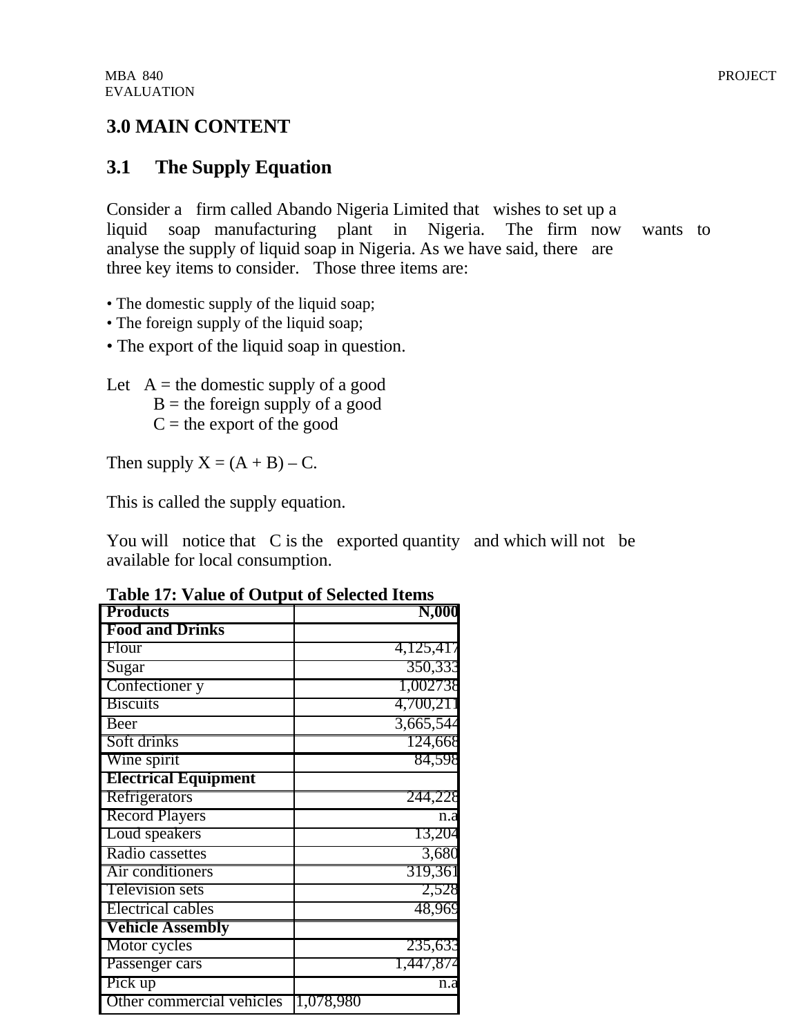## 3.0 MAIN CONTENT

### 3.1 The Supply Equation

Consider a firm called Abando Nigeria Limited that wishes to set up a liquid soap manufacturing plant in Nigeria. The firm now wants to analyse the supply of liquid soap in Nigeria. As we have said, there are three key items to consider. Those three items are:

- The domestic supply of the liquid soap;
- The foreign supply of the liquid soap;
- The export of the liquid soap in question.

Let A = the domestic supply of a good
B = the foreign supply of a good
C = the export of the good

Then supply X = (A + B) – C.

This is called the supply equation.

You will notice that C is the exported quantity and which will not be available for local consumption.

**Table 17: Value of Output of Selected Items**

| Products | N,000 |
|---|---|
| **Food and Drinks** | |
| Flour | 4,125,417 |
| Sugar | 350,333 |
| Confectioner y | 1,002738 |
| Biscuits | 4,700,211 |
| Beer | 3,665,544 |
| Soft drinks | 124,668 |
| Wine spirit | 84,598 |
| **Electrical Equipment** | |
| Refrigerators | 244,228 |
| Record Players | n.a |
| Loud speakers | 13,204 |
| Radio cassettes | 3,680 |
| Air conditioners | 319,361 |
| Television sets | 2,528 |
| Electrical cables | 48,969 |
| **Vehicle Assembly** | |
| Motor cycles | 235,633 |
| Passenger cars | 1,447,874 |
| Pick up | n.a |
| Other commercial vehicles | 1,078,980 |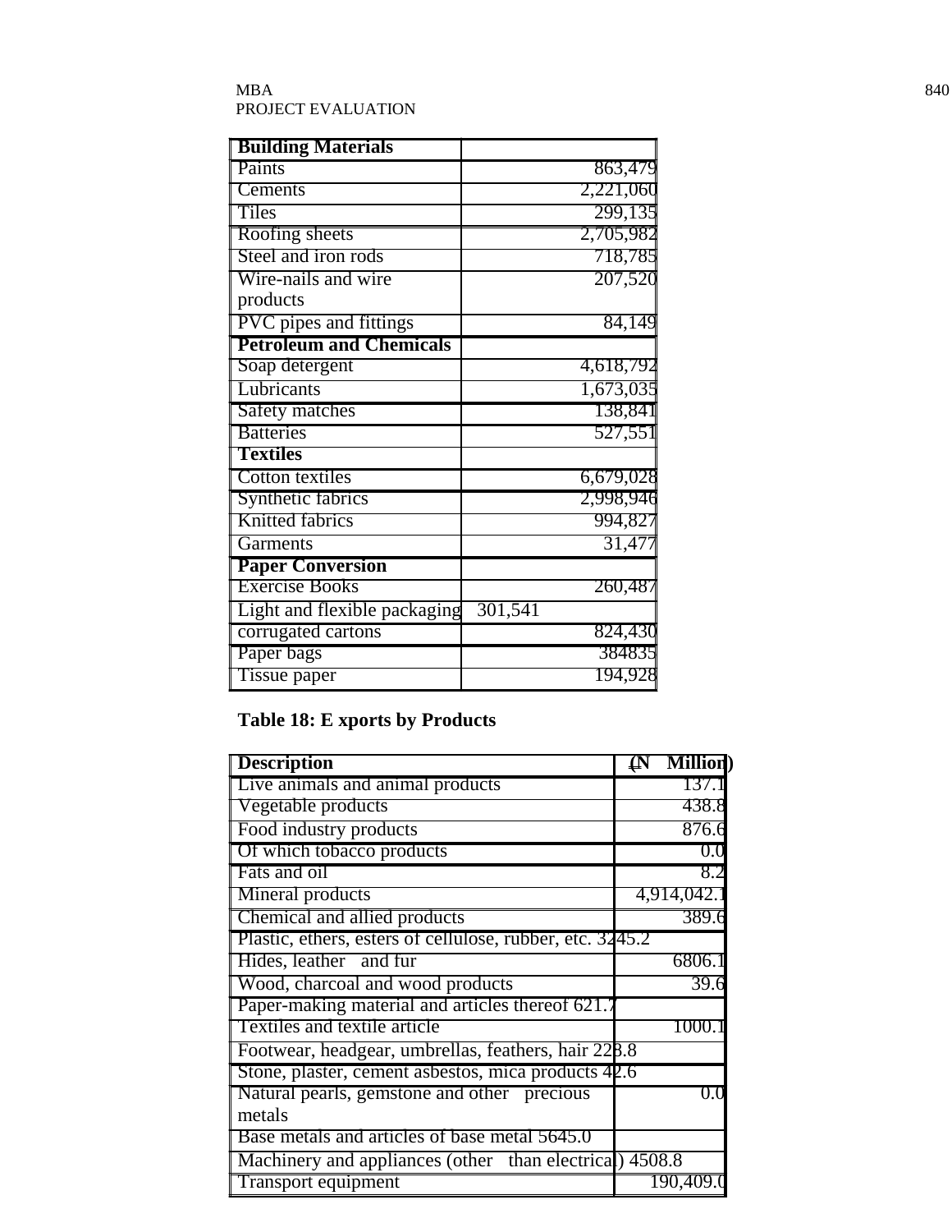| Building Materials | |
|---|---|
| Paints | 863,479 |
| Cements | 2,221,060 |
| Tiles | 299,135 |
| Roofing sheets | 2,705,982 |
| Steel and iron rods | 718,785 |
| Wire-nails and wire products | 207,520 |
| PVC pipes and fittings | 84,149 |
| **Petroleum and Chemicals** | |
| Soap detergent | 4,618,792 |
| Lubricants | 1,673,035 |
| Safety matches | 138,841 |
| Batteries | 527,551 |
| **Textiles** | |
| Cotton textiles | 6,679,028 |
| Synthetic fabrics | 2,998,946 |
| Knitted fabrics | 994,827 |
| Garments | 31,477 |
| **Paper Conversion** | |
| Exercise Books | 260,487 |
| Light and flexible packaging | 301,541 |
| corrugated cartons | 824,430 |
| Paper bags | 384835 |
| Tissue paper | 194,928 |

**Table 18: E xports by Products**

| Description | (N Million) |
|---|---|
| Live animals and animal products | 137.1 |
| Vegetable products | 438.8 |
| Food industry products | 876.6 |
| Of which tobacco products | 0.0 |
| Fats and oil | 8.2 |
| Mineral products | 4,914,042.1 |
| Chemical and allied products | 389.6 |
| Plastic, ethers, esters of cellulose, rubber, etc. | 3245.2 |
| Hides, leather and fur | 6806.1 |
| Wood, charcoal and wood products | 39.6 |
| Paper-making material and articles thereof | 621.7 |
| Textiles and textile article | 1000.1 |
| Footwear, headgear, umbrellas, feathers, hair | 228.8 |
| Stone, plaster, cement asbestos, mica products | 42.6 |
| Natural pearls, gemstone and other precious metals | 0.0 |
| Base metals and articles of base metal | 5645.0 |
| Machinery and appliances (other than electrical) | 4508.8 |
| Transport equipment | 190,409.0 |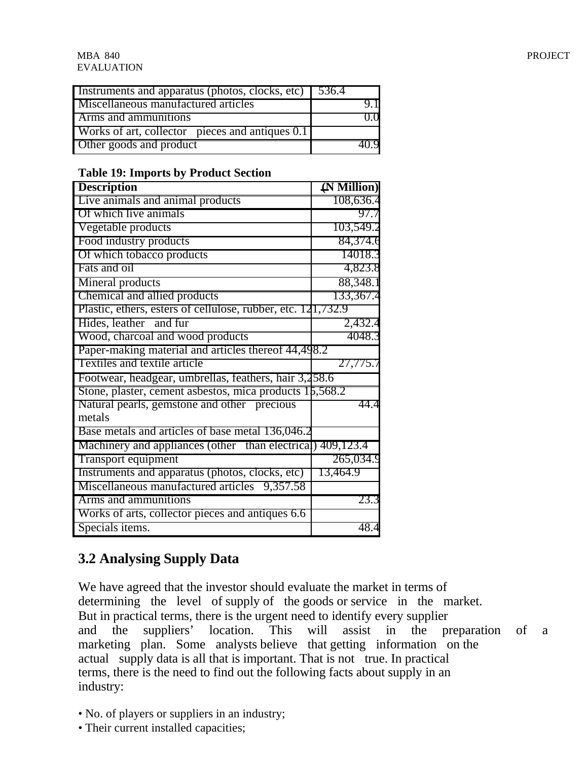| | |
|---|---|
| Instruments and apparatus (photos, clocks, etc) | 536.4 |
| Miscellaneous manufactured articles | 9.1 |
| Arms and ammunitions | 0.0 |
| Works of art, collector pieces and antiques | 0.1 |
| Other goods and product | 40.9 |

**Table 19: Imports by Product Section**

| Description | (N Million) |
|---|---|
| Live animals and animal products | 108,636.4 |
| Of which live animals | 97.7 |
| Vegetable products | 103,549.2 |
| Food industry products | 84,374.6 |
| Of which tobacco products | 14018.3 |
| Fats and oil | 4,823.8 |
| Mineral products | 88,348.1 |
| Chemical and allied products | 133,367.4 |
| Plastic, ethers, esters of cellulose, rubber, etc. | 121,732.9 |
| Hides, leather and fur | 2,432.4 |
| Wood, charcoal and wood products | 4048.3 |
| Paper-making material and articles thereof | 44,498.2 |
| Textiles and textile article | 27,775.7 |
| Footwear, headgear, umbrellas, feathers, hair | 3,258.6 |
| Stone, plaster, cement asbestos, mica products | 15,568.2 |
| Natural pearls, gemstone and other precious metals | 44.4 |
| Base metals and articles of base metal | 136,046.2 |
| Machinery and appliances (other than electrical) | 409,123.4 |
| Transport equipment | 265,034.9 |
| Instruments and apparatus (photos, clocks, etc) | 13,464.9 |
| Miscellaneous manufactured articles | 9,357.58 |
| Arms and ammunitions | 23.3 |
| Works of arts, collector pieces and antiques | 6.6 |
| Specials items. | 48.4 |

## 3.2 Analysing Supply Data

We have agreed that the investor should evaluate the market in terms of determining the level of supply of the goods or service in the market. But in practical terms, there is the urgent need to identify every supplier and the suppliers' location. This will assist in the preparation of a marketing plan. Some analysts believe that getting information on the actual supply data is all that is important. That is not true. In practical terms, there is the need to find out the following facts about supply in an industry:

- No. of players or suppliers in an industry;
- Their current installed capacities;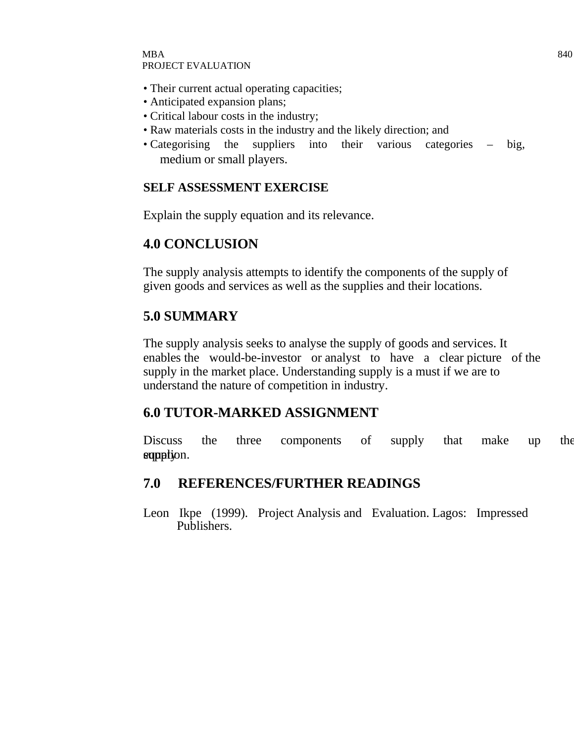- Their current actual operating capacities;
- Anticipated expansion plans;
- Critical labour costs in the industry;
- Raw materials costs in the industry and the likely direction; and
- Categorising the suppliers into their various categories – big, medium or small players.

**SELF ASSESSMENT EXERCISE**

Explain the supply equation and its relevance.

## 4.0 CONCLUSION

The supply analysis attempts to identify the components of the supply of given goods and services as well as the supplies and their locations.

## 5.0 SUMMARY

The supply analysis seeks to analyse the supply of goods and services. It enables the would-be-investor or analyst to have a clear picture of the supply in the market place. Understanding supply is a must if we are to understand the nature of competition in industry.

## 6.0 TUTOR-MARKED ASSIGNMENT

Discuss the three components of supply that make up the supply equation.

## 7.0 REFERENCES/FURTHER READINGS

Leon Ikpe (1999). Project Analysis and Evaluation. Lagos: Impressed Publishers.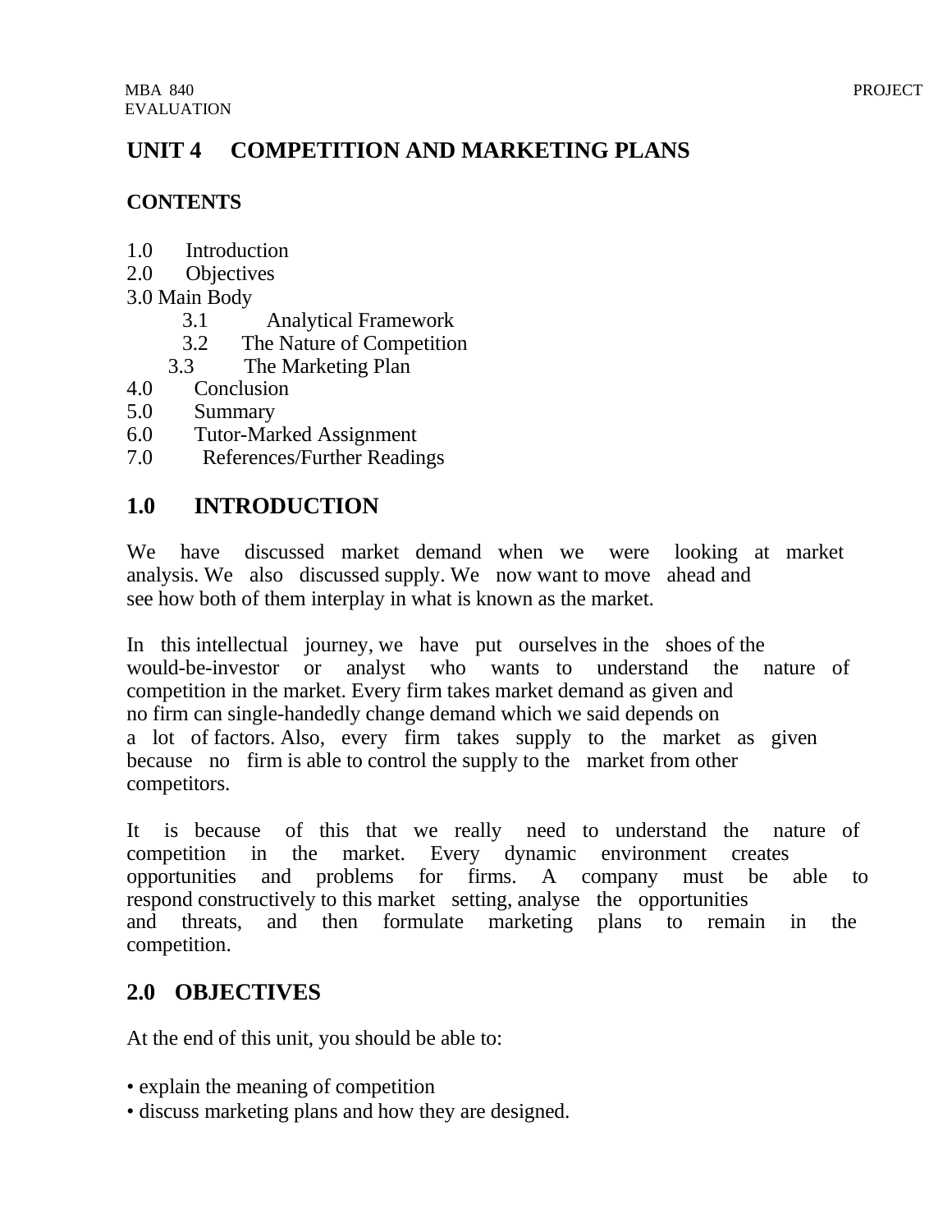# UNIT 4 COMPETITION AND MARKETING PLANS

**CONTENTS**

1.0 Introduction
2.0 Objectives
3.0 Main Body
  3.1 Analytical Framework
  3.2 The Nature of Competition
  3.3 The Marketing Plan
4.0 Conclusion
5.0 Summary
6.0 Tutor-Marked Assignment
7.0 References/Further Readings

## 1.0 INTRODUCTION

We have discussed market demand when we were looking at market analysis. We also discussed supply. We now want to move ahead and see how both of them interplay in what is known as the market.

In this intellectual journey, we have put ourselves in the shoes of the would-be-investor or analyst who wants to understand the nature of competition in the market. Every firm takes market demand as given and no firm can single-handedly change demand which we said depends on a lot of factors. Also, every firm takes supply to the market as given because no firm is able to control the supply to the market from other competitors.

It is because of this that we really need to understand the nature of competition in the market. Every dynamic environment creates opportunities and problems for firms. A company must be able to respond constructively to this market setting, analyse the opportunities and threats, and then formulate marketing plans to remain in the competition.

## 2.0 OBJECTIVES

At the end of this unit, you should be able to:

- explain the meaning of competition
- discuss marketing plans and how they are designed.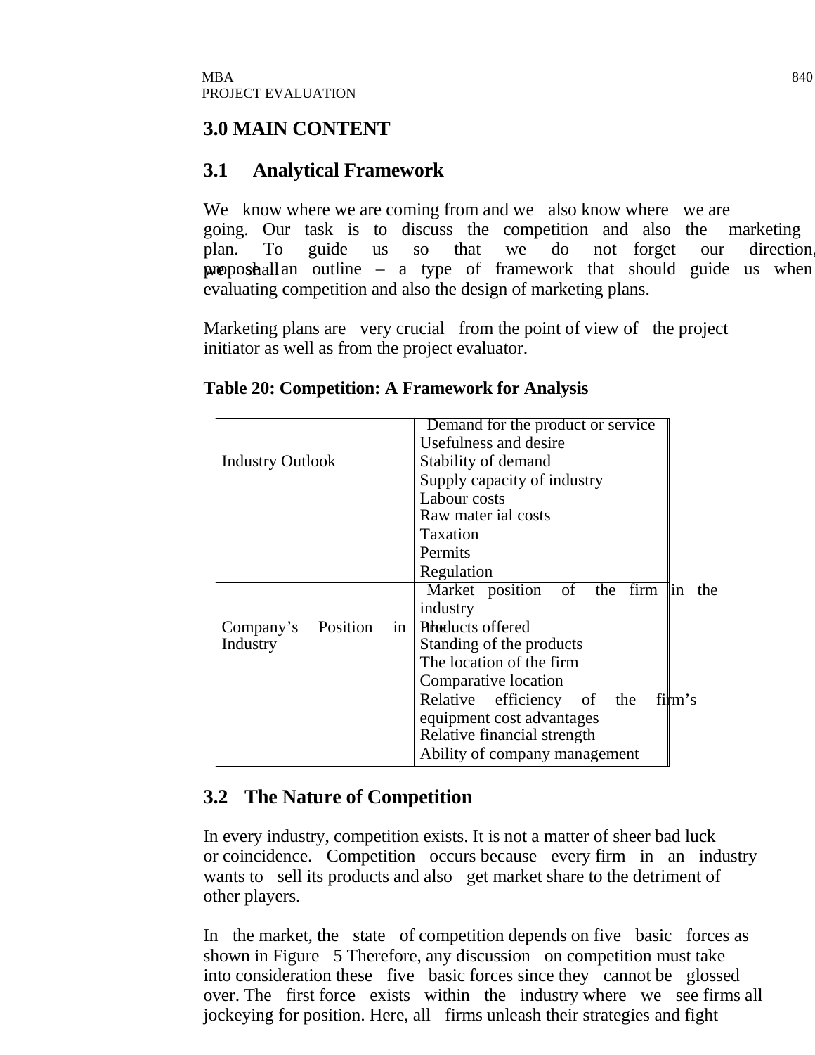## 3.0 MAIN CONTENT

### 3.1 Analytical Framework

We know where we are coming from and we also know where we are going. Our task is to discuss the competition and also the marketing plan. To guide us so that we do not forget our direction, we shall propose an outline – a type of framework that should guide us when evaluating competition and also the design of marketing plans.

Marketing plans are very crucial from the point of view of the project initiator as well as from the project evaluator.

**Table 20: Competition: A Framework for Analysis**

| | |
|---|---|
| Industry Outlook | Demand for the product or service<br>Usefulness and desire<br>Stability of demand<br>Supply capacity of industry<br>Labour costs<br>Raw mater ial costs<br>Taxation<br>Permits<br>Regulation |
| Company's Position in the Industry | Market position of the firm in the industry<br>Products offered<br>Standing of the products<br>The location of the firm<br>Comparative location<br>Relative efficiency of the firm's equipment cost advantages<br>Relative financial strength<br>Ability of company management |

### 3.2 The Nature of Competition

In every industry, competition exists. It is not a matter of sheer bad luck or coincidence. Competition occurs because every firm in an industry wants to sell its products and also get market share to the detriment of other players.

In the market, the state of competition depends on five basic forces as shown in Figure 5 Therefore, any discussion on competition must take into consideration these five basic forces since they cannot be glossed over. The first force exists within the industry where we see firms all jockeying for position. Here, all firms unleash their strategies and fight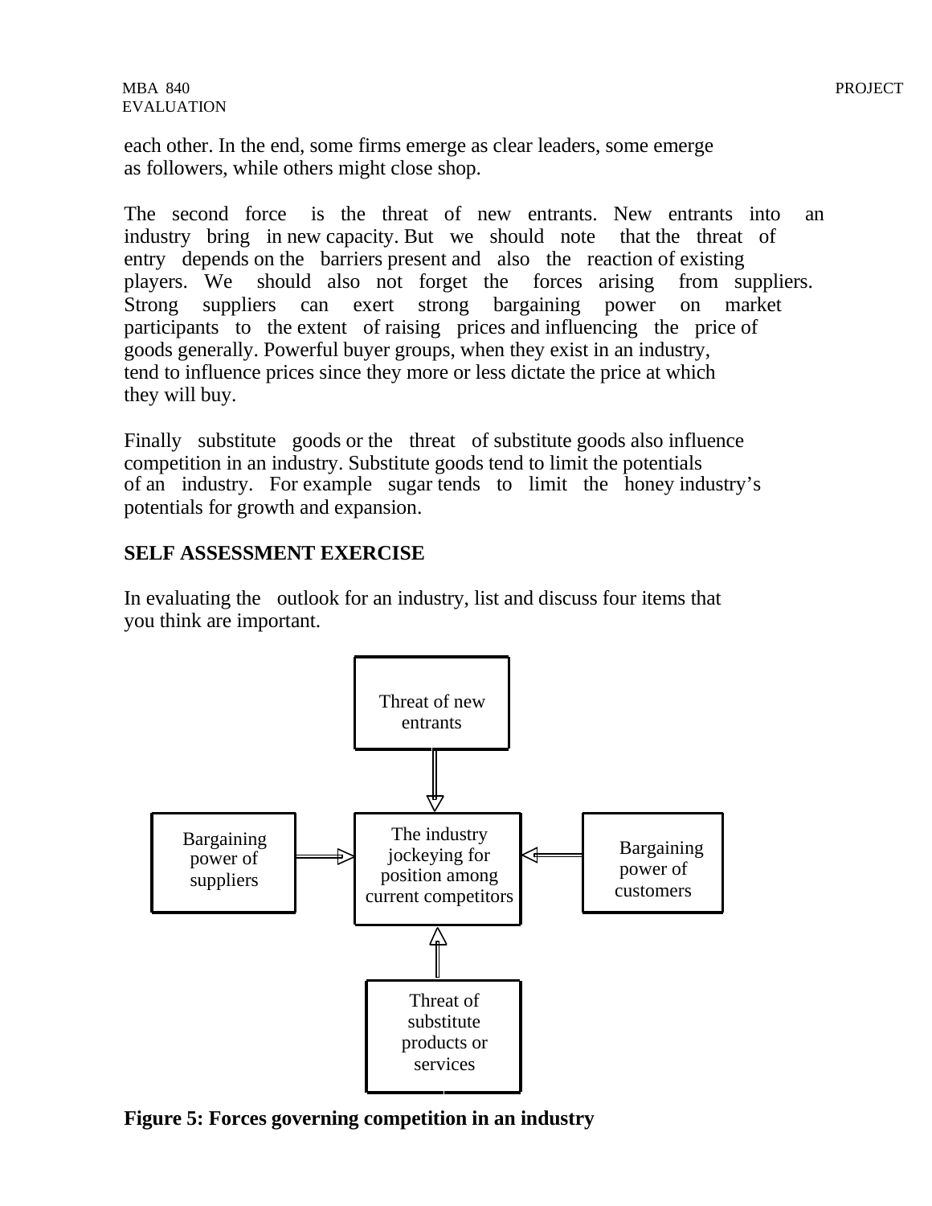each other. In the end, some firms emerge as clear leaders, some emerge as followers, while others might close shop.

The second force is the threat of new entrants. New entrants into an industry bring in new capacity. But we should note that the threat of entry depends on the barriers present and also the reaction of existing players. We should also not forget the forces arising from suppliers. Strong suppliers can exert strong bargaining power on market participants to the extent of raising prices and influencing the price of goods generally. Powerful buyer groups, when they exist in an industry, tend to influence prices since they more or less dictate the price at which they will buy.

Finally substitute goods or the threat of substitute goods also influence competition in an industry. Substitute goods tend to limit the potentials of an industry. For example sugar tends to limit the honey industry's potentials for growth and expansion.

## SELF ASSESSMENT EXERCISE

In evaluating the outlook for an industry, list and discuss four items that you think are important.

Threat of new entrants

Bargaining power of suppliers

The industry jockeying for position among current competitors

Bargaining power of customers

Threat of substitute products or services

**Figure 5: Forces governing competition in an industry**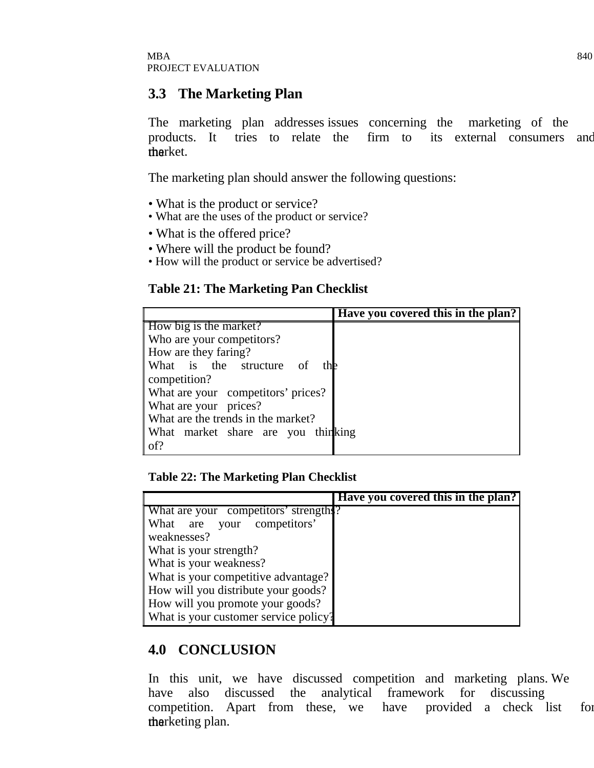## 3.3 The Marketing Plan

The marketing plan addresses issues concerning the marketing of the products. It tries to relate the firm to its external consumers and the market.

The marketing plan should answer the following questions:

- What is the product or service?
- What are the uses of the product or service?
- What is the offered price?
- Where will the product be found?
- How will the product or service be advertised?

**Table 21: The Marketing Pan Checklist**

| | Have you covered this in the plan? |
|---|---|
| How big is the market? | |
| Who are your competitors? | |
| How are they faring? | |
| What is the structure of the competition? | |
| What are your competitors' prices? | |
| What are your prices? | |
| What are the trends in the market? | |
| What market share are you thinking of? | |

**Table 22: The Marketing Plan Checklist**

| | Have you covered this in the plan? |
|---|---|
| What are your competitors' strengths? | |
| What are your competitors' weaknesses? | |
| What is your strength? | |
| What is your weakness? | |
| What is your competitive advantage? | |
| How will you distribute your goods? | |
| How will you promote your goods? | |
| What is your customer service policy? | |

## 4.0 CONCLUSION

In this unit, we have discussed competition and marketing plans. We have also discussed the analytical framework for discussing competition. Apart from these, we have provided a check list for the marketing plan.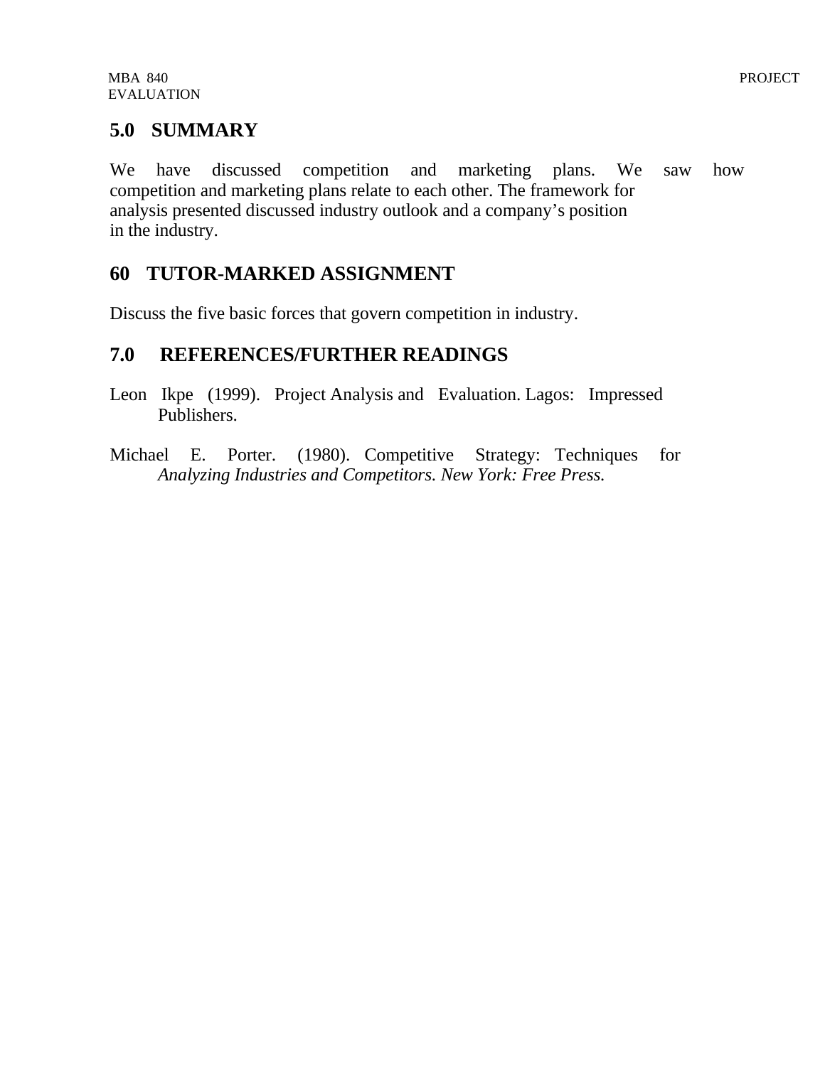## 5.0 SUMMARY

We have discussed competition and marketing plans. We saw how competition and marketing plans relate to each other. The framework for analysis presented discussed industry outlook and a company's position in the industry.

## 60 TUTOR-MARKED ASSIGNMENT

Discuss the five basic forces that govern competition in industry.

## 7.0 REFERENCES/FURTHER READINGS

Leon Ikpe (1999). Project Analysis and Evaluation. Lagos: Impressed Publishers.

Michael E. Porter. (1980). Competitive Strategy: Techniques for *Analyzing Industries and Competitors. New York: Free Press.*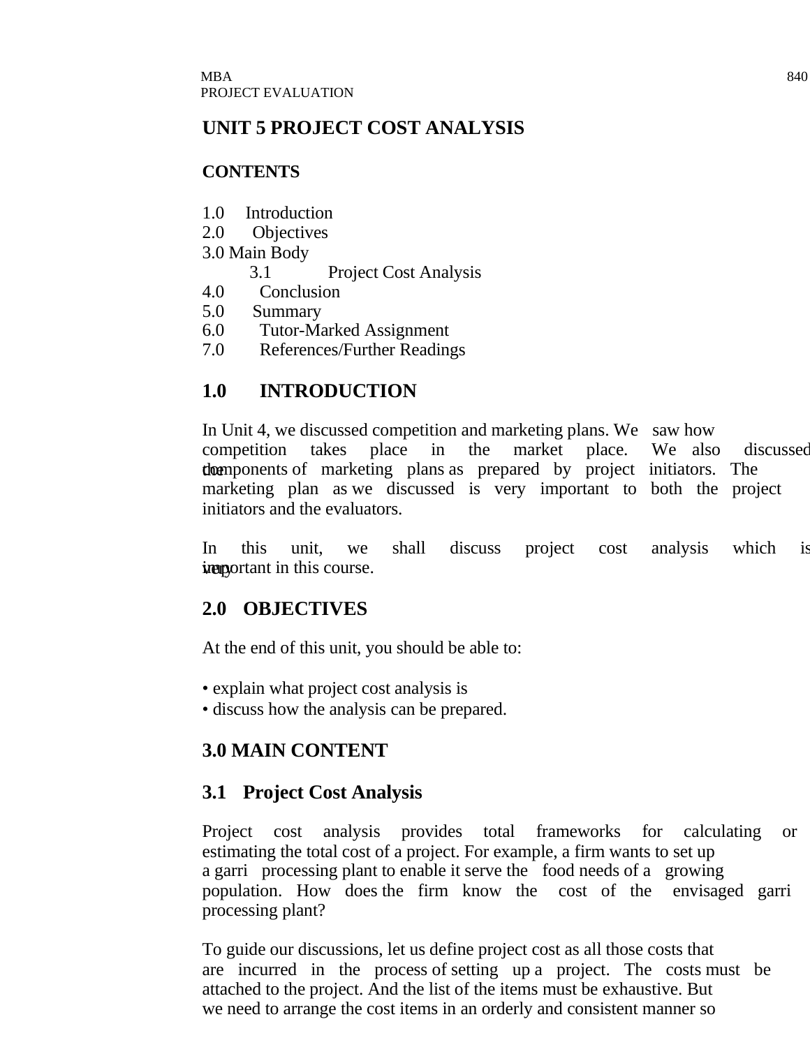# UNIT 5 PROJECT COST ANALYSIS

## CONTENTS

1.0 Introduction
2.0 Objectives
3.0 Main Body
  3.1 Project Cost Analysis
4.0 Conclusion
5.0 Summary
6.0 Tutor-Marked Assignment
7.0 References/Further Readings

## 1.0 INTRODUCTION

In Unit 4, we discussed competition and marketing plans. We saw how competition takes place in the market place. We also discussed the components of marketing plans as prepared by project initiators. The marketing plan as we discussed is very important to both the project initiators and the evaluators.

In this unit, we shall discuss project cost analysis which is very important in this course.

## 2.0 OBJECTIVES

At the end of this unit, you should be able to:

- explain what project cost analysis is
- discuss how the analysis can be prepared.

## 3.0 MAIN CONTENT

### 3.1 Project Cost Analysis

Project cost analysis provides total frameworks for calculating or estimating the total cost of a project. For example, a firm wants to set up a garri processing plant to enable it serve the food needs of a growing population. How does the firm know the cost of the envisaged garri processing plant?

To guide our discussions, let us define project cost as all those costs that are incurred in the process of setting up a project. The costs must be attached to the project. And the list of the items must be exhaustive. But we need to arrange the cost items in an orderly and consistent manner so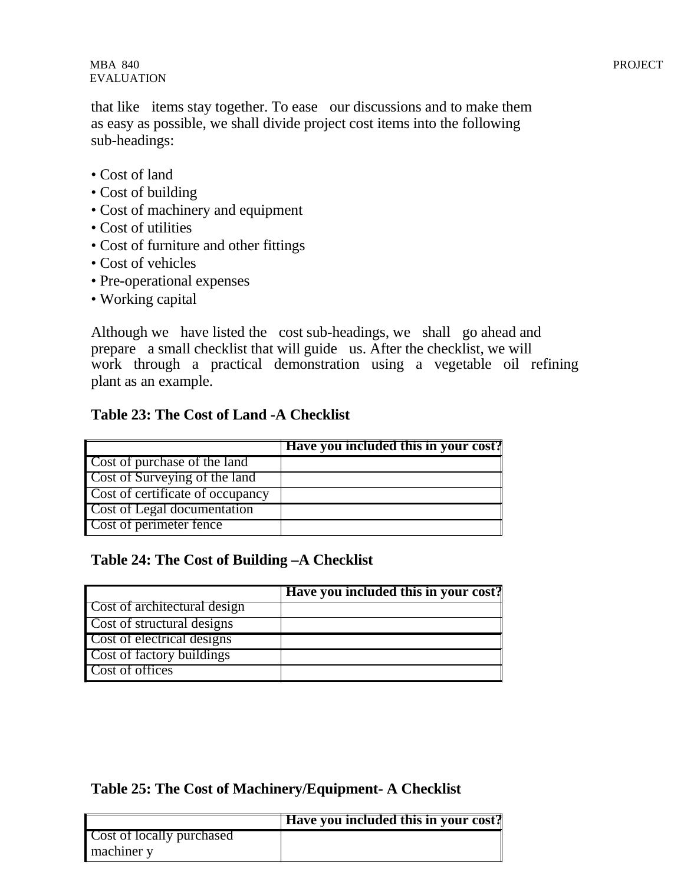that like items stay together. To ease our discussions and to make them as easy as possible, we shall divide project cost items into the following sub-headings:

- Cost of land
- Cost of building
- Cost of machinery and equipment
- Cost of utilities
- Cost of furniture and other fittings
- Cost of vehicles
- Pre-operational expenses
- Working capital

Although we have listed the cost sub-headings, we shall go ahead and prepare a small checklist that will guide us. After the checklist, we will work through a practical demonstration using a vegetable oil refining plant as an example.

**Table 23: The Cost of Land -A Checklist**

| | Have you included this in your cost? |
|---|---|
| Cost of purchase of the land | |
| Cost of Surveying of the land | |
| Cost of certificate of occupancy | |
| Cost of Legal documentation | |
| Cost of perimeter fence | |

**Table 24: The Cost of Building –A Checklist**

| | Have you included this in your cost? |
|---|---|
| Cost of architectural design | |
| Cost of structural designs | |
| Cost of electrical designs | |
| Cost of factory buildings | |
| Cost of offices | |

**Table 25: The Cost of Machinery/Equipment- A Checklist**

| | Have you included this in your cost? |
|---|---|
| Cost of locally purchased machiner y | |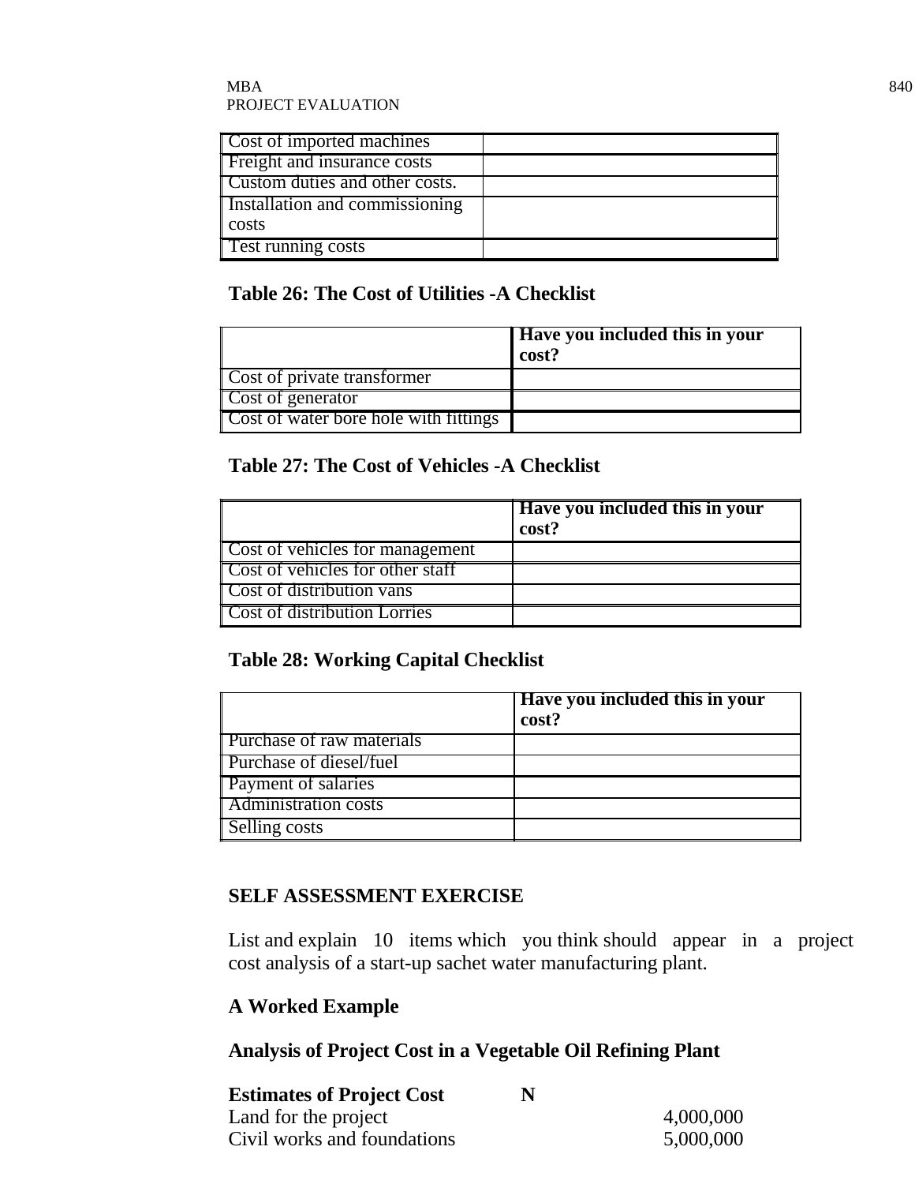| | |
|---|---|
| Cost of imported machines | |
| Freight and insurance costs | |
| Custom duties and other costs. | |
| Installation and commissioning costs | |
| Test running costs | |

**Table 26: The Cost of Utilities -A Checklist**

| | Have you included this in your cost? |
|---|---|
| Cost of private transformer | |
| Cost of generator | |
| Cost of water bore hole with fittings | |

**Table 27: The Cost of Vehicles -A Checklist**

| | Have you included this in your cost? |
|---|---|
| Cost of vehicles for management | |
| Cost of vehicles for other staff | |
| Cost of distribution vans | |
| Cost of distribution Lorries | |

**Table 28: Working Capital Checklist**

| | Have you included this in your cost? |
|---|---|
| Purchase of raw materials | |
| Purchase of diesel/fuel | |
| Payment of salaries | |
| Administration costs | |
| Selling costs | |

## SELF ASSESSMENT EXERCISE

List and explain 10 items which you think should appear in a project cost analysis of a start-up sachet water manufacturing plant.

## A Worked Example

## Analysis of Project Cost in a Vegetable Oil Refining Plant

| **Estimates of Project Cost** | **N** |
|---|---|
| Land for the project | 4,000,000 |
| Civil works and foundations | 5,000,000 |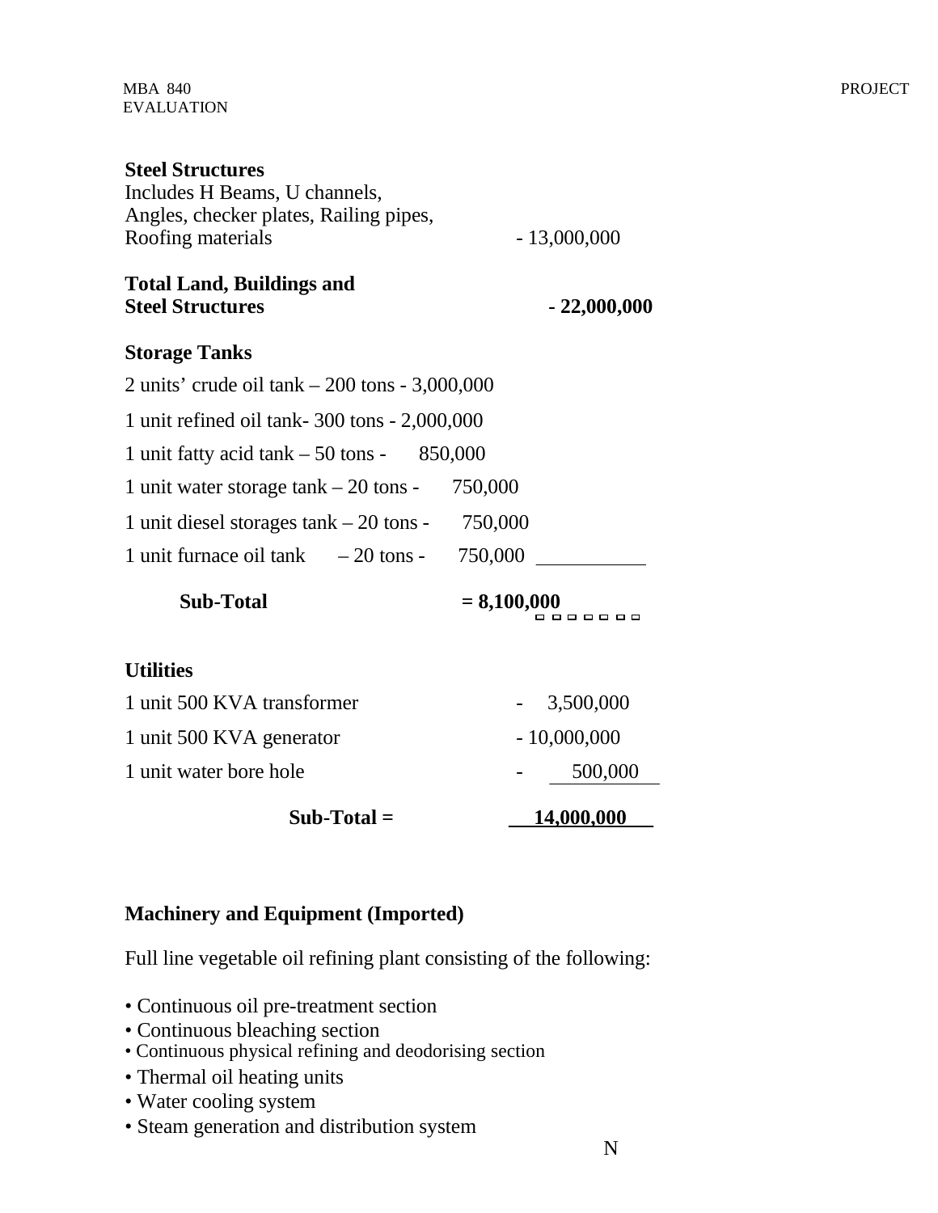**Steel Structures**
Includes H Beams, U channels,
Angles, checker plates, Railing pipes,
Roofing materials - 13,000,000

**Total Land, Buildings and Steel Structures** **- 22,000,000**

**Storage Tanks**

2 units' crude oil tank – 200 tons - 3,000,000

1 unit refined oil tank- 300 tons - 2,000,000

1 unit fatty acid tank – 50 tons - 850,000

1 unit water storage tank – 20 tons - 750,000

1 unit diesel storages tank – 20 tons - 750,000

1 unit furnace oil tank – 20 tons - 750,000

**Sub-Total = 8,100,000**

**Utilities**

| | |
|---|---|
| 1 unit 500 KVA transformer | - 3,500,000 |
| 1 unit 500 KVA generator | - 10,000,000 |
| 1 unit water bore hole | - 500,000 |
| **Sub-Total =** | **14,000,000** |

**Machinery and Equipment (Imported)**

Full line vegetable oil refining plant consisting of the following:

- Continuous oil pre-treatment section
- Continuous bleaching section
- Continuous physical refining and deodorising section
- Thermal oil heating units
- Water cooling system
- Steam generation and distribution system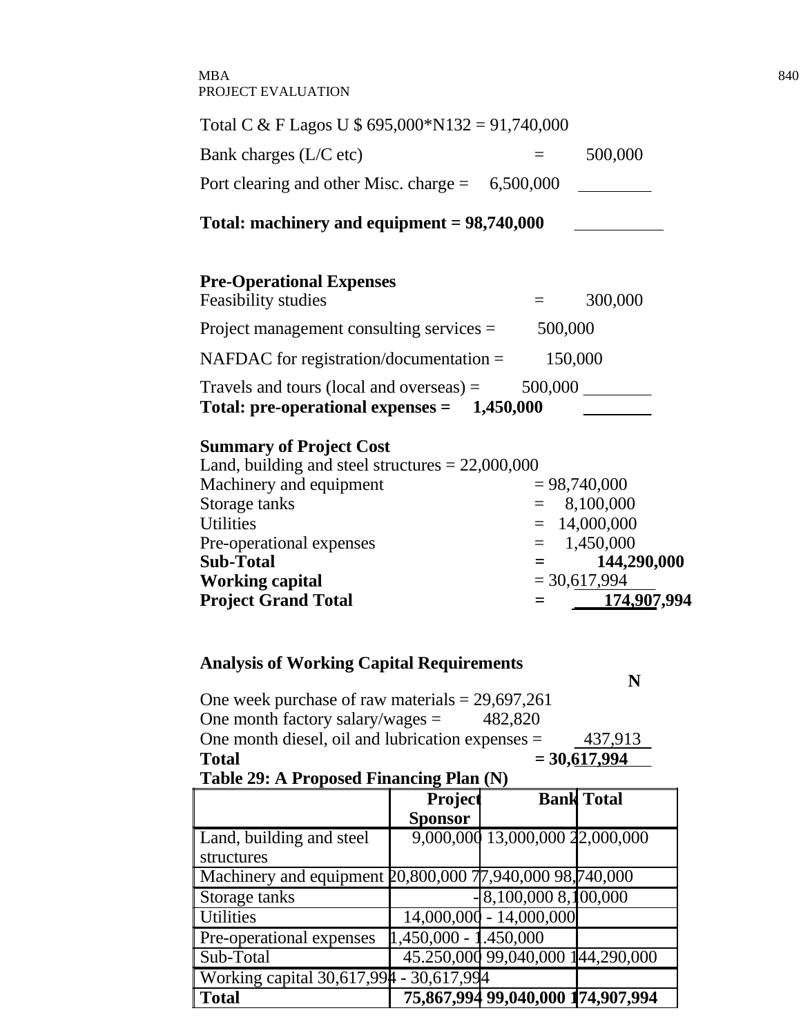Total C & F Lagos U $ 695,000*N132 = 91,740,000

Bank charges (L/C etc) = 500,000

Port clearing and other Misc. charge = 6,500,000

**Total: machinery and equipment = 98,740,000**

**Pre-Operational Expenses**

Feasibility studies = 300,000

Project management consulting services = 500,000

NAFDAC for registration/documentation = 150,000

Travels and tours (local and overseas) = 500,000

**Total: pre-operational expenses = 1,450,000**

**Summary of Project Cost**

Land, building and steel structures = 22,000,000

Machinery and equipment = 98,740,000

Storage tanks = 8,100,000

Utilities = 14,000,000

Pre-operational expenses = 1,450,000

**Sub-Total = 144,290,000**

**Working capital** = 30,617,994

**Project Grand Total = 174,907,994**

**Analysis of Working Capital Requirements**

**N**

One week purchase of raw materials = 29,697,261

One month factory salary/wages = 482,820

One month diesel, oil and lubrication expenses = 437,913

**Total = 30,617,994**

**Table 29: A Proposed Financing Plan (N)**

| | **Project Sponsor** | **Bank** | **Total** |
|---|---|---|---|
| Land, building and steel structures | 9,000,000 | 13,000,000 | 22,000,000 |
| Machinery and equipment | 20,800,000 | 77,940,000 | 98,740,000 |
| Storage tanks | - | 8,100,000 | 8,100,000 |
| Utilities | 14,000,000 | - | 14,000,000 |
| Pre-operational expenses | 1,450,000 | - | 1.450,000 |
| Sub-Total | 45.250,000 | 99,040,000 | 144,290,000 |
| Working capital | 30,617,994 | - | 30,617,994 |
| **Total** | **75,867,994** | **99,040,000** | **174,907,994** |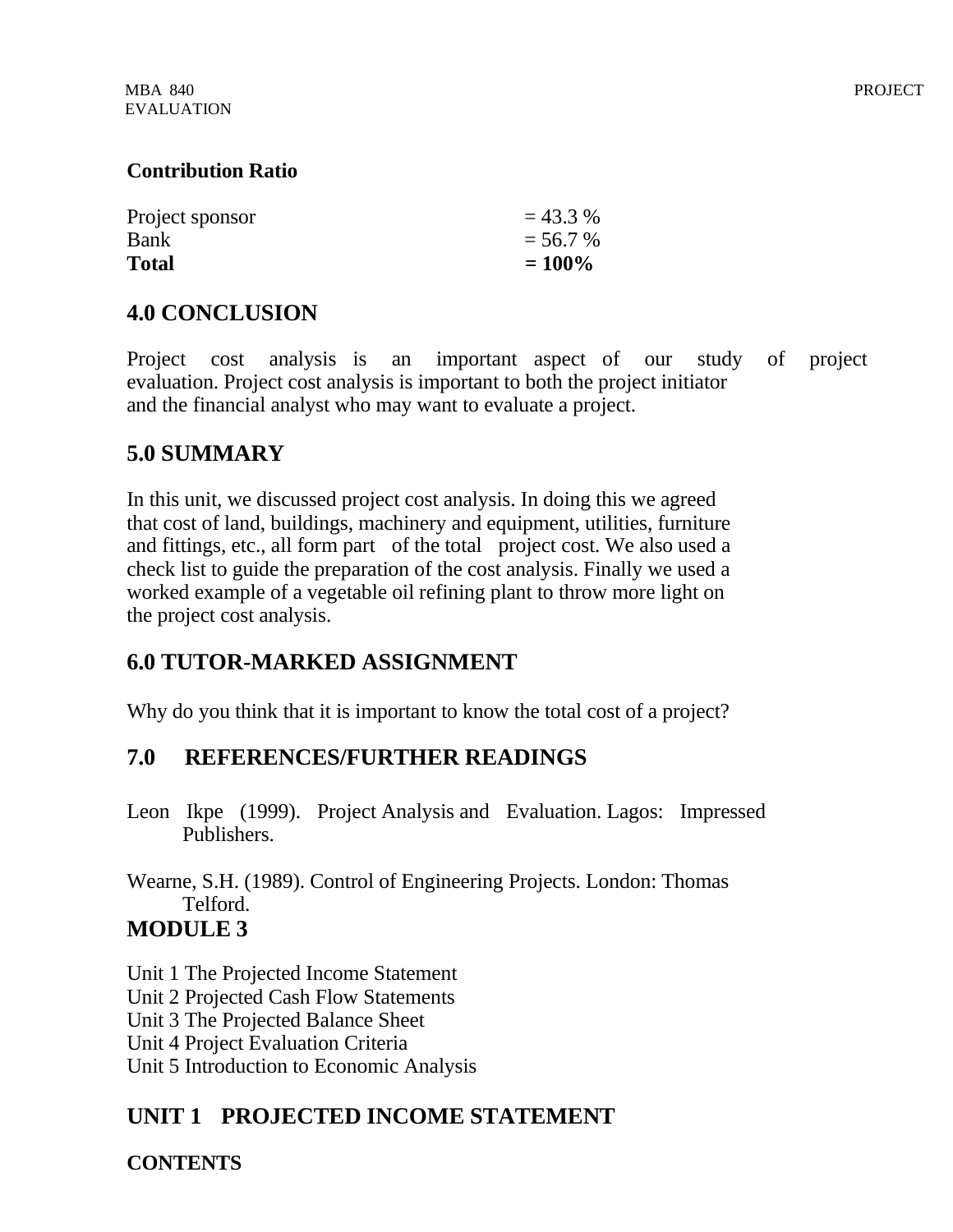**Contribution Ratio**

| | |
|---|---|
| Project sponsor | = 43.3 % |
| Bank | = 56.7 % |
| **Total** | **= 100%** |

## 4.0 CONCLUSION

Project cost analysis is an important aspect of our study of project evaluation. Project cost analysis is important to both the project initiator and the financial analyst who may want to evaluate a project.

## 5.0 SUMMARY

In this unit, we discussed project cost analysis. In doing this we agreed that cost of land, buildings, machinery and equipment, utilities, furniture and fittings, etc., all form part of the total project cost. We also used a check list to guide the preparation of the cost analysis. Finally we used a worked example of a vegetable oil refining plant to throw more light on the project cost analysis.

## 6.0 TUTOR-MARKED ASSIGNMENT

Why do you think that it is important to know the total cost of a project?

## 7.0 REFERENCES/FURTHER READINGS

Leon Ikpe (1999). Project Analysis and Evaluation. Lagos: Impressed Publishers.

Wearne, S.H. (1989). Control of Engineering Projects. London: Thomas Telford.

# MODULE 3

Unit 1 The Projected Income Statement
Unit 2 Projected Cash Flow Statements
Unit 3 The Projected Balance Sheet
Unit 4 Project Evaluation Criteria
Unit 5 Introduction to Economic Analysis

## UNIT 1 PROJECTED INCOME STATEMENT

**CONTENTS**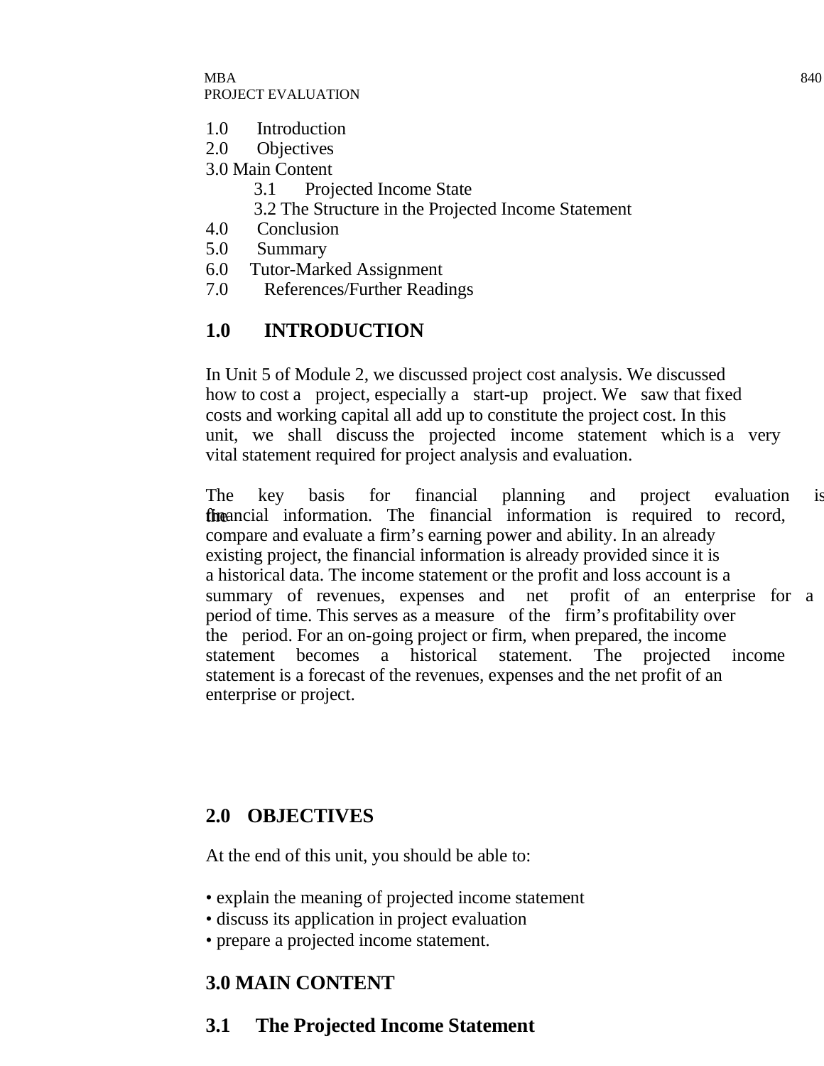1.0 Introduction
2.0 Objectives
3.0 Main Content
    3.1 Projected Income State
    3.2 The Structure in the Projected Income Statement
4.0 Conclusion
5.0 Summary
6.0 Tutor-Marked Assignment
7.0 References/Further Readings

## 1.0 INTRODUCTION

In Unit 5 of Module 2, we discussed project cost analysis. We discussed how to cost a project, especially a start-up project. We saw that fixed costs and working capital all add up to constitute the project cost. In this unit, we shall discuss the projected income statement which is a very vital statement required for project analysis and evaluation.

The key basis for financial planning and project evaluation is the financial information. The financial information is required to record, compare and evaluate a firm's earning power and ability. In an already existing project, the financial information is already provided since it is a historical data. The income statement or the profit and loss account is a summary of revenues, expenses and net profit of an enterprise for a period of time. This serves as a measure of the firm's profitability over the period. For an on-going project or firm, when prepared, the income statement becomes a historical statement. The projected income statement is a forecast of the revenues, expenses and the net profit of an enterprise or project.

## 2.0 OBJECTIVES

At the end of this unit, you should be able to:

• explain the meaning of projected income statement
• discuss its application in project evaluation
• prepare a projected income statement.

## 3.0 MAIN CONTENT

### 3.1 The Projected Income Statement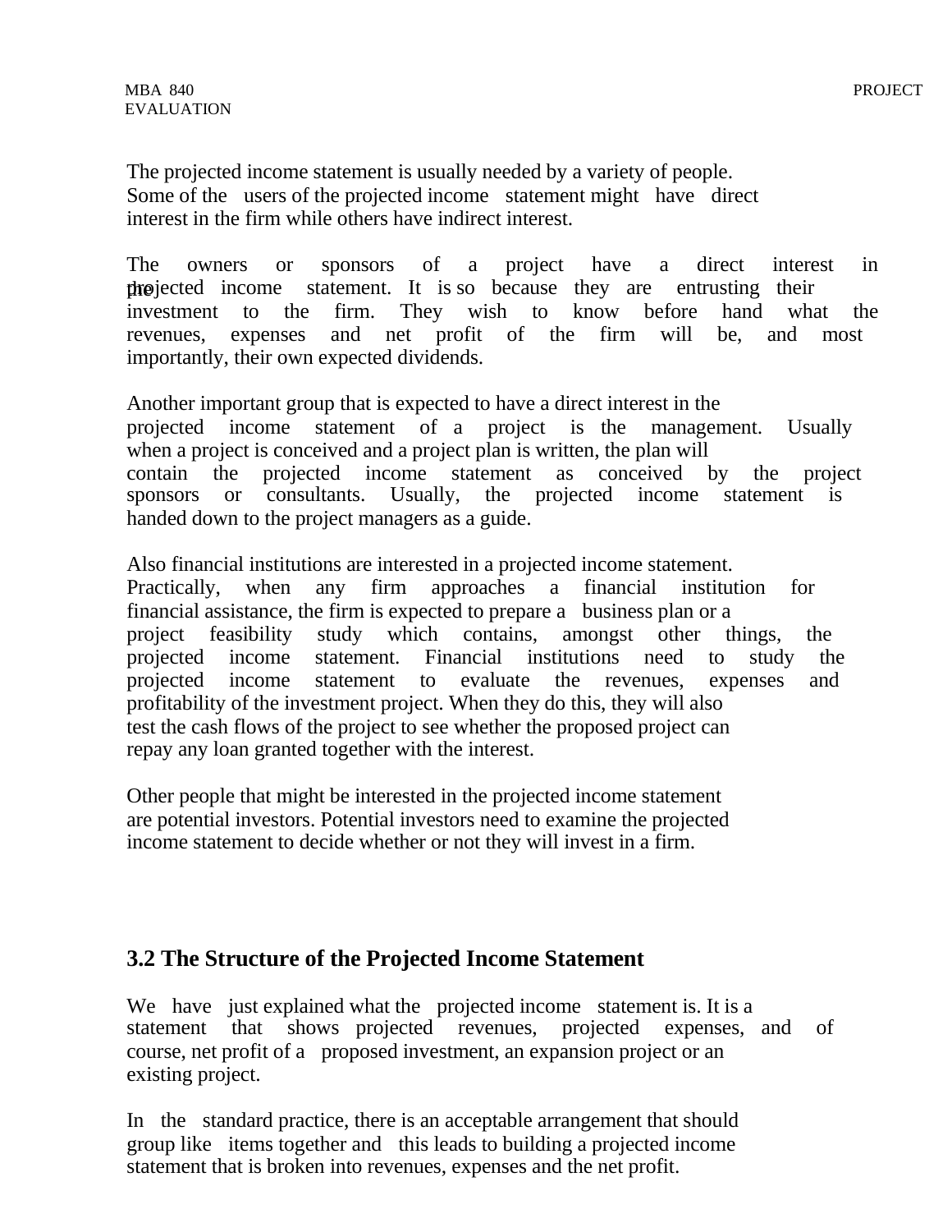The projected income statement is usually needed by a variety of people. Some of the users of the projected income statement might have direct interest in the firm while others have indirect interest.

The owners or sponsors of a project have a direct interest in the projected income statement. It is so because they are entrusting their investment to the firm. They wish to know before hand what the revenues, expenses and net profit of the firm will be, and most importantly, their own expected dividends.

Another important group that is expected to have a direct interest in the projected income statement of a project is the management. Usually when a project is conceived and a project plan is written, the plan will contain the projected income statement as conceived by the project sponsors or consultants. Usually, the projected income statement is handed down to the project managers as a guide.

Also financial institutions are interested in a projected income statement. Practically, when any firm approaches a financial institution for financial assistance, the firm is expected to prepare a business plan or a project feasibility study which contains, amongst other things, the projected income statement. Financial institutions need to study the projected income statement to evaluate the revenues, expenses and profitability of the investment project. When they do this, they will also test the cash flows of the project to see whether the proposed project can repay any loan granted together with the interest.

Other people that might be interested in the projected income statement are potential investors. Potential investors need to examine the projected income statement to decide whether or not they will invest in a firm.

## 3.2 The Structure of the Projected Income Statement

We have just explained what the projected income statement is. It is a statement that shows projected revenues, projected expenses, and of course, net profit of a proposed investment, an expansion project or an existing project.

In the standard practice, there is an acceptable arrangement that should group like items together and this leads to building a projected income statement that is broken into revenues, expenses and the net profit.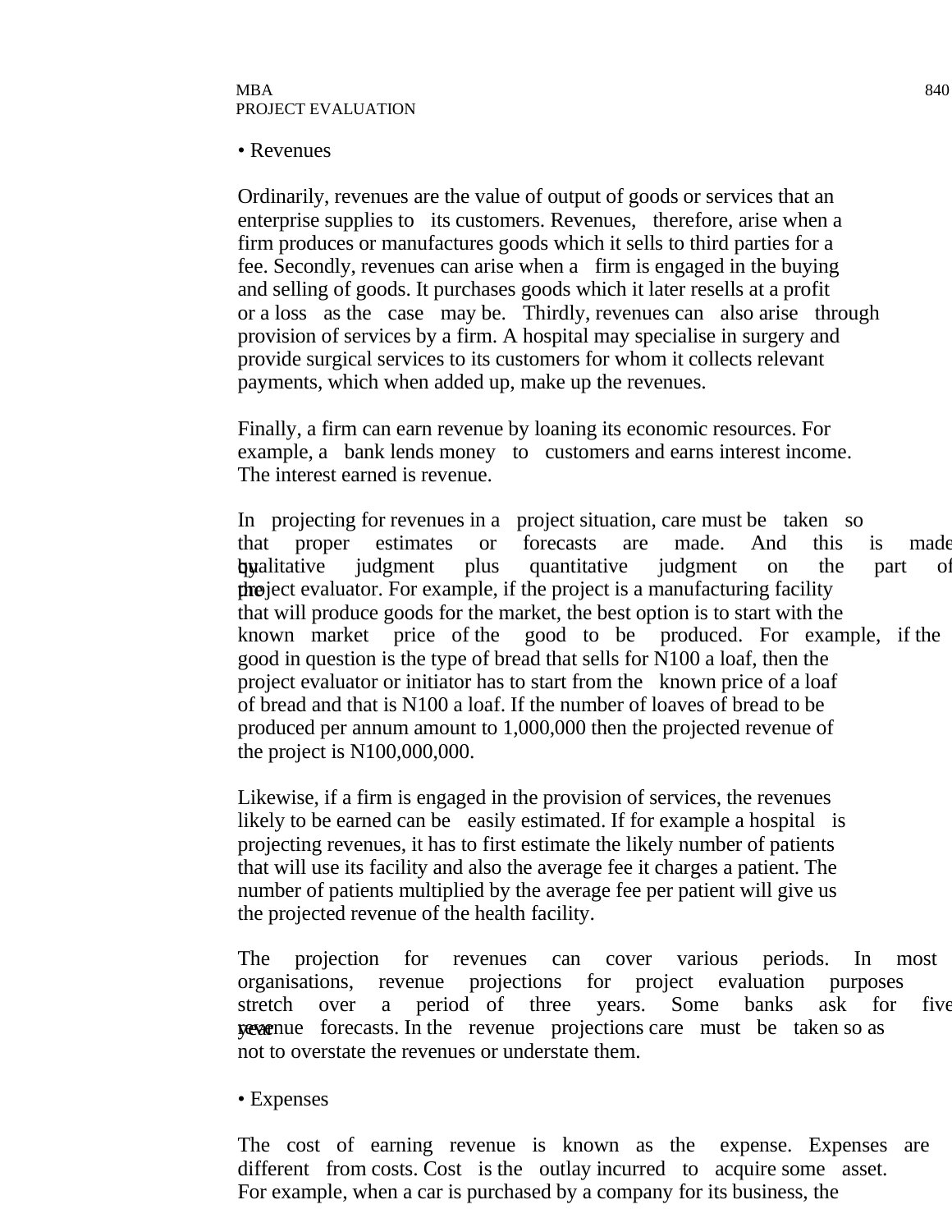• Revenues

Ordinarily, revenues are the value of output of goods or services that an enterprise supplies to its customers. Revenues, therefore, arise when a firm produces or manufactures goods which it sells to third parties for a fee. Secondly, revenues can arise when a firm is engaged in the buying and selling of goods. It purchases goods which it later resells at a profit or a loss as the case may be. Thirdly, revenues can also arise through provision of services by a firm. A hospital may specialise in surgery and provide surgical services to its customers for whom it collects relevant payments, which when added up, make up the revenues.

Finally, a firm can earn revenue by loaning its economic resources. For example, a bank lends money to customers and earns interest income. The interest earned is revenue.

In projecting for revenues in a project situation, care must be taken so that proper estimates or forecasts are made. And this is made by qualitative judgment plus quantitative judgment on the part of the project evaluator. For example, if the project is a manufacturing facility that will produce goods for the market, the best option is to start with the known market price of the good to be produced. For example, if the good in question is the type of bread that sells for N100 a loaf, then the project evaluator or initiator has to start from the known price of a loaf of bread and that is N100 a loaf. If the number of loaves of bread to be produced per annum amount to 1,000,000 then the projected revenue of the project is N100,000,000.

Likewise, if a firm is engaged in the provision of services, the revenues likely to be earned can be easily estimated. If for example a hospital is projecting revenues, it has to first estimate the likely number of patients that will use its facility and also the average fee it charges a patient. The number of patients multiplied by the average fee per patient will give us the projected revenue of the health facility.

The projection for revenues can cover various periods. In most organisations, revenue projections for project evaluation purposes stretch over a period of three years. Some banks ask for five year revenue forecasts. In the revenue projections care must be taken so as not to overstate the revenues or understate them.

• Expenses

The cost of earning revenue is known as the expense. Expenses are different from costs. Cost is the outlay incurred to acquire some asset. For example, when a car is purchased by a company for its business, the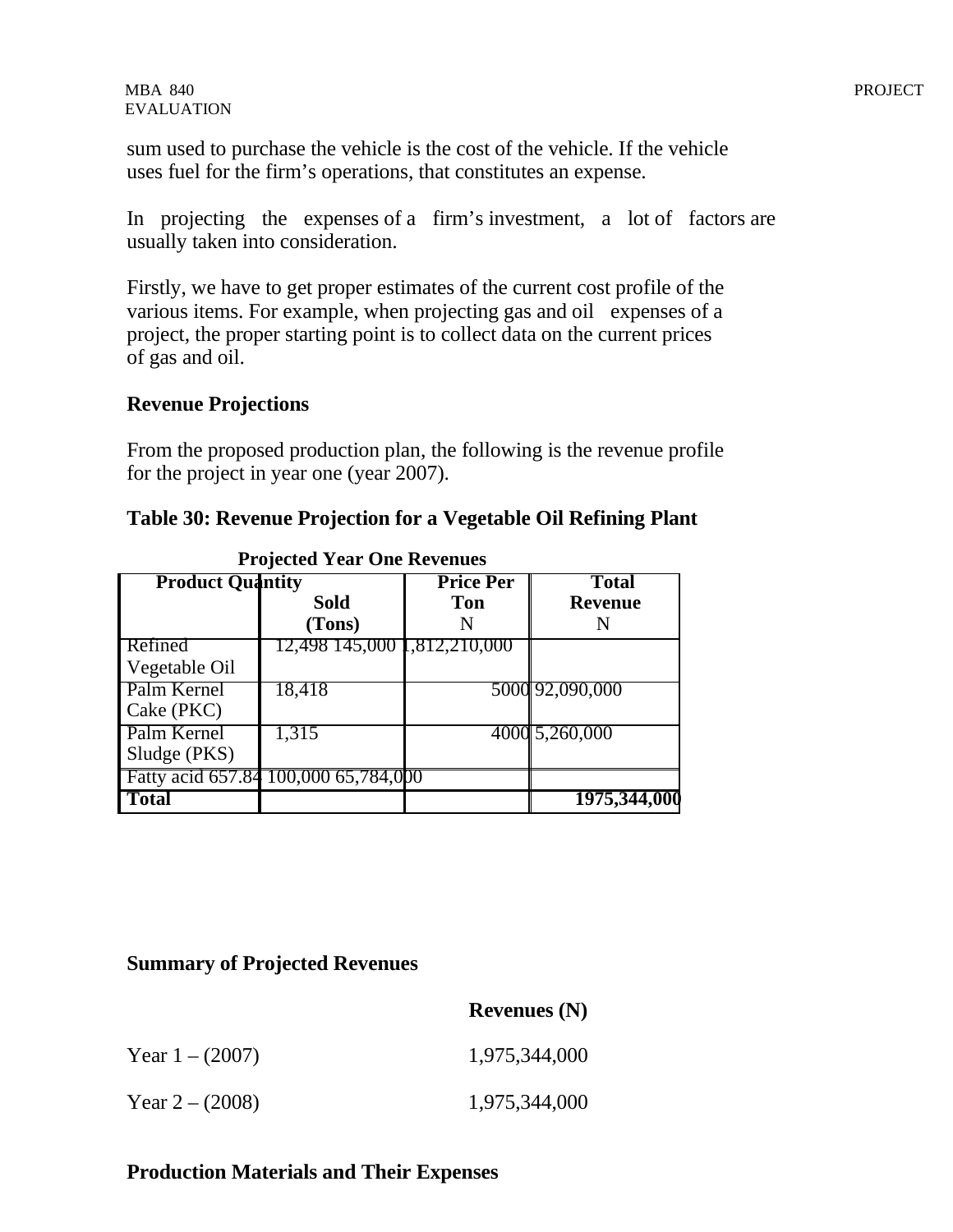sum used to purchase the vehicle is the cost of the vehicle. If the vehicle uses fuel for the firm's operations, that constitutes an expense.

In projecting the expenses of a firm's investment, a lot of factors are usually taken into consideration.

Firstly, we have to get proper estimates of the current cost profile of the various items. For example, when projecting gas and oil expenses of a project, the proper starting point is to collect data on the current prices of gas and oil.

### Revenue Projections

From the proposed production plan, the following is the revenue profile for the project in year one (year 2007).

### Table 30: Revenue Projection for a Vegetable Oil Refining Plant

**Projected Year One Revenues**

| Product | Quantity Sold (Tons) | Price Per Ton N | Total Revenue N |
|---|---|---|---|
| Refined Vegetable Oil | 12,498 145,000 1,812,210,000 | | |
| Palm Kernel Cake (PKC) | 18,418 | 5000 | 92,090,000 |
| Palm Kernel Sludge (PKS) | 1,315 | 4000 | 5,260,000 |
| Fatty acid 657.84 100,000 65,784,000 | | | |
| **Total** | | | **1975,344,000** |

### Summary of Projected Revenues

| | Revenues (N) |
|---|---|
| Year 1 – (2007) | 1,975,344,000 |
| Year 2 – (2008) | 1,975,344,000 |

### Production Materials and Their Expenses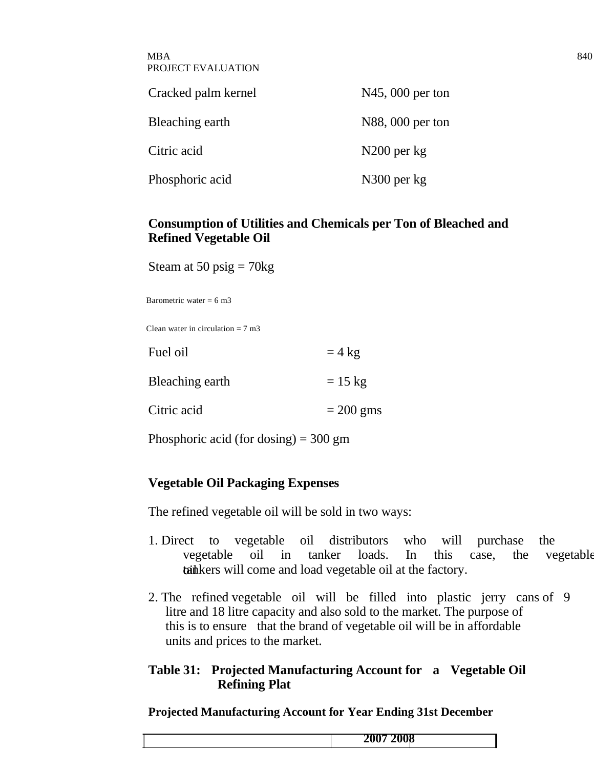| | |
|---|---|
| Cracked palm kernel | N45, 000 per ton |
| Bleaching earth | N88, 000 per ton |
| Citric acid | N200 per kg |
| Phosphoric acid | N300 per kg |

**Consumption of Utilities and Chemicals per Ton of Bleached and Refined Vegetable Oil**

Steam at 50 psig = 70kg

Barometric water = 6 m3

Clean water in circulation = 7 m3

Fuel oil = 4 kg

Bleaching earth = 15 kg

Citric acid = 200 gms

Phosphoric acid (for dosing) = 300 gm

**Vegetable Oil Packaging Expenses**

The refined vegetable oil will be sold in two ways:

1. Direct to vegetable oil distributors who will purchase the vegetable oil in tanker loads. In this case, the vegetable oil tankers will come and load vegetable oil at the factory.
2. The refined vegetable oil will be filled into plastic jerry cans of 9 litre and 18 litre capacity and also sold to the market. The purpose of this is to ensure that the brand of vegetable oil will be in affordable units and prices to the market.

**Table 31: Projected Manufacturing Account for a Vegetable Oil Refining Plat**

**Projected Manufacturing Account for Year Ending 31st December**

| | 2007 | 2008 |
|---|---|---|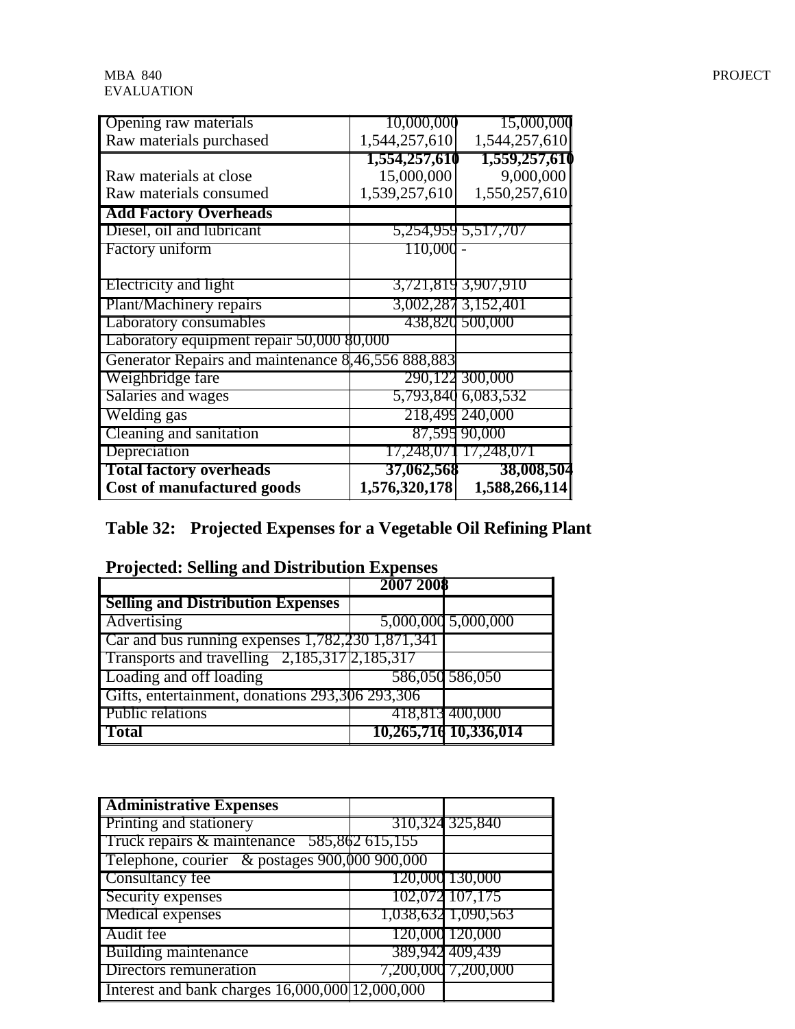| | | |
|---|---|---|
| Opening raw materials | 10,000,000 | 15,000,000 |
| Raw materials purchased | 1,544,257,610 | 1,544,257,610 |
| | **1,554,257,610** | **1,559,257,610** |
| Raw materials at close | 15,000,000 | 9,000,000 |
| Raw materials consumed | 1,539,257,610 | 1,550,257,610 |
| **Add Factory Overheads** | | |
| Diesel, oil and lubricant | 5,254,959 | 5,517,707 |
| Factory uniform | 110,000 | - |
| Electricity and light | 3,721,819 | 3,907,910 |
| Plant/Machinery repairs | 3,002,287 | 3,152,401 |
| Laboratory consumables | 438,820 | 500,000 |
| Laboratory equipment repair | 50,000 | 80,000 |
| Generator Repairs and maintenance | 8,46,556 | 888,883 |
| Weighbridge fare | 290,122 | 300,000 |
| Salaries and wages | 5,793,840 | 6,083,532 |
| Welding gas | 218,499 | 240,000 |
| Cleaning and sanitation | 87,595 | 90,000 |
| Depreciation | 17,248,071 | 17,248,071 |
| **Total factory overheads** | **37,062,568** | **38,008,504** |
| **Cost of manufactured goods** | **1,576,320,178** | **1,588,266,114** |

**Table 32: Projected Expenses for a Vegetable Oil Refining Plant**

**Projected: Selling and Distribution Expenses**

| | **2007** | **2008** |
|---|---|---|
| **Selling and Distribution Expenses** | | |
| Advertising | 5,000,000 | 5,000,000 |
| Car and bus running expenses | 1,782,230 | 1,871,341 |
| Transports and travelling | 2,185,317 | 2,185,317 |
| Loading and off loading | 586,050 | 586,050 |
| Gifts, entertainment, donations | 293,306 | 293,306 |
| Public relations | 418,813 | 400,000 |
| **Total** | **10,265,716** | **10,336,014** |

| | | |
|---|---|---|
| **Administrative Expenses** | | |
| Printing and stationery | 310,324 | 325,840 |
| Truck repairs & maintenance | 585,862 | 615,155 |
| Telephone, courier & postages | 900,000 | 900,000 |
| Consultancy fee | 120,000 | 130,000 |
| Security expenses | 102,072 | 107,175 |
| Medical expenses | 1,038,632 | 1,090,563 |
| Audit fee | 120,000 | 120,000 |
| Building maintenance | 389,942 | 409,439 |
| Directors remuneration | 7,200,000 | 7,200,000 |
| Interest and bank charges | 16,000,000 | 12,000,000 |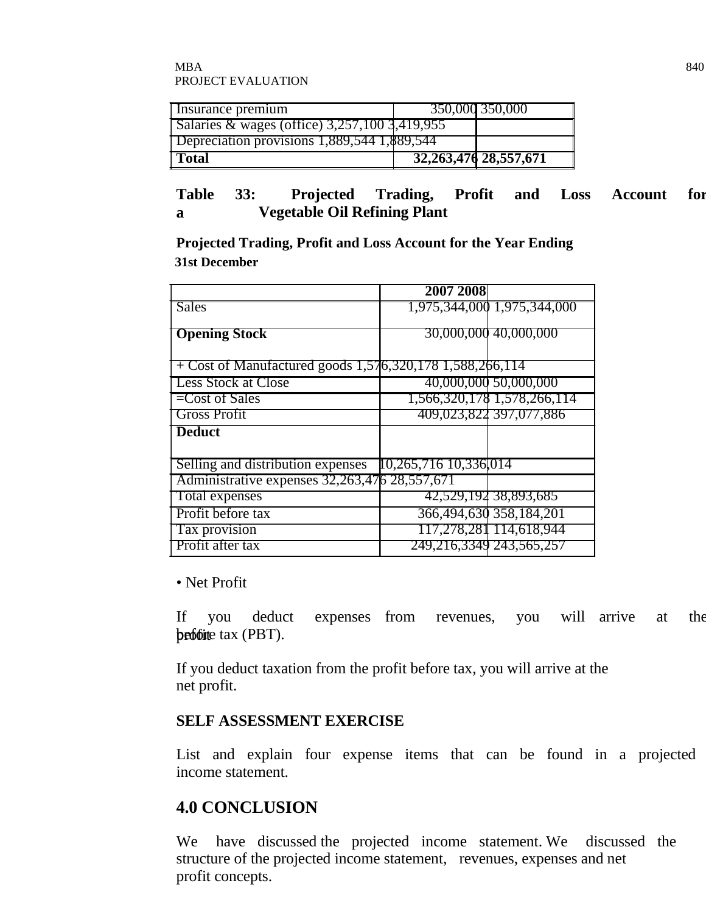| | | |
|---|---|---|
| Insurance premium | 350,000 | 350,000 |
| Salaries & wages (office) | 3,257,100 | 3,419,955 |
| Depreciation provisions | 1,889,544 | 1,889,544 |
| **Total** | **32,263,476** | **28,557,671** |

**Table 33: Projected Trading, Profit and Loss Account for a Vegetable Oil Refining Plant**

**Projected Trading, Profit and Loss Account for the Year Ending 31st December**

| | 2007 | 2008 |
|---|---|---|
| Sales | 1,975,344,000 | 1,975,344,000 |
| **Opening Stock** | 30,000,000 | 40,000,000 |
| + Cost of Manufactured goods | 1,576,320,178 | 1,588,266,114 |
| Less Stock at Close | 40,000,000 | 50,000,000 |
| =Cost of Sales | 1,566,320,178 | 1,578,266,114 |
| Gross Profit | 409,023,822 | 397,077,886 |
| **Deduct** | | |
| Selling and distribution expenses | 10,265,716 | 10,336,014 |
| Administrative expenses | 32,263,476 | 28,557,671 |
| Total expenses | 42,529,192 | 38,893,685 |
| Profit before tax | 366,494,630 | 358,184,201 |
| Tax provision | 117,278,281 | 114,618,944 |
| Profit after tax | 249,216,3349 | 243,565,257 |

- Net Profit

If you deduct expenses from revenues, you will arrive at the profit before tax (PBT).

If you deduct taxation from the profit before tax, you will arrive at the net profit.

**SELF ASSESSMENT EXERCISE**

List and explain four expense items that can be found in a projected income statement.

## 4.0 CONCLUSION

We have discussed the projected income statement. We discussed the structure of the projected income statement, revenues, expenses and net profit concepts.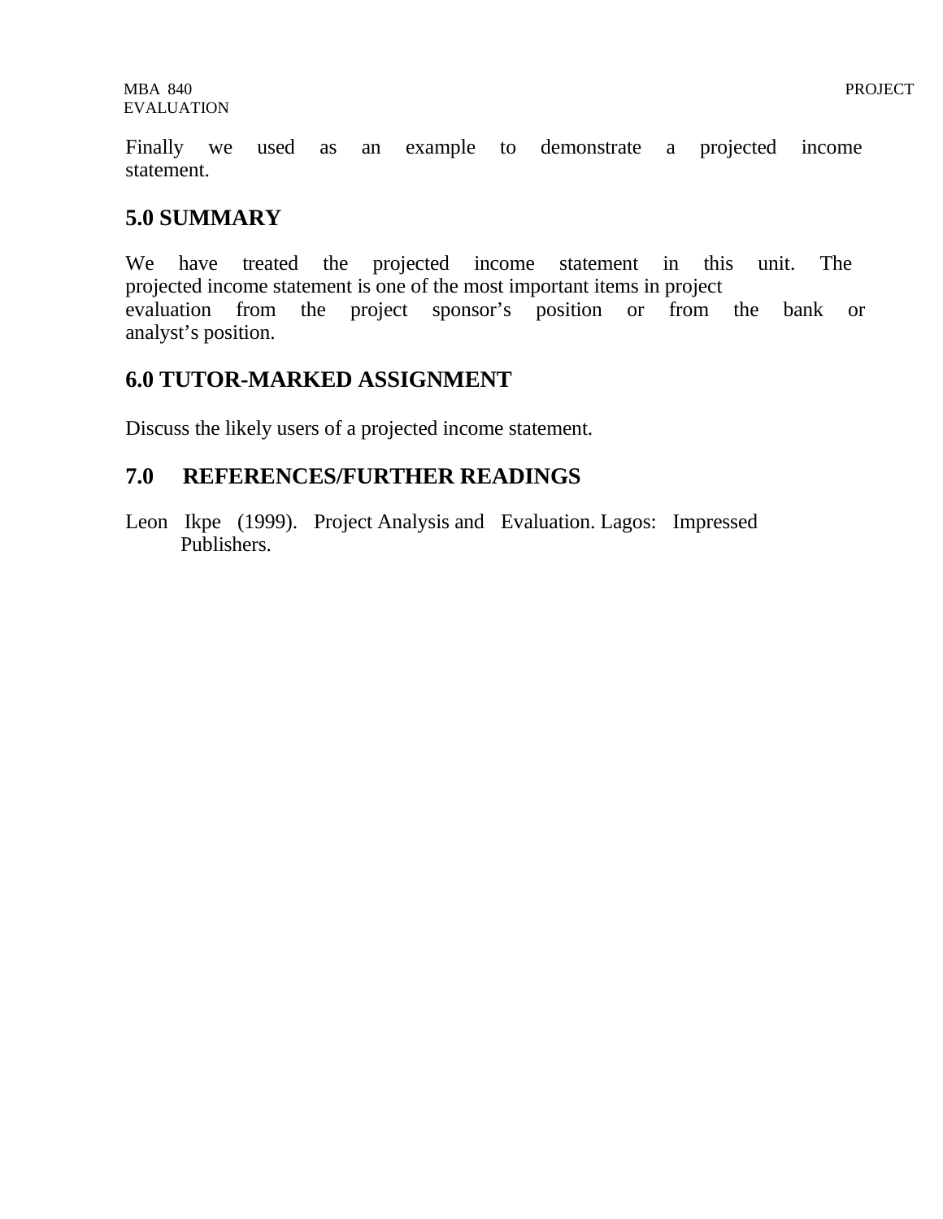Finally we used as an example to demonstrate a projected income statement.

## 5.0 SUMMARY

We have treated the projected income statement in this unit. The projected income statement is one of the most important items in project evaluation from the project sponsor's position or from the bank or analyst's position.

## 6.0 TUTOR-MARKED ASSIGNMENT

Discuss the likely users of a projected income statement.

## 7.0 REFERENCES/FURTHER READINGS

Leon Ikpe (1999). Project Analysis and Evaluation. Lagos: Impressed Publishers.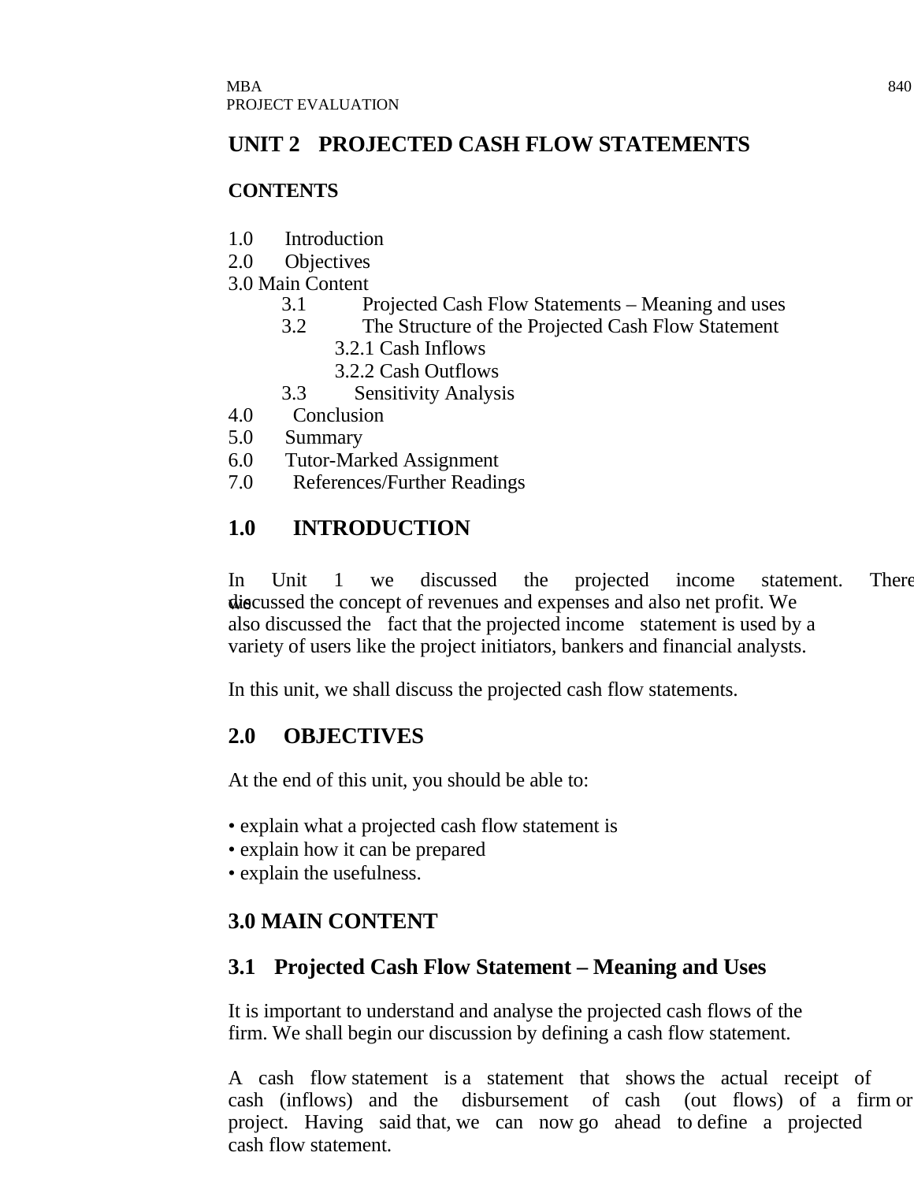# UNIT 2 PROJECTED CASH FLOW STATEMENTS

## CONTENTS

1.0 Introduction
2.0 Objectives
3.0 Main Content
  3.1 Projected Cash Flow Statements – Meaning and uses
  3.2 The Structure of the Projected Cash Flow Statement
    3.2.1 Cash Inflows
    3.2.2 Cash Outflows
  3.3 Sensitivity Analysis
4.0 Conclusion
5.0 Summary
6.0 Tutor-Marked Assignment
7.0 References/Further Readings

## 1.0 INTRODUCTION

In Unit 1 we discussed the projected income statement. There we discussed the concept of revenues and expenses and also net profit. We also discussed the fact that the projected income statement is used by a variety of users like the project initiators, bankers and financial analysts.

In this unit, we shall discuss the projected cash flow statements.

## 2.0 OBJECTIVES

At the end of this unit, you should be able to:

- explain what a projected cash flow statement is
- explain how it can be prepared
- explain the usefulness.

## 3.0 MAIN CONTENT

### 3.1 Projected Cash Flow Statement – Meaning and Uses

It is important to understand and analyse the projected cash flows of the firm. We shall begin our discussion by defining a cash flow statement.

A cash flow statement is a statement that shows the actual receipt of cash (inflows) and the disbursement of cash (out flows) of a firm or project. Having said that, we can now go ahead to define a projected cash flow statement.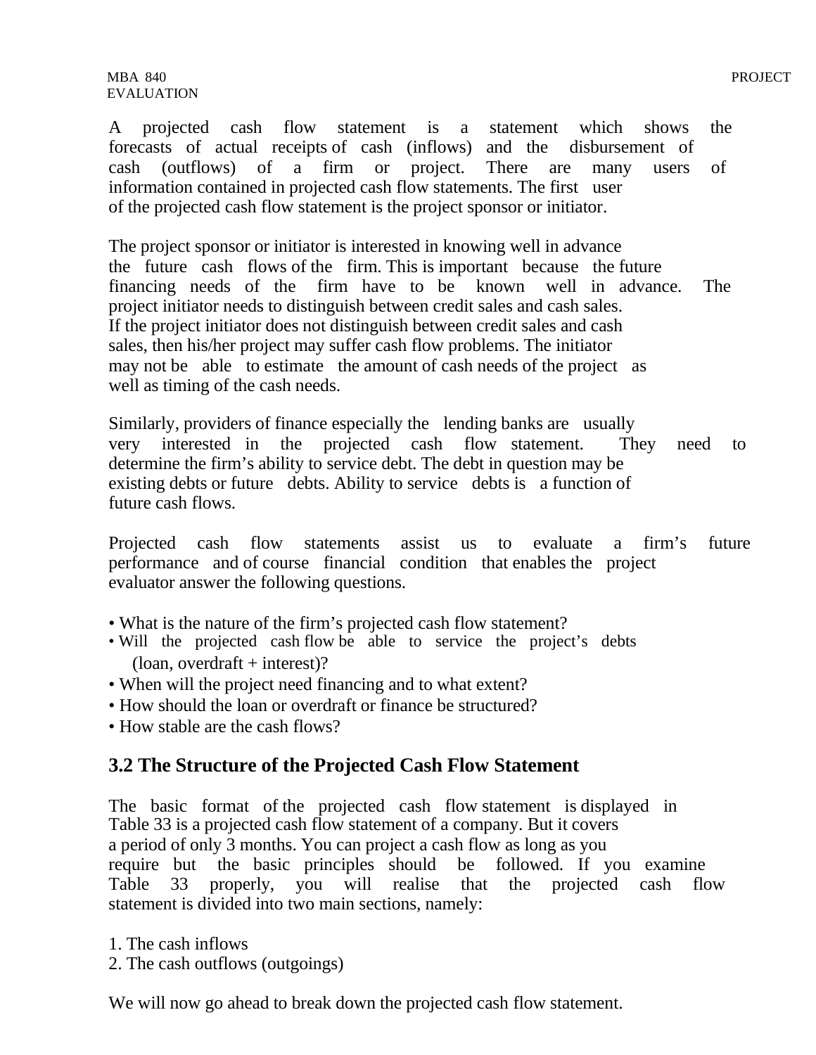A projected cash flow statement is a statement which shows the forecasts of actual receipts of cash (inflows) and the disbursement of cash (outflows) of a firm or project. There are many users of information contained in projected cash flow statements. The first user of the projected cash flow statement is the project sponsor or initiator.

The project sponsor or initiator is interested in knowing well in advance the future cash flows of the firm. This is important because the future financing needs of the firm have to be known well in advance. The project initiator needs to distinguish between credit sales and cash sales. If the project initiator does not distinguish between credit sales and cash sales, then his/her project may suffer cash flow problems. The initiator may not be able to estimate the amount of cash needs of the project as well as timing of the cash needs.

Similarly, providers of finance especially the lending banks are usually very interested in the projected cash flow statement. They need to determine the firm's ability to service debt. The debt in question may be existing debts or future debts. Ability to service debts is a function of future cash flows.

Projected cash flow statements assist us to evaluate a firm's future performance and of course financial condition that enables the project evaluator answer the following questions.

- What is the nature of the firm's projected cash flow statement?
- Will the projected cash flow be able to service the project's debts (loan, overdraft + interest)?
- When will the project need financing and to what extent?
- How should the loan or overdraft or finance be structured?
- How stable are the cash flows?

## 3.2 The Structure of the Projected Cash Flow Statement

The basic format of the projected cash flow statement is displayed in Table 33 is a projected cash flow statement of a company. But it covers a period of only 3 months. You can project a cash flow as long as you require but the basic principles should be followed. If you examine Table 33 properly, you will realise that the projected cash flow statement is divided into two main sections, namely:

1. The cash inflows
2. The cash outflows (outgoings)

We will now go ahead to break down the projected cash flow statement.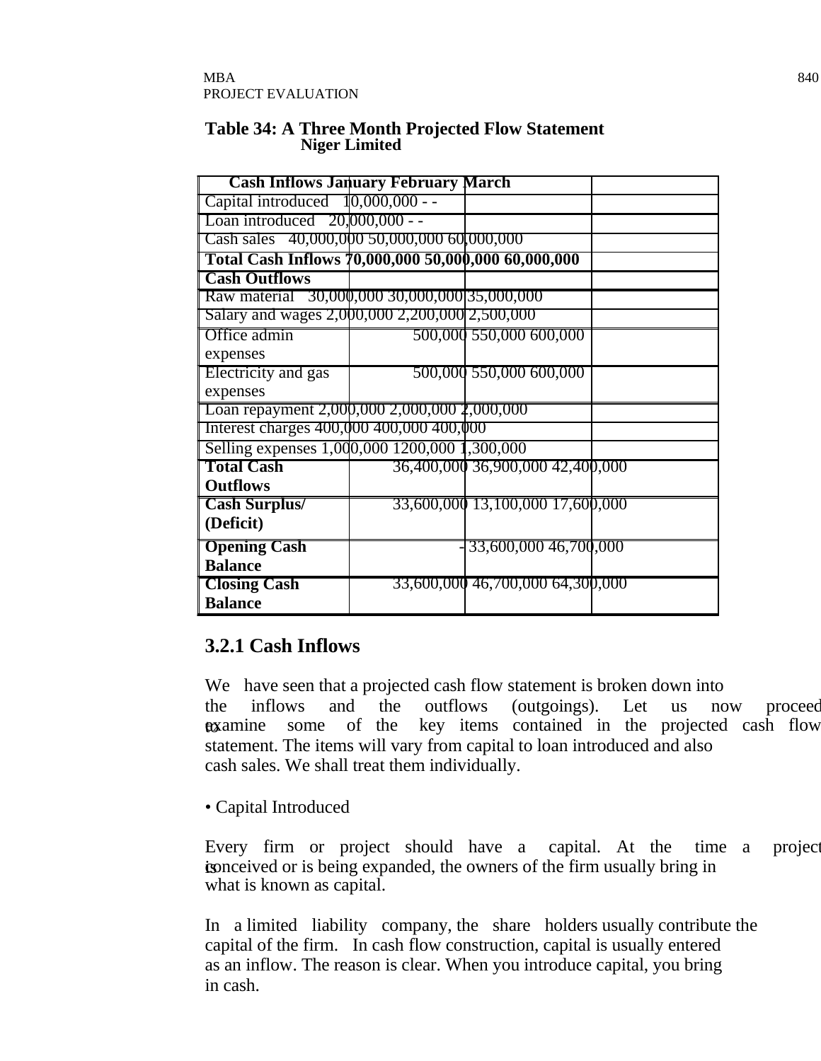**Table 34: A Three Month Projected Flow Statement**
**Niger Limited**

| Cash Inflows | January | February | March |
|---|---|---|---|
| Capital introduced | 10,000,000 | - | - |
| Loan introduced | 20,000,000 | - | - |
| Cash sales | 40,000,000 | 50,000,000 | 60,000,000 |
| **Total Cash Inflows** | **70,000,000** | **50,000,000** | **60,000,000** |
| **Cash Outflows** | | | |
| Raw material | 30,000,000 | 30,000,000 | 35,000,000 |
| Salary and wages | 2,000,000 | 2,200,000 | 2,500,000 |
| Office admin expenses | 500,000 | 550,000 | 600,000 |
| Electricity and gas expenses | 500,000 | 550,000 | 600,000 |
| Loan repayment | 2,000,000 | 2,000,000 | 2,000,000 |
| Interest charges | 400,000 | 400,000 | 400,000 |
| Selling expenses | 1,000,000 | 1200,000 | 1,300,000 |
| **Total Cash Outflows** | 36,400,000 | 36,900,000 | 42,400,000 |
| **Cash Surplus/ (Deficit)** | 33,600,000 | 13,100,000 | 17,600,000 |
| **Opening Cash Balance** | - | 33,600,000 | 46,700,000 |
| **Closing Cash Balance** | 33,600,000 | 46,700,000 | 64,300,000 |

### 3.2.1 Cash Inflows

We have seen that a projected cash flow statement is broken down into the inflows and the outflows (outgoings). Let us now proceed to examine some of the key items contained in the projected cash flow statement. The items will vary from capital to loan introduced and also cash sales. We shall treat them individually.

• Capital Introduced

Every firm or project should have a capital. At the time a project is conceived or is being expanded, the owners of the firm usually bring in what is known as capital.

In a limited liability company, the share holders usually contribute the capital of the firm. In cash flow construction, capital is usually entered as an inflow. The reason is clear. When you introduce capital, you bring in cash.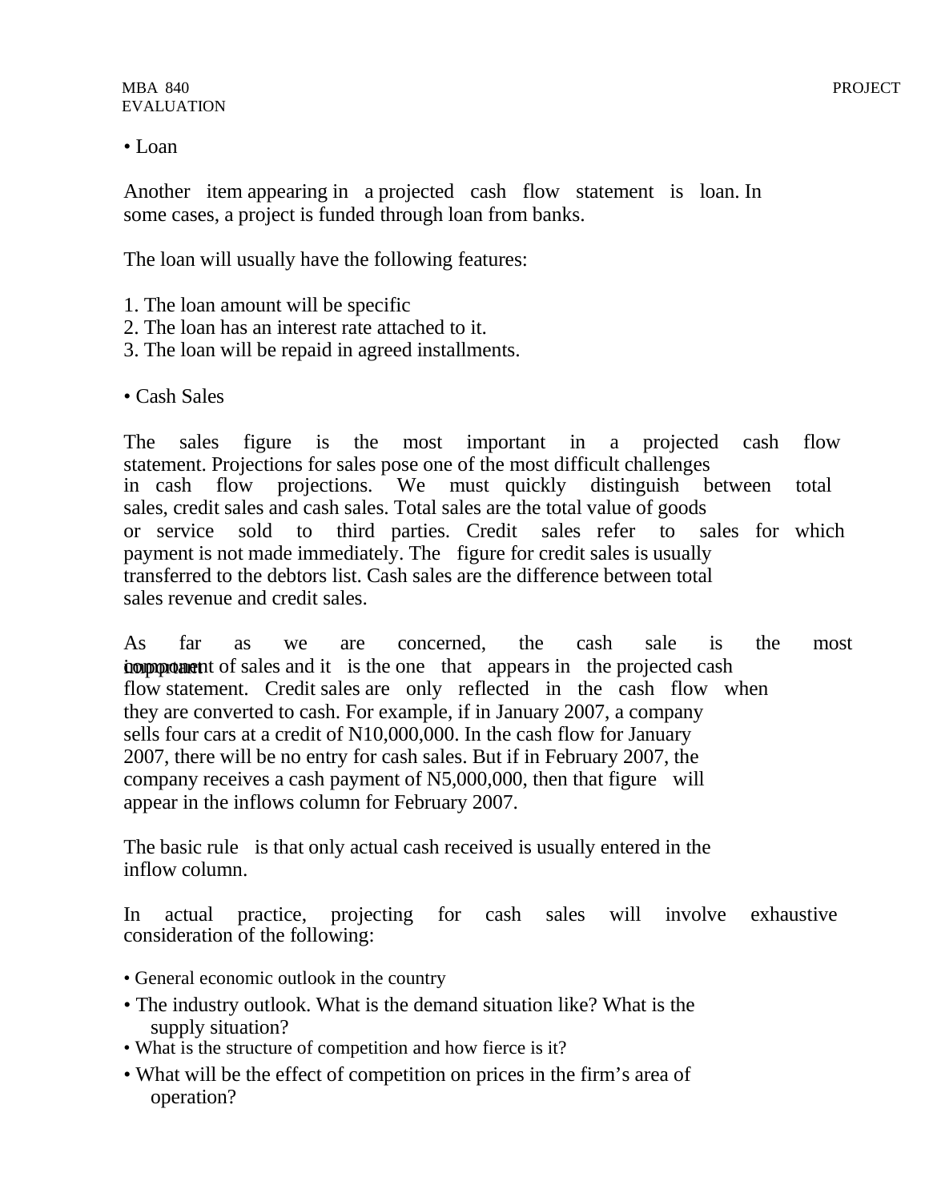• Loan

Another item appearing in a projected cash flow statement is loan. In some cases, a project is funded through loan from banks.

The loan will usually have the following features:

1. The loan amount will be specific
2. The loan has an interest rate attached to it.
3. The loan will be repaid in agreed installments.

• Cash Sales

The sales figure is the most important in a projected cash flow statement. Projections for sales pose one of the most difficult challenges in cash flow projections. We must quickly distinguish between total sales, credit sales and cash sales. Total sales are the total value of goods or service sold to third parties. Credit sales refer to sales for which payment is not made immediately. The figure for credit sales is usually transferred to the debtors list. Cash sales are the difference between total sales revenue and credit sales.

As far as we are concerned, the cash sale is the most important component of sales and it is the one that appears in the projected cash flow statement. Credit sales are only reflected in the cash flow when they are converted to cash. For example, if in January 2007, a company sells four cars at a credit of N10,000,000. In the cash flow for January 2007, there will be no entry for cash sales. But if in February 2007, the company receives a cash payment of N5,000,000, then that figure will appear in the inflows column for February 2007.

The basic rule is that only actual cash received is usually entered in the inflow column.

In actual practice, projecting for cash sales will involve exhaustive consideration of the following:

- General economic outlook in the country
- The industry outlook. What is the demand situation like? What is the supply situation?
- What is the structure of competition and how fierce is it?
- What will be the effect of competition on prices in the firm's area of operation?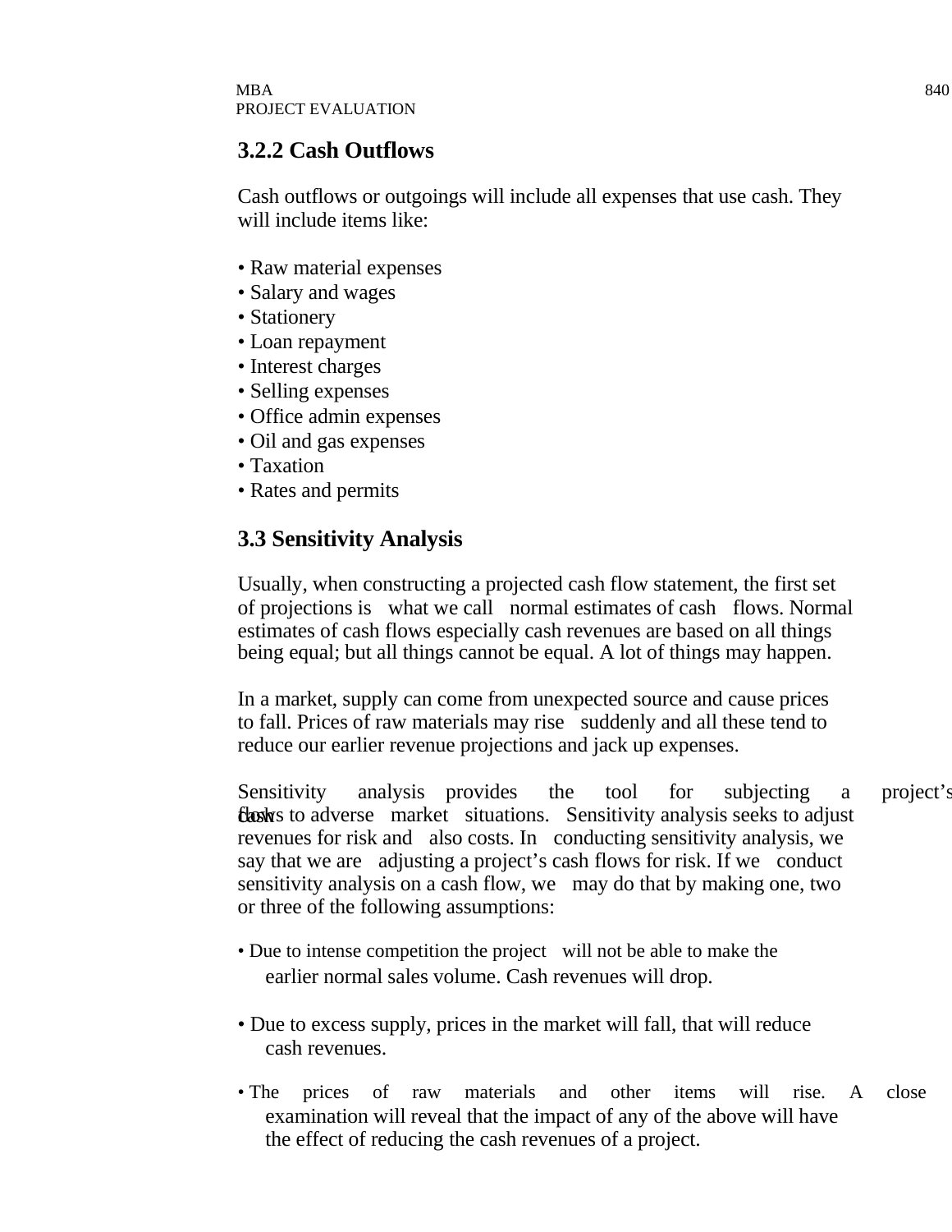### 3.2.2 Cash Outflows

Cash outflows or outgoings will include all expenses that use cash. They will include items like:

- Raw material expenses
- Salary and wages
- Stationery
- Loan repayment
- Interest charges
- Selling expenses
- Office admin expenses
- Oil and gas expenses
- Taxation
- Rates and permits

## 3.3 Sensitivity Analysis

Usually, when constructing a projected cash flow statement, the first set of projections is what we call normal estimates of cash flows. Normal estimates of cash flows especially cash revenues are based on all things being equal; but all things cannot be equal. A lot of things may happen.

In a market, supply can come from unexpected source and cause prices to fall. Prices of raw materials may rise suddenly and all these tend to reduce our earlier revenue projections and jack up expenses.

Sensitivity analysis provides the tool for subjecting a project's cash flows to adverse market situations. Sensitivity analysis seeks to adjust revenues for risk and also costs. In conducting sensitivity analysis, we say that we are adjusting a project's cash flows for risk. If we conduct sensitivity analysis on a cash flow, we may do that by making one, two or three of the following assumptions:

- Due to intense competition the project will not be able to make the earlier normal sales volume. Cash revenues will drop.

- Due to excess supply, prices in the market will fall, that will reduce cash revenues.

- The prices of raw materials and other items will rise. A close examination will reveal that the impact of any of the above will have the effect of reducing the cash revenues of a project.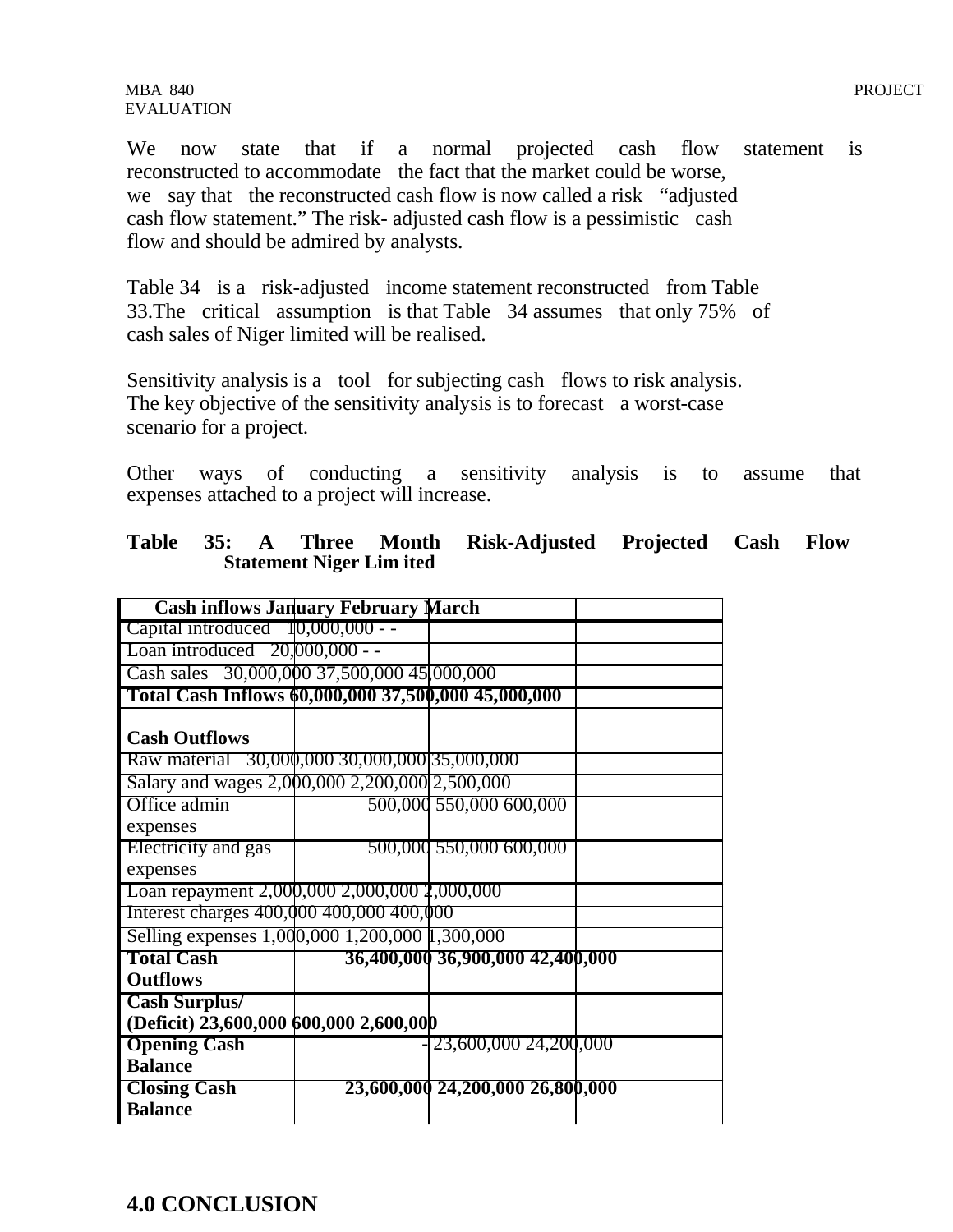We now state that if a normal projected cash flow statement is reconstructed to accommodate the fact that the market could be worse, we say that the reconstructed cash flow is now called a risk "adjusted cash flow statement." The risk- adjusted cash flow is a pessimistic cash flow and should be admired by analysts.

Table 34 is a risk-adjusted income statement reconstructed from Table 33.The critical assumption is that Table 34 assumes that only 75% of cash sales of Niger limited will be realised.

Sensitivity analysis is a tool for subjecting cash flows to risk analysis. The key objective of the sensitivity analysis is to forecast a worst-case scenario for a project.

Other ways of conducting a sensitivity analysis is to assume that expenses attached to a project will increase.

**Table 35: A Three Month Risk-Adjusted Projected Cash Flow Statement Niger Lim ited**

| **Cash inflows** | **January** | **February** | **March** |
|---|---|---|---|
| Capital introduced | 10,000,000 | - | - |
| Loan introduced | 20,000,000 | - | - |
| Cash sales | 30,000,000 | 37,500,000 | 45,000,000 |
| **Total Cash Inflows** | **60,000,000** | **37,500,000** | **45,000,000** |
| **Cash Outflows** | | | |
| Raw material | 30,000,000 | 30,000,000 | 35,000,000 |
| Salary and wages | 2,000,000 | 2,200,000 | 2,500,000 |
| Office admin expenses | 500,000 | 550,000 | 600,000 |
| Electricity and gas expenses | 500,000 | 550,000 | 600,000 |
| Loan repayment | 2,000,000 | 2,000,000 | 2,000,000 |
| Interest charges | 400,000 | 400,000 | 400,000 |
| Selling expenses | 1,000,000 | 1,200,000 | 1,300,000 |
| **Total Cash Outflows** | **36,400,000** | **36,900,000** | **42,400,000** |
| **Cash Surplus/ (Deficit)** | **23,600,000** | **600,000** | **2,600,000** |
| **Opening Cash Balance** | - | 23,600,000 | 24,200,000 |
| **Closing Cash Balance** | **23,600,000** | **24,200,000** | **26,800,000** |

## 4.0 CONCLUSION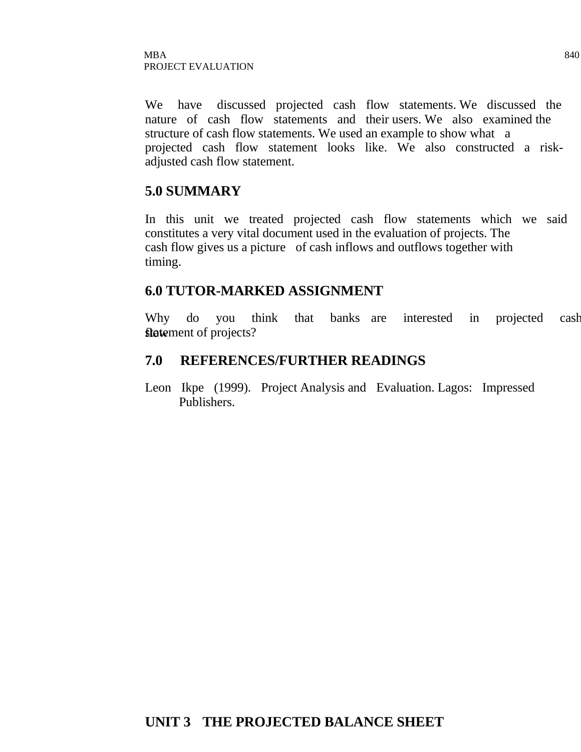We have discussed projected cash flow statements. We discussed the nature of cash flow statements and their users. We also examined the structure of cash flow statements. We used an example to show what a projected cash flow statement looks like. We also constructed a risk-adjusted cash flow statement.

## 5.0 SUMMARY

In this unit we treated projected cash flow statements which we said constitutes a very vital document used in the evaluation of projects. The cash flow gives us a picture of cash inflows and outflows together with timing.

## 6.0 TUTOR-MARKED ASSIGNMENT

Why do you think that banks are interested in projected cash flow statement of projects?

## 7.0 REFERENCES/FURTHER READINGS

Leon Ikpe (1999). Project Analysis and Evaluation. Lagos: Impressed Publishers.

# UNIT 3 THE PROJECTED BALANCE SHEET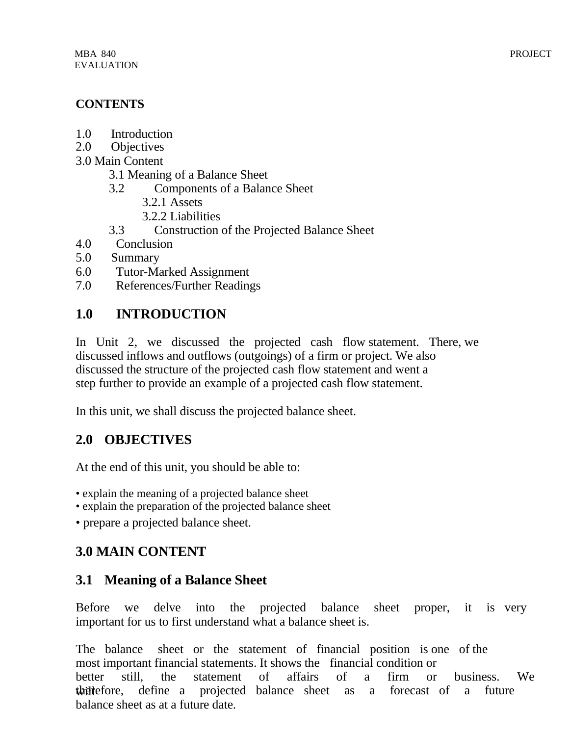**CONTENTS**

1.0 Introduction
2.0 Objectives
3.0 Main Content
    3.1 Meaning of a Balance Sheet
    3.2 Components of a Balance Sheet
        3.2.1 Assets
        3.2.2 Liabilities
    3.3 Construction of the Projected Balance Sheet
4.0 Conclusion
5.0 Summary
6.0 Tutor-Marked Assignment
7.0 References/Further Readings

## 1.0 INTRODUCTION

In Unit 2, we discussed the projected cash flow statement. There, we discussed inflows and outflows (outgoings) of a firm or project. We also discussed the structure of the projected cash flow statement and went a step further to provide an example of a projected cash flow statement.

In this unit, we shall discuss the projected balance sheet.

## 2.0 OBJECTIVES

At the end of this unit, you should be able to:

- explain the meaning of a projected balance sheet
- explain the preparation of the projected balance sheet
- prepare a projected balance sheet.

## 3.0 MAIN CONTENT

### 3.1 Meaning of a Balance Sheet

Before we delve into the projected balance sheet proper, it is very important for us to first understand what a balance sheet is.

The balance sheet or the statement of financial position is one of the most important financial statements. It shows the financial condition or better still, the statement of affairs of a firm or business. We will therefore, define a projected balance sheet as a forecast of a future balance sheet as at a future date.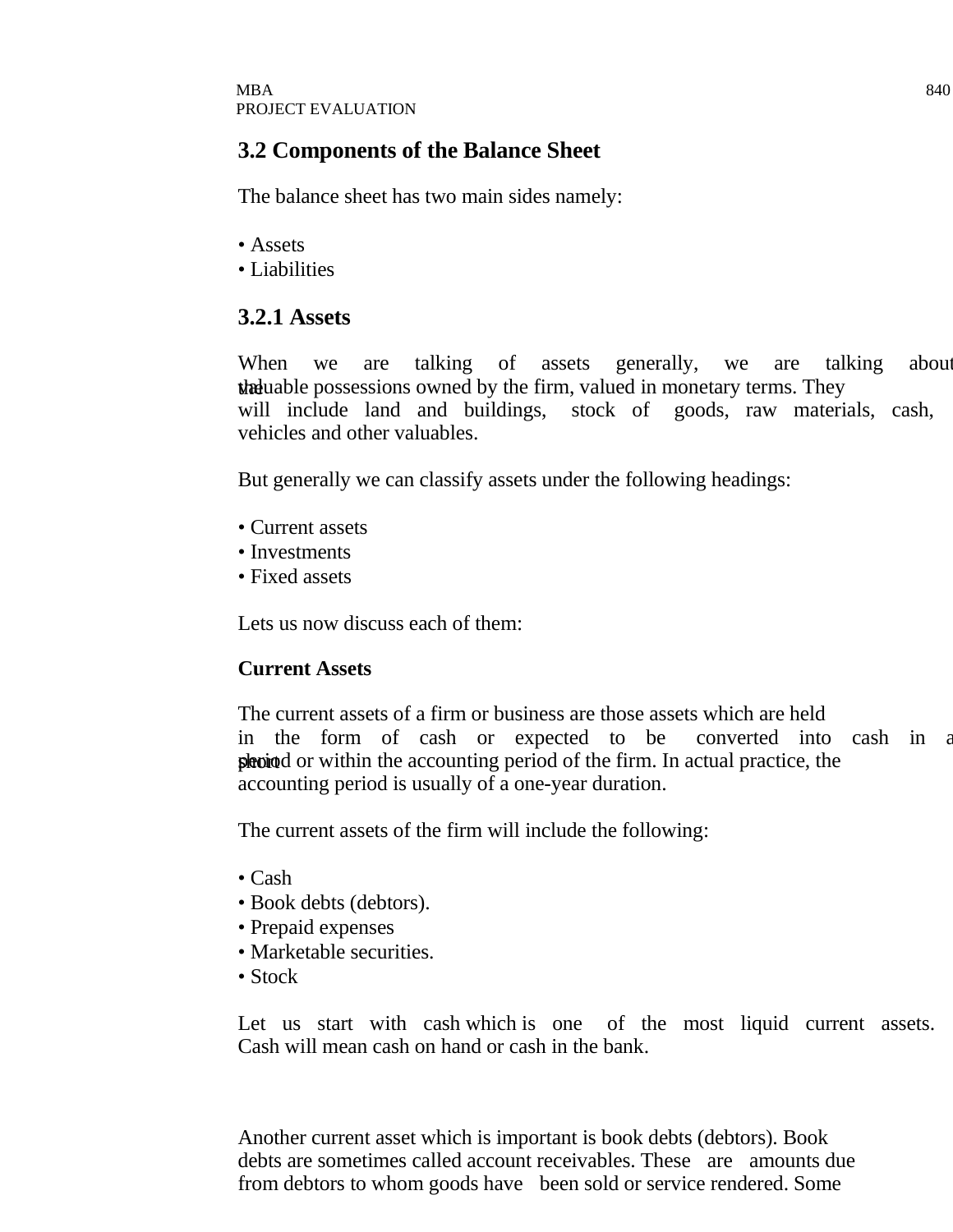## 3.2 Components of the Balance Sheet

The balance sheet has two main sides namely:

- Assets
- Liabilities

### 3.2.1 Assets

When we are talking of assets generally, we are talking about the valuable possessions owned by the firm, valued in monetary terms. They will include land and buildings, stock of goods, raw materials, cash, vehicles and other valuables.

But generally we can classify assets under the following headings:

- Current assets
- Investments
- Fixed assets

Lets us now discuss each of them:

**Current Assets**

The current assets of a firm or business are those assets which are held in the form of cash or expected to be converted into cash in a short period or within the accounting period of the firm. In actual practice, the accounting period is usually of a one-year duration.

The current assets of the firm will include the following:

- Cash
- Book debts (debtors).
- Prepaid expenses
- Marketable securities.
- Stock

Let us start with cash which is one of the most liquid current assets. Cash will mean cash on hand or cash in the bank.

Another current asset which is important is book debts (debtors). Book debts are sometimes called account receivables. These are amounts due from debtors to whom goods have been sold or service rendered. Some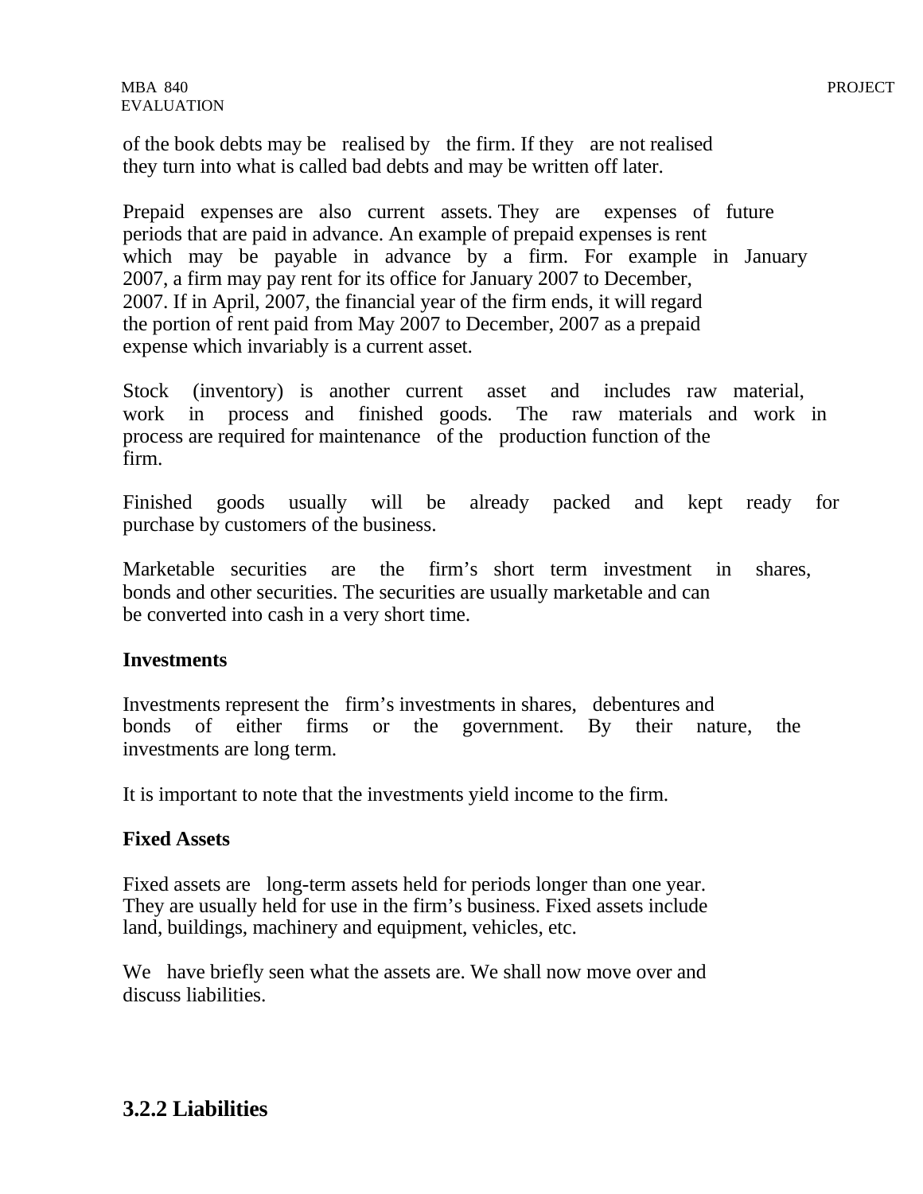of the book debts may be realised by the firm. If they are not realised they turn into what is called bad debts and may be written off later.

Prepaid expenses are also current assets. They are expenses of future periods that are paid in advance. An example of prepaid expenses is rent which may be payable in advance by a firm. For example in January 2007, a firm may pay rent for its office for January 2007 to December, 2007. If in April, 2007, the financial year of the firm ends, it will regard the portion of rent paid from May 2007 to December, 2007 as a prepaid expense which invariably is a current asset.

Stock (inventory) is another current asset and includes raw material, work in process and finished goods. The raw materials and work in process are required for maintenance of the production function of the firm.

Finished goods usually will be already packed and kept ready for purchase by customers of the business.

Marketable securities are the firm's short term investment in shares, bonds and other securities. The securities are usually marketable and can be converted into cash in a very short time.

**Investments**

Investments represent the firm's investments in shares, debentures and bonds of either firms or the government. By their nature, the investments are long term.

It is important to note that the investments yield income to the firm.

**Fixed Assets**

Fixed assets are long-term assets held for periods longer than one year. They are usually held for use in the firm's business. Fixed assets include land, buildings, machinery and equipment, vehicles, etc.

We have briefly seen what the assets are. We shall now move over and discuss liabilities.

## 3.2.2 Liabilities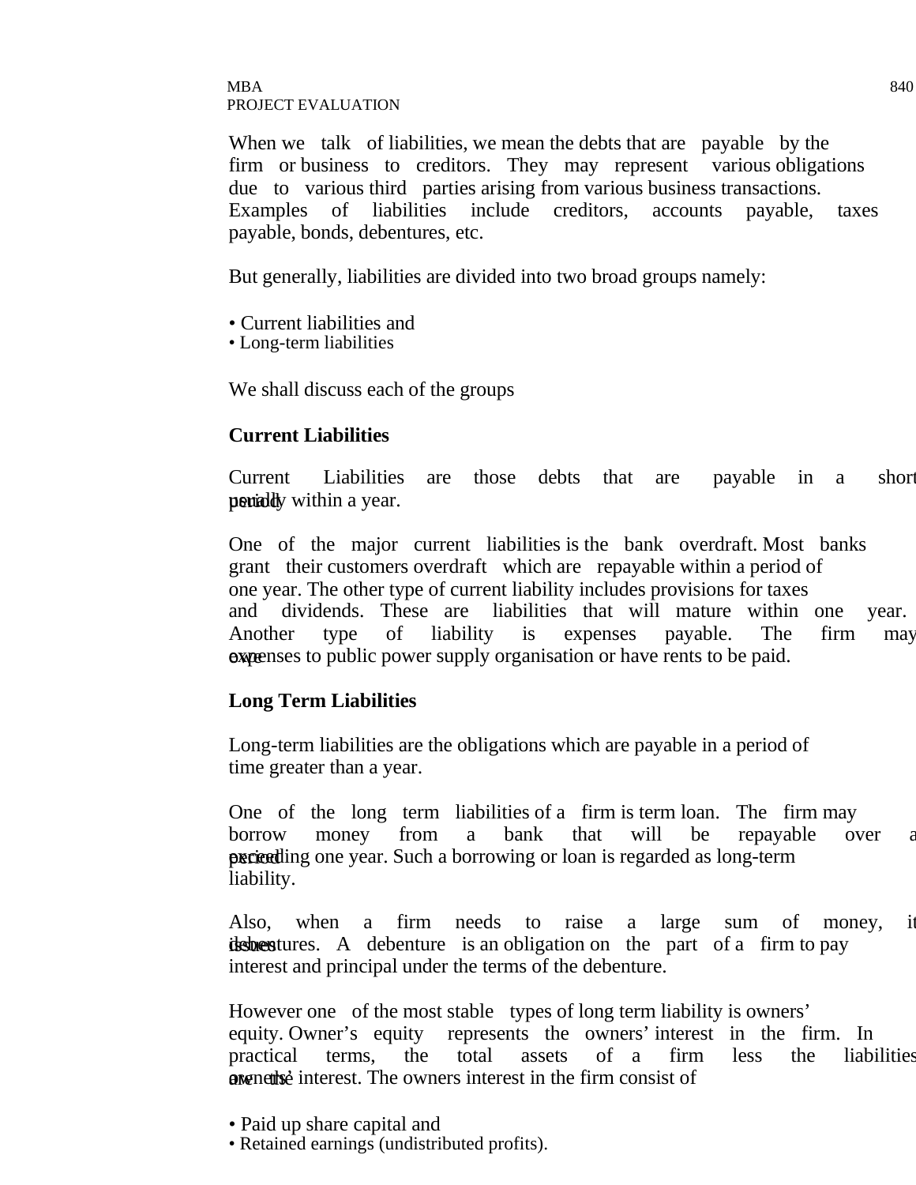When we talk of liabilities, we mean the debts that are payable by the firm or business to creditors. They may represent various obligations due to various third parties arising from various business transactions. Examples of liabilities include creditors, accounts payable, taxes payable, bonds, debentures, etc.

But generally, liabilities are divided into two broad groups namely:

- Current liabilities and
- Long-term liabilities

We shall discuss each of the groups

**Current Liabilities**

Current Liabilities are those debts that are payable in a short period usually within a year.

One of the major current liabilities is the bank overdraft. Most banks grant their customers overdraft which are repayable within a period of one year. The other type of current liability includes provisions for taxes and dividends. These are liabilities that will mature within one year. Another type of liability is expenses payable. The firm may owe expenses to public power supply organisation or have rents to be paid.

**Long Term Liabilities**

Long-term liabilities are the obligations which are payable in a period of time greater than a year.

One of the long term liabilities of a firm is term loan. The firm may borrow money from a bank that will be repayable over a period exceeding one year. Such a borrowing or loan is regarded as long-term liability.

Also, when a firm needs to raise a large sum of money, it issues debentures. A debenture is an obligation on the part of a firm to pay interest and principal under the terms of the debenture.

However one of the most stable types of long term liability is owners' equity. Owner's equity represents the owners' interest in the firm. In practical terms, the total assets of a firm less the liabilities are the owners' interest. The owners interest in the firm consist of

- Paid up share capital and
- Retained earnings (undistributed profits).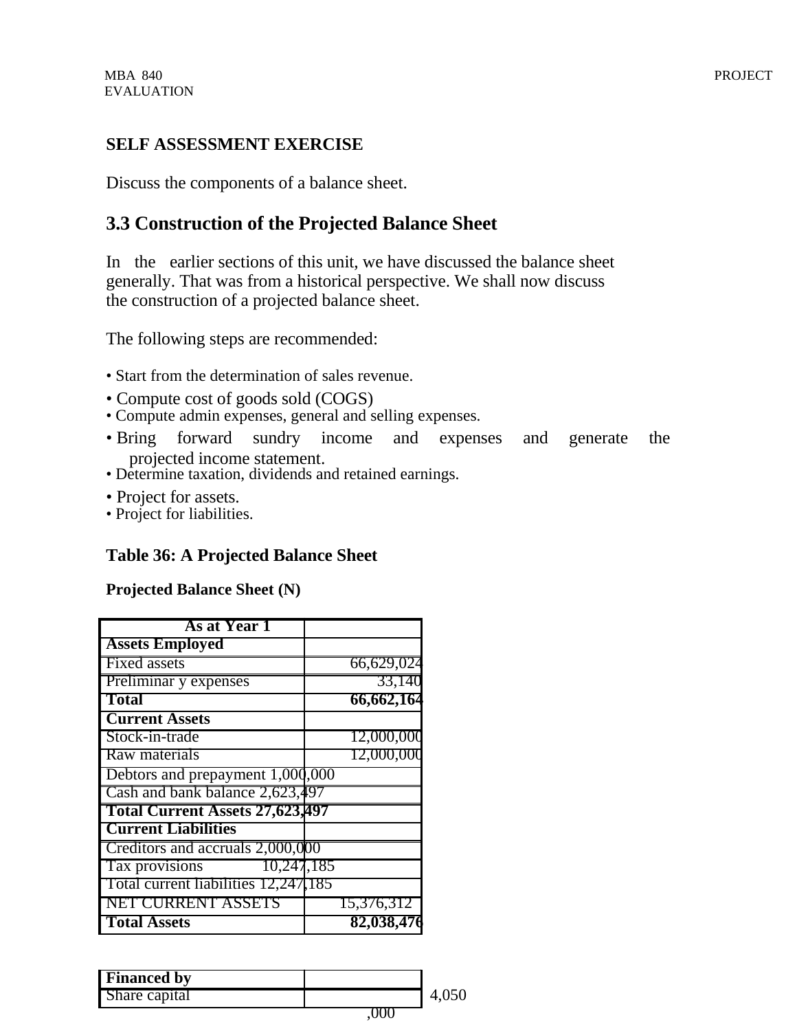**SELF ASSESSMENT EXERCISE**

Discuss the components of a balance sheet.

## 3.3 Construction of the Projected Balance Sheet

In the earlier sections of this unit, we have discussed the balance sheet generally. That was from a historical perspective. We shall now discuss the construction of a projected balance sheet.

The following steps are recommended:

- Start from the determination of sales revenue.
- Compute cost of goods sold (COGS)
- Compute admin expenses, general and selling expenses.
- Bring forward sundry income and expenses and generate the projected income statement.
- Determine taxation, dividends and retained earnings.
- Project for assets.
- Project for liabilities.

**Table 36: A Projected Balance Sheet**

**Projected Balance Sheet (N)**

| As at Year 1 | |
|---|---|
| **Assets Employed** | |
| Fixed assets | 66,629,024 |
| Preliminar y expenses | 33,140 |
| **Total** | **66,662,164** |
| **Current Assets** | |
| Stock-in-trade | 12,000,000 |
| Raw materials | 12,000,000 |
| Debtors and prepayment | 1,000,000 |
| Cash and bank balance | 2,623,497 |
| **Total Current Assets** | **27,623,497** |
| **Current Liabilities** | |
| Creditors and accruals | 2,000,000 |
| Tax provisions | 10,247,185 |
| Total current liabilities | 12,247,185 |
| NET CURRENT ASSETS | 15,376,312 |
| **Total Assets** | **82,038,476** |

| **Financed by** | |
|---|---|
| Share capital | 4,050,000 |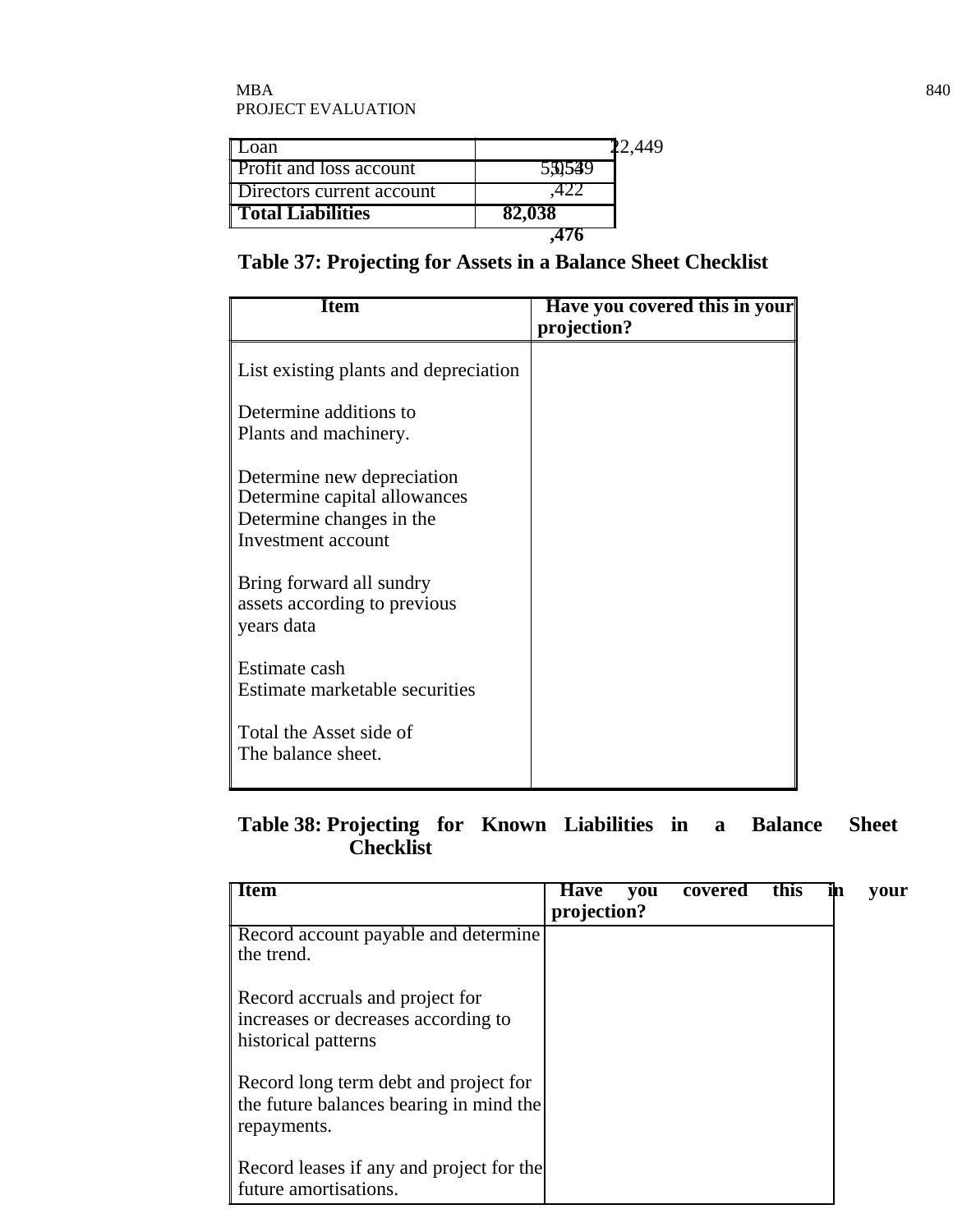| Loan | 22,449 |
|---|---|
| Profit and loss account | 55,549 |
| Directors current account | ,422 |
| **Total Liabilities** | **82,038,476** |

**Table 37: Projecting for Assets in a Balance Sheet Checklist**

| Item | Have you covered this in your projection? |
|---|---|
| List existing plants and depreciation<br><br>Determine additions to Plants and machinery.<br><br>Determine new depreciation<br>Determine capital allowances<br>Determine changes in the Investment account<br><br>Bring forward all sundry assets according to previous years data<br><br>Estimate cash<br>Estimate marketable securities<br><br>Total the Asset side of The balance sheet. | |

**Table 38: Projecting for Known Liabilities in a Balance Sheet Checklist**

| Item | Have you covered this in your projection? |
|---|---|
| Record account payable and determine the trend.<br><br>Record accruals and project for increases or decreases according to historical patterns<br><br>Record long term debt and project for the future balances bearing in mind the repayments.<br><br>Record leases if any and project for the future amortisations. | |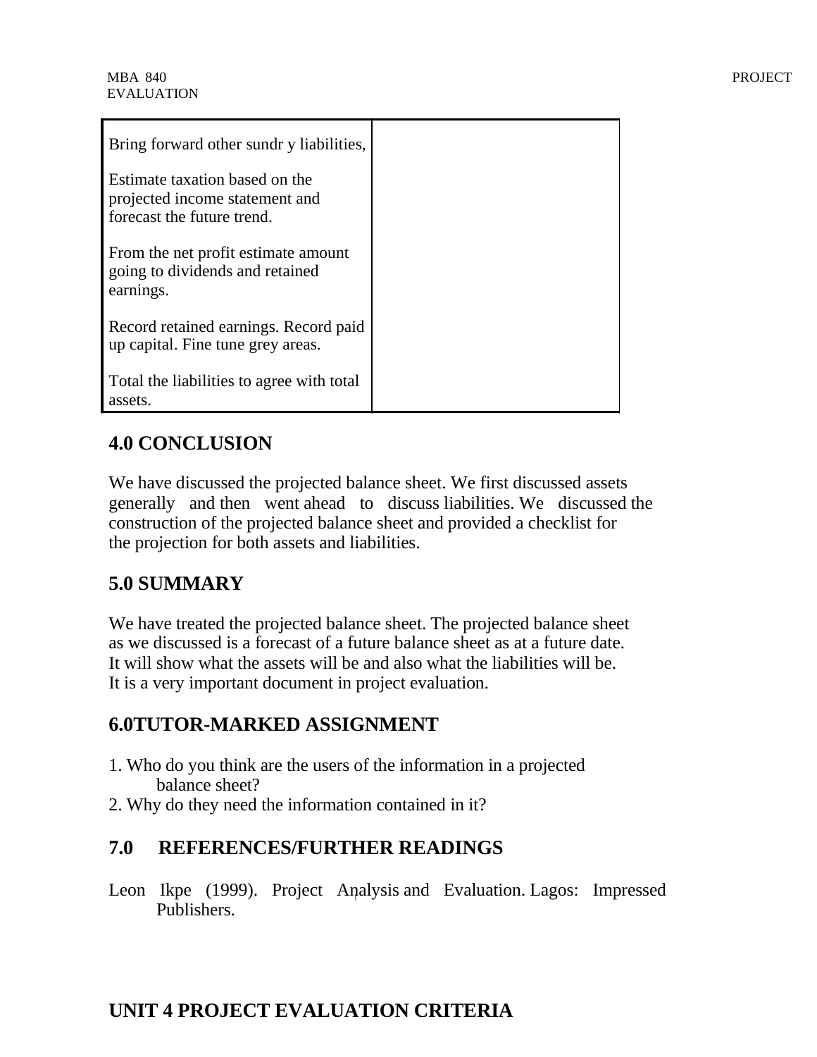| | |
|---|---|
| Bring forward other sundr y liabilities,<br><br>Estimate taxation based on the projected income statement and forecast the future trend.<br><br>From the net profit estimate amount going to dividends and retained earnings.<br><br>Record retained earnings. Record paid up capital. Fine tune grey areas.<br><br>Total the liabilities to agree with total assets. | |

## 4.0 CONCLUSION

We have discussed the projected balance sheet. We first discussed assets generally and then went ahead to discuss liabilities. We discussed the construction of the projected balance sheet and provided a checklist for the projection for both assets and liabilities.

## 5.0 SUMMARY

We have treated the projected balance sheet. The projected balance sheet as we discussed is a forecast of a future balance sheet as at a future date. It will show what the assets will be and also what the liabilities will be. It is a very important document in project evaluation.

## 6.0TUTOR-MARKED ASSIGNMENT

1. Who do you think are the users of the information in a projected balance sheet?
2. Why do they need the information contained in it?

## 7.0 REFERENCES/FURTHER READINGS

Leon Ikpe (1999). Project Analysis and Evaluation. Lagos: Impressed Publishers.

# UNIT 4 PROJECT EVALUATION CRITERIA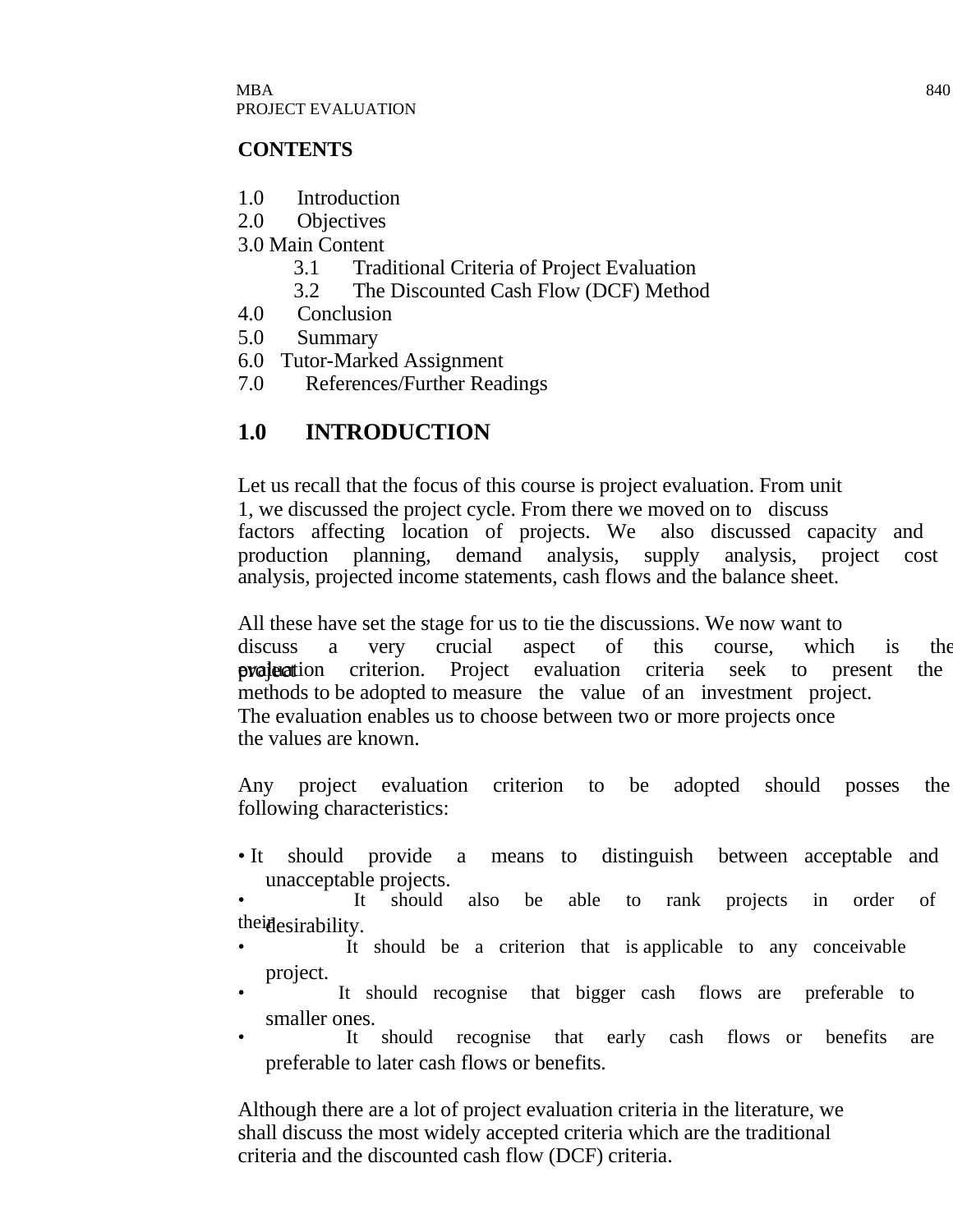## CONTENTS

1.0 Introduction
2.0 Objectives
3.0 Main Content
 3.1 Traditional Criteria of Project Evaluation
 3.2 The Discounted Cash Flow (DCF) Method
4.0 Conclusion
5.0 Summary
6.0 Tutor-Marked Assignment
7.0 References/Further Readings

## 1.0 INTRODUCTION

Let us recall that the focus of this course is project evaluation. From unit 1, we discussed the project cycle. From there we moved on to discuss factors affecting location of projects. We also discussed capacity and production planning, demand analysis, supply analysis, project cost analysis, projected income statements, cash flows and the balance sheet.

All these have set the stage for us to tie the discussions. We now want to discuss a very crucial aspect of this course, which is the project evaluation criterion. Project evaluation criteria seek to present the methods to be adopted to measure the value of an investment project. The evaluation enables us to choose between two or more projects once the values are known.

Any project evaluation criterion to be adopted should posses the following characteristics:

- It should provide a means to distinguish between acceptable and unacceptable projects.
- It should also be able to rank projects in order of their desirability.
- It should be a criterion that is applicable to any conceivable project.
- It should recognise that bigger cash flows are preferable to smaller ones.
- It should recognise that early cash flows or benefits are preferable to later cash flows or benefits.

Although there are a lot of project evaluation criteria in the literature, we shall discuss the most widely accepted criteria which are the traditional criteria and the discounted cash flow (DCF) criteria.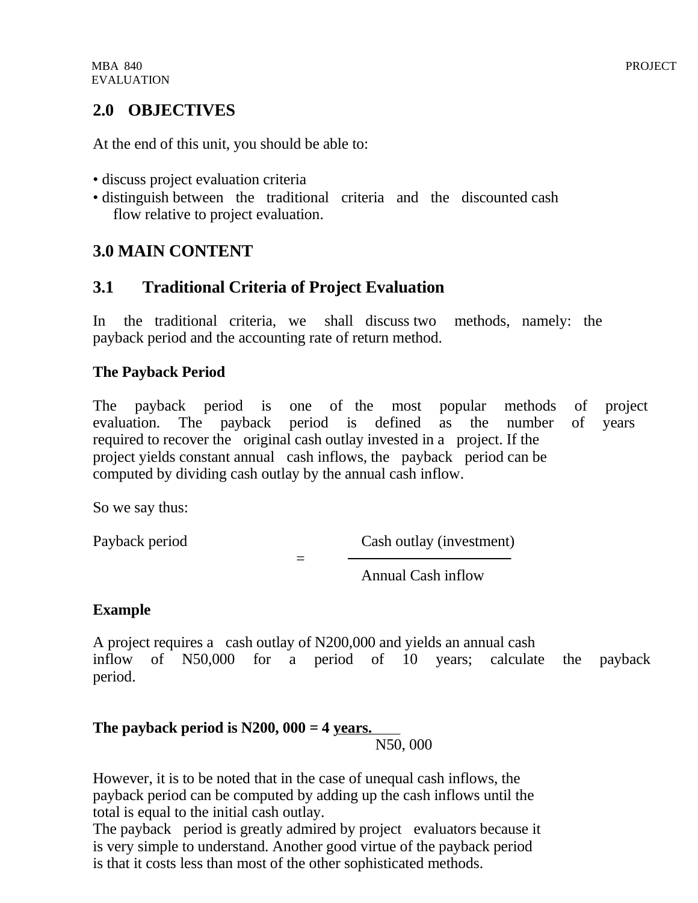## 2.0 OBJECTIVES

At the end of this unit, you should be able to:

- discuss project evaluation criteria
- distinguish between the traditional criteria and the discounted cash flow relative to project evaluation.

## 3.0 MAIN CONTENT

### 3.1 Traditional Criteria of Project Evaluation

In the traditional criteria, we shall discuss two methods, namely: the payback period and the accounting rate of return method.

**The Payback Period**

The payback period is one of the most popular methods of project evaluation. The payback period is defined as the number of years required to recover the original cash outlay invested in a project. If the project yields constant annual cash inflows, the payback period can be computed by dividing cash outlay by the annual cash inflow.

So we say thus:

$$\text{Payback period} = \frac{\text{Cash outlay (investment)}}{\text{Annual Cash inflow}}$$

**Example**

A project requires a cash outlay of N200,000 and yields an annual cash inflow of N50,000 for a period of 10 years; calculate the payback period.

**The payback period is** $\frac{\text{N200, 000}}{\text{N50, 000}}$ **= 4 years.**

However, it is to be noted that in the case of unequal cash inflows, the payback period can be computed by adding up the cash inflows until the total is equal to the initial cash outlay.
The payback period is greatly admired by project evaluators because it is very simple to understand. Another good virtue of the payback period is that it costs less than most of the other sophisticated methods.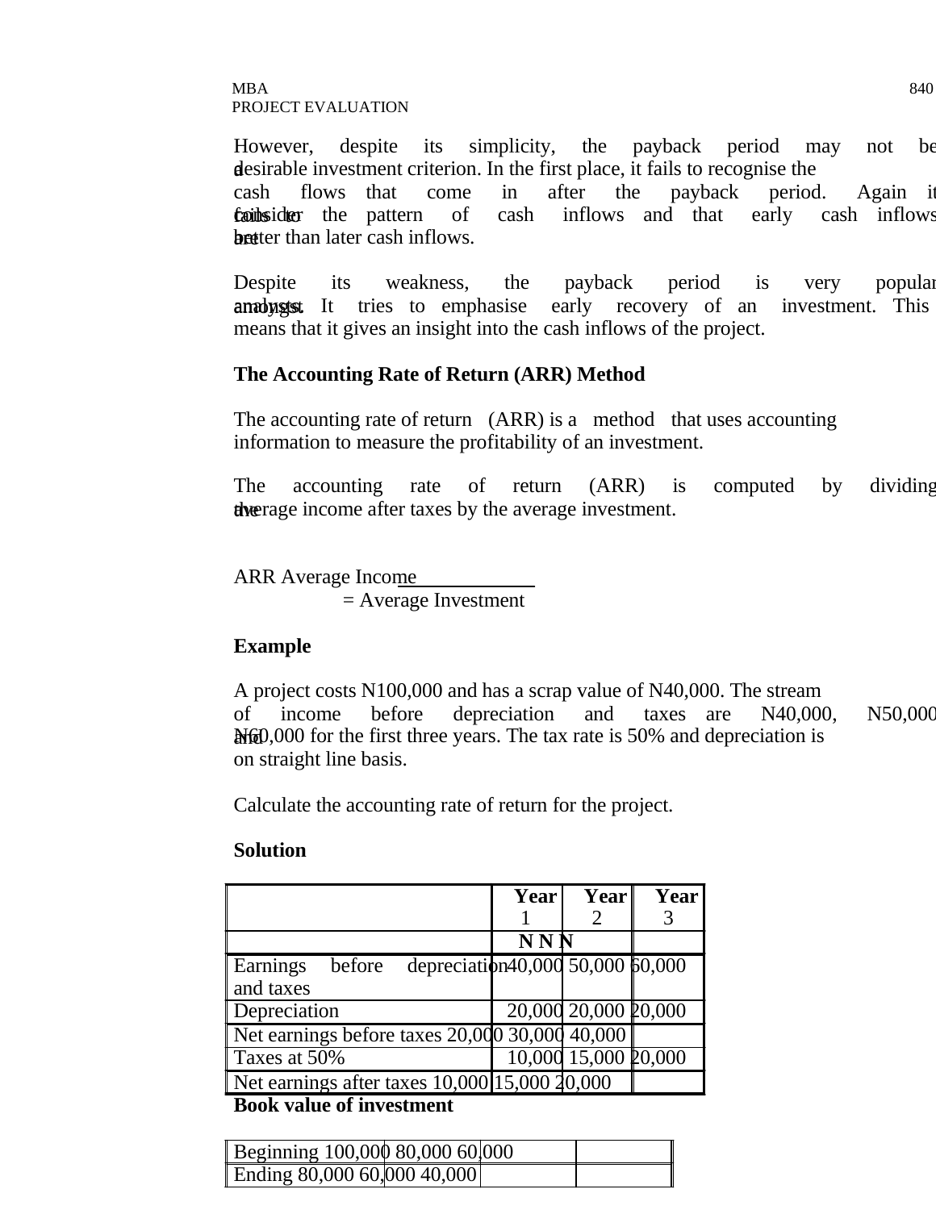However, despite its simplicity, the payback period may not be a desirable investment criterion. In the first place, it fails to recognise the cash flows that come in after the payback period. Again it fails to consider the pattern of cash inflows and that early cash inflows are better than later cash inflows.

Despite its weakness, the payback period is very popular among analysts. It tries to emphasise early recovery of an investment. This means that it gives an insight into the cash inflows of the project.

**The Accounting Rate of Return (ARR) Method**

The accounting rate of return (ARR) is a method that uses accounting information to measure the profitability of an investment.

The accounting rate of return (ARR) is computed by dividing the average income after taxes by the average investment.

$$ARR = \frac{\text{Average Income}}{\text{Average Investment}}$$

**Example**

A project costs N100,000 and has a scrap value of N40,000. The stream of income before depreciation and taxes are N40,000, N50,000 and N60,000 for the first three years. The tax rate is 50% and depreciation is on straight line basis.

Calculate the accounting rate of return for the project.

**Solution**

| | **Year 1** | **Year 2** | **Year 3** |
|---|---|---|---|
| | **N** | **N** | **N** |
| Earnings before depreciation and taxes | 40,000 | 50,000 | 60,000 |
| Depreciation | 20,000 | 20,000 | 20,000 |
| Net earnings before taxes | 20,000 | 30,000 | 40,000 |
| Taxes at 50% | 10,000 | 15,000 | 20,000 |
| Net earnings after taxes | 10,000 | 15,000 | 20,000 |

**Book value of investment**

| | | | |
|---|---|---|---|
| Beginning | 100,000 | 80,000 | 60,000 |
| Ending | 80,000 | 60,000 | 40,000 |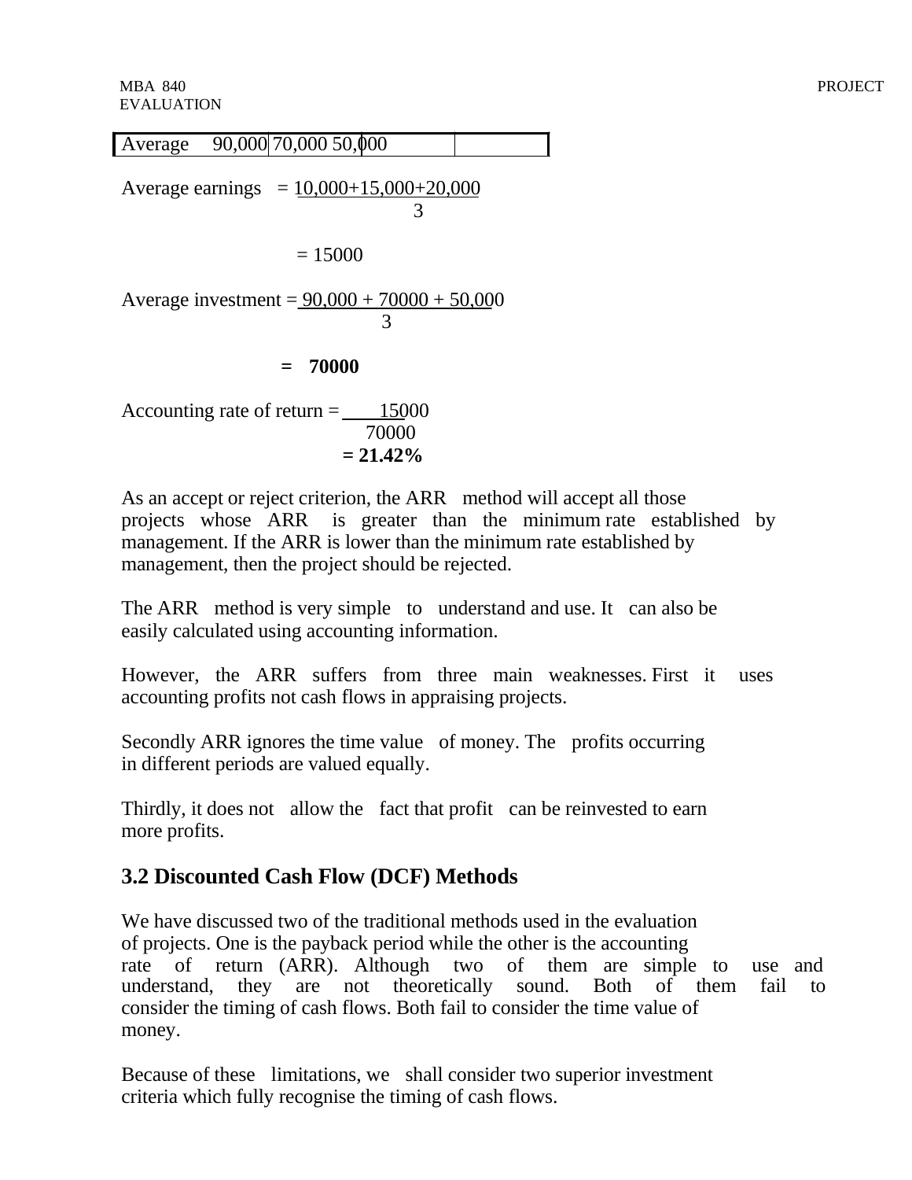| Average | 90,000 | 70,000 | 50,000 | |
|---|---|---|---|---|

$$\text{Average earnings} = \frac{10{,}000+15{,}000+20{,}000}{3}$$

$$= 15000$$

$$\text{Average investment} = \frac{90{,}000 + 70000 + 50{,}000}{3}$$

$$= \mathbf{70000}$$

$$\text{Accounting rate of return} = \frac{15000}{70000}$$

$$\mathbf{= 21.42\%}$$

As an accept or reject criterion, the ARR method will accept all those projects whose ARR is greater than the minimum rate established by management. If the ARR is lower than the minimum rate established by management, then the project should be rejected.

The ARR method is very simple to understand and use. It can also be easily calculated using accounting information.

However, the ARR suffers from three main weaknesses. First it uses accounting profits not cash flows in appraising projects.

Secondly ARR ignores the time value of money. The profits occurring in different periods are valued equally.

Thirdly, it does not allow the fact that profit can be reinvested to earn more profits.

## 3.2 Discounted Cash Flow (DCF) Methods

We have discussed two of the traditional methods used in the evaluation of projects. One is the payback period while the other is the accounting rate of return (ARR). Although two of them are simple to use and understand, they are not theoretically sound. Both of them fail to consider the timing of cash flows. Both fail to consider the time value of money.

Because of these limitations, we shall consider two superior investment criteria which fully recognise the timing of cash flows.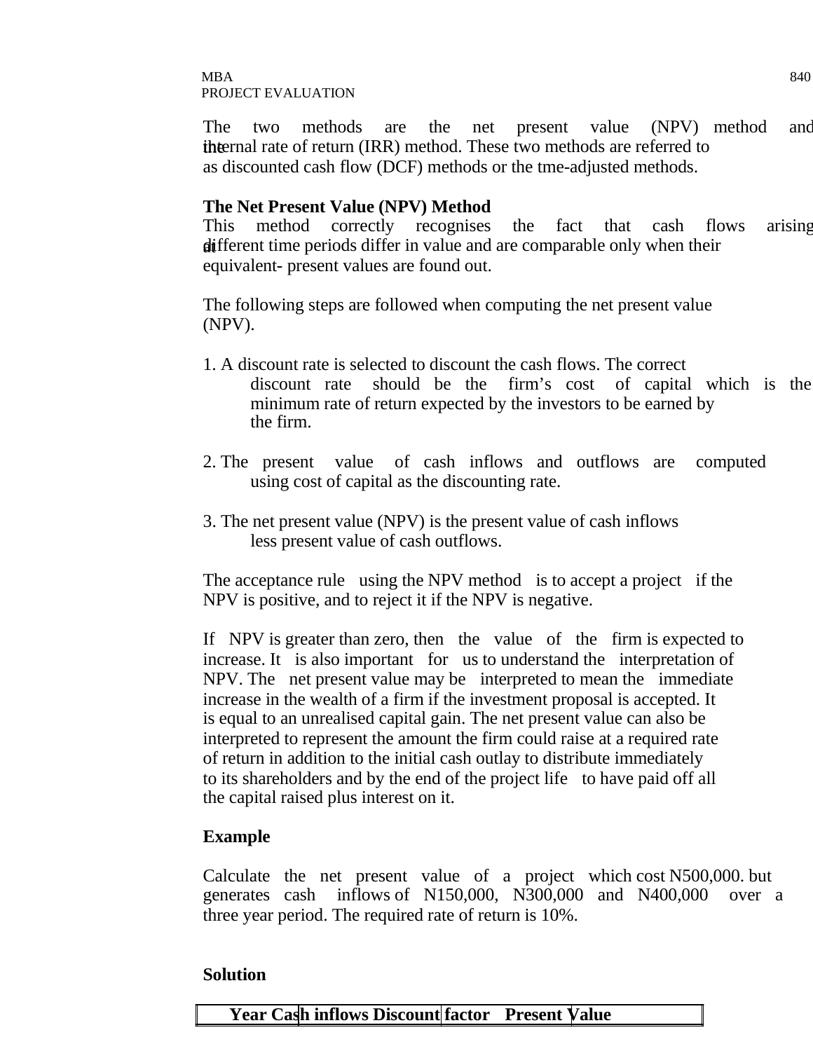The two methods are the net present value (NPV) method and the internal rate of return (IRR) method. These two methods are referred to as discounted cash flow (DCF) methods or the tme-adjusted methods.

**The Net Present Value (NPV) Method**

This method correctly recognises the fact that cash flows arising at different time periods differ in value and are comparable only when their equivalent- present values are found out.

The following steps are followed when computing the net present value (NPV).

1. A discount rate is selected to discount the cash flows. The correct discount rate should be the firm's cost of capital which is the minimum rate of return expected by the investors to be earned by the firm.

2. The present value of cash inflows and outflows are computed using cost of capital as the discounting rate.

3. The net present value (NPV) is the present value of cash inflows less present value of cash outflows.

The acceptance rule using the NPV method is to accept a project if the NPV is positive, and to reject it if the NPV is negative.

If NPV is greater than zero, then the value of the firm is expected to increase. It is also important for us to understand the interpretation of NPV. The net present value may be interpreted to mean the immediate increase in the wealth of a firm if the investment proposal is accepted. It is equal to an unrealised capital gain. The net present value can also be interpreted to represent the amount the firm could raise at a required rate of return in addition to the initial cash outlay to distribute immediately to its shareholders and by the end of the project life to have paid off all the capital raised plus interest on it.

**Example**

Calculate the net present value of a project which cost N500,000. but generates cash inflows of N150,000, N300,000 and N400,000 over a three year period. The required rate of return is 10%.

**Solution**

| Year | Cash inflows | Discount factor | Present Value |
|---|---|---|---|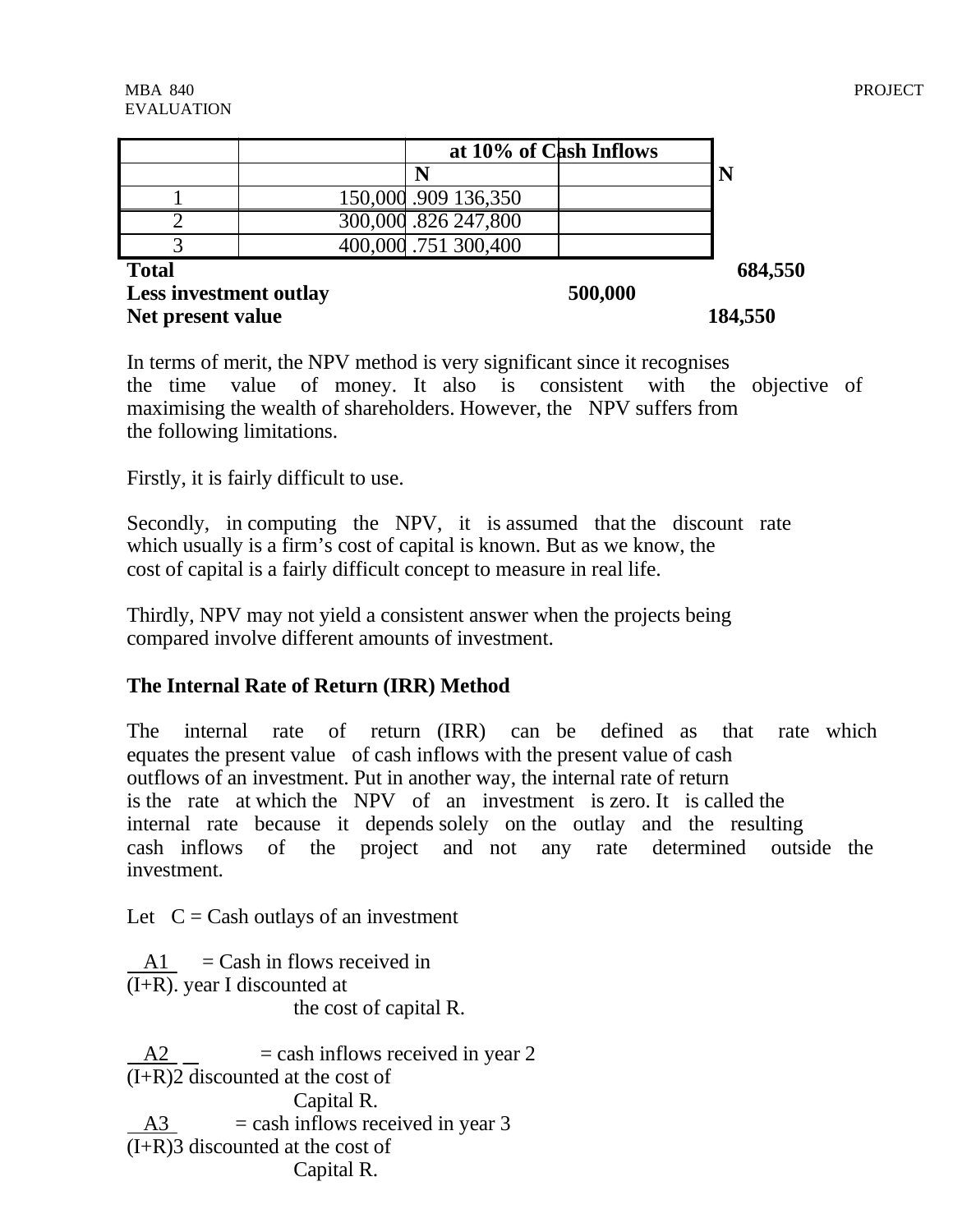| | | at 10% of Cash Inflows | |
|---|---|---|---|
| | | N | N |
| 1 | 150,000 | .909 136,350 | |
| 2 | 300,000 | .826 247,800 | |
| 3 | 400,000 | .751 300,400 | |

**Total** **684,550**
**Less investment outlay** **500,000**
**Net present value** **184,550**

In terms of merit, the NPV method is very significant since it recognises the time value of money. It also is consistent with the objective of maximising the wealth of shareholders. However, the NPV suffers from the following limitations.

Firstly, it is fairly difficult to use.

Secondly, in computing the NPV, it is assumed that the discount rate which usually is a firm's cost of capital is known. But as we know, the cost of capital is a fairly difficult concept to measure in real life.

Thirdly, NPV may not yield a consistent answer when the projects being compared involve different amounts of investment.

**The Internal Rate of Return (IRR) Method**

The internal rate of return (IRR) can be defined as that rate which equates the present value of cash inflows with the present value of cash outflows of an investment. Put in another way, the internal rate of return is the rate at which the NPV of an investment is zero. It is called the internal rate because it depends solely on the outlay and the resulting cash inflows of the project and not any rate determined outside the investment.

Let C = Cash outlays of an investment

$\frac{A1}{(I+R)}$ = Cash in flows received in year I discounted at the cost of capital R.

$\frac{A2}{(I+R)^2}$ = cash inflows received in year 2 discounted at the cost of Capital R.

$\frac{A3}{(I+R)^3}$ = cash inflows received in year 3 discounted at the cost of Capital R.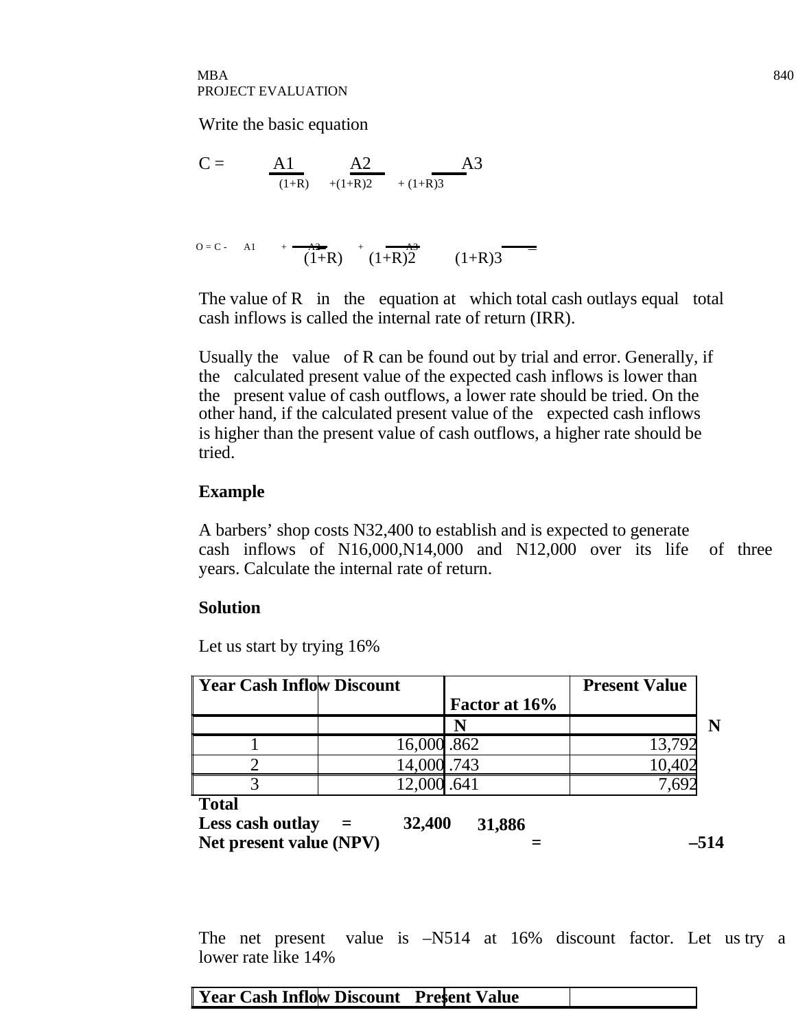Write the basic equation

$$C = \frac{A1}{(1+R)} + \frac{A2}{(1+R)^2} + \frac{A3}{(1+R)^3}$$

$$O = C - \frac{A1}{(1+R)} + \frac{A2}{(1+R)^2} + \frac{A3}{(1+R)^3} =$$

The value of R in the equation at which total cash outlays equal total cash inflows is called the internal rate of return (IRR).

Usually the value of R can be found out by trial and error. Generally, if the calculated present value of the expected cash inflows is lower than the present value of cash outflows, a lower rate should be tried. On the other hand, if the calculated present value of the expected cash inflows is higher than the present value of cash outflows, a higher rate should be tried.

**Example**

A barbers' shop costs N32,400 to establish and is expected to generate cash inflows of N16,000,N14,000 and N12,000 over its life of three years. Calculate the internal rate of return.

**Solution**

Let us start by trying 16%

| Year | Cash Inflow | Discount Factor at 16% | Present Value |
|---|---|---|---|
| | N | | N |
| 1 | 16,000 | .862 | 13,792 |
| 2 | 14,000 | .743 | 10,402 |
| 3 | 12,000 | .641 | 7,692 |

**Total** **31,886**
**Less cash outlay = 32,400**
**Net present value (NPV) = –514**

The net present value is –N514 at 16% discount factor. Let us try a lower rate like 14%

| Year | Cash Inflow | Discount | Present Value |
|---|---|---|---|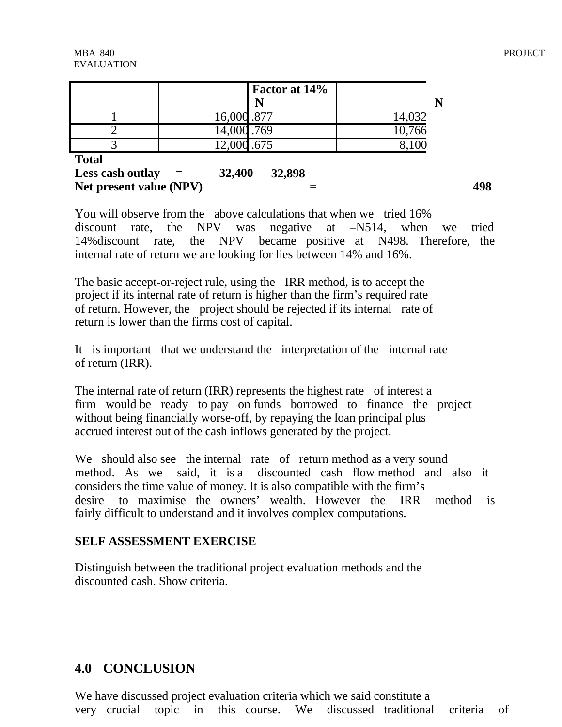| | | Factor at 14% | |
|---|---|---|---|
| | | N | N |
| 1 | 16,000 | .877 | 14,032 |
| 2 | 14,000 | .769 | 10,766 |
| 3 | 12,000 | .675 | 8,100 |

**Total**

**Less cash outlay = 32,400 32,898**

**Net present value (NPV) = 498**

You will observe from the above calculations that when we tried 16% discount rate, the NPV was negative at –N514, when we tried 14%discount rate, the NPV became positive at N498. Therefore, the internal rate of return we are looking for lies between 14% and 16%.

The basic accept-or-reject rule, using the IRR method, is to accept the project if its internal rate of return is higher than the firm's required rate of return. However, the project should be rejected if its internal rate of return is lower than the firms cost of capital.

It is important that we understand the interpretation of the internal rate of return (IRR).

The internal rate of return (IRR) represents the highest rate of interest a firm would be ready to pay on funds borrowed to finance the project without being financially worse-off, by repaying the loan principal plus accrued interest out of the cash inflows generated by the project.

We should also see the internal rate of return method as a very sound method. As we said, it is a discounted cash flow method and also it considers the time value of money. It is also compatible with the firm's desire to maximise the owners' wealth. However the IRR method is fairly difficult to understand and it involves complex computations.

**SELF ASSESSMENT EXERCISE**

Distinguish between the traditional project evaluation methods and the discounted cash. Show criteria.

## 4.0 CONCLUSION

We have discussed project evaluation criteria which we said constitute a very crucial topic in this course. We discussed traditional criteria of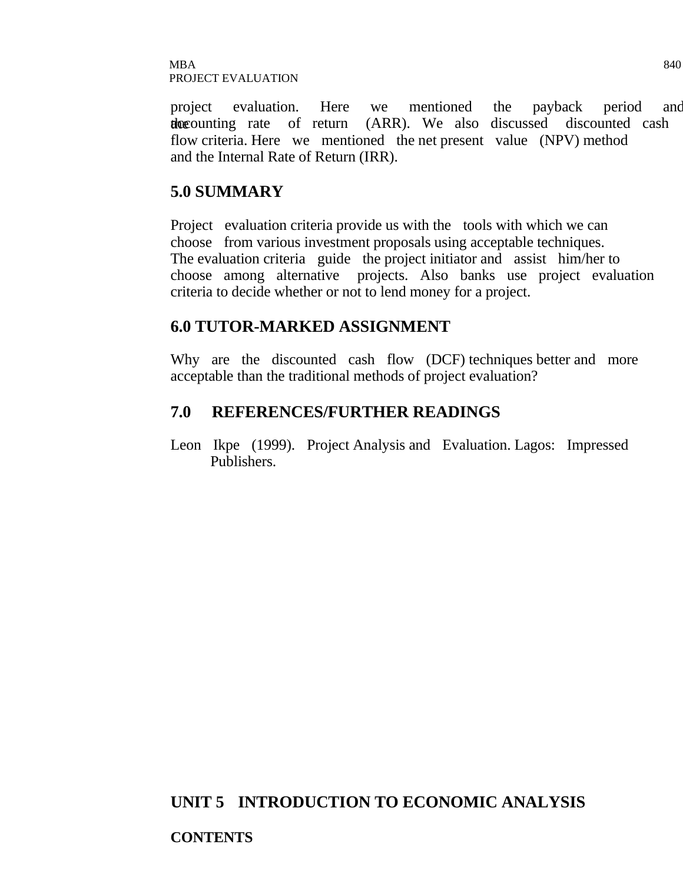project evaluation. Here we mentioned the payback period and the accounting rate of return (ARR). We also discussed discounted cash flow criteria. Here we mentioned the net present value (NPV) method and the Internal Rate of Return (IRR).

## 5.0 SUMMARY

Project evaluation criteria provide us with the tools with which we can choose from various investment proposals using acceptable techniques. The evaluation criteria guide the project initiator and assist him/her to choose among alternative projects. Also banks use project evaluation criteria to decide whether or not to lend money for a project.

## 6.0 TUTOR-MARKED ASSIGNMENT

Why are the discounted cash flow (DCF) techniques better and more acceptable than the traditional methods of project evaluation?

## 7.0 REFERENCES/FURTHER READINGS

Leon Ikpe (1999). Project Analysis and Evaluation. Lagos: Impressed Publishers.

# UNIT 5 INTRODUCTION TO ECONOMIC ANALYSIS

**CONTENTS**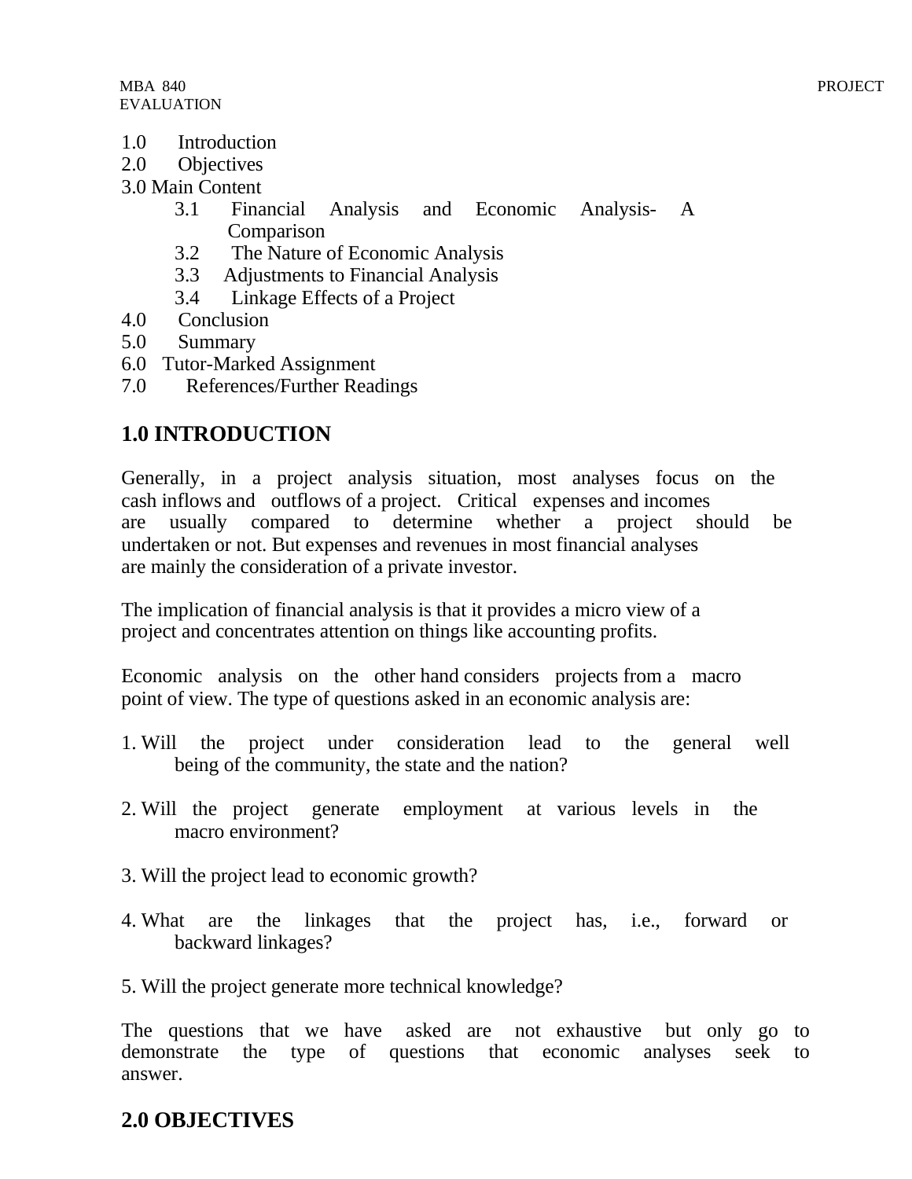1.0 Introduction
2.0 Objectives
3.0 Main Content
   3.1 Financial Analysis and Economic Analysis- A Comparison
   3.2 The Nature of Economic Analysis
   3.3 Adjustments to Financial Analysis
   3.4 Linkage Effects of a Project
4.0 Conclusion
5.0 Summary
6.0 Tutor-Marked Assignment
7.0 References/Further Readings

## 1.0 INTRODUCTION

Generally, in a project analysis situation, most analyses focus on the cash inflows and outflows of a project. Critical expenses and incomes are usually compared to determine whether a project should be undertaken or not. But expenses and revenues in most financial analyses are mainly the consideration of a private investor.

The implication of financial analysis is that it provides a micro view of a project and concentrates attention on things like accounting profits.

Economic analysis on the other hand considers projects from a macro point of view. The type of questions asked in an economic analysis are:

1. Will the project under consideration lead to the general well being of the community, the state and the nation?

2. Will the project generate employment at various levels in the macro environment?

3. Will the project lead to economic growth?

4. What are the linkages that the project has, i.e., forward or backward linkages?

5. Will the project generate more technical knowledge?

The questions that we have asked are not exhaustive but only go to demonstrate the type of questions that economic analyses seek to answer.

## 2.0 OBJECTIVES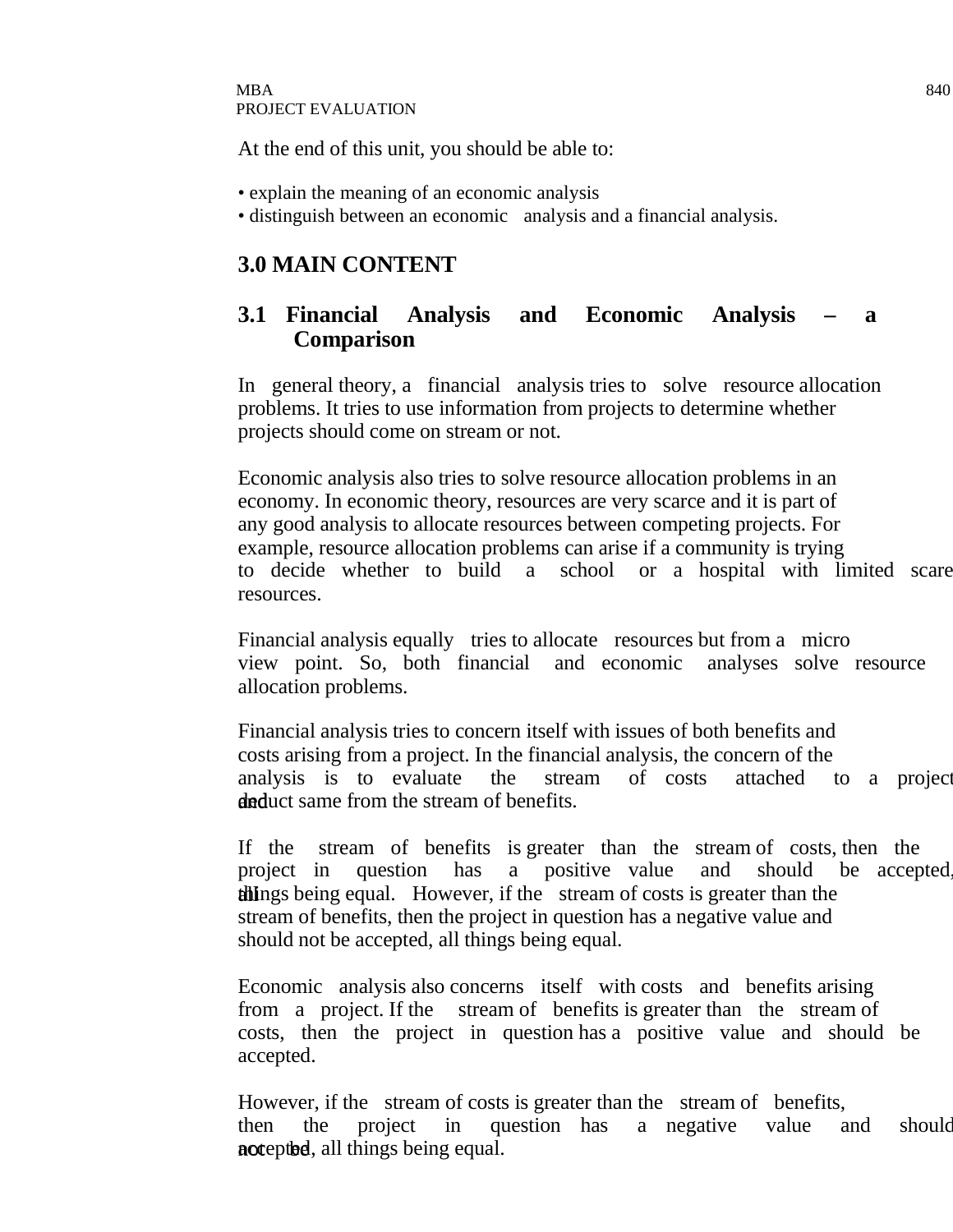At the end of this unit, you should be able to:

- explain the meaning of an economic analysis
- distinguish between an economic analysis and a financial analysis.

## 3.0 MAIN CONTENT

### 3.1 Financial Analysis and Economic Analysis – a Comparison

In general theory, a financial analysis tries to solve resource allocation problems. It tries to use information from projects to determine whether projects should come on stream or not.

Economic analysis also tries to solve resource allocation problems in an economy. In economic theory, resources are very scarce and it is part of any good analysis to allocate resources between competing projects. For example, resource allocation problems can arise if a community is trying to decide whether to build a school or a hospital with limited scare resources.

Financial analysis equally tries to allocate resources but from a micro view point. So, both financial and economic analyses solve resource allocation problems.

Financial analysis tries to concern itself with issues of both benefits and costs arising from a project. In the financial analysis, the concern of the analysis is to evaluate the stream of costs attached to a project and deduct same from the stream of benefits.

If the stream of benefits is greater than the stream of costs, then the project in question has a positive value and should be accepted, all things being equal. However, if the stream of costs is greater than the stream of benefits, then the project in question has a negative value and should not be accepted, all things being equal.

Economic analysis also concerns itself with costs and benefits arising from a project. If the stream of benefits is greater than the stream of costs, then the project in question has a positive value and should be accepted.

However, if the stream of costs is greater than the stream of benefits, then the project in question has a negative value and should not be accepted, all things being equal.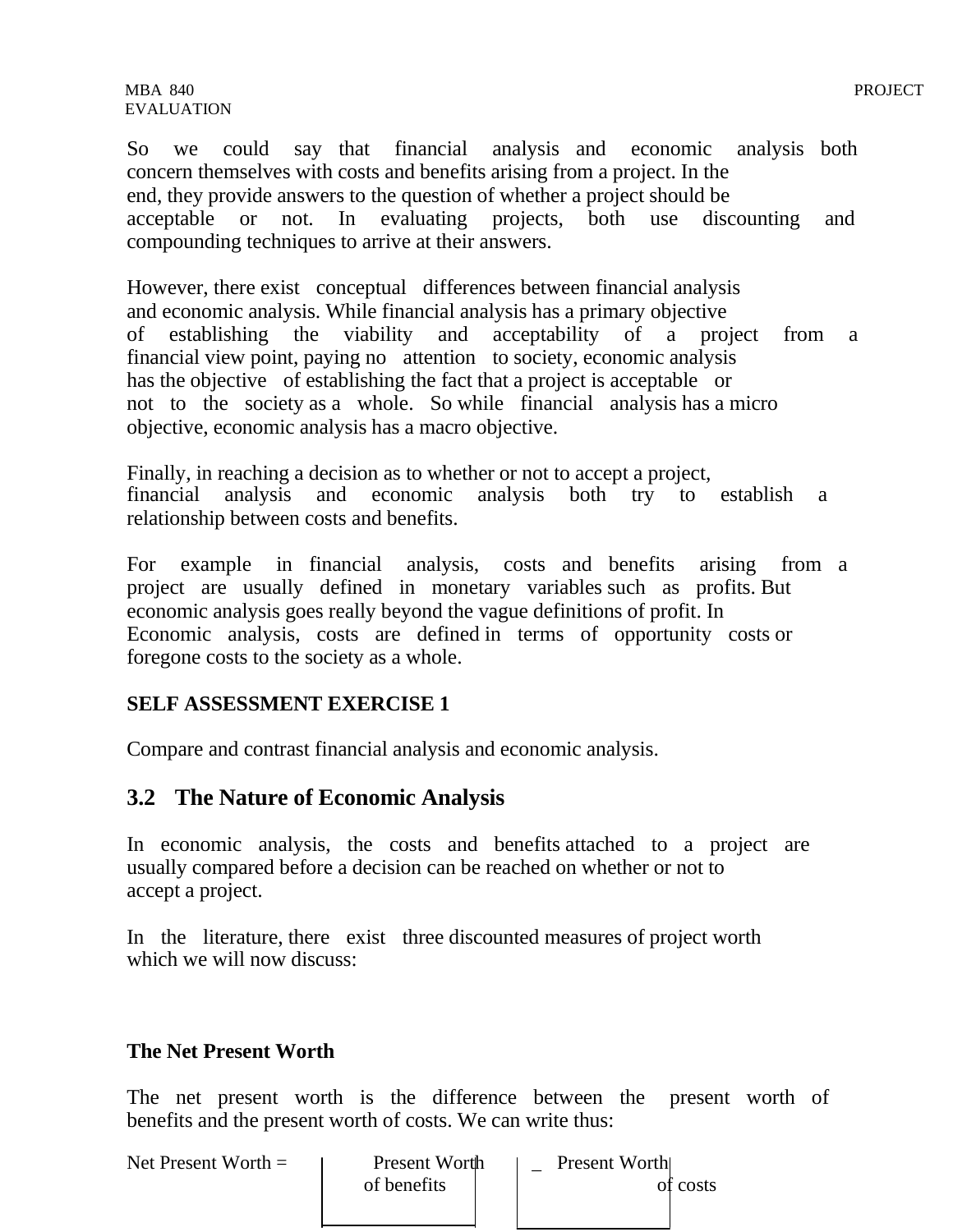So we could say that financial analysis and economic analysis both concern themselves with costs and benefits arising from a project. In the end, they provide answers to the question of whether a project should be acceptable or not. In evaluating projects, both use discounting and compounding techniques to arrive at their answers.

However, there exist conceptual differences between financial analysis and economic analysis. While financial analysis has a primary objective of establishing the viability and acceptability of a project from a financial view point, paying no attention to society, economic analysis has the objective of establishing the fact that a project is acceptable or not to the society as a whole. So while financial analysis has a micro objective, economic analysis has a macro objective.

Finally, in reaching a decision as to whether or not to accept a project, financial analysis and economic analysis both try to establish a relationship between costs and benefits.

For example in financial analysis, costs and benefits arising from a project are usually defined in monetary variables such as profits. But economic analysis goes really beyond the vague definitions of profit. In Economic analysis, costs are defined in terms of opportunity costs or foregone costs to the society as a whole.

**SELF ASSESSMENT EXERCISE 1**

Compare and contrast financial analysis and economic analysis.

## 3.2 The Nature of Economic Analysis

In economic analysis, the costs and benefits attached to a project are usually compared before a decision can be reached on whether or not to accept a project.

In the literature, there exist three discounted measures of project worth which we will now discuss:

**The Net Present Worth**

The net present worth is the difference between the present worth of benefits and the present worth of costs. We can write thus:

Net Present Worth = [Present Worth of benefits] − [Present Worth of costs]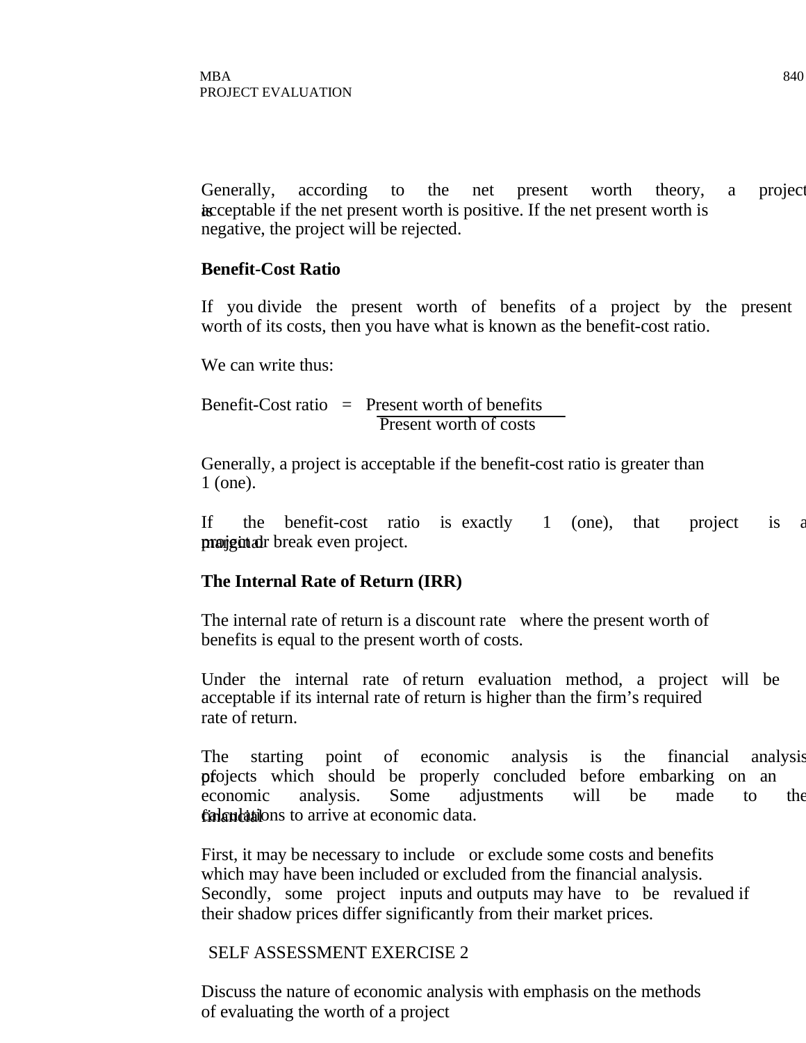Generally, according to the net present worth theory, a project is acceptable if the net present worth is positive. If the net present worth is negative, the project will be rejected.

**Benefit-Cost Ratio**

If you divide the present worth of benefits of a project by the present worth of its costs, then you have what is known as the benefit-cost ratio.

We can write thus:

$$\text{Benefit-Cost ratio} = \frac{\text{Present worth of benefits}}{\text{Present worth of costs}}$$

Generally, a project is acceptable if the benefit-cost ratio is greater than 1 (one).

If the benefit-cost ratio is exactly 1 (one), that project is a marginal or break even project.

**The Internal Rate of Return (IRR)**

The internal rate of return is a discount rate where the present worth of benefits is equal to the present worth of costs.

Under the internal rate of return evaluation method, a project will be acceptable if its internal rate of return is higher than the firm's required rate of return.

The starting point of economic analysis is the financial analysis of projects which should be properly concluded before embarking on an economic analysis. Some adjustments will be made to the financial calculations to arrive at economic data.

First, it may be necessary to include or exclude some costs and benefits which may have been included or excluded from the financial analysis. Secondly, some project inputs and outputs may have to be revalued if their shadow prices differ significantly from their market prices.

SELF ASSESSMENT EXERCISE 2

Discuss the nature of economic analysis with emphasis on the methods of evaluating the worth of a project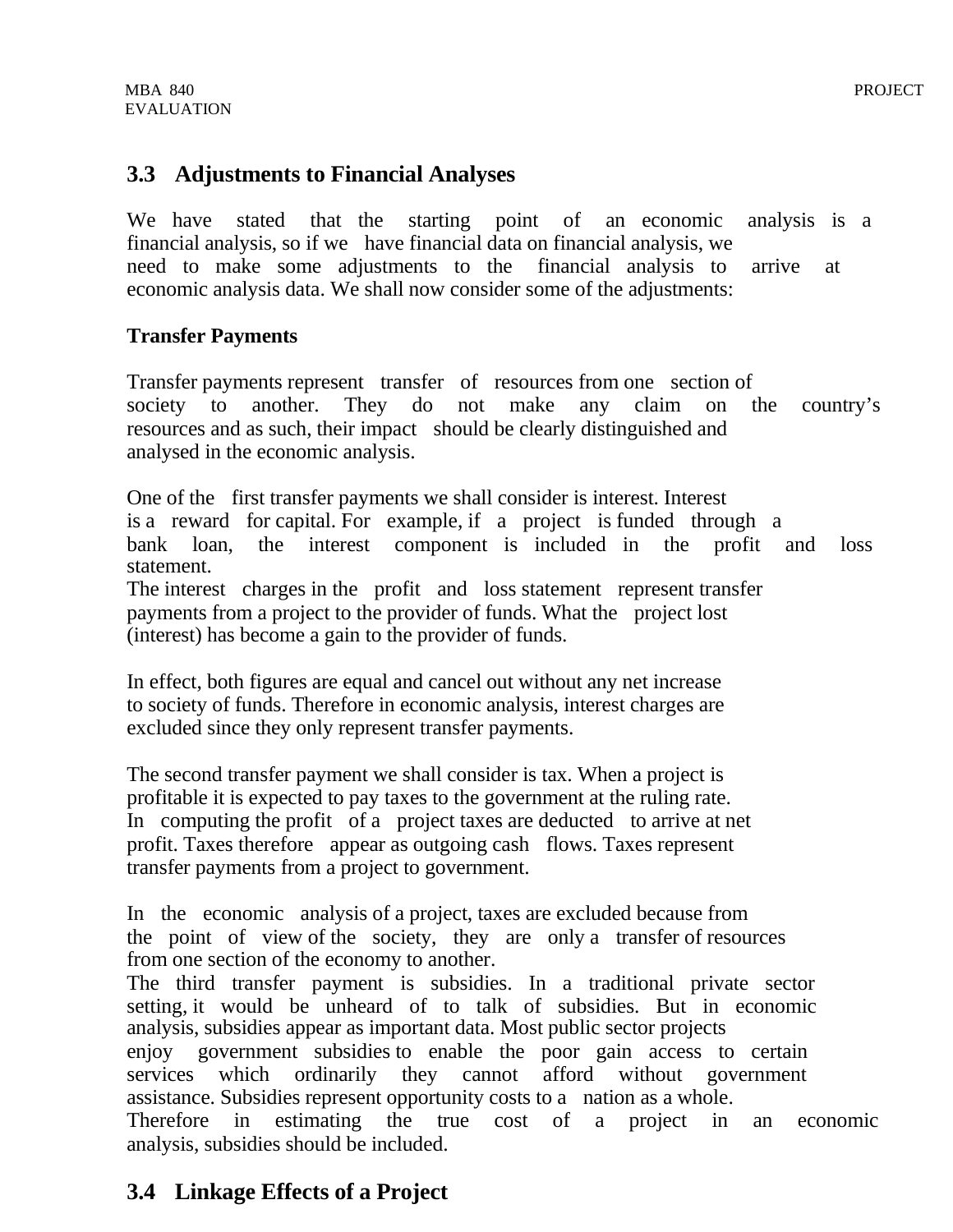## 3.3 Adjustments to Financial Analyses

We have stated that the starting point of an economic analysis is a financial analysis, so if we have financial data on financial analysis, we need to make some adjustments to the financial analysis to arrive at economic analysis data. We shall now consider some of the adjustments:

**Transfer Payments**

Transfer payments represent transfer of resources from one section of society to another. They do not make any claim on the country's resources and as such, their impact should be clearly distinguished and analysed in the economic analysis.

One of the first transfer payments we shall consider is interest. Interest is a reward for capital. For example, if a project is funded through a bank loan, the interest component is included in the profit and loss statement.
The interest charges in the profit and loss statement represent transfer payments from a project to the provider of funds. What the project lost (interest) has become a gain to the provider of funds.

In effect, both figures are equal and cancel out without any net increase to society of funds. Therefore in economic analysis, interest charges are excluded since they only represent transfer payments.

The second transfer payment we shall consider is tax. When a project is profitable it is expected to pay taxes to the government at the ruling rate. In computing the profit of a project taxes are deducted to arrive at net profit. Taxes therefore appear as outgoing cash flows. Taxes represent transfer payments from a project to government.

In the economic analysis of a project, taxes are excluded because from the point of view of the society, they are only a transfer of resources from one section of the economy to another.
The third transfer payment is subsidies. In a traditional private sector setting, it would be unheard of to talk of subsidies. But in economic analysis, subsidies appear as important data. Most public sector projects enjoy government subsidies to enable the poor gain access to certain services which ordinarily they cannot afford without government assistance. Subsidies represent opportunity costs to a nation as a whole. Therefore in estimating the true cost of a project in an economic analysis, subsidies should be included.

## 3.4 Linkage Effects of a Project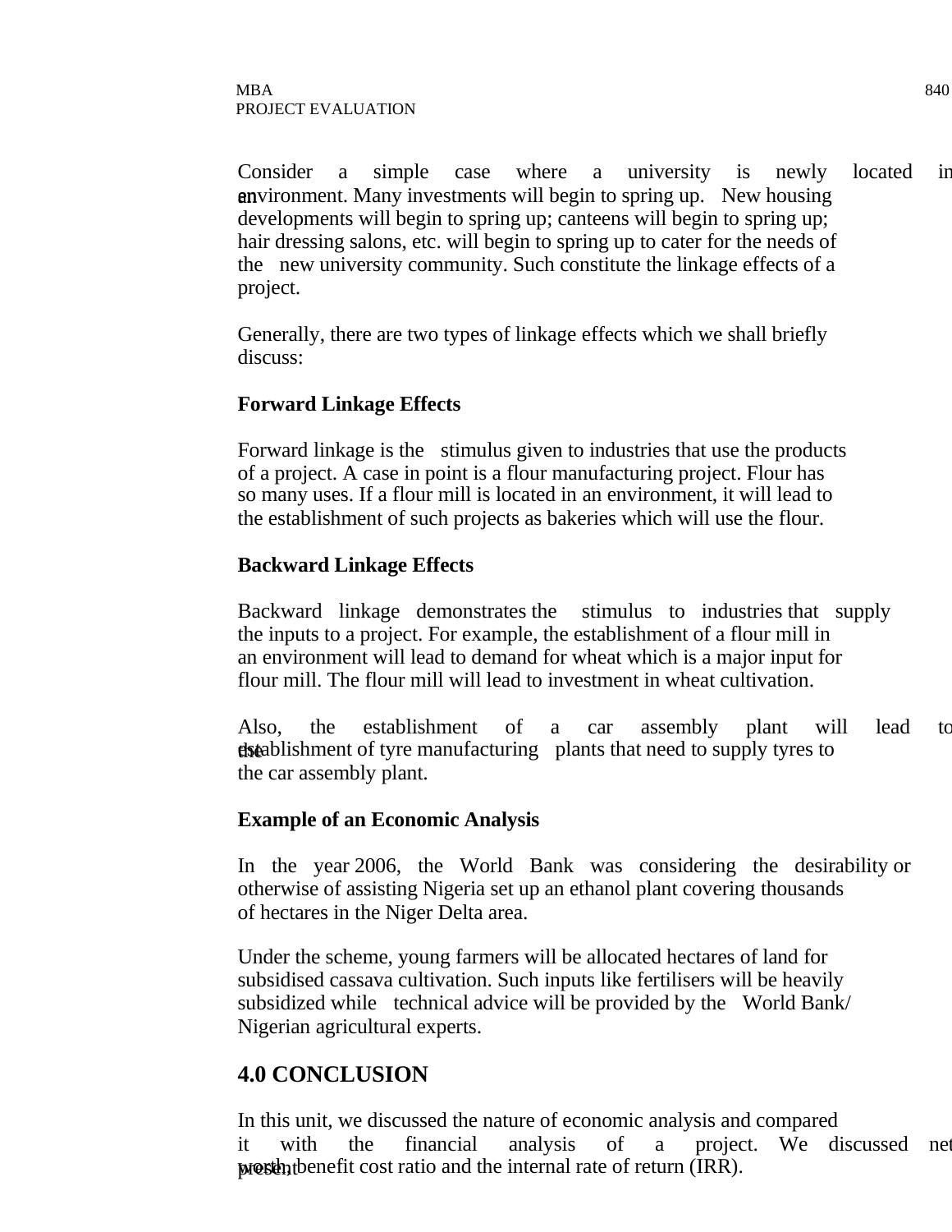Consider a simple case where a university is newly located in an environment. Many investments will begin to spring up. New housing developments will begin to spring up; canteens will begin to spring up; hair dressing salons, etc. will begin to spring up to cater for the needs of the new university community. Such constitute the linkage effects of a project.

Generally, there are two types of linkage effects which we shall briefly discuss:

**Forward Linkage Effects**

Forward linkage is the stimulus given to industries that use the products of a project. A case in point is a flour manufacturing project. Flour has so many uses. If a flour mill is located in an environment, it will lead to the establishment of such projects as bakeries which will use the flour.

**Backward Linkage Effects**

Backward linkage demonstrates the stimulus to industries that supply the inputs to a project. For example, the establishment of a flour mill in an environment will lead to demand for wheat which is a major input for flour mill. The flour mill will lead to investment in wheat cultivation.

Also, the establishment of a car assembly plant will lead to the establishment of tyre manufacturing plants that need to supply tyres to the car assembly plant.

**Example of an Economic Analysis**

In the year 2006, the World Bank was considering the desirability or otherwise of assisting Nigeria set up an ethanol plant covering thousands of hectares in the Niger Delta area.

Under the scheme, young farmers will be allocated hectares of land for subsidised cassava cultivation. Such inputs like fertilisers will be heavily subsidized while technical advice will be provided by the World Bank/ Nigerian agricultural experts.

## 4.0 CONCLUSION

In this unit, we discussed the nature of economic analysis and compared it with the financial analysis of a project. We discussed net present worth, benefit cost ratio and the internal rate of return (IRR).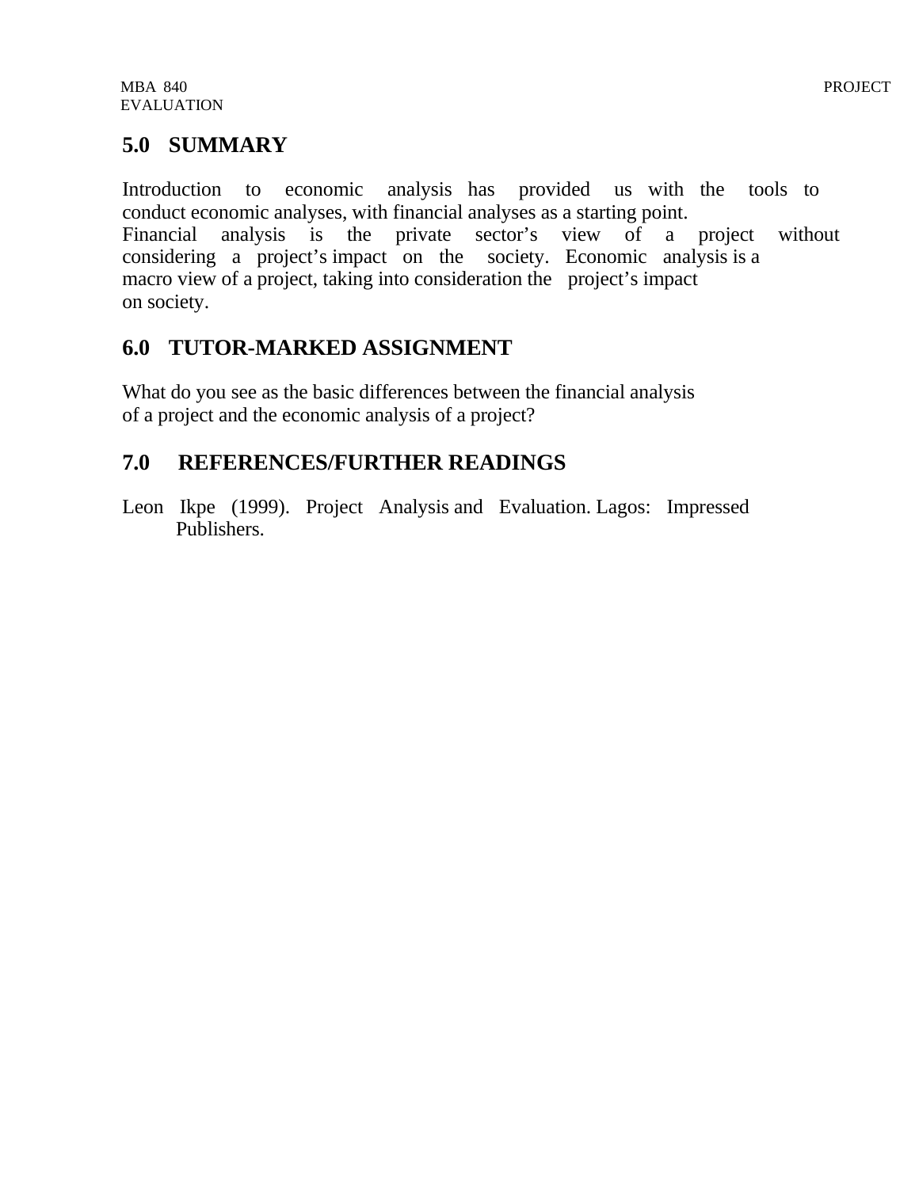## 5.0 SUMMARY

Introduction to economic analysis has provided us with the tools to conduct economic analyses, with financial analyses as a starting point. Financial analysis is the private sector's view of a project without considering a project's impact on the society. Economic analysis is a macro view of a project, taking into consideration the project's impact on society.

## 6.0 TUTOR-MARKED ASSIGNMENT

What do you see as the basic differences between the financial analysis of a project and the economic analysis of a project?

## 7.0 REFERENCES/FURTHER READINGS

Leon Ikpe (1999). Project Analysis and Evaluation. Lagos: Impressed Publishers.